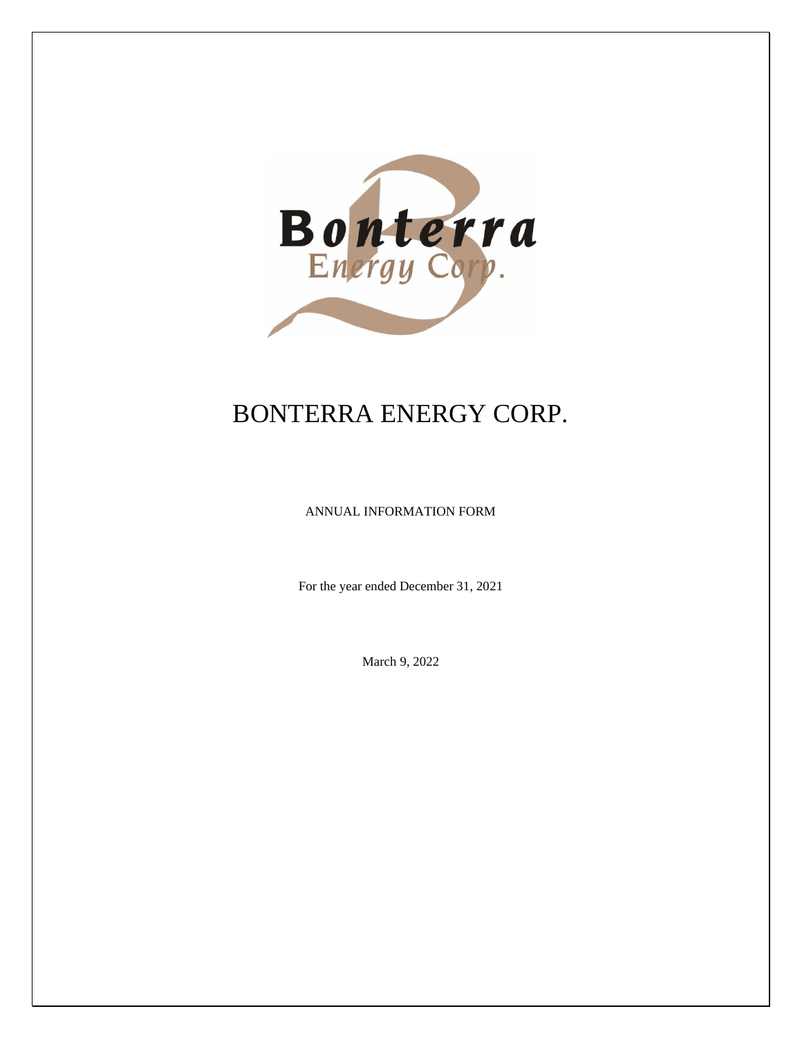# BONTERRA ENERGY CORP.

ANNUAL INFORMATION FORM

For the year ended December 31, 2021

March 9, 2022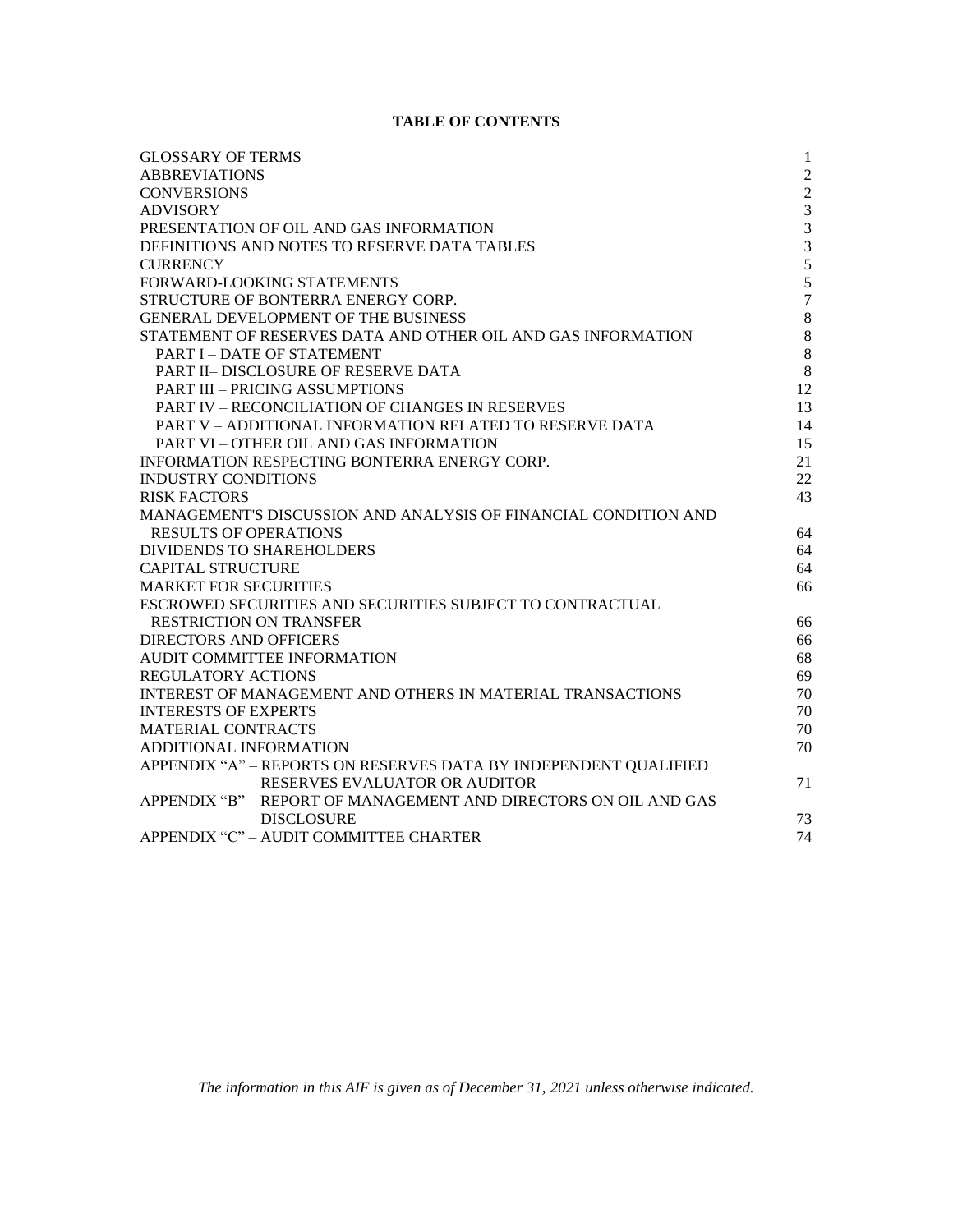**TABLE OF CONTENTS**

| | |
|---|---|
| GLOSSARY OF TERMS | 1 |
| ABBREVIATIONS | 2 |
| CONVERSIONS | 2 |
| ADVISORY | 3 |
| PRESENTATION OF OIL AND GAS INFORMATION | 3 |
| DEFINITIONS AND NOTES TO RESERVE DATA TABLES | 3 |
| CURRENCY | 5 |
| FORWARD-LOOKING STATEMENTS | 5 |
| STRUCTURE OF BONTERRA ENERGY CORP. | 7 |
| GENERAL DEVELOPMENT OF THE BUSINESS | 8 |
| STATEMENT OF RESERVES DATA AND OTHER OIL AND GAS INFORMATION | 8 |
| PART I – DATE OF STATEMENT | 8 |
| PART II– DISCLOSURE OF RESERVE DATA | 8 |
| PART III – PRICING ASSUMPTIONS | 12 |
| PART IV – RECONCILIATION OF CHANGES IN RESERVES | 13 |
| PART V – ADDITIONAL INFORMATION RELATED TO RESERVE DATA | 14 |
| PART VI – OTHER OIL AND GAS INFORMATION | 15 |
| INFORMATION RESPECTING BONTERRA ENERGY CORP. | 21 |
| INDUSTRY CONDITIONS | 22 |
| RISK FACTORS | 43 |
| MANAGEMENT'S DISCUSSION AND ANALYSIS OF FINANCIAL CONDITION AND RESULTS OF OPERATIONS | 64 |
| DIVIDENDS TO SHAREHOLDERS | 64 |
| CAPITAL STRUCTURE | 64 |
| MARKET FOR SECURITIES | 66 |
| ESCROWED SECURITIES AND SECURITIES SUBJECT TO CONTRACTUAL RESTRICTION ON TRANSFER | 66 |
| DIRECTORS AND OFFICERS | 66 |
| AUDIT COMMITTEE INFORMATION | 68 |
| REGULATORY ACTIONS | 69 |
| INTEREST OF MANAGEMENT AND OTHERS IN MATERIAL TRANSACTIONS | 70 |
| INTERESTS OF EXPERTS | 70 |
| MATERIAL CONTRACTS | 70 |
| ADDITIONAL INFORMATION | 70 |
| APPENDIX "A" – REPORTS ON RESERVES DATA BY INDEPENDENT QUALIFIED RESERVES EVALUATOR OR AUDITOR | 71 |
| APPENDIX "B" – REPORT OF MANAGEMENT AND DIRECTORS ON OIL AND GAS DISCLOSURE | 73 |
| APPENDIX "C" – AUDIT COMMITTEE CHARTER | 74 |

*The information in this AIF is given as of December 31, 2021 unless otherwise indicated.*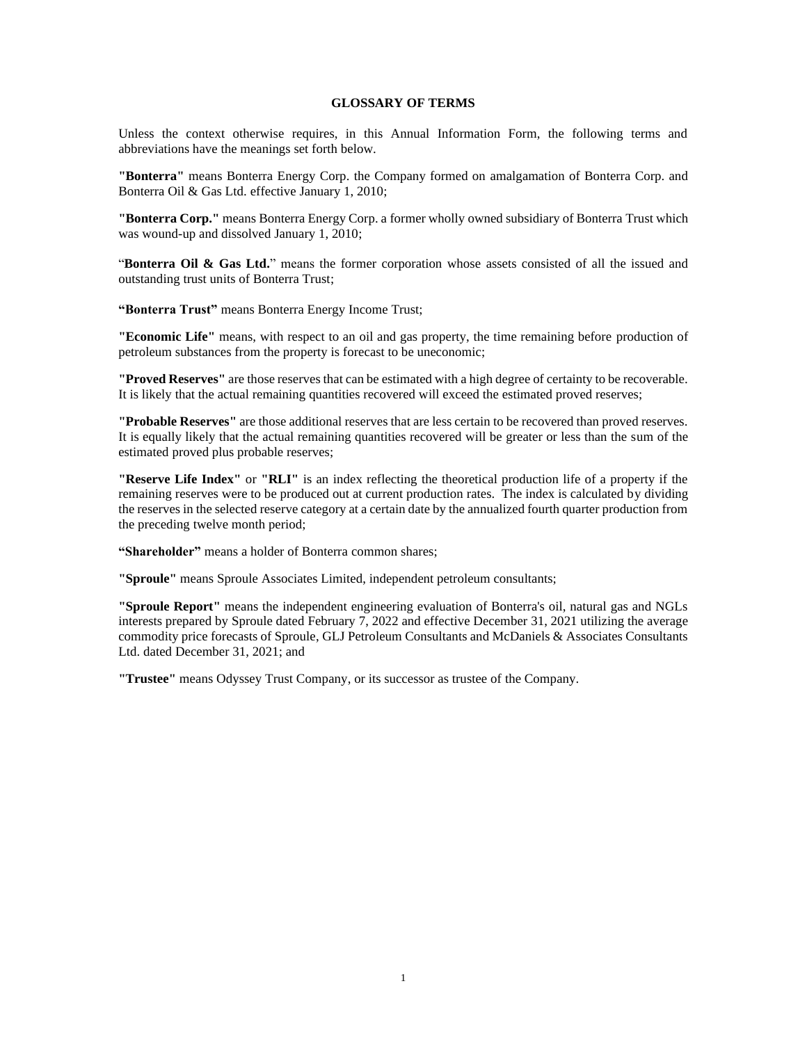## GLOSSARY OF TERMS

Unless the context otherwise requires, in this Annual Information Form, the following terms and abbreviations have the meanings set forth below.

**"Bonterra"** means Bonterra Energy Corp. the Company formed on amalgamation of Bonterra Corp. and Bonterra Oil & Gas Ltd. effective January 1, 2010;

**"Bonterra Corp."** means Bonterra Energy Corp. a former wholly owned subsidiary of Bonterra Trust which was wound-up and dissolved January 1, 2010;

"**Bonterra Oil & Gas Ltd.**" means the former corporation whose assets consisted of all the issued and outstanding trust units of Bonterra Trust;

**"Bonterra Trust"** means Bonterra Energy Income Trust;

**"Economic Life"** means, with respect to an oil and gas property, the time remaining before production of petroleum substances from the property is forecast to be uneconomic;

**"Proved Reserves"** are those reserves that can be estimated with a high degree of certainty to be recoverable. It is likely that the actual remaining quantities recovered will exceed the estimated proved reserves;

**"Probable Reserves"** are those additional reserves that are less certain to be recovered than proved reserves. It is equally likely that the actual remaining quantities recovered will be greater or less than the sum of the estimated proved plus probable reserves;

**"Reserve Life Index"** or **"RLI"** is an index reflecting the theoretical production life of a property if the remaining reserves were to be produced out at current production rates. The index is calculated by dividing the reserves in the selected reserve category at a certain date by the annualized fourth quarter production from the preceding twelve month period;

**"Shareholder"** means a holder of Bonterra common shares;

**"Sproule"** means Sproule Associates Limited, independent petroleum consultants;

**"Sproule Report"** means the independent engineering evaluation of Bonterra's oil, natural gas and NGLs interests prepared by Sproule dated February 7, 2022 and effective December 31, 2021 utilizing the average commodity price forecasts of Sproule, GLJ Petroleum Consultants and McDaniels & Associates Consultants Ltd. dated December 31, 2021; and

**"Trustee"** means Odyssey Trust Company, or its successor as trustee of the Company.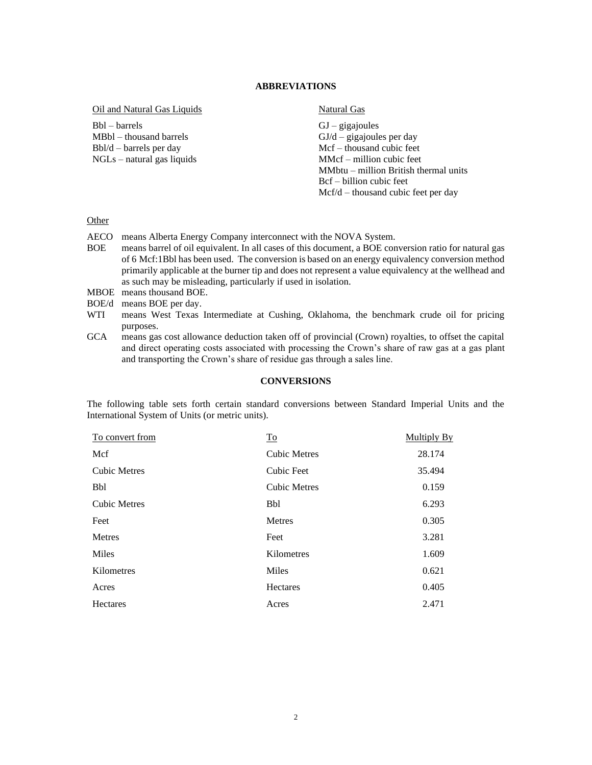## ABBREVIATIONS

| Oil and Natural Gas Liquids | Natural Gas |
|---|---|
| Bbl – barrels | GJ – gigajoules |
| MBbl – thousand barrels | GJ/d – gigajoules per day |
| Bbl/d – barrels per day | Mcf – thousand cubic feet |
| NGLs – natural gas liquids | MMcf – million cubic feet |
| | MMbtu – million British thermal units |
| | Bcf – billion cubic feet |
| | Mcf/d – thousand cubic feet per day |

Other

- AECO means Alberta Energy Company interconnect with the NOVA System.
- BOE means barrel of oil equivalent. In all cases of this document, a BOE conversion ratio for natural gas of 6 Mcf:1Bbl has been used. The conversion is based on an energy equivalency conversion method primarily applicable at the burner tip and does not represent a value equivalency at the wellhead and as such may be misleading, particularly if used in isolation.
- MBOE means thousand BOE.
- BOE/d means BOE per day.
- WTI means West Texas Intermediate at Cushing, Oklahoma, the benchmark crude oil for pricing purposes.
- GCA means gas cost allowance deduction taken off of provincial (Crown) royalties, to offset the capital and direct operating costs associated with processing the Crown's share of raw gas at a gas plant and transporting the Crown's share of residue gas through a sales line.

## CONVERSIONS

The following table sets forth certain standard conversions between Standard Imperial Units and the International System of Units (or metric units).

| To convert from | To | Multiply By |
|---|---|---|
| Mcf | Cubic Metres | 28.174 |
| Cubic Metres | Cubic Feet | 35.494 |
| Bbl | Cubic Metres | 0.159 |
| Cubic Metres | Bbl | 6.293 |
| Feet | Metres | 0.305 |
| Metres | Feet | 3.281 |
| Miles | Kilometres | 1.609 |
| Kilometres | Miles | 0.621 |
| Acres | Hectares | 0.405 |
| Hectares | Acres | 2.471 |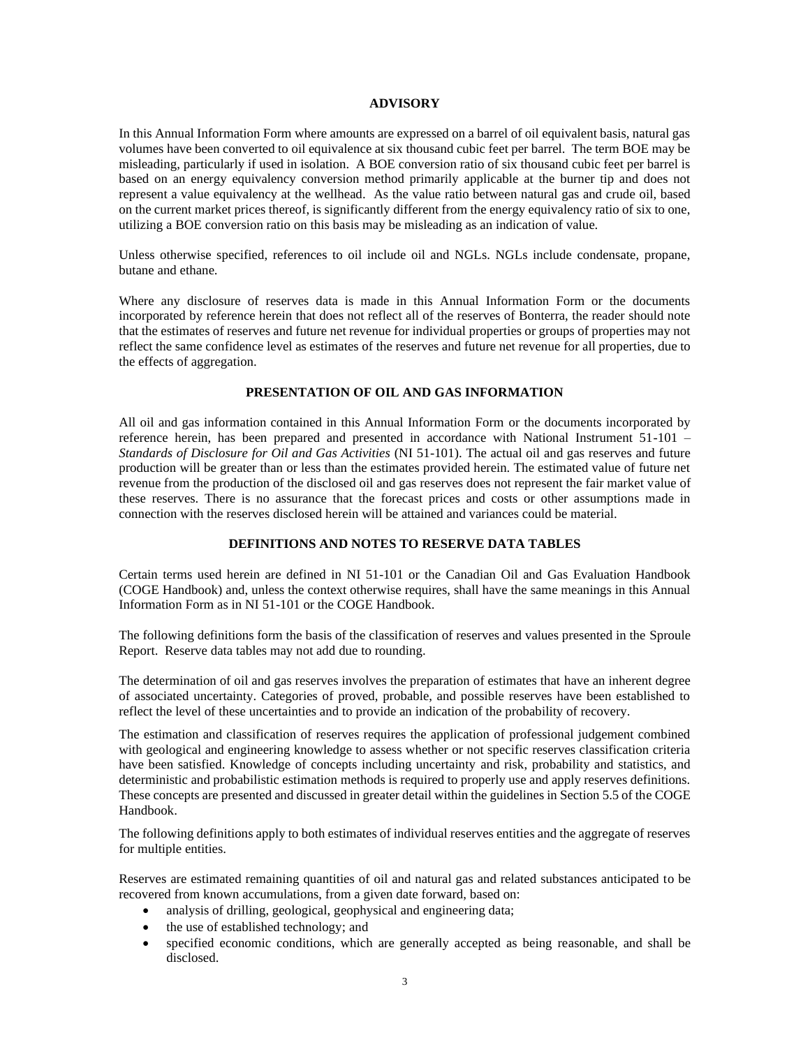## ADVISORY

In this Annual Information Form where amounts are expressed on a barrel of oil equivalent basis, natural gas volumes have been converted to oil equivalence at six thousand cubic feet per barrel. The term BOE may be misleading, particularly if used in isolation. A BOE conversion ratio of six thousand cubic feet per barrel is based on an energy equivalency conversion method primarily applicable at the burner tip and does not represent a value equivalency at the wellhead. As the value ratio between natural gas and crude oil, based on the current market prices thereof, is significantly different from the energy equivalency ratio of six to one, utilizing a BOE conversion ratio on this basis may be misleading as an indication of value.

Unless otherwise specified, references to oil include oil and NGLs. NGLs include condensate, propane, butane and ethane.

Where any disclosure of reserves data is made in this Annual Information Form or the documents incorporated by reference herein that does not reflect all of the reserves of Bonterra, the reader should note that the estimates of reserves and future net revenue for individual properties or groups of properties may not reflect the same confidence level as estimates of the reserves and future net revenue for all properties, due to the effects of aggregation.

## PRESENTATION OF OIL AND GAS INFORMATION

All oil and gas information contained in this Annual Information Form or the documents incorporated by reference herein, has been prepared and presented in accordance with National Instrument 51-101 – *Standards of Disclosure for Oil and Gas Activities* (NI 51-101). The actual oil and gas reserves and future production will be greater than or less than the estimates provided herein. The estimated value of future net revenue from the production of the disclosed oil and gas reserves does not represent the fair market value of these reserves. There is no assurance that the forecast prices and costs or other assumptions made in connection with the reserves disclosed herein will be attained and variances could be material.

## DEFINITIONS AND NOTES TO RESERVE DATA TABLES

Certain terms used herein are defined in NI 51-101 or the Canadian Oil and Gas Evaluation Handbook (COGE Handbook) and, unless the context otherwise requires, shall have the same meanings in this Annual Information Form as in NI 51-101 or the COGE Handbook.

The following definitions form the basis of the classification of reserves and values presented in the Sproule Report. Reserve data tables may not add due to rounding.

The determination of oil and gas reserves involves the preparation of estimates that have an inherent degree of associated uncertainty. Categories of proved, probable, and possible reserves have been established to reflect the level of these uncertainties and to provide an indication of the probability of recovery.

The estimation and classification of reserves requires the application of professional judgement combined with geological and engineering knowledge to assess whether or not specific reserves classification criteria have been satisfied. Knowledge of concepts including uncertainty and risk, probability and statistics, and deterministic and probabilistic estimation methods is required to properly use and apply reserves definitions. These concepts are presented and discussed in greater detail within the guidelines in Section 5.5 of the COGE Handbook.

The following definitions apply to both estimates of individual reserves entities and the aggregate of reserves for multiple entities.

Reserves are estimated remaining quantities of oil and natural gas and related substances anticipated to be recovered from known accumulations, from a given date forward, based on:

- analysis of drilling, geological, geophysical and engineering data;
- the use of established technology; and
- specified economic conditions, which are generally accepted as being reasonable, and shall be disclosed.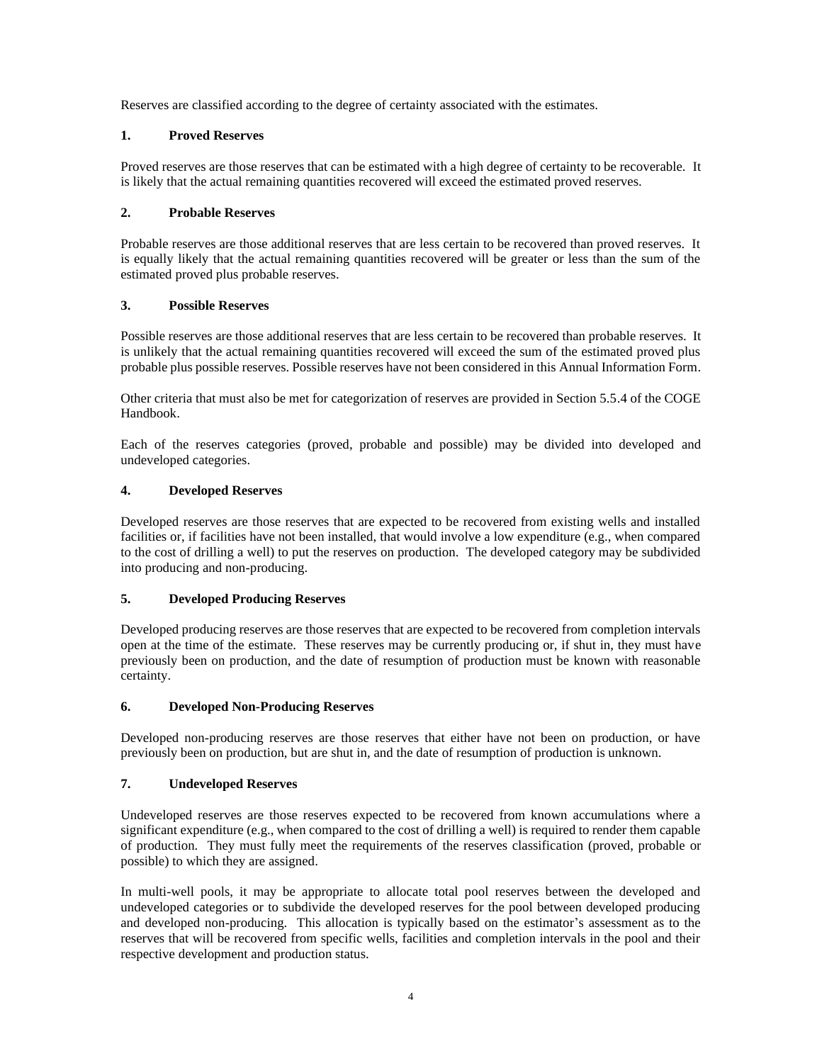Reserves are classified according to the degree of certainty associated with the estimates.

### 1. Proved Reserves

Proved reserves are those reserves that can be estimated with a high degree of certainty to be recoverable. It is likely that the actual remaining quantities recovered will exceed the estimated proved reserves.

### 2. Probable Reserves

Probable reserves are those additional reserves that are less certain to be recovered than proved reserves. It is equally likely that the actual remaining quantities recovered will be greater or less than the sum of the estimated proved plus probable reserves.

### 3. Possible Reserves

Possible reserves are those additional reserves that are less certain to be recovered than probable reserves. It is unlikely that the actual remaining quantities recovered will exceed the sum of the estimated proved plus probable plus possible reserves. Possible reserves have not been considered in this Annual Information Form.

Other criteria that must also be met for categorization of reserves are provided in Section 5.5.4 of the COGE Handbook.

Each of the reserves categories (proved, probable and possible) may be divided into developed and undeveloped categories.

### 4. Developed Reserves

Developed reserves are those reserves that are expected to be recovered from existing wells and installed facilities or, if facilities have not been installed, that would involve a low expenditure (e.g., when compared to the cost of drilling a well) to put the reserves on production. The developed category may be subdivided into producing and non-producing.

### 5. Developed Producing Reserves

Developed producing reserves are those reserves that are expected to be recovered from completion intervals open at the time of the estimate. These reserves may be currently producing or, if shut in, they must have previously been on production, and the date of resumption of production must be known with reasonable certainty.

### 6. Developed Non-Producing Reserves

Developed non-producing reserves are those reserves that either have not been on production, or have previously been on production, but are shut in, and the date of resumption of production is unknown.

### 7. Undeveloped Reserves

Undeveloped reserves are those reserves expected to be recovered from known accumulations where a significant expenditure (e.g., when compared to the cost of drilling a well) is required to render them capable of production. They must fully meet the requirements of the reserves classification (proved, probable or possible) to which they are assigned.

In multi-well pools, it may be appropriate to allocate total pool reserves between the developed and undeveloped categories or to subdivide the developed reserves for the pool between developed producing and developed non-producing. This allocation is typically based on the estimator's assessment as to the reserves that will be recovered from specific wells, facilities and completion intervals in the pool and their respective development and production status.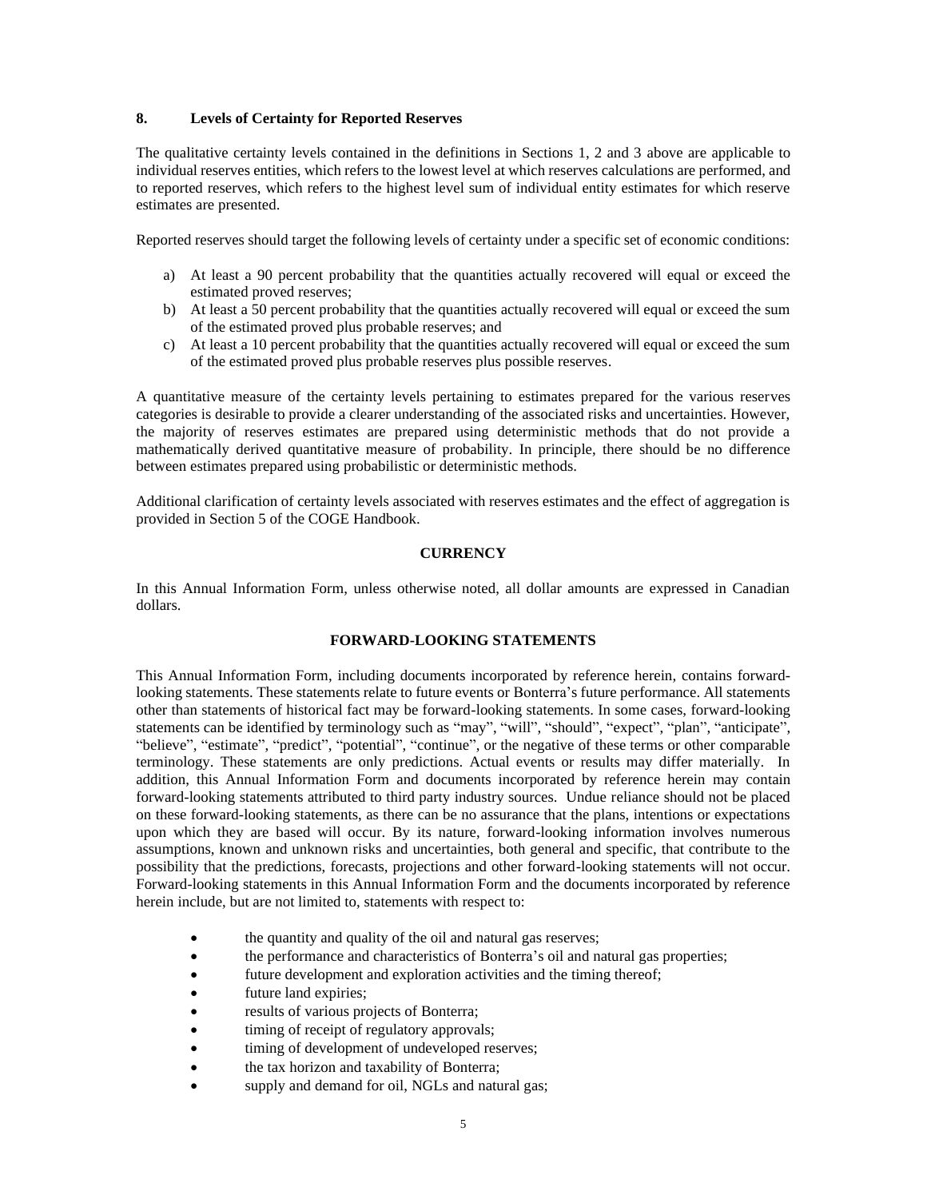### 8. Levels of Certainty for Reported Reserves

The qualitative certainty levels contained in the definitions in Sections 1, 2 and 3 above are applicable to individual reserves entities, which refers to the lowest level at which reserves calculations are performed, and to reported reserves, which refers to the highest level sum of individual entity estimates for which reserve estimates are presented.

Reported reserves should target the following levels of certainty under a specific set of economic conditions:

a) At least a 90 percent probability that the quantities actually recovered will equal or exceed the estimated proved reserves;
b) At least a 50 percent probability that the quantities actually recovered will equal or exceed the sum of the estimated proved plus probable reserves; and
c) At least a 10 percent probability that the quantities actually recovered will equal or exceed the sum of the estimated proved plus probable reserves plus possible reserves.

A quantitative measure of the certainty levels pertaining to estimates prepared for the various reserves categories is desirable to provide a clearer understanding of the associated risks and uncertainties. However, the majority of reserves estimates are prepared using deterministic methods that do not provide a mathematically derived quantitative measure of probability. In principle, there should be no difference between estimates prepared using probabilistic or deterministic methods.

Additional clarification of certainty levels associated with reserves estimates and the effect of aggregation is provided in Section 5 of the COGE Handbook.

## CURRENCY

In this Annual Information Form, unless otherwise noted, all dollar amounts are expressed in Canadian dollars.

## FORWARD-LOOKING STATEMENTS

This Annual Information Form, including documents incorporated by reference herein, contains forward-looking statements. These statements relate to future events or Bonterra's future performance. All statements other than statements of historical fact may be forward-looking statements. In some cases, forward-looking statements can be identified by terminology such as "may", "will", "should", "expect", "plan", "anticipate", "believe", "estimate", "predict", "potential", "continue", or the negative of these terms or other comparable terminology. These statements are only predictions. Actual events or results may differ materially. In addition, this Annual Information Form and documents incorporated by reference herein may contain forward-looking statements attributed to third party industry sources. Undue reliance should not be placed on these forward-looking statements, as there can be no assurance that the plans, intentions or expectations upon which they are based will occur. By its nature, forward-looking information involves numerous assumptions, known and unknown risks and uncertainties, both general and specific, that contribute to the possibility that the predictions, forecasts, projections and other forward-looking statements will not occur. Forward-looking statements in this Annual Information Form and the documents incorporated by reference herein include, but are not limited to, statements with respect to:

- the quantity and quality of the oil and natural gas reserves;
- the performance and characteristics of Bonterra's oil and natural gas properties;
- future development and exploration activities and the timing thereof;
- future land expiries;
- results of various projects of Bonterra;
- timing of receipt of regulatory approvals;
- timing of development of undeveloped reserves;
- the tax horizon and taxability of Bonterra;
- supply and demand for oil, NGLs and natural gas;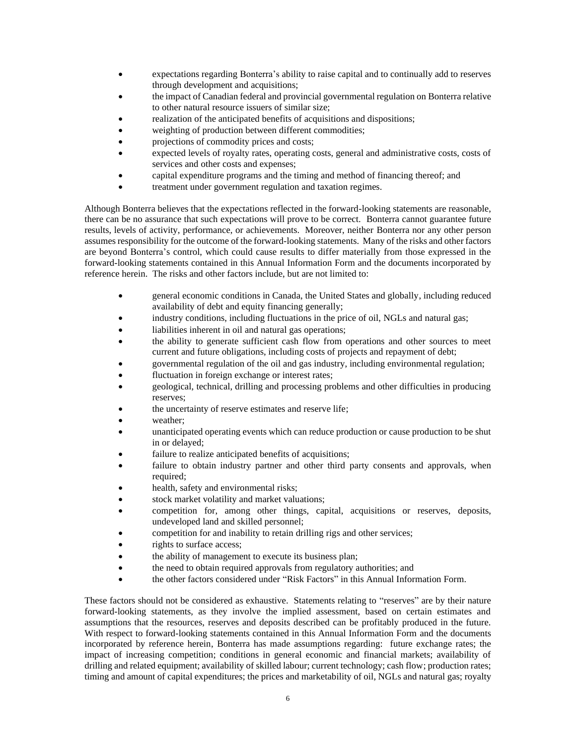- expectations regarding Bonterra's ability to raise capital and to continually add to reserves through development and acquisitions;
- the impact of Canadian federal and provincial governmental regulation on Bonterra relative to other natural resource issuers of similar size;
- realization of the anticipated benefits of acquisitions and dispositions;
- weighting of production between different commodities;
- projections of commodity prices and costs;
- expected levels of royalty rates, operating costs, general and administrative costs, costs of services and other costs and expenses;
- capital expenditure programs and the timing and method of financing thereof; and
- treatment under government regulation and taxation regimes.

Although Bonterra believes that the expectations reflected in the forward-looking statements are reasonable, there can be no assurance that such expectations will prove to be correct. Bonterra cannot guarantee future results, levels of activity, performance, or achievements. Moreover, neither Bonterra nor any other person assumes responsibility for the outcome of the forward-looking statements. Many of the risks and other factors are beyond Bonterra's control, which could cause results to differ materially from those expressed in the forward-looking statements contained in this Annual Information Form and the documents incorporated by reference herein. The risks and other factors include, but are not limited to:

- general economic conditions in Canada, the United States and globally, including reduced availability of debt and equity financing generally;
- industry conditions, including fluctuations in the price of oil, NGLs and natural gas;
- liabilities inherent in oil and natural gas operations;
- the ability to generate sufficient cash flow from operations and other sources to meet current and future obligations, including costs of projects and repayment of debt;
- governmental regulation of the oil and gas industry, including environmental regulation;
- fluctuation in foreign exchange or interest rates;
- geological, technical, drilling and processing problems and other difficulties in producing reserves;
- the uncertainty of reserve estimates and reserve life;
- weather;
- unanticipated operating events which can reduce production or cause production to be shut in or delayed;
- failure to realize anticipated benefits of acquisitions;
- failure to obtain industry partner and other third party consents and approvals, when required;
- health, safety and environmental risks;
- stock market volatility and market valuations;
- competition for, among other things, capital, acquisitions or reserves, deposits, undeveloped land and skilled personnel;
- competition for and inability to retain drilling rigs and other services;
- rights to surface access;
- the ability of management to execute its business plan;
- the need to obtain required approvals from regulatory authorities; and
- the other factors considered under "Risk Factors" in this Annual Information Form.

These factors should not be considered as exhaustive. Statements relating to "reserves" are by their nature forward-looking statements, as they involve the implied assessment, based on certain estimates and assumptions that the resources, reserves and deposits described can be profitably produced in the future. With respect to forward-looking statements contained in this Annual Information Form and the documents incorporated by reference herein, Bonterra has made assumptions regarding: future exchange rates; the impact of increasing competition; conditions in general economic and financial markets; availability of drilling and related equipment; availability of skilled labour; current technology; cash flow; production rates; timing and amount of capital expenditures; the prices and marketability of oil, NGLs and natural gas; royalty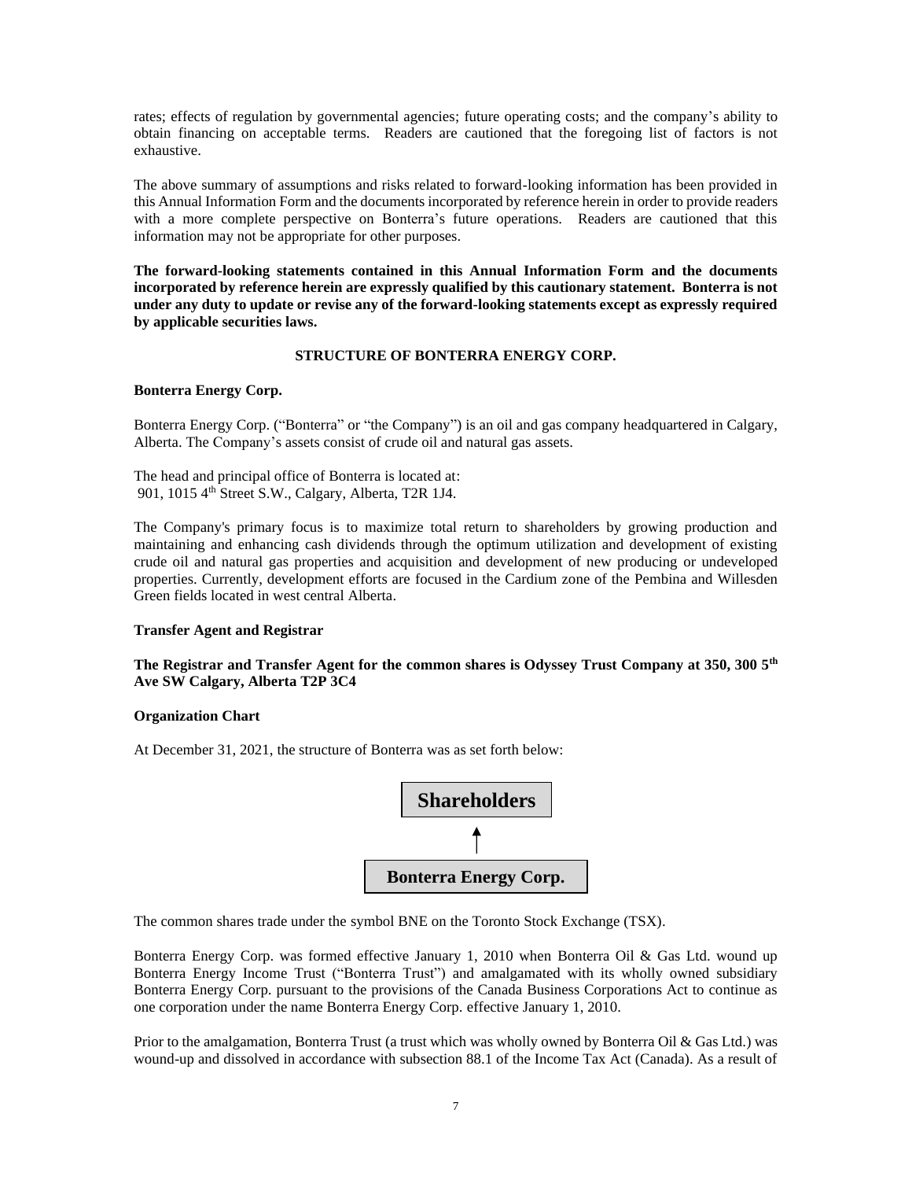rates; effects of regulation by governmental agencies; future operating costs; and the company's ability to obtain financing on acceptable terms. Readers are cautioned that the foregoing list of factors is not exhaustive.

The above summary of assumptions and risks related to forward-looking information has been provided in this Annual Information Form and the documents incorporated by reference herein in order to provide readers with a more complete perspective on Bonterra's future operations. Readers are cautioned that this information may not be appropriate for other purposes.

**The forward-looking statements contained in this Annual Information Form and the documents incorporated by reference herein are expressly qualified by this cautionary statement. Bonterra is not under any duty to update or revise any of the forward-looking statements except as expressly required by applicable securities laws.**

## STRUCTURE OF BONTERRA ENERGY CORP.

### Bonterra Energy Corp.

Bonterra Energy Corp. ("Bonterra" or "the Company") is an oil and gas company headquartered in Calgary, Alberta. The Company's assets consist of crude oil and natural gas assets.

The head and principal office of Bonterra is located at:
901, 1015 4th Street S.W., Calgary, Alberta, T2R 1J4.

The Company's primary focus is to maximize total return to shareholders by growing production and maintaining and enhancing cash dividends through the optimum utilization and development of existing crude oil and natural gas properties and acquisition and development of new producing or undeveloped properties. Currently, development efforts are focused in the Cardium zone of the Pembina and Willesden Green fields located in west central Alberta.

### Transfer Agent and Registrar

**The Registrar and Transfer Agent for the common shares is Odyssey Trust Company at 350, 300 5th Ave SW Calgary, Alberta T2P 3C4**

### Organization Chart

At December 31, 2021, the structure of Bonterra was as set forth below:

**Shareholders**

↑

**Bonterra Energy Corp.**

The common shares trade under the symbol BNE on the Toronto Stock Exchange (TSX).

Bonterra Energy Corp. was formed effective January 1, 2010 when Bonterra Oil & Gas Ltd. wound up Bonterra Energy Income Trust ("Bonterra Trust") and amalgamated with its wholly owned subsidiary Bonterra Energy Corp. pursuant to the provisions of the Canada Business Corporations Act to continue as one corporation under the name Bonterra Energy Corp. effective January 1, 2010.

Prior to the amalgamation, Bonterra Trust (a trust which was wholly owned by Bonterra Oil & Gas Ltd.) was wound-up and dissolved in accordance with subsection 88.1 of the Income Tax Act (Canada). As a result of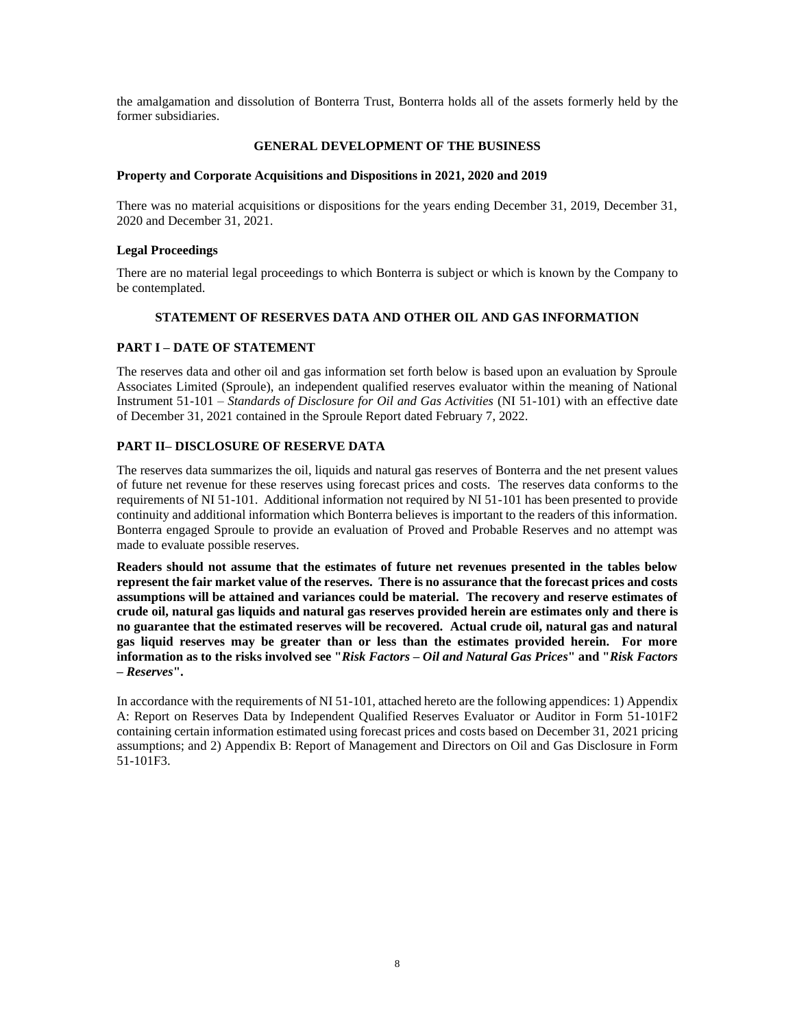the amalgamation and dissolution of Bonterra Trust, Bonterra holds all of the assets formerly held by the former subsidiaries.

## GENERAL DEVELOPMENT OF THE BUSINESS

### Property and Corporate Acquisitions and Dispositions in 2021, 2020 and 2019

There was no material acquisitions or dispositions for the years ending December 31, 2019, December 31, 2020 and December 31, 2021.

### Legal Proceedings

There are no material legal proceedings to which Bonterra is subject or which is known by the Company to be contemplated.

## STATEMENT OF RESERVES DATA AND OTHER OIL AND GAS INFORMATION

### PART I – DATE OF STATEMENT

The reserves data and other oil and gas information set forth below is based upon an evaluation by Sproule Associates Limited (Sproule), an independent qualified reserves evaluator within the meaning of National Instrument 51-101 – *Standards of Disclosure for Oil and Gas Activities* (NI 51-101) with an effective date of December 31, 2021 contained in the Sproule Report dated February 7, 2022.

### PART II– DISCLOSURE OF RESERVE DATA

The reserves data summarizes the oil, liquids and natural gas reserves of Bonterra and the net present values of future net revenue for these reserves using forecast prices and costs. The reserves data conforms to the requirements of NI 51-101. Additional information not required by NI 51-101 has been presented to provide continuity and additional information which Bonterra believes is important to the readers of this information. Bonterra engaged Sproule to provide an evaluation of Proved and Probable Reserves and no attempt was made to evaluate possible reserves.

**Readers should not assume that the estimates of future net revenues presented in the tables below represent the fair market value of the reserves. There is no assurance that the forecast prices and costs assumptions will be attained and variances could be material. The recovery and reserve estimates of crude oil, natural gas liquids and natural gas reserves provided herein are estimates only and there is no guarantee that the estimated reserves will be recovered. Actual crude oil, natural gas and natural gas liquid reserves may be greater than or less than the estimates provided herein. For more information as to the risks involved see "*Risk Factors – Oil and Natural Gas Prices*" and "*Risk Factors – Reserves*".**

In accordance with the requirements of NI 51-101, attached hereto are the following appendices: 1) Appendix A: Report on Reserves Data by Independent Qualified Reserves Evaluator or Auditor in Form 51-101F2 containing certain information estimated using forecast prices and costs based on December 31, 2021 pricing assumptions; and 2) Appendix B: Report of Management and Directors on Oil and Gas Disclosure in Form 51-101F3.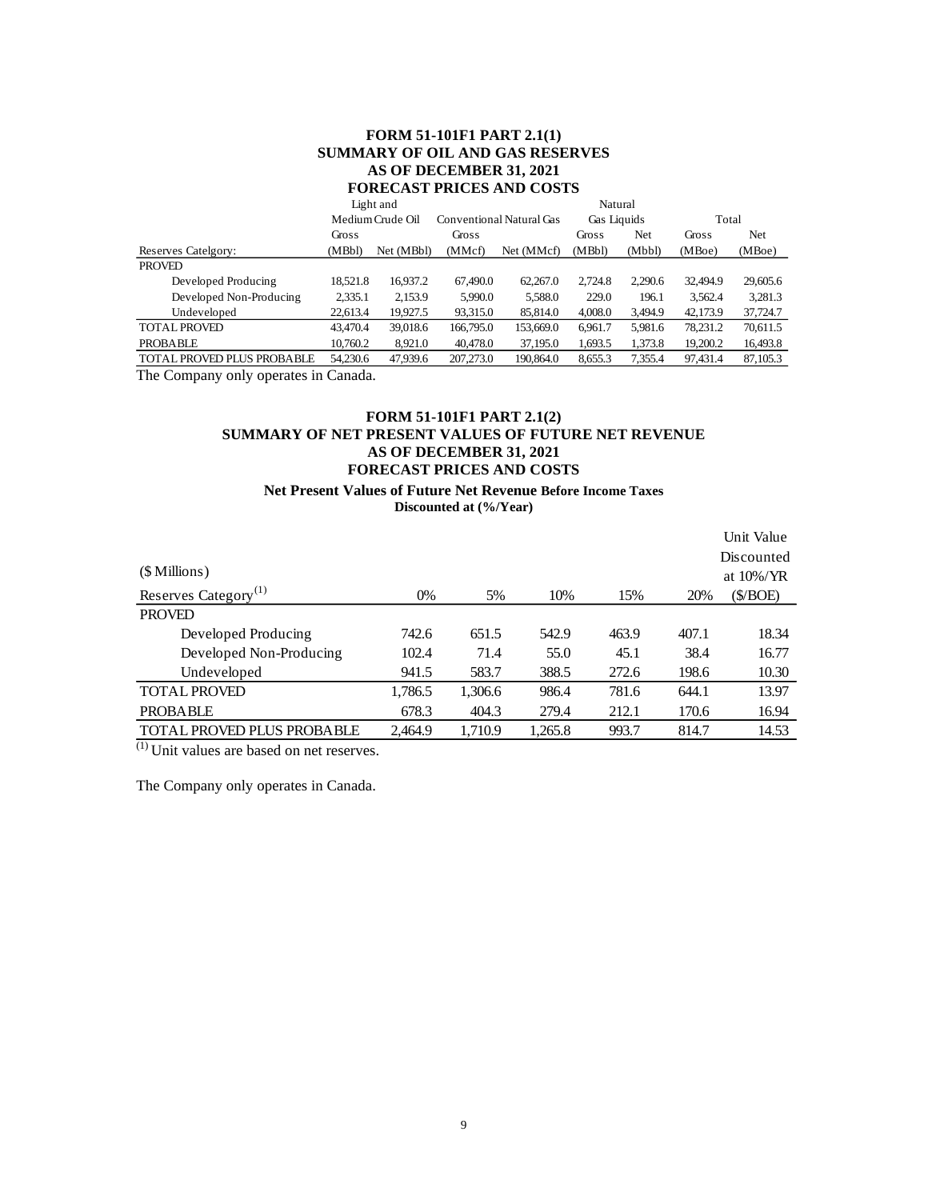## FORM 51-101F1 PART 2.1(1)
## SUMMARY OF OIL AND GAS RESERVES
## AS OF DECEMBER 31, 2021
## FORECAST PRICES AND COSTS

| | Light and Medium Crude Oil | | Conventional Natural Gas | | Natural Gas Liquids | | Total | |
|---|---|---|---|---|---|---|---|---|
| Reserves Catelgory: | Gross (MBbl) | Net (MBbl) | Gross (MMcf) | Net (MMcf) | Gross (MBbl) | Net (Mbbl) | Gross (MBoe) | Net (MBoe) |
| PROVED | | | | | | | | |
| Developed Producing | 18,521.8 | 16,937.2 | 67,490.0 | 62,267.0 | 2,724.8 | 2,290.6 | 32,494.9 | 29,605.6 |
| Developed Non-Producing | 2,335.1 | 2,153.9 | 5,990.0 | 5,588.0 | 229.0 | 196.1 | 3,562.4 | 3,281.3 |
| Undeveloped | 22,613.4 | 19,927.5 | 93,315.0 | 85,814.0 | 4,008.0 | 3,494.9 | 42,173.9 | 37,724.7 |
| TOTAL PROVED | 43,470.4 | 39,018.6 | 166,795.0 | 153,669.0 | 6,961.7 | 5,981.6 | 78,231.2 | 70,611.5 |
| PROBABLE | 10,760.2 | 8,921.0 | 40,478.0 | 37,195.0 | 1,693.5 | 1,373.8 | 19,200.2 | 16,493.8 |
| TOTAL PROVED PLUS PROBABLE | 54,230.6 | 47,939.6 | 207,273.0 | 190,864.0 | 8,655.3 | 7,355.4 | 97,431.4 | 87,105.3 |

The Company only operates in Canada.

## FORM 51-101F1 PART 2.1(2)
## SUMMARY OF NET PRESENT VALUES OF FUTURE NET REVENUE
## AS OF DECEMBER 31, 2021
## FORECAST PRICES AND COSTS

**Net Present Values of Future Net Revenue Before Income Taxes**
**Discounted at (%/Year)**

| ($ Millions) Reserves Category[(1)] | 0% | 5% | 10% | 15% | 20% | Unit Value Discounted at 10%/YR ($/BOE) |
|---|---|---|---|---|---|---|
| PROVED | | | | | | |
| Developed Producing | 742.6 | 651.5 | 542.9 | 463.9 | 407.1 | 18.34 |
| Developed Non-Producing | 102.4 | 71.4 | 55.0 | 45.1 | 38.4 | 16.77 |
| Undeveloped | 941.5 | 583.7 | 388.5 | 272.6 | 198.6 | 10.30 |
| TOTAL PROVED | 1,786.5 | 1,306.6 | 986.4 | 781.6 | 644.1 | 13.97 |
| PROBABLE | 678.3 | 404.3 | 279.4 | 212.1 | 170.6 | 16.94 |
| TOTAL PROVED PLUS PROBABLE | 2,464.9 | 1,710.9 | 1,265.8 | 993.7 | 814.7 | 14.53 |

(1) Unit values are based on net reserves.

The Company only operates in Canada.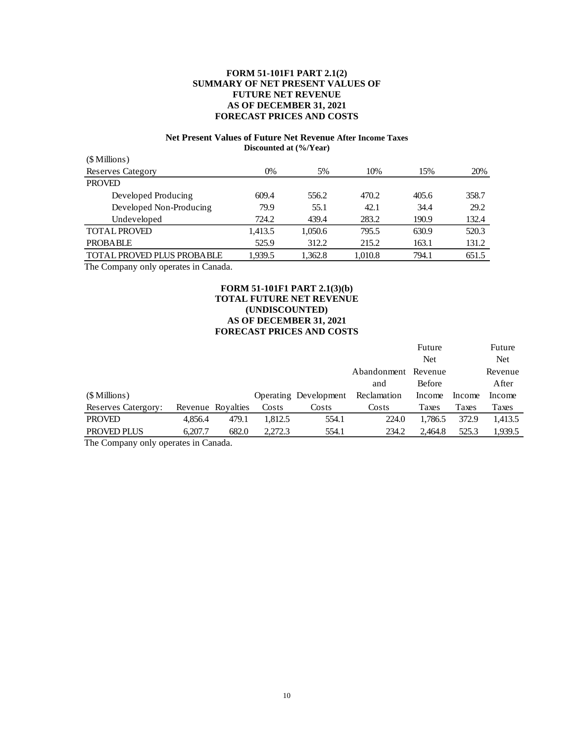**FORM 51-101F1 PART 2.1(2)**
**SUMMARY OF NET PRESENT VALUES OF**
**FUTURE NET REVENUE**
**AS OF DECEMBER 31, 2021**
**FORECAST PRICES AND COSTS**

**Net Present Values of Future Net Revenue After Income Taxes**
**Discounted at (%/Year)**

| ($ Millions) | | | | | |
|---|---|---|---|---|---|
| Reserves Category | 0% | 5% | 10% | 15% | 20% |
| PROVED | | | | | |
| Developed Producing | 609.4 | 556.2 | 470.2 | 405.6 | 358.7 |
| Developed Non-Producing | 79.9 | 55.1 | 42.1 | 34.4 | 29.2 |
| Undeveloped | 724.2 | 439.4 | 283.2 | 190.9 | 132.4 |
| TOTAL PROVED | 1,413.5 | 1,050.6 | 795.5 | 630.9 | 520.3 |
| PROBABLE | 525.9 | 312.2 | 215.2 | 163.1 | 131.2 |
| TOTAL PROVED PLUS PROBABLE | 1,939.5 | 1,362.8 | 1,010.8 | 794.1 | 651.5 |

The Company only operates in Canada.

**FORM 51-101F1 PART 2.1(3)(b)**
**TOTAL FUTURE NET REVENUE**
**(UNDISCOUNTED)**
**AS OF DECEMBER 31, 2021**
**FORECAST PRICES AND COSTS**

| ($ Millions) | | | | | | | | |
|---|---|---|---|---|---|---|---|---|
| Reserves Catergory: | Revenue | Royalties | Operating Costs | Development Costs | Abandonment and Reclamation Costs | Future Net Revenue Before Income Taxes | Income Taxes | Future Net Revenue After Income Taxes |
| PROVED | 4,856.4 | 479.1 | 1,812.5 | 554.1 | 224.0 | 1,786.5 | 372.9 | 1,413.5 |
| PROVED PLUS | 6,207.7 | 682.0 | 2,272.3 | 554.1 | 234.2 | 2,464.8 | 525.3 | 1,939.5 |

The Company only operates in Canada.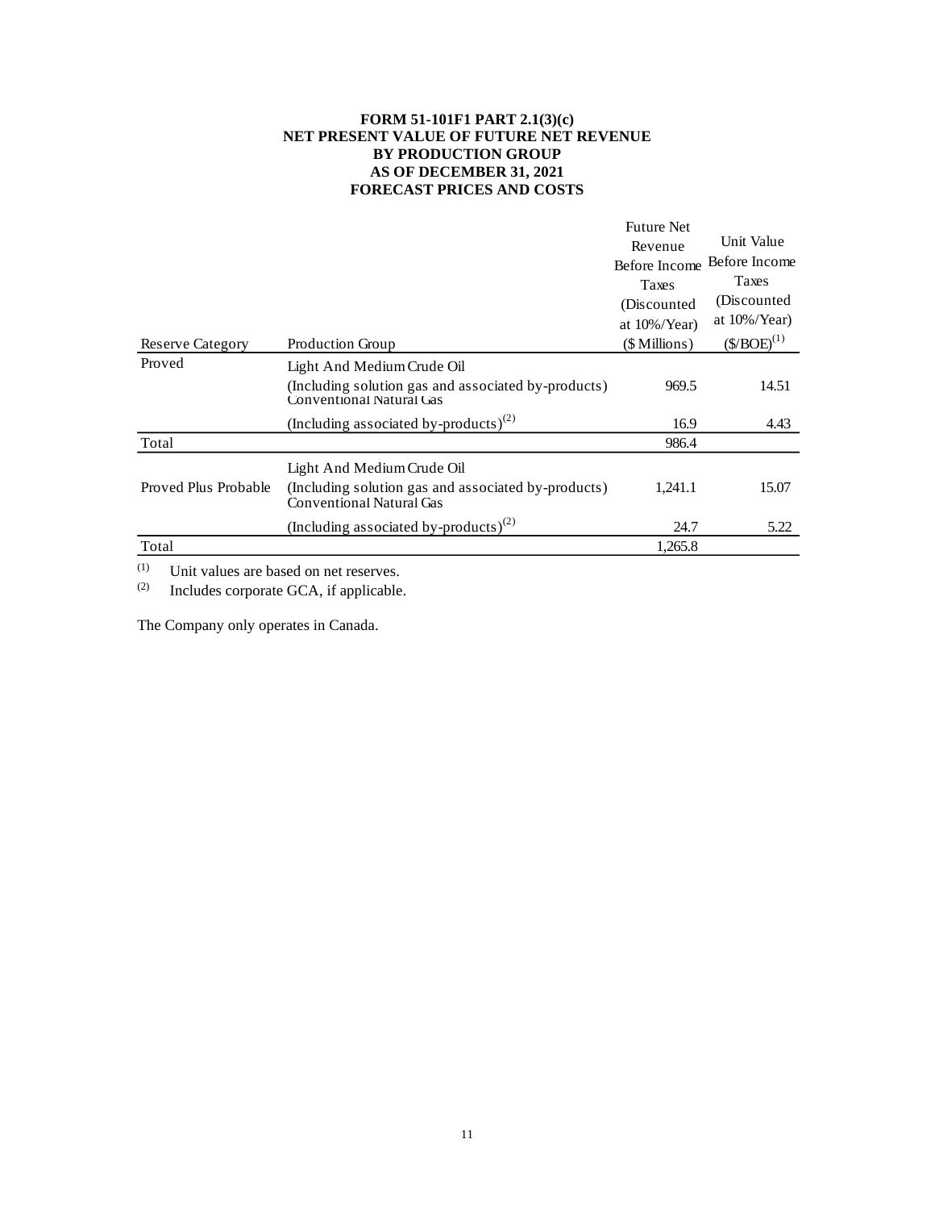**FORM 51-101F1 PART 2.1(3)(c)**
**NET PRESENT VALUE OF FUTURE NET REVENUE**
**BY PRODUCTION GROUP**
**AS OF DECEMBER 31, 2021**
**FORECAST PRICES AND COSTS**

| Reserve Category | Production Group | Future Net Revenue Before Income Taxes (Discounted at 10%/Year) ($ Millions) | Unit Value Before Income Taxes (Discounted at 10%/Year) ($/BOE)[1] |
|---|---|---|---|
| Proved | Light And Medium Crude Oil (Including solution gas and associated by-products) | 969.5 | 14.51 |
| | Conventional Natural Gas (Including associated by-products)[2] | 16.9 | 4.43 |
| Total | | 986.4 | |
| Proved Plus Probable | Light And Medium Crude Oil (Including solution gas and associated by-products) | 1,241.1 | 15.07 |
| | Conventional Natural Gas (Including associated by-products)[2] | 24.7 | 5.22 |
| Total | | 1,265.8 | |

(1) Unit values are based on net reserves.
(2) Includes corporate GCA, if applicable.

The Company only operates in Canada.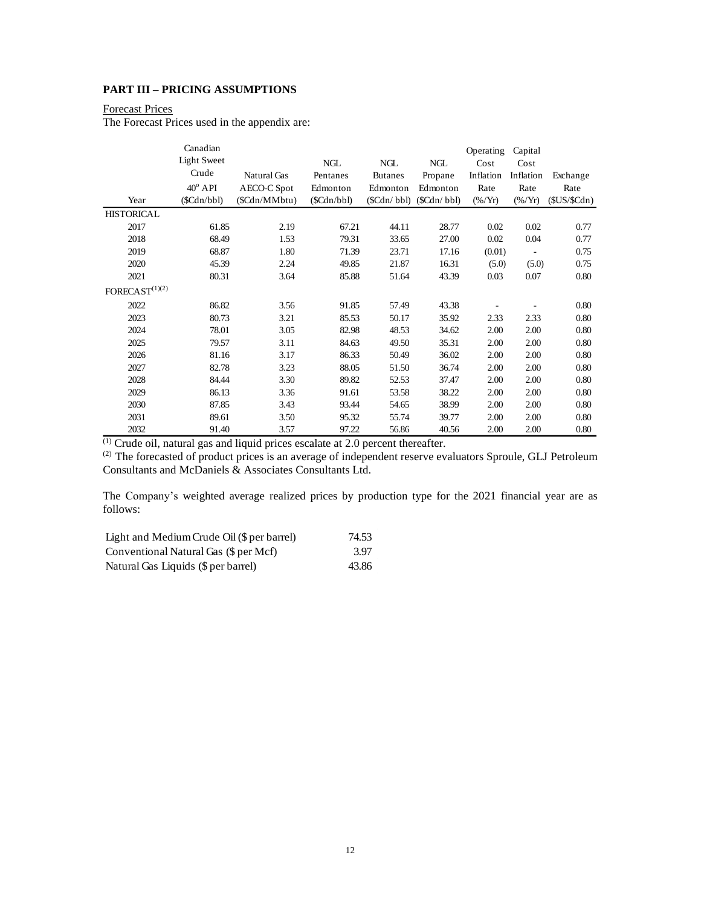**PART III – PRICING ASSUMPTIONS**

Forecast Prices

The Forecast Prices used in the appendix are:

| Year | Canadian Light Sweet Crude 40° API ($Cdn/bbl) | Natural Gas AECO-C Spot ($Cdn/MMbtu) | NGL Pentanes Edmonton ($Cdn/bbl) | NGL Butanes Edmonton ($Cdn/ bbl) | NGL Propane Edmonton ($Cdn/ bbl) | Operating Cost Inflation Rate (%/Yr) | Capital Cost Inflation Rate (%/Yr) | Exchange Rate ($US/$Cdn) |
|---|---|---|---|---|---|---|---|---|
| HISTORICAL | | | | | | | | |
| 2017 | 61.85 | 2.19 | 67.21 | 44.11 | 28.77 | 0.02 | 0.02 | 0.77 |
| 2018 | 68.49 | 1.53 | 79.31 | 33.65 | 27.00 | 0.02 | 0.04 | 0.77 |
| 2019 | 68.87 | 1.80 | 71.39 | 23.71 | 17.16 | (0.01) | - | 0.75 |
| 2020 | 45.39 | 2.24 | 49.85 | 21.87 | 16.31 | (5.0) | (5.0) | 0.75 |
| 2021 | 80.31 | 3.64 | 85.88 | 51.64 | 43.39 | 0.03 | 0.07 | 0.80 |
| FORECAST[(1)(2)] | | | | | | | | |
| 2022 | 86.82 | 3.56 | 91.85 | 57.49 | 43.38 | - | - | 0.80 |
| 2023 | 80.73 | 3.21 | 85.53 | 50.17 | 35.92 | 2.33 | 2.33 | 0.80 |
| 2024 | 78.01 | 3.05 | 82.98 | 48.53 | 34.62 | 2.00 | 2.00 | 0.80 |
| 2025 | 79.57 | 3.11 | 84.63 | 49.50 | 35.31 | 2.00 | 2.00 | 0.80 |
| 2026 | 81.16 | 3.17 | 86.33 | 50.49 | 36.02 | 2.00 | 2.00 | 0.80 |
| 2027 | 82.78 | 3.23 | 88.05 | 51.50 | 36.74 | 2.00 | 2.00 | 0.80 |
| 2028 | 84.44 | 3.30 | 89.82 | 52.53 | 37.47 | 2.00 | 2.00 | 0.80 |
| 2029 | 86.13 | 3.36 | 91.61 | 53.58 | 38.22 | 2.00 | 2.00 | 0.80 |
| 2030 | 87.85 | 3.43 | 93.44 | 54.65 | 38.99 | 2.00 | 2.00 | 0.80 |
| 2031 | 89.61 | 3.50 | 95.32 | 55.74 | 39.77 | 2.00 | 2.00 | 0.80 |
| 2032 | 91.40 | 3.57 | 97.22 | 56.86 | 40.56 | 2.00 | 2.00 | 0.80 |

(1) Crude oil, natural gas and liquid prices escalate at 2.0 percent thereafter.

(2) The forecasted of product prices is an average of independent reserve evaluators Sproule, GLJ Petroleum Consultants and McDaniels & Associates Consultants Ltd.

The Company's weighted average realized prices by production type for the 2021 financial year are as follows:

| | |
|---|---|
| Light and Medium Crude Oil ($ per barrel) | 74.53 |
| Conventional Natural Gas ($ per Mcf) | 3.97 |
| Natural Gas Liquids ($ per barrel) | 43.86 |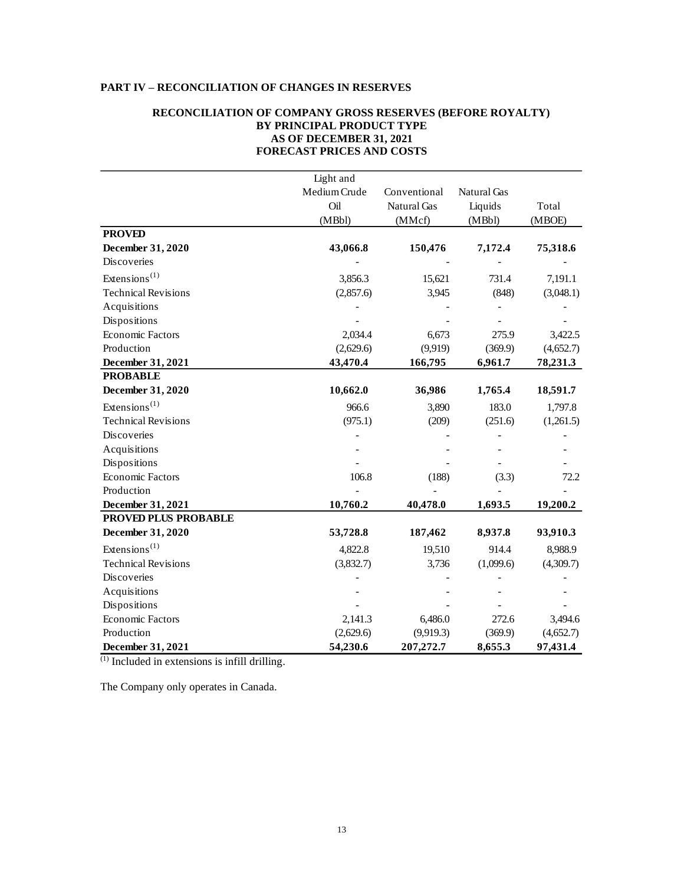## PART IV – RECONCILIATION OF CHANGES IN RESERVES

### RECONCILIATION OF COMPANY GROSS RESERVES (BEFORE ROYALTY) BY PRINCIPAL PRODUCT TYPE AS OF DECEMBER 31, 2021 FORECAST PRICES AND COSTS

| | Light and Medium Crude Oil (MBbl) | Conventional Natural Gas (MMcf) | Natural Gas Liquids (MBbl) | Total (MBOE) |
|---|---|---|---|---|
| **PROVED** | | | | |
| **December 31, 2020** | **43,066.8** | **150,476** | **7,172.4** | **75,318.6** |
| Discoveries | - | - | - | - |
| Extensions[(1)] | 3,856.3 | 15,621 | 731.4 | 7,191.1 |
| Technical Revisions | (2,857.6) | 3,945 | (848) | (3,048.1) |
| Acquisitions | - | - | - | - |
| Dispositions | - | - | - | - |
| Economic Factors | 2,034.4 | 6,673 | 275.9 | 3,422.5 |
| Production | (2,629.6) | (9,919) | (369.9) | (4,652.7) |
| **December 31, 2021** | **43,470.4** | **166,795** | **6,961.7** | **78,231.3** |
| **PROBABLE** | | | | |
| **December 31, 2020** | **10,662.0** | **36,986** | **1,765.4** | **18,591.7** |
| Extensions[(1)] | 966.6 | 3,890 | 183.0 | 1,797.8 |
| Technical Revisions | (975.1) | (209) | (251.6) | (1,261.5) |
| Discoveries | - | - | - | - |
| Acquisitions | - | - | - | - |
| Dispositions | - | - | - | - |
| Economic Factors | 106.8 | (188) | (3.3) | 72.2 |
| Production | - | - | - | - |
| **December 31, 2021** | **10,760.2** | **40,478.0** | **1,693.5** | **19,200.2** |
| **PROVED PLUS PROBABLE** | | | | |
| **December 31, 2020** | **53,728.8** | **187,462** | **8,937.8** | **93,910.3** |
| Extensions[(1)] | 4,822.8 | 19,510 | 914.4 | 8,988.9 |
| Technical Revisions | (3,832.7) | 3,736 | (1,099.6) | (4,309.7) |
| Discoveries | - | - | - | - |
| Acquisitions | - | - | - | - |
| Dispositions | - | - | - | - |
| Economic Factors | 2,141.3 | 6,486.0 | 272.6 | 3,494.6 |
| Production | (2,629.6) | (9,919.3) | (369.9) | (4,652.7) |
| **December 31, 2021** | **54,230.6** | **207,272.7** | **8,655.3** | **97,431.4** |

(1) Included in extensions is infill drilling.

The Company only operates in Canada.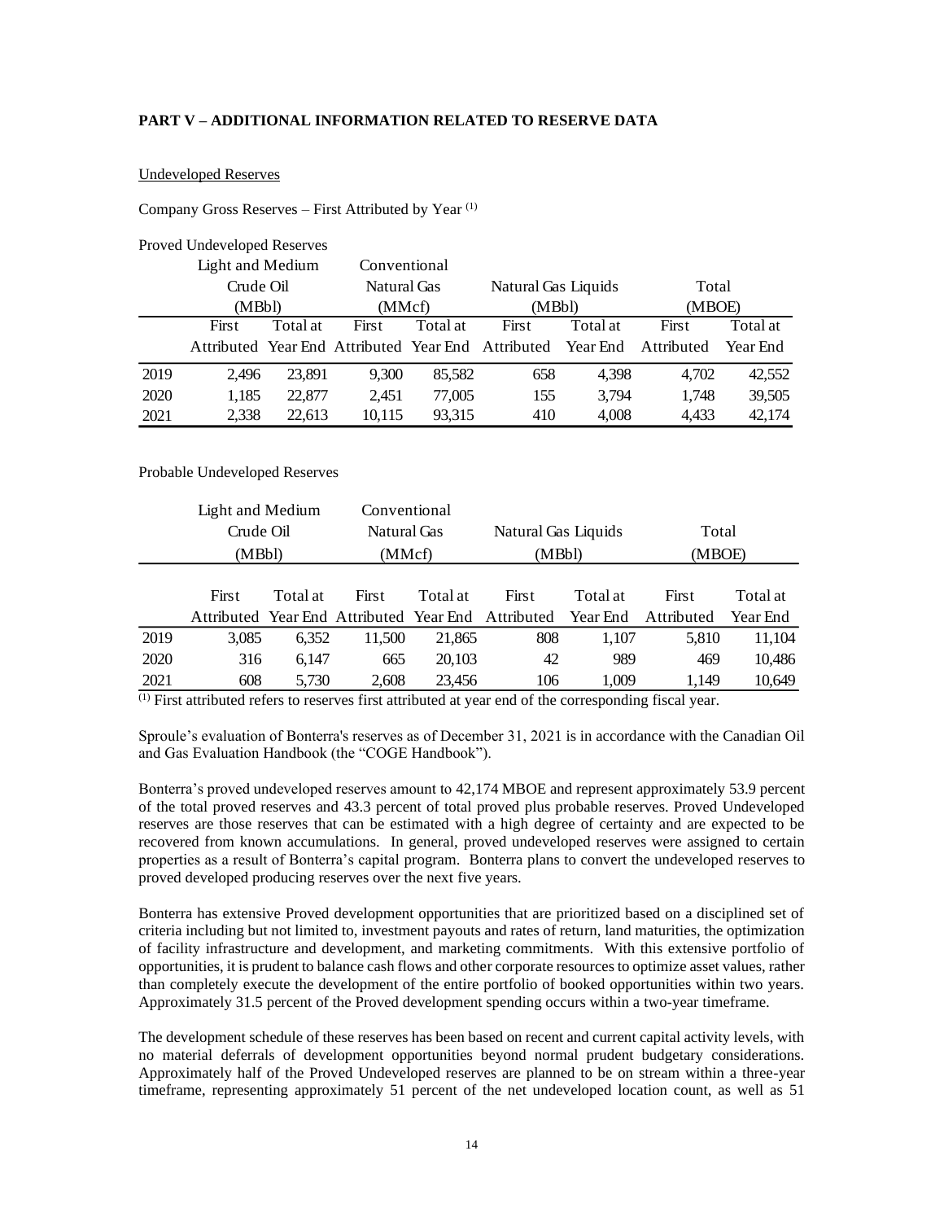## PART V – ADDITIONAL INFORMATION RELATED TO RESERVE DATA

Undeveloped Reserves

Company Gross Reserves – First Attributed by Year [(1)]

Proved Undeveloped Reserves

| | Light and Medium Crude Oil (MBbl) | | Conventional Natural Gas (MMcf) | | Natural Gas Liquids (MBbl) | | Total (MBOE) | |
|---|---|---|---|---|---|---|---|---|
| | First Attributed | Total at Year End | First Attributed | Total at Year End | First Attributed | Total at Year End | First Attributed | Total at Year End |
| 2019 | 2,496 | 23,891 | 9,300 | 85,582 | 658 | 4,398 | 4,702 | 42,552 |
| 2020 | 1,185 | 22,877 | 2,451 | 77,005 | 155 | 3,794 | 1,748 | 39,505 |
| 2021 | 2,338 | 22,613 | 10,115 | 93,315 | 410 | 4,008 | 4,433 | 42,174 |

Probable Undeveloped Reserves

| | Light and Medium Crude Oil (MBbl) | | Conventional Natural Gas (MMcf) | | Natural Gas Liquids (MBbl) | | Total (MBOE) | |
|---|---|---|---|---|---|---|---|---|
| | First Attributed | Total at Year End | First Attributed | Total at Year End | First Attributed | Total at Year End | First Attributed | Total at Year End |
| 2019 | 3,085 | 6,352 | 11,500 | 21,865 | 808 | 1,107 | 5,810 | 11,104 |
| 2020 | 316 | 6,147 | 665 | 20,103 | 42 | 989 | 469 | 10,486 |
| 2021 | 608 | 5,730 | 2,608 | 23,456 | 106 | 1,009 | 1,149 | 10,649 |

(1) First attributed refers to reserves first attributed at year end of the corresponding fiscal year.

Sproule's evaluation of Bonterra's reserves as of December 31, 2021 is in accordance with the Canadian Oil and Gas Evaluation Handbook (the "COGE Handbook").

Bonterra's proved undeveloped reserves amount to 42,174 MBOE and represent approximately 53.9 percent of the total proved reserves and 43.3 percent of total proved plus probable reserves. Proved Undeveloped reserves are those reserves that can be estimated with a high degree of certainty and are expected to be recovered from known accumulations. In general, proved undeveloped reserves were assigned to certain properties as a result of Bonterra's capital program. Bonterra plans to convert the undeveloped reserves to proved developed producing reserves over the next five years.

Bonterra has extensive Proved development opportunities that are prioritized based on a disciplined set of criteria including but not limited to, investment payouts and rates of return, land maturities, the optimization of facility infrastructure and development, and marketing commitments. With this extensive portfolio of opportunities, it is prudent to balance cash flows and other corporate resources to optimize asset values, rather than completely execute the development of the entire portfolio of booked opportunities within two years. Approximately 31.5 percent of the Proved development spending occurs within a two-year timeframe.

The development schedule of these reserves has been based on recent and current capital activity levels, with no material deferrals of development opportunities beyond normal prudent budgetary considerations. Approximately half of the Proved Undeveloped reserves are planned to be on stream within a three-year timeframe, representing approximately 51 percent of the net undeveloped location count, as well as 51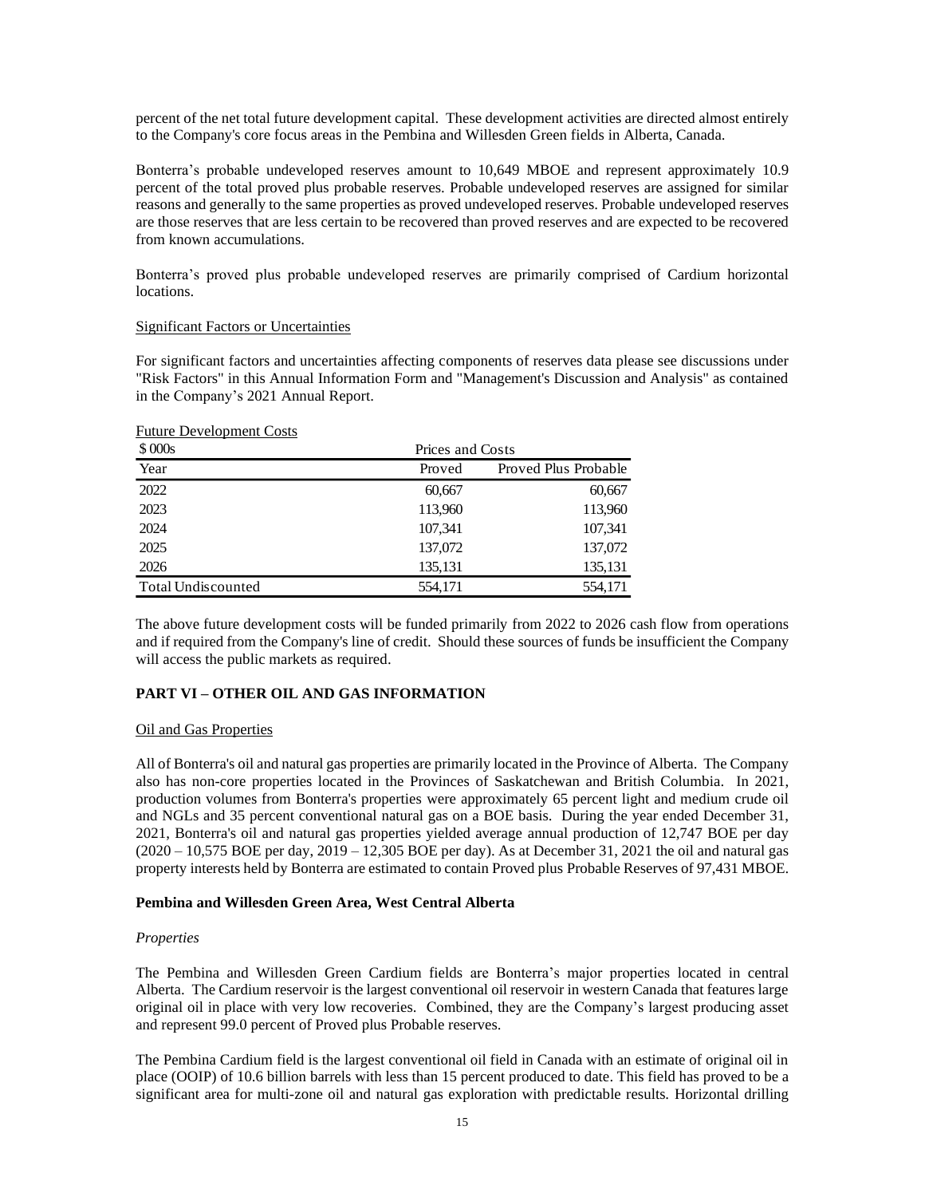percent of the net total future development capital. These development activities are directed almost entirely to the Company's core focus areas in the Pembina and Willesden Green fields in Alberta, Canada.

Bonterra's probable undeveloped reserves amount to 10,649 MBOE and represent approximately 10.9 percent of the total proved plus probable reserves. Probable undeveloped reserves are assigned for similar reasons and generally to the same properties as proved undeveloped reserves. Probable undeveloped reserves are those reserves that are less certain to be recovered than proved reserves and are expected to be recovered from known accumulations.

Bonterra's proved plus probable undeveloped reserves are primarily comprised of Cardium horizontal locations.

Significant Factors or Uncertainties

For significant factors and uncertainties affecting components of reserves data please see discussions under "Risk Factors" in this Annual Information Form and "Management's Discussion and Analysis" as contained in the Company's 2021 Annual Report.

Future Development Costs

| $ 000s | Prices and Costs | |
|---|---|---|
| Year | Proved | Proved Plus Probable |
| 2022 | 60,667 | 60,667 |
| 2023 | 113,960 | 113,960 |
| 2024 | 107,341 | 107,341 |
| 2025 | 137,072 | 137,072 |
| 2026 | 135,131 | 135,131 |
| Total Undiscounted | 554,171 | 554,171 |

The above future development costs will be funded primarily from 2022 to 2026 cash flow from operations and if required from the Company's line of credit. Should these sources of funds be insufficient the Company will access the public markets as required.

## PART VI – OTHER OIL AND GAS INFORMATION

Oil and Gas Properties

All of Bonterra's oil and natural gas properties are primarily located in the Province of Alberta. The Company also has non-core properties located in the Provinces of Saskatchewan and British Columbia. In 2021, production volumes from Bonterra's properties were approximately 65 percent light and medium crude oil and NGLs and 35 percent conventional natural gas on a BOE basis. During the year ended December 31, 2021, Bonterra's oil and natural gas properties yielded average annual production of 12,747 BOE per day (2020 – 10,575 BOE per day, 2019 – 12,305 BOE per day). As at December 31, 2021 the oil and natural gas property interests held by Bonterra are estimated to contain Proved plus Probable Reserves of 97,431 MBOE.

### Pembina and Willesden Green Area, West Central Alberta

*Properties*

The Pembina and Willesden Green Cardium fields are Bonterra's major properties located in central Alberta. The Cardium reservoir is the largest conventional oil reservoir in western Canada that features large original oil in place with very low recoveries. Combined, they are the Company's largest producing asset and represent 99.0 percent of Proved plus Probable reserves.

The Pembina Cardium field is the largest conventional oil field in Canada with an estimate of original oil in place (OOIP) of 10.6 billion barrels with less than 15 percent produced to date. This field has proved to be a significant area for multi-zone oil and natural gas exploration with predictable results. Horizontal drilling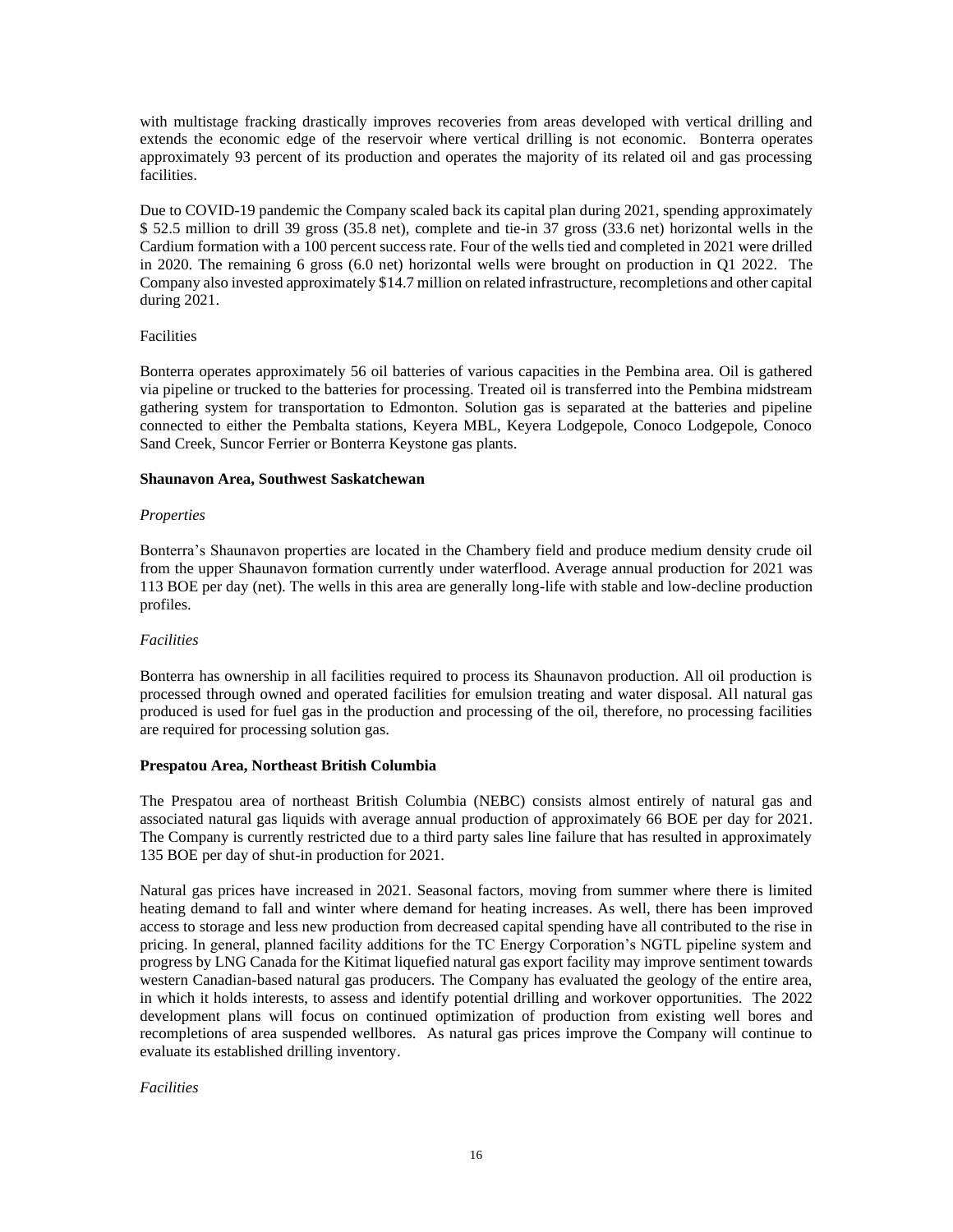with multistage fracking drastically improves recoveries from areas developed with vertical drilling and extends the economic edge of the reservoir where vertical drilling is not economic. Bonterra operates approximately 93 percent of its production and operates the majority of its related oil and gas processing facilities.

Due to COVID-19 pandemic the Company scaled back its capital plan during 2021, spending approximately $ 52.5 million to drill 39 gross (35.8 net), complete and tie-in 37 gross (33.6 net) horizontal wells in the Cardium formation with a 100 percent success rate. Four of the wells tied and completed in 2021 were drilled in 2020. The remaining 6 gross (6.0 net) horizontal wells were brought on production in Q1 2022. The Company also invested approximately $14.7 million on related infrastructure, recompletions and other capital during 2021.

Facilities

Bonterra operates approximately 56 oil batteries of various capacities in the Pembina area. Oil is gathered via pipeline or trucked to the batteries for processing. Treated oil is transferred into the Pembina midstream gathering system for transportation to Edmonton. Solution gas is separated at the batteries and pipeline connected to either the Pembalta stations, Keyera MBL, Keyera Lodgepole, Conoco Lodgepole, Conoco Sand Creek, Suncor Ferrier or Bonterra Keystone gas plants.

**Shaunavon Area, Southwest Saskatchewan**

*Properties*

Bonterra's Shaunavon properties are located in the Chambery field and produce medium density crude oil from the upper Shaunavon formation currently under waterflood. Average annual production for 2021 was 113 BOE per day (net). The wells in this area are generally long-life with stable and low-decline production profiles.

*Facilities*

Bonterra has ownership in all facilities required to process its Shaunavon production. All oil production is processed through owned and operated facilities for emulsion treating and water disposal. All natural gas produced is used for fuel gas in the production and processing of the oil, therefore, no processing facilities are required for processing solution gas.

**Prespatou Area, Northeast British Columbia**

The Prespatou area of northeast British Columbia (NEBC) consists almost entirely of natural gas and associated natural gas liquids with average annual production of approximately 66 BOE per day for 2021. The Company is currently restricted due to a third party sales line failure that has resulted in approximately 135 BOE per day of shut-in production for 2021.

Natural gas prices have increased in 2021. Seasonal factors, moving from summer where there is limited heating demand to fall and winter where demand for heating increases. As well, there has been improved access to storage and less new production from decreased capital spending have all contributed to the rise in pricing. In general, planned facility additions for the TC Energy Corporation's NGTL pipeline system and progress by LNG Canada for the Kitimat liquefied natural gas export facility may improve sentiment towards western Canadian-based natural gas producers. The Company has evaluated the geology of the entire area, in which it holds interests, to assess and identify potential drilling and workover opportunities. The 2022 development plans will focus on continued optimization of production from existing well bores and recompletions of area suspended wellbores. As natural gas prices improve the Company will continue to evaluate its established drilling inventory.

*Facilities*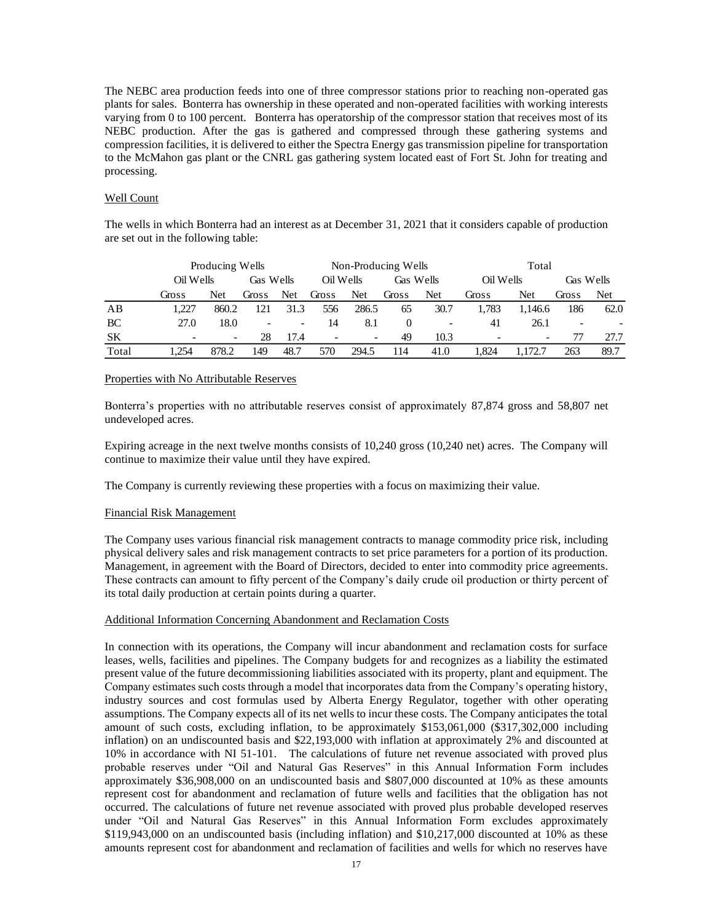The NEBC area production feeds into one of three compressor stations prior to reaching non-operated gas plants for sales. Bonterra has ownership in these operated and non-operated facilities with working interests varying from 0 to 100 percent. Bonterra has operatorship of the compressor station that receives most of its NEBC production. After the gas is gathered and compressed through these gathering systems and compression facilities, it is delivered to either the Spectra Energy gas transmission pipeline for transportation to the McMahon gas plant or the CNRL gas gathering system located east of Fort St. John for treating and processing.

## Well Count

The wells in which Bonterra had an interest as at December 31, 2021 that it considers capable of production are set out in the following table:

| | Producing Wells | | | | Non-Producing Wells | | | | Total | | | |
|---|---|---|---|---|---|---|---|---|---|---|---|---|
| | Oil Wells | | Gas Wells | | Oil Wells | | Gas Wells | | Oil Wells | | Gas Wells | |
| | Gross | Net | Gross | Net | Gross | Net | Gross | Net | Gross | Net | Gross | Net |
| AB | 1,227 | 860.2 | 121 | 31.3 | 556 | 286.5 | 65 | 30.7 | 1,783 | 1,146.6 | 186 | 62.0 |
| BC | 27.0 | 18.0 | - | - | 14 | 8.1 | 0 | - | 41 | 26.1 | - | - |
| SK | - | - | 28 | 17.4 | - | - | 49 | 10.3 | - | - | 77 | 27.7 |
| Total | 1,254 | 878.2 | 149 | 48.7 | 570 | 294.5 | 114 | 41.0 | 1,824 | 1,172.7 | 263 | 89.7 |

## Properties with No Attributable Reserves

Bonterra's properties with no attributable reserves consist of approximately 87,874 gross and 58,807 net undeveloped acres.

Expiring acreage in the next twelve months consists of 10,240 gross (10,240 net) acres. The Company will continue to maximize their value until they have expired.

The Company is currently reviewing these properties with a focus on maximizing their value.

## Financial Risk Management

The Company uses various financial risk management contracts to manage commodity price risk, including physical delivery sales and risk management contracts to set price parameters for a portion of its production. Management, in agreement with the Board of Directors, decided to enter into commodity price agreements. These contracts can amount to fifty percent of the Company's daily crude oil production or thirty percent of its total daily production at certain points during a quarter.

## Additional Information Concerning Abandonment and Reclamation Costs

In connection with its operations, the Company will incur abandonment and reclamation costs for surface leases, wells, facilities and pipelines. The Company budgets for and recognizes as a liability the estimated present value of the future decommissioning liabilities associated with its property, plant and equipment. The Company estimates such costs through a model that incorporates data from the Company's operating history, industry sources and cost formulas used by Alberta Energy Regulator, together with other operating assumptions. The Company expects all of its net wells to incur these costs. The Company anticipates the total amount of such costs, excluding inflation, to be approximately $153,061,000 ($317,302,000 including inflation) on an undiscounted basis and $22,193,000 with inflation at approximately 2% and discounted at 10% in accordance with NI 51-101. The calculations of future net revenue associated with proved plus probable reserves under "Oil and Natural Gas Reserves" in this Annual Information Form includes approximately $36,908,000 on an undiscounted basis and $807,000 discounted at 10% as these amounts represent cost for abandonment and reclamation of future wells and facilities that the obligation has not occurred. The calculations of future net revenue associated with proved plus probable developed reserves under "Oil and Natural Gas Reserves" in this Annual Information Form excludes approximately $119,943,000 on an undiscounted basis (including inflation) and $10,217,000 discounted at 10% as these amounts represent cost for abandonment and reclamation of facilities and wells for which no reserves have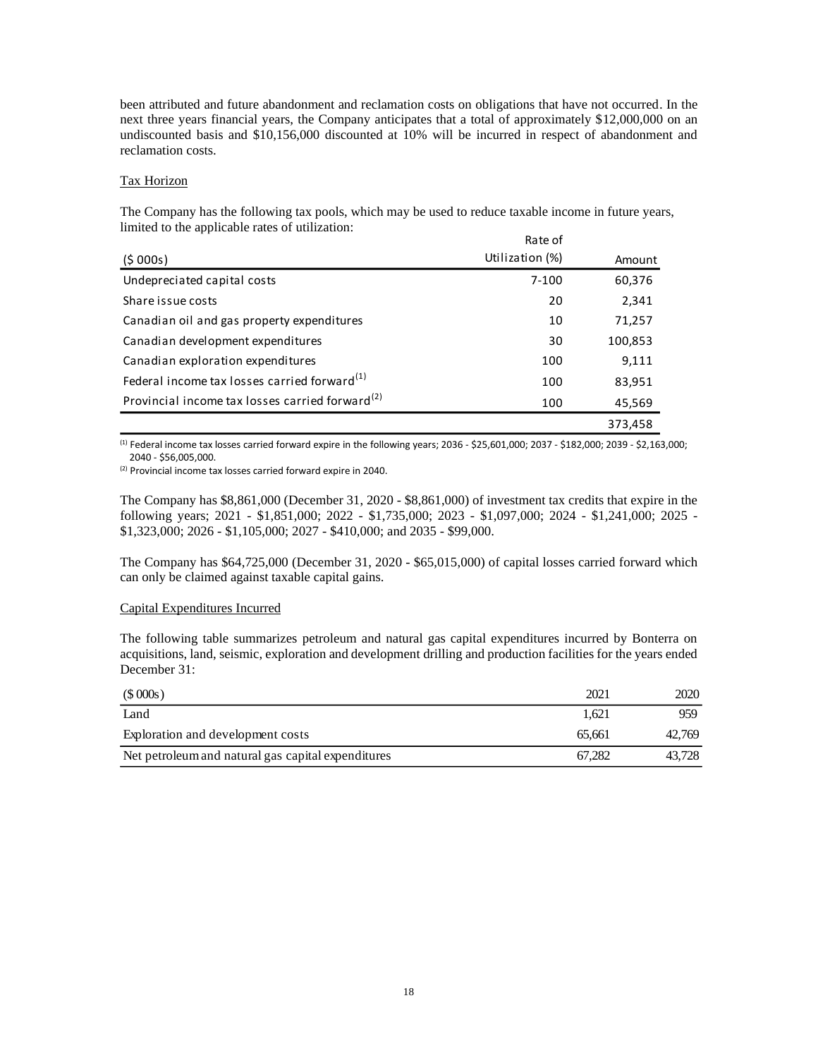been attributed and future abandonment and reclamation costs on obligations that have not occurred. In the next three years financial years, the Company anticipates that a total of approximately $12,000,000 on an undiscounted basis and $10,156,000 discounted at 10% will be incurred in respect of abandonment and reclamation costs.

Tax Horizon

The Company has the following tax pools, which may be used to reduce taxable income in future years, limited to the applicable rates of utilization:

| ($ 000s) | Rate of Utilization (%) | Amount |
|---|---|---|
| Undepreciated capital costs | 7-100 | 60,376 |
| Share issue costs | 20 | 2,341 |
| Canadian oil and gas property expenditures | 10 | 71,257 |
| Canadian development expenditures | 30 | 100,853 |
| Canadian exploration expenditures | 100 | 9,111 |
| Federal income tax losses carried forward[1] | 100 | 83,951 |
| Provincial income tax losses carried forward[2] | 100 | 45,569 |
| | | 373,458 |

[1] Federal income tax losses carried forward expire in the following years; 2036 - $25,601,000; 2037 - $182,000; 2039 - $2,163,000; 2040 - $56,005,000.

[2] Provincial income tax losses carried forward expire in 2040.

The Company has $8,861,000 (December 31, 2020 - $8,861,000) of investment tax credits that expire in the following years; 2021 - $1,851,000; 2022 - $1,735,000; 2023 - $1,097,000; 2024 - $1,241,000; 2025 - $1,323,000; 2026 - $1,105,000; 2027 - $410,000; and 2035 - $99,000.

The Company has $64,725,000 (December 31, 2020 - $65,015,000) of capital losses carried forward which can only be claimed against taxable capital gains.

Capital Expenditures Incurred

The following table summarizes petroleum and natural gas capital expenditures incurred by Bonterra on acquisitions, land, seismic, exploration and development drilling and production facilities for the years ended December 31:

| ($ 000s) | 2021 | 2020 |
|---|---|---|
| Land | 1,621 | 959 |
| Exploration and development costs | 65,661 | 42,769 |
| Net petroleum and natural gas capital expenditures | 67,282 | 43,728 |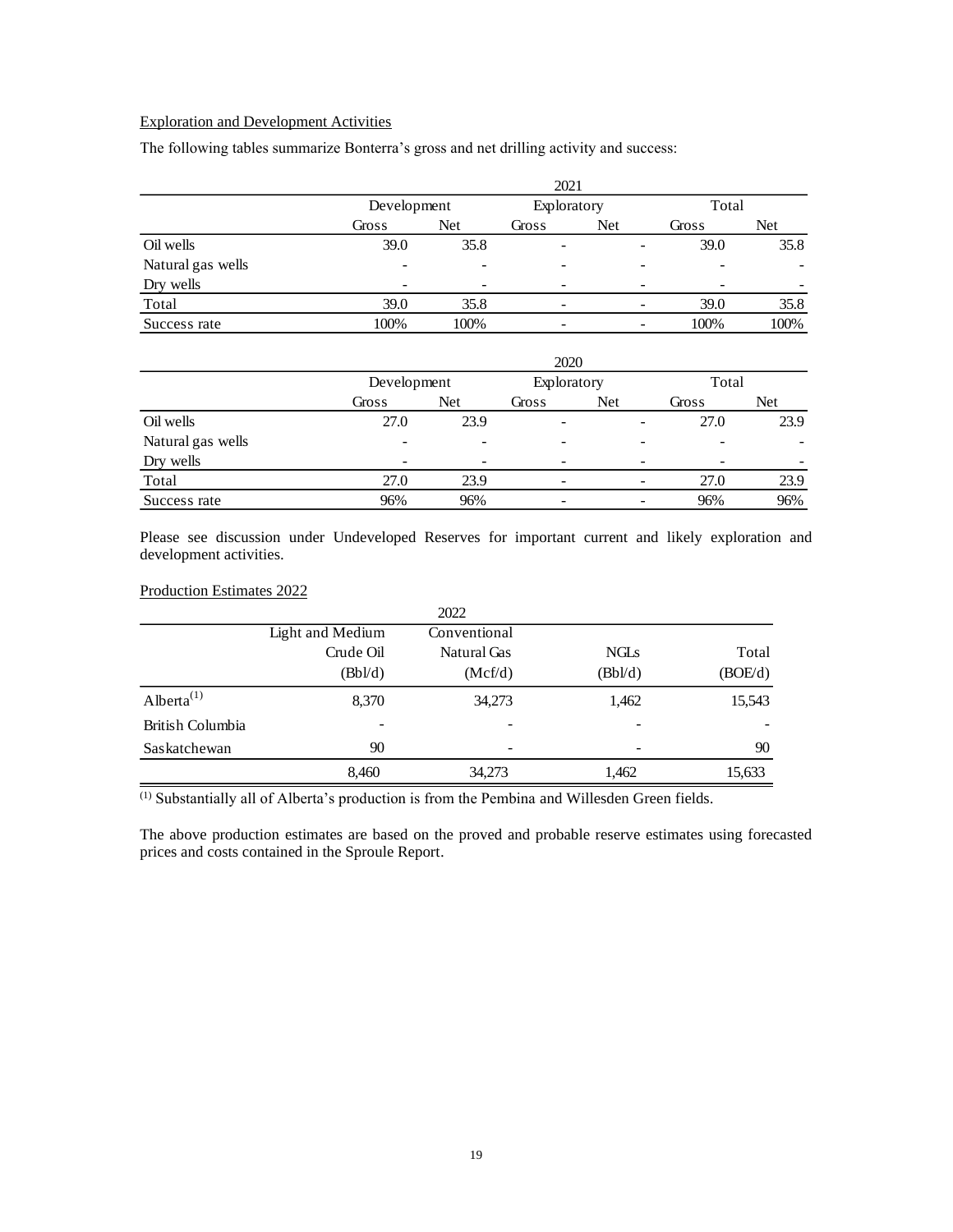Exploration and Development Activities

The following tables summarize Bonterra's gross and net drilling activity and success:

| | 2021 | | | | | |
|---|---|---|---|---|---|---|
| | Development | | Exploratory | | Total | |
| | Gross | Net | Gross | Net | Gross | Net |
| Oil wells | 39.0 | 35.8 | - | - | 39.0 | 35.8 |
| Natural gas wells | - | - | - | - | - | - |
| Dry wells | - | - | - | - | - | - |
| Total | 39.0 | 35.8 | - | - | 39.0 | 35.8 |
| Success rate | 100% | 100% | - | - | 100% | 100% |

| | 2020 | | | | | |
|---|---|---|---|---|---|---|
| | Development | | Exploratory | | Total | |
| | Gross | Net | Gross | Net | Gross | Net |
| Oil wells | 27.0 | 23.9 | - | - | 27.0 | 23.9 |
| Natural gas wells | - | - | - | - | - | - |
| Dry wells | - | - | - | - | - | - |
| Total | 27.0 | 23.9 | - | - | 27.0 | 23.9 |
| Success rate | 96% | 96% | - | - | 96% | 96% |

Please see discussion under Undeveloped Reserves for important current and likely exploration and development activities.

Production Estimates 2022

| | 2022 | | | |
|---|---|---|---|---|
| | Light and Medium Crude Oil (Bbl/d) | Conventional Natural Gas (Mcf/d) | NGLs (Bbl/d) | Total (BOE/d) |
| Alberta[1] | 8,370 | 34,273 | 1,462 | 15,543 |
| British Columbia | - | - | - | - |
| Saskatchewan | 90 | - | - | 90 |
| | 8,460 | 34,273 | 1,462 | 15,633 |

[1] Substantially all of Alberta's production is from the Pembina and Willesden Green fields.

The above production estimates are based on the proved and probable reserve estimates using forecasted prices and costs contained in the Sproule Report.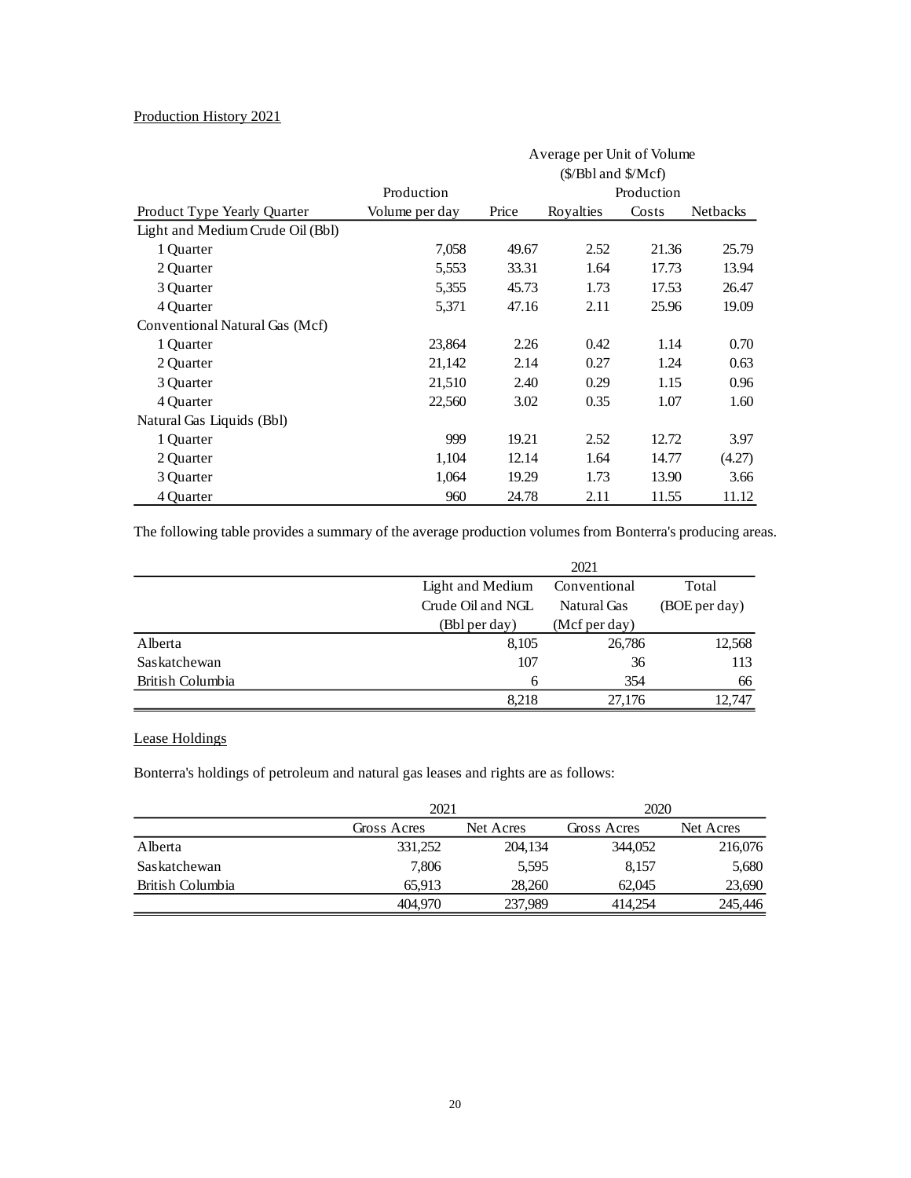Production History 2021

| Product Type Yearly Quarter | Production Volume per day | Average per Unit of Volume ($/Bbl and $/Mcf) Price | Royalties | Production Costs | Netbacks |
|---|---|---|---|---|---|
| Light and Medium Crude Oil (Bbl) | | | | | |
| 1 Quarter | 7,058 | 49.67 | 2.52 | 21.36 | 25.79 |
| 2 Quarter | 5,553 | 33.31 | 1.64 | 17.73 | 13.94 |
| 3 Quarter | 5,355 | 45.73 | 1.73 | 17.53 | 26.47 |
| 4 Quarter | 5,371 | 47.16 | 2.11 | 25.96 | 19.09 |
| Conventional Natural Gas (Mcf) | | | | | |
| 1 Quarter | 23,864 | 2.26 | 0.42 | 1.14 | 0.70 |
| 2 Quarter | 21,142 | 2.14 | 0.27 | 1.24 | 0.63 |
| 3 Quarter | 21,510 | 2.40 | 0.29 | 1.15 | 0.96 |
| 4 Quarter | 22,560 | 3.02 | 0.35 | 1.07 | 1.60 |
| Natural Gas Liquids (Bbl) | | | | | |
| 1 Quarter | 999 | 19.21 | 2.52 | 12.72 | 3.97 |
| 2 Quarter | 1,104 | 12.14 | 1.64 | 14.77 | (4.27) |
| 3 Quarter | 1,064 | 19.29 | 1.73 | 13.90 | 3.66 |
| 4 Quarter | 960 | 24.78 | 2.11 | 11.55 | 11.12 |

The following table provides a summary of the average production volumes from Bonterra's producing areas.

| | 2021 Light and Medium Crude Oil and NGL (Bbl per day) | Conventional Natural Gas (Mcf per day) | Total (BOE per day) |
|---|---|---|---|
| Alberta | 8,105 | 26,786 | 12,568 |
| Saskatchewan | 107 | 36 | 113 |
| British Columbia | 6 | 354 | 66 |
| | 8,218 | 27,176 | 12,747 |

Lease Holdings

Bonterra's holdings of petroleum and natural gas leases and rights are as follows:

| | 2021 | | 2020 | |
|---|---|---|---|---|
| | Gross Acres | Net Acres | Gross Acres | Net Acres |
| Alberta | 331,252 | 204,134 | 344,052 | 216,076 |
| Saskatchewan | 7,806 | 5,595 | 8,157 | 5,680 |
| British Columbia | 65,913 | 28,260 | 62,045 | 23,690 |
| | 404,970 | 237,989 | 414,254 | 245,446 |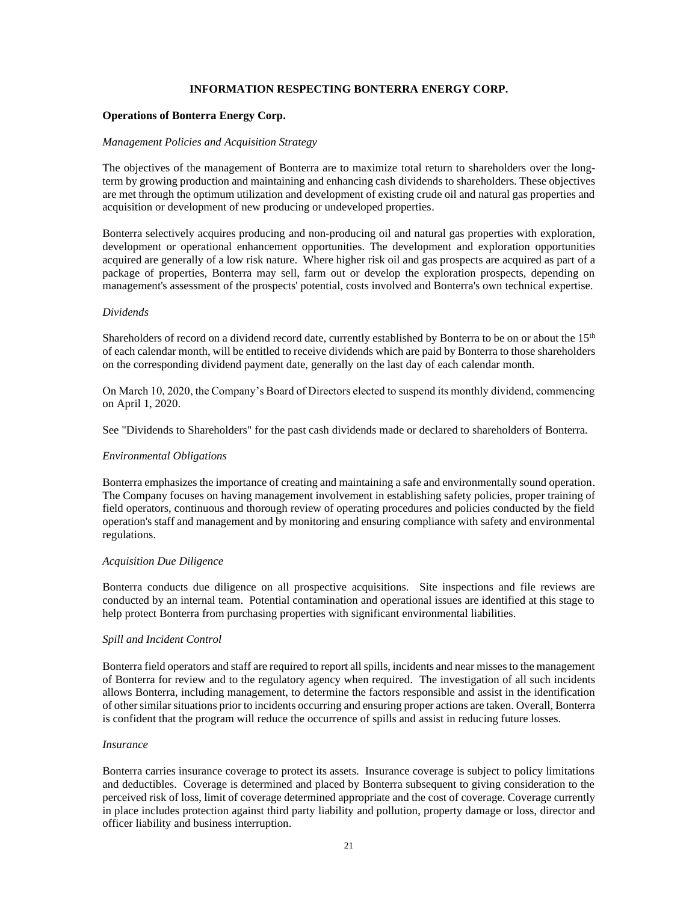# INFORMATION RESPECTING BONTERRA ENERGY CORP.

## Operations of Bonterra Energy Corp.

*Management Policies and Acquisition Strategy*

The objectives of the management of Bonterra are to maximize total return to shareholders over the long-term by growing production and maintaining and enhancing cash dividends to shareholders. These objectives are met through the optimum utilization and development of existing crude oil and natural gas properties and acquisition or development of new producing or undeveloped properties.

Bonterra selectively acquires producing and non-producing oil and natural gas properties with exploration, development or operational enhancement opportunities. The development and exploration opportunities acquired are generally of a low risk nature. Where higher risk oil and gas prospects are acquired as part of a package of properties, Bonterra may sell, farm out or develop the exploration prospects, depending on management's assessment of the prospects' potential, costs involved and Bonterra's own technical expertise.

*Dividends*

Shareholders of record on a dividend record date, currently established by Bonterra to be on or about the 15th of each calendar month, will be entitled to receive dividends which are paid by Bonterra to those shareholders on the corresponding dividend payment date, generally on the last day of each calendar month.

On March 10, 2020, the Company's Board of Directors elected to suspend its monthly dividend, commencing on April 1, 2020.

See "Dividends to Shareholders" for the past cash dividends made or declared to shareholders of Bonterra.

*Environmental Obligations*

Bonterra emphasizes the importance of creating and maintaining a safe and environmentally sound operation. The Company focuses on having management involvement in establishing safety policies, proper training of field operators, continuous and thorough review of operating procedures and policies conducted by the field operation's staff and management and by monitoring and ensuring compliance with safety and environmental regulations.

*Acquisition Due Diligence*

Bonterra conducts due diligence on all prospective acquisitions. Site inspections and file reviews are conducted by an internal team. Potential contamination and operational issues are identified at this stage to help protect Bonterra from purchasing properties with significant environmental liabilities.

*Spill and Incident Control*

Bonterra field operators and staff are required to report all spills, incidents and near misses to the management of Bonterra for review and to the regulatory agency when required. The investigation of all such incidents allows Bonterra, including management, to determine the factors responsible and assist in the identification of other similar situations prior to incidents occurring and ensuring proper actions are taken. Overall, Bonterra is confident that the program will reduce the occurrence of spills and assist in reducing future losses.

*Insurance*

Bonterra carries insurance coverage to protect its assets. Insurance coverage is subject to policy limitations and deductibles. Coverage is determined and placed by Bonterra subsequent to giving consideration to the perceived risk of loss, limit of coverage determined appropriate and the cost of coverage. Coverage currently in place includes protection against third party liability and pollution, property damage or loss, director and officer liability and business interruption.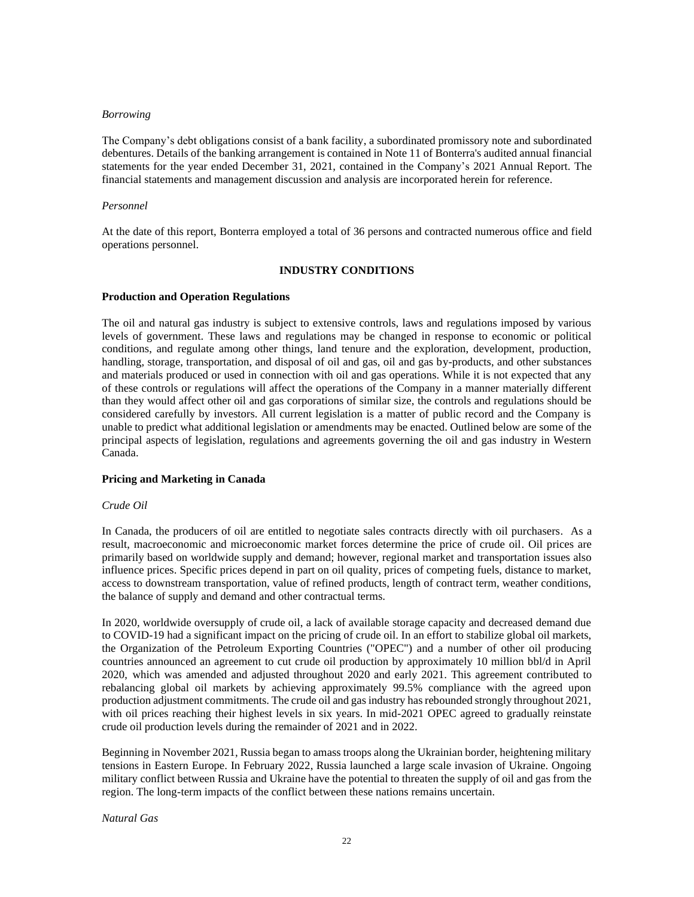*Borrowing*

The Company's debt obligations consist of a bank facility, a subordinated promissory note and subordinated debentures. Details of the banking arrangement is contained in Note 11 of Bonterra's audited annual financial statements for the year ended December 31, 2021, contained in the Company's 2021 Annual Report. The financial statements and management discussion and analysis are incorporated herein for reference.

*Personnel*

At the date of this report, Bonterra employed a total of 36 persons and contracted numerous office and field operations personnel.

## INDUSTRY CONDITIONS

### Production and Operation Regulations

The oil and natural gas industry is subject to extensive controls, laws and regulations imposed by various levels of government. These laws and regulations may be changed in response to economic or political conditions, and regulate among other things, land tenure and the exploration, development, production, handling, storage, transportation, and disposal of oil and gas, oil and gas by-products, and other substances and materials produced or used in connection with oil and gas operations. While it is not expected that any of these controls or regulations will affect the operations of the Company in a manner materially different than they would affect other oil and gas corporations of similar size, the controls and regulations should be considered carefully by investors. All current legislation is a matter of public record and the Company is unable to predict what additional legislation or amendments may be enacted. Outlined below are some of the principal aspects of legislation, regulations and agreements governing the oil and gas industry in Western Canada.

### Pricing and Marketing in Canada

*Crude Oil*

In Canada, the producers of oil are entitled to negotiate sales contracts directly with oil purchasers. As a result, macroeconomic and microeconomic market forces determine the price of crude oil. Oil prices are primarily based on worldwide supply and demand; however, regional market and transportation issues also influence prices. Specific prices depend in part on oil quality, prices of competing fuels, distance to market, access to downstream transportation, value of refined products, length of contract term, weather conditions, the balance of supply and demand and other contractual terms.

In 2020, worldwide oversupply of crude oil, a lack of available storage capacity and decreased demand due to COVID-19 had a significant impact on the pricing of crude oil. In an effort to stabilize global oil markets, the Organization of the Petroleum Exporting Countries ("OPEC") and a number of other oil producing countries announced an agreement to cut crude oil production by approximately 10 million bbl/d in April 2020, which was amended and adjusted throughout 2020 and early 2021. This agreement contributed to rebalancing global oil markets by achieving approximately 99.5% compliance with the agreed upon production adjustment commitments. The crude oil and gas industry has rebounded strongly throughout 2021, with oil prices reaching their highest levels in six years. In mid-2021 OPEC agreed to gradually reinstate crude oil production levels during the remainder of 2021 and in 2022.

Beginning in November 2021, Russia began to amass troops along the Ukrainian border, heightening military tensions in Eastern Europe. In February 2022, Russia launched a large scale invasion of Ukraine. Ongoing military conflict between Russia and Ukraine have the potential to threaten the supply of oil and gas from the region. The long-term impacts of the conflict between these nations remains uncertain.

*Natural Gas*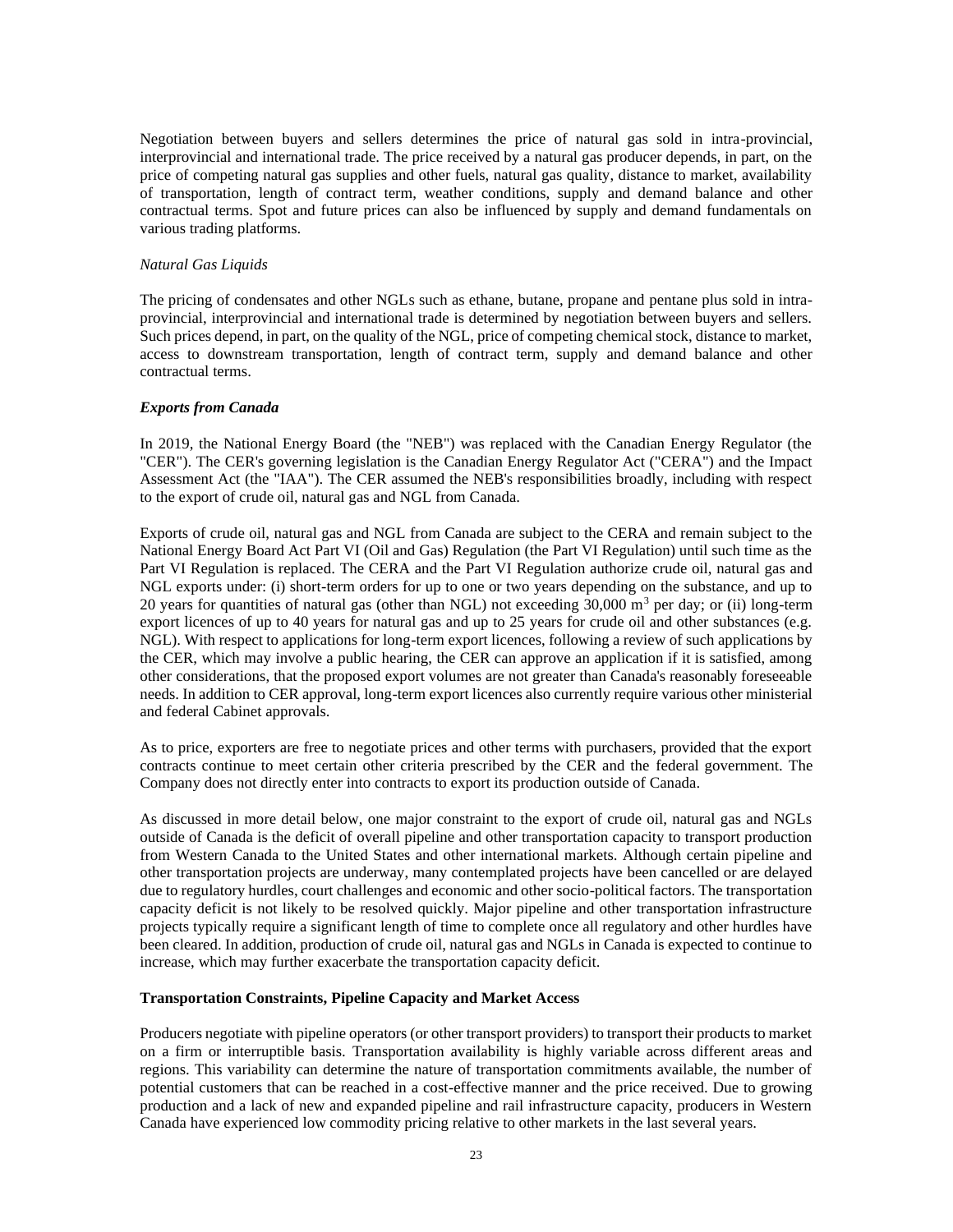Negotiation between buyers and sellers determines the price of natural gas sold in intra-provincial, interprovincial and international trade. The price received by a natural gas producer depends, in part, on the price of competing natural gas supplies and other fuels, natural gas quality, distance to market, availability of transportation, length of contract term, weather conditions, supply and demand balance and other contractual terms. Spot and future prices can also be influenced by supply and demand fundamentals on various trading platforms.

*Natural Gas Liquids*

The pricing of condensates and other NGLs such as ethane, butane, propane and pentane plus sold in intra-provincial, interprovincial and international trade is determined by negotiation between buyers and sellers. Such prices depend, in part, on the quality of the NGL, price of competing chemical stock, distance to market, access to downstream transportation, length of contract term, supply and demand balance and other contractual terms.

***Exports from Canada***

In 2019, the National Energy Board (the "NEB") was replaced with the Canadian Energy Regulator (the "CER"). The CER's governing legislation is the Canadian Energy Regulator Act ("CERA") and the Impact Assessment Act (the "IAA"). The CER assumed the NEB's responsibilities broadly, including with respect to the export of crude oil, natural gas and NGL from Canada.

Exports of crude oil, natural gas and NGL from Canada are subject to the CERA and remain subject to the National Energy Board Act Part VI (Oil and Gas) Regulation (the Part VI Regulation) until such time as the Part VI Regulation is replaced. The CERA and the Part VI Regulation authorize crude oil, natural gas and NGL exports under: (i) short-term orders for up to one or two years depending on the substance, and up to 20 years for quantities of natural gas (other than NGL) not exceeding 30,000 $m^3$ per day; or (ii) long-term export licences of up to 40 years for natural gas and up to 25 years for crude oil and other substances (e.g. NGL). With respect to applications for long-term export licences, following a review of such applications by the CER, which may involve a public hearing, the CER can approve an application if it is satisfied, among other considerations, that the proposed export volumes are not greater than Canada's reasonably foreseeable needs. In addition to CER approval, long-term export licences also currently require various other ministerial and federal Cabinet approvals.

As to price, exporters are free to negotiate prices and other terms with purchasers, provided that the export contracts continue to meet certain other criteria prescribed by the CER and the federal government. The Company does not directly enter into contracts to export its production outside of Canada.

As discussed in more detail below, one major constraint to the export of crude oil, natural gas and NGLs outside of Canada is the deficit of overall pipeline and other transportation capacity to transport production from Western Canada to the United States and other international markets. Although certain pipeline and other transportation projects are underway, many contemplated projects have been cancelled or are delayed due to regulatory hurdles, court challenges and economic and other socio-political factors. The transportation capacity deficit is not likely to be resolved quickly. Major pipeline and other transportation infrastructure projects typically require a significant length of time to complete once all regulatory and other hurdles have been cleared. In addition, production of crude oil, natural gas and NGLs in Canada is expected to continue to increase, which may further exacerbate the transportation capacity deficit.

**Transportation Constraints, Pipeline Capacity and Market Access**

Producers negotiate with pipeline operators (or other transport providers) to transport their products to market on a firm or interruptible basis. Transportation availability is highly variable across different areas and regions. This variability can determine the nature of transportation commitments available, the number of potential customers that can be reached in a cost-effective manner and the price received. Due to growing production and a lack of new and expanded pipeline and rail infrastructure capacity, producers in Western Canada have experienced low commodity pricing relative to other markets in the last several years.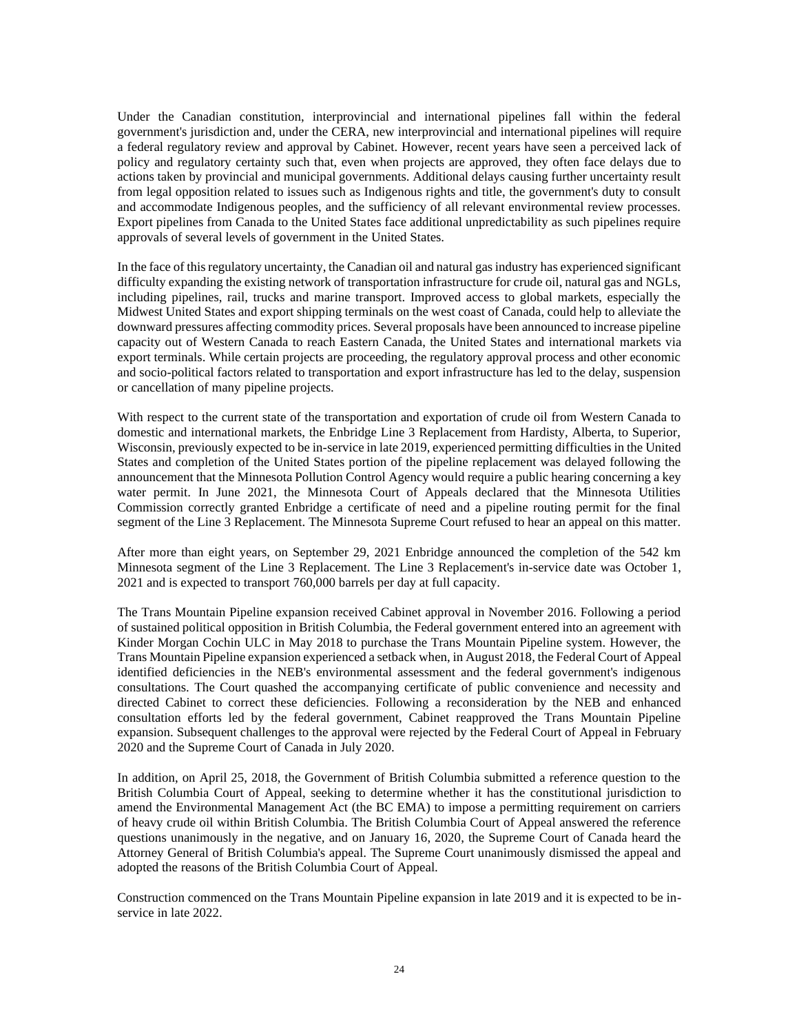Under the Canadian constitution, interprovincial and international pipelines fall within the federal government's jurisdiction and, under the CERA, new interprovincial and international pipelines will require a federal regulatory review and approval by Cabinet. However, recent years have seen a perceived lack of policy and regulatory certainty such that, even when projects are approved, they often face delays due to actions taken by provincial and municipal governments. Additional delays causing further uncertainty result from legal opposition related to issues such as Indigenous rights and title, the government's duty to consult and accommodate Indigenous peoples, and the sufficiency of all relevant environmental review processes. Export pipelines from Canada to the United States face additional unpredictability as such pipelines require approvals of several levels of government in the United States.

In the face of this regulatory uncertainty, the Canadian oil and natural gas industry has experienced significant difficulty expanding the existing network of transportation infrastructure for crude oil, natural gas and NGLs, including pipelines, rail, trucks and marine transport. Improved access to global markets, especially the Midwest United States and export shipping terminals on the west coast of Canada, could help to alleviate the downward pressures affecting commodity prices. Several proposals have been announced to increase pipeline capacity out of Western Canada to reach Eastern Canada, the United States and international markets via export terminals. While certain projects are proceeding, the regulatory approval process and other economic and socio-political factors related to transportation and export infrastructure has led to the delay, suspension or cancellation of many pipeline projects.

With respect to the current state of the transportation and exportation of crude oil from Western Canada to domestic and international markets, the Enbridge Line 3 Replacement from Hardisty, Alberta, to Superior, Wisconsin, previously expected to be in-service in late 2019, experienced permitting difficulties in the United States and completion of the United States portion of the pipeline replacement was delayed following the announcement that the Minnesota Pollution Control Agency would require a public hearing concerning a key water permit. In June 2021, the Minnesota Court of Appeals declared that the Minnesota Utilities Commission correctly granted Enbridge a certificate of need and a pipeline routing permit for the final segment of the Line 3 Replacement. The Minnesota Supreme Court refused to hear an appeal on this matter.

After more than eight years, on September 29, 2021 Enbridge announced the completion of the 542 km Minnesota segment of the Line 3 Replacement. The Line 3 Replacement's in-service date was October 1, 2021 and is expected to transport 760,000 barrels per day at full capacity.

The Trans Mountain Pipeline expansion received Cabinet approval in November 2016. Following a period of sustained political opposition in British Columbia, the Federal government entered into an agreement with Kinder Morgan Cochin ULC in May 2018 to purchase the Trans Mountain Pipeline system. However, the Trans Mountain Pipeline expansion experienced a setback when, in August 2018, the Federal Court of Appeal identified deficiencies in the NEB's environmental assessment and the federal government's indigenous consultations. The Court quashed the accompanying certificate of public convenience and necessity and directed Cabinet to correct these deficiencies. Following a reconsideration by the NEB and enhanced consultation efforts led by the federal government, Cabinet reapproved the Trans Mountain Pipeline expansion. Subsequent challenges to the approval were rejected by the Federal Court of Appeal in February 2020 and the Supreme Court of Canada in July 2020.

In addition, on April 25, 2018, the Government of British Columbia submitted a reference question to the British Columbia Court of Appeal, seeking to determine whether it has the constitutional jurisdiction to amend the Environmental Management Act (the BC EMA) to impose a permitting requirement on carriers of heavy crude oil within British Columbia. The British Columbia Court of Appeal answered the reference questions unanimously in the negative, and on January 16, 2020, the Supreme Court of Canada heard the Attorney General of British Columbia's appeal. The Supreme Court unanimously dismissed the appeal and adopted the reasons of the British Columbia Court of Appeal.

Construction commenced on the Trans Mountain Pipeline expansion in late 2019 and it is expected to be in-service in late 2022.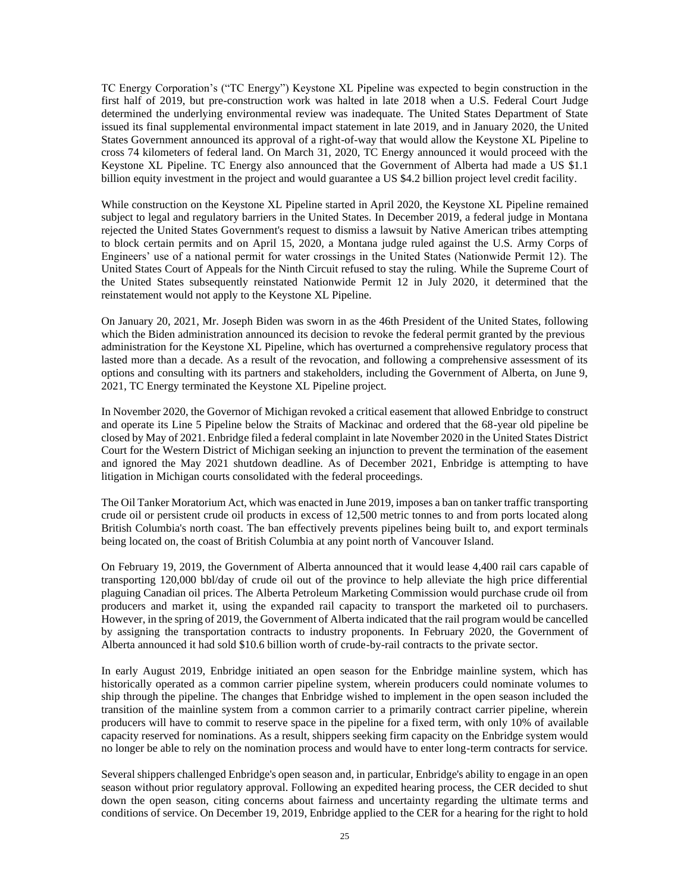TC Energy Corporation's ("TC Energy") Keystone XL Pipeline was expected to begin construction in the first half of 2019, but pre-construction work was halted in late 2018 when a U.S. Federal Court Judge determined the underlying environmental review was inadequate. The United States Department of State issued its final supplemental environmental impact statement in late 2019, and in January 2020, the United States Government announced its approval of a right-of-way that would allow the Keystone XL Pipeline to cross 74 kilometers of federal land. On March 31, 2020, TC Energy announced it would proceed with the Keystone XL Pipeline. TC Energy also announced that the Government of Alberta had made a US $1.1 billion equity investment in the project and would guarantee a US $4.2 billion project level credit facility.

While construction on the Keystone XL Pipeline started in April 2020, the Keystone XL Pipeline remained subject to legal and regulatory barriers in the United States. In December 2019, a federal judge in Montana rejected the United States Government's request to dismiss a lawsuit by Native American tribes attempting to block certain permits and on April 15, 2020, a Montana judge ruled against the U.S. Army Corps of Engineers' use of a national permit for water crossings in the United States (Nationwide Permit 12). The United States Court of Appeals for the Ninth Circuit refused to stay the ruling. While the Supreme Court of the United States subsequently reinstated Nationwide Permit 12 in July 2020, it determined that the reinstatement would not apply to the Keystone XL Pipeline.

On January 20, 2021, Mr. Joseph Biden was sworn in as the 46th President of the United States, following which the Biden administration announced its decision to revoke the federal permit granted by the previous administration for the Keystone XL Pipeline, which has overturned a comprehensive regulatory process that lasted more than a decade. As a result of the revocation, and following a comprehensive assessment of its options and consulting with its partners and stakeholders, including the Government of Alberta, on June 9, 2021, TC Energy terminated the Keystone XL Pipeline project.

In November 2020, the Governor of Michigan revoked a critical easement that allowed Enbridge to construct and operate its Line 5 Pipeline below the Straits of Mackinac and ordered that the 68-year old pipeline be closed by May of 2021. Enbridge filed a federal complaint in late November 2020 in the United States District Court for the Western District of Michigan seeking an injunction to prevent the termination of the easement and ignored the May 2021 shutdown deadline. As of December 2021, Enbridge is attempting to have litigation in Michigan courts consolidated with the federal proceedings.

The Oil Tanker Moratorium Act, which was enacted in June 2019, imposes a ban on tanker traffic transporting crude oil or persistent crude oil products in excess of 12,500 metric tonnes to and from ports located along British Columbia's north coast. The ban effectively prevents pipelines being built to, and export terminals being located on, the coast of British Columbia at any point north of Vancouver Island.

On February 19, 2019, the Government of Alberta announced that it would lease 4,400 rail cars capable of transporting 120,000 bbl/day of crude oil out of the province to help alleviate the high price differential plaguing Canadian oil prices. The Alberta Petroleum Marketing Commission would purchase crude oil from producers and market it, using the expanded rail capacity to transport the marketed oil to purchasers. However, in the spring of 2019, the Government of Alberta indicated that the rail program would be cancelled by assigning the transportation contracts to industry proponents. In February 2020, the Government of Alberta announced it had sold $10.6 billion worth of crude-by-rail contracts to the private sector.

In early August 2019, Enbridge initiated an open season for the Enbridge mainline system, which has historically operated as a common carrier pipeline system, wherein producers could nominate volumes to ship through the pipeline. The changes that Enbridge wished to implement in the open season included the transition of the mainline system from a common carrier to a primarily contract carrier pipeline, wherein producers will have to commit to reserve space in the pipeline for a fixed term, with only 10% of available capacity reserved for nominations. As a result, shippers seeking firm capacity on the Enbridge system would no longer be able to rely on the nomination process and would have to enter long-term contracts for service.

Several shippers challenged Enbridge's open season and, in particular, Enbridge's ability to engage in an open season without prior regulatory approval. Following an expedited hearing process, the CER decided to shut down the open season, citing concerns about fairness and uncertainty regarding the ultimate terms and conditions of service. On December 19, 2019, Enbridge applied to the CER for a hearing for the right to hold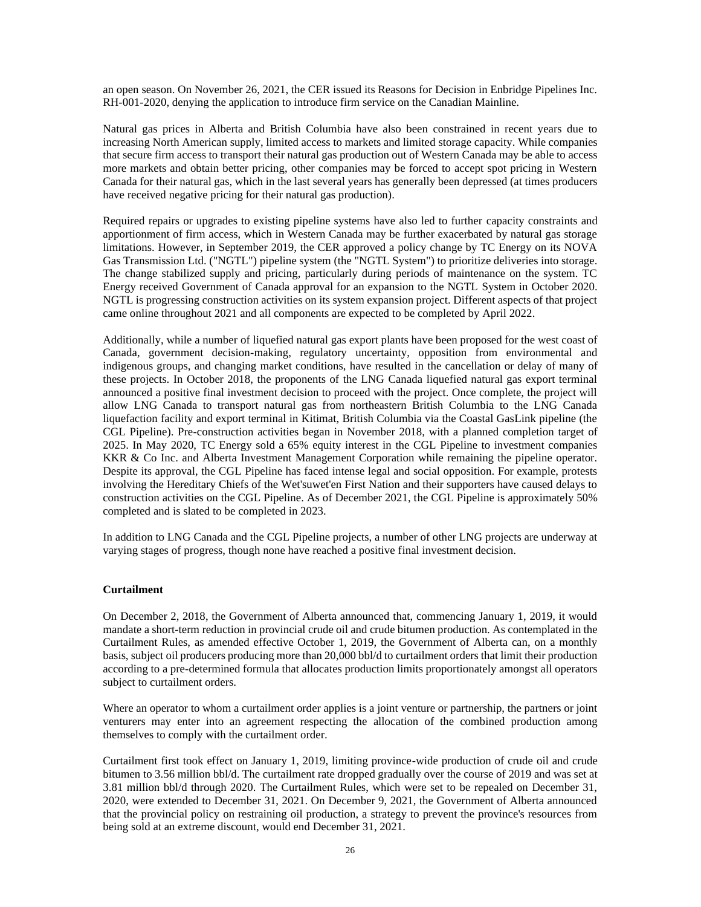an open season. On November 26, 2021, the CER issued its Reasons for Decision in Enbridge Pipelines Inc. RH-001-2020, denying the application to introduce firm service on the Canadian Mainline.

Natural gas prices in Alberta and British Columbia have also been constrained in recent years due to increasing North American supply, limited access to markets and limited storage capacity. While companies that secure firm access to transport their natural gas production out of Western Canada may be able to access more markets and obtain better pricing, other companies may be forced to accept spot pricing in Western Canada for their natural gas, which in the last several years has generally been depressed (at times producers have received negative pricing for their natural gas production).

Required repairs or upgrades to existing pipeline systems have also led to further capacity constraints and apportionment of firm access, which in Western Canada may be further exacerbated by natural gas storage limitations. However, in September 2019, the CER approved a policy change by TC Energy on its NOVA Gas Transmission Ltd. ("NGTL") pipeline system (the "NGTL System") to prioritize deliveries into storage. The change stabilized supply and pricing, particularly during periods of maintenance on the system. TC Energy received Government of Canada approval for an expansion to the NGTL System in October 2020. NGTL is progressing construction activities on its system expansion project. Different aspects of that project came online throughout 2021 and all components are expected to be completed by April 2022.

Additionally, while a number of liquefied natural gas export plants have been proposed for the west coast of Canada, government decision-making, regulatory uncertainty, opposition from environmental and indigenous groups, and changing market conditions, have resulted in the cancellation or delay of many of these projects. In October 2018, the proponents of the LNG Canada liquefied natural gas export terminal announced a positive final investment decision to proceed with the project. Once complete, the project will allow LNG Canada to transport natural gas from northeastern British Columbia to the LNG Canada liquefaction facility and export terminal in Kitimat, British Columbia via the Coastal GasLink pipeline (the CGL Pipeline). Pre-construction activities began in November 2018, with a planned completion target of 2025. In May 2020, TC Energy sold a 65% equity interest in the CGL Pipeline to investment companies KKR & Co Inc. and Alberta Investment Management Corporation while remaining the pipeline operator. Despite its approval, the CGL Pipeline has faced intense legal and social opposition. For example, protests involving the Hereditary Chiefs of the Wet'suwet'en First Nation and their supporters have caused delays to construction activities on the CGL Pipeline. As of December 2021, the CGL Pipeline is approximately 50% completed and is slated to be completed in 2023.

In addition to LNG Canada and the CGL Pipeline projects, a number of other LNG projects are underway at varying stages of progress, though none have reached a positive final investment decision.

**Curtailment**

On December 2, 2018, the Government of Alberta announced that, commencing January 1, 2019, it would mandate a short-term reduction in provincial crude oil and crude bitumen production. As contemplated in the Curtailment Rules, as amended effective October 1, 2019, the Government of Alberta can, on a monthly basis, subject oil producers producing more than 20,000 bbl/d to curtailment orders that limit their production according to a pre-determined formula that allocates production limits proportionately amongst all operators subject to curtailment orders.

Where an operator to whom a curtailment order applies is a joint venture or partnership, the partners or joint venturers may enter into an agreement respecting the allocation of the combined production among themselves to comply with the curtailment order.

Curtailment first took effect on January 1, 2019, limiting province-wide production of crude oil and crude bitumen to 3.56 million bbl/d. The curtailment rate dropped gradually over the course of 2019 and was set at 3.81 million bbl/d through 2020. The Curtailment Rules, which were set to be repealed on December 31, 2020, were extended to December 31, 2021. On December 9, 2021, the Government of Alberta announced that the provincial policy on restraining oil production, a strategy to prevent the province's resources from being sold at an extreme discount, would end December 31, 2021.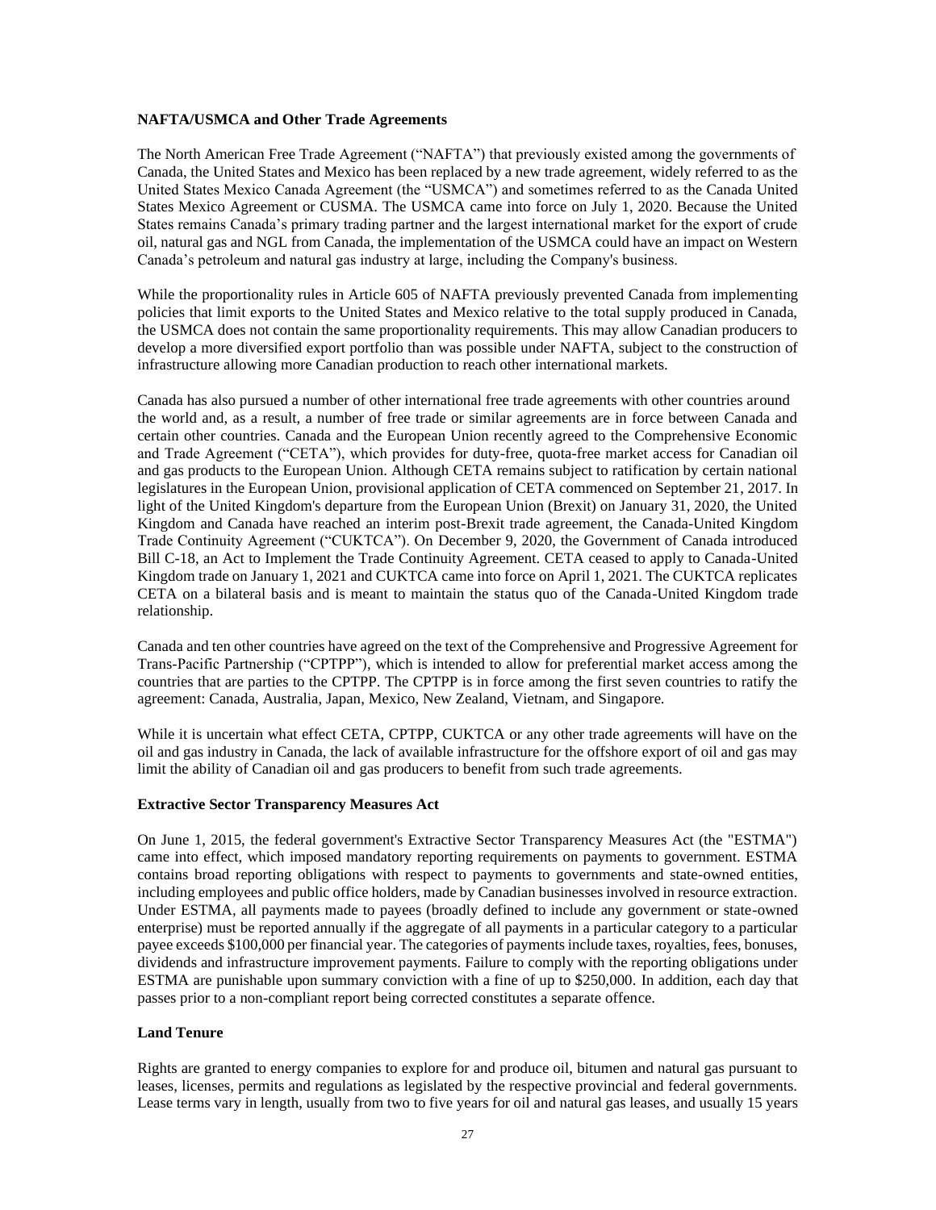**NAFTA/USMCA and Other Trade Agreements**

The North American Free Trade Agreement ("NAFTA") that previously existed among the governments of Canada, the United States and Mexico has been replaced by a new trade agreement, widely referred to as the United States Mexico Canada Agreement (the "USMCA") and sometimes referred to as the Canada United States Mexico Agreement or CUSMA. The USMCA came into force on July 1, 2020. Because the United States remains Canada's primary trading partner and the largest international market for the export of crude oil, natural gas and NGL from Canada, the implementation of the USMCA could have an impact on Western Canada's petroleum and natural gas industry at large, including the Company's business.

While the proportionality rules in Article 605 of NAFTA previously prevented Canada from implementing policies that limit exports to the United States and Mexico relative to the total supply produced in Canada, the USMCA does not contain the same proportionality requirements. This may allow Canadian producers to develop a more diversified export portfolio than was possible under NAFTA, subject to the construction of infrastructure allowing more Canadian production to reach other international markets.

Canada has also pursued a number of other international free trade agreements with other countries around the world and, as a result, a number of free trade or similar agreements are in force between Canada and certain other countries. Canada and the European Union recently agreed to the Comprehensive Economic and Trade Agreement ("CETA"), which provides for duty-free, quota-free market access for Canadian oil and gas products to the European Union. Although CETA remains subject to ratification by certain national legislatures in the European Union, provisional application of CETA commenced on September 21, 2017. In light of the United Kingdom's departure from the European Union (Brexit) on January 31, 2020, the United Kingdom and Canada have reached an interim post-Brexit trade agreement, the Canada-United Kingdom Trade Continuity Agreement ("CUKTCA"). On December 9, 2020, the Government of Canada introduced Bill C-18, an Act to Implement the Trade Continuity Agreement. CETA ceased to apply to Canada-United Kingdom trade on January 1, 2021 and CUKTCA came into force on April 1, 2021. The CUKTCA replicates CETA on a bilateral basis and is meant to maintain the status quo of the Canada-United Kingdom trade relationship.

Canada and ten other countries have agreed on the text of the Comprehensive and Progressive Agreement for Trans-Pacific Partnership ("CPTPP"), which is intended to allow for preferential market access among the countries that are parties to the CPTPP. The CPTPP is in force among the first seven countries to ratify the agreement: Canada, Australia, Japan, Mexico, New Zealand, Vietnam, and Singapore.

While it is uncertain what effect CETA, CPTPP, CUKTCA or any other trade agreements will have on the oil and gas industry in Canada, the lack of available infrastructure for the offshore export of oil and gas may limit the ability of Canadian oil and gas producers to benefit from such trade agreements.

**Extractive Sector Transparency Measures Act**

On June 1, 2015, the federal government's Extractive Sector Transparency Measures Act (the "ESTMA") came into effect, which imposed mandatory reporting requirements on payments to government. ESTMA contains broad reporting obligations with respect to payments to governments and state-owned entities, including employees and public office holders, made by Canadian businesses involved in resource extraction. Under ESTMA, all payments made to payees (broadly defined to include any government or state-owned enterprise) must be reported annually if the aggregate of all payments in a particular category to a particular payee exceeds $100,000 per financial year. The categories of payments include taxes, royalties, fees, bonuses, dividends and infrastructure improvement payments. Failure to comply with the reporting obligations under ESTMA are punishable upon summary conviction with a fine of up to $250,000. In addition, each day that passes prior to a non-compliant report being corrected constitutes a separate offence.

**Land Tenure**

Rights are granted to energy companies to explore for and produce oil, bitumen and natural gas pursuant to leases, licenses, permits and regulations as legislated by the respective provincial and federal governments. Lease terms vary in length, usually from two to five years for oil and natural gas leases, and usually 15 years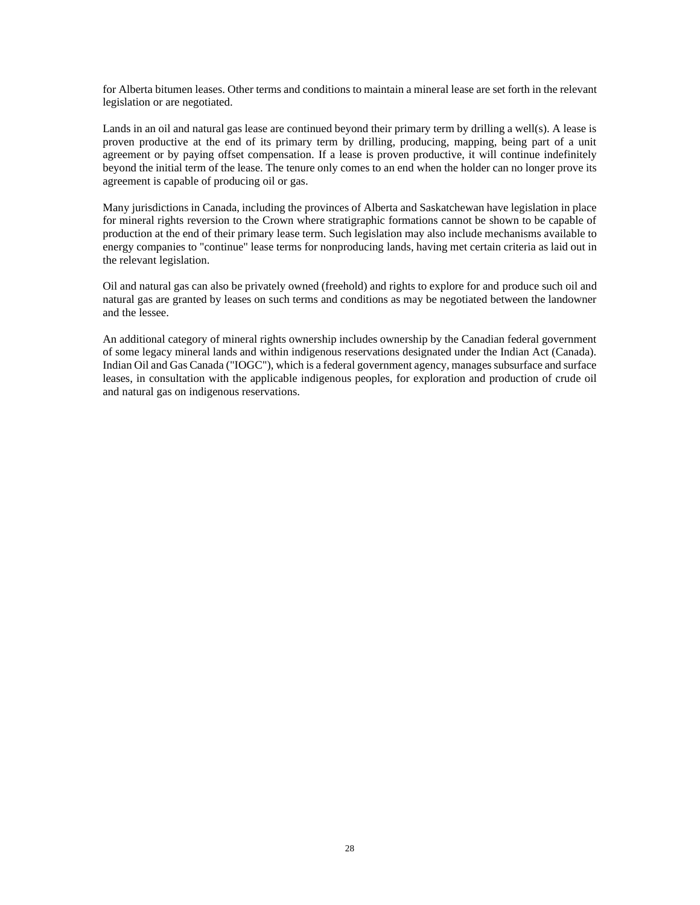for Alberta bitumen leases. Other terms and conditions to maintain a mineral lease are set forth in the relevant legislation or are negotiated.

Lands in an oil and natural gas lease are continued beyond their primary term by drilling a well(s). A lease is proven productive at the end of its primary term by drilling, producing, mapping, being part of a unit agreement or by paying offset compensation. If a lease is proven productive, it will continue indefinitely beyond the initial term of the lease. The tenure only comes to an end when the holder can no longer prove its agreement is capable of producing oil or gas.

Many jurisdictions in Canada, including the provinces of Alberta and Saskatchewan have legislation in place for mineral rights reversion to the Crown where stratigraphic formations cannot be shown to be capable of production at the end of their primary lease term. Such legislation may also include mechanisms available to energy companies to "continue" lease terms for nonproducing lands, having met certain criteria as laid out in the relevant legislation.

Oil and natural gas can also be privately owned (freehold) and rights to explore for and produce such oil and natural gas are granted by leases on such terms and conditions as may be negotiated between the landowner and the lessee.

An additional category of mineral rights ownership includes ownership by the Canadian federal government of some legacy mineral lands and within indigenous reservations designated under the Indian Act (Canada). Indian Oil and Gas Canada ("IOGC"), which is a federal government agency, manages subsurface and surface leases, in consultation with the applicable indigenous peoples, for exploration and production of crude oil and natural gas on indigenous reservations.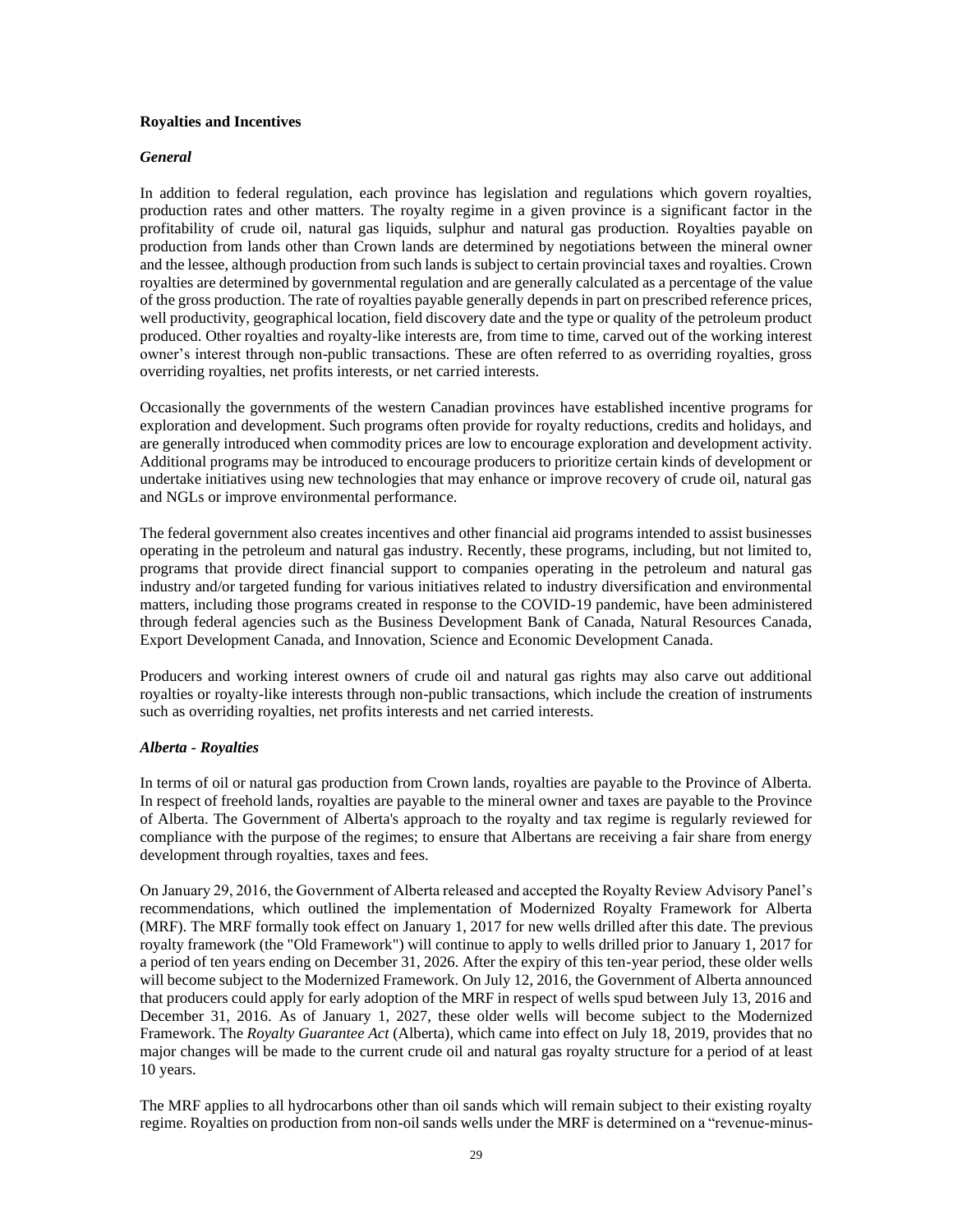## Royalties and Incentives

### *General*

In addition to federal regulation, each province has legislation and regulations which govern royalties, production rates and other matters. The royalty regime in a given province is a significant factor in the profitability of crude oil, natural gas liquids, sulphur and natural gas production. Royalties payable on production from lands other than Crown lands are determined by negotiations between the mineral owner and the lessee, although production from such lands is subject to certain provincial taxes and royalties. Crown royalties are determined by governmental regulation and are generally calculated as a percentage of the value of the gross production. The rate of royalties payable generally depends in part on prescribed reference prices, well productivity, geographical location, field discovery date and the type or quality of the petroleum product produced. Other royalties and royalty-like interests are, from time to time, carved out of the working interest owner's interest through non-public transactions. These are often referred to as overriding royalties, gross overriding royalties, net profits interests, or net carried interests.

Occasionally the governments of the western Canadian provinces have established incentive programs for exploration and development. Such programs often provide for royalty reductions, credits and holidays, and are generally introduced when commodity prices are low to encourage exploration and development activity. Additional programs may be introduced to encourage producers to prioritize certain kinds of development or undertake initiatives using new technologies that may enhance or improve recovery of crude oil, natural gas and NGLs or improve environmental performance.

The federal government also creates incentives and other financial aid programs intended to assist businesses operating in the petroleum and natural gas industry. Recently, these programs, including, but not limited to, programs that provide direct financial support to companies operating in the petroleum and natural gas industry and/or targeted funding for various initiatives related to industry diversification and environmental matters, including those programs created in response to the COVID-19 pandemic, have been administered through federal agencies such as the Business Development Bank of Canada, Natural Resources Canada, Export Development Canada, and Innovation, Science and Economic Development Canada.

Producers and working interest owners of crude oil and natural gas rights may also carve out additional royalties or royalty-like interests through non-public transactions, which include the creation of instruments such as overriding royalties, net profits interests and net carried interests.

### *Alberta - Royalties*

In terms of oil or natural gas production from Crown lands, royalties are payable to the Province of Alberta. In respect of freehold lands, royalties are payable to the mineral owner and taxes are payable to the Province of Alberta. The Government of Alberta's approach to the royalty and tax regime is regularly reviewed for compliance with the purpose of the regimes; to ensure that Albertans are receiving a fair share from energy development through royalties, taxes and fees.

On January 29, 2016, the Government of Alberta released and accepted the Royalty Review Advisory Panel's recommendations, which outlined the implementation of Modernized Royalty Framework for Alberta (MRF). The MRF formally took effect on January 1, 2017 for new wells drilled after this date. The previous royalty framework (the "Old Framework") will continue to apply to wells drilled prior to January 1, 2017 for a period of ten years ending on December 31, 2026. After the expiry of this ten-year period, these older wells will become subject to the Modernized Framework. On July 12, 2016, the Government of Alberta announced that producers could apply for early adoption of the MRF in respect of wells spud between July 13, 2016 and December 31, 2016. As of January 1, 2027, these older wells will become subject to the Modernized Framework. The *Royalty Guarantee Act* (Alberta), which came into effect on July 18, 2019, provides that no major changes will be made to the current crude oil and natural gas royalty structure for a period of at least 10 years.

The MRF applies to all hydrocarbons other than oil sands which will remain subject to their existing royalty regime. Royalties on production from non-oil sands wells under the MRF is determined on a "revenue-minus-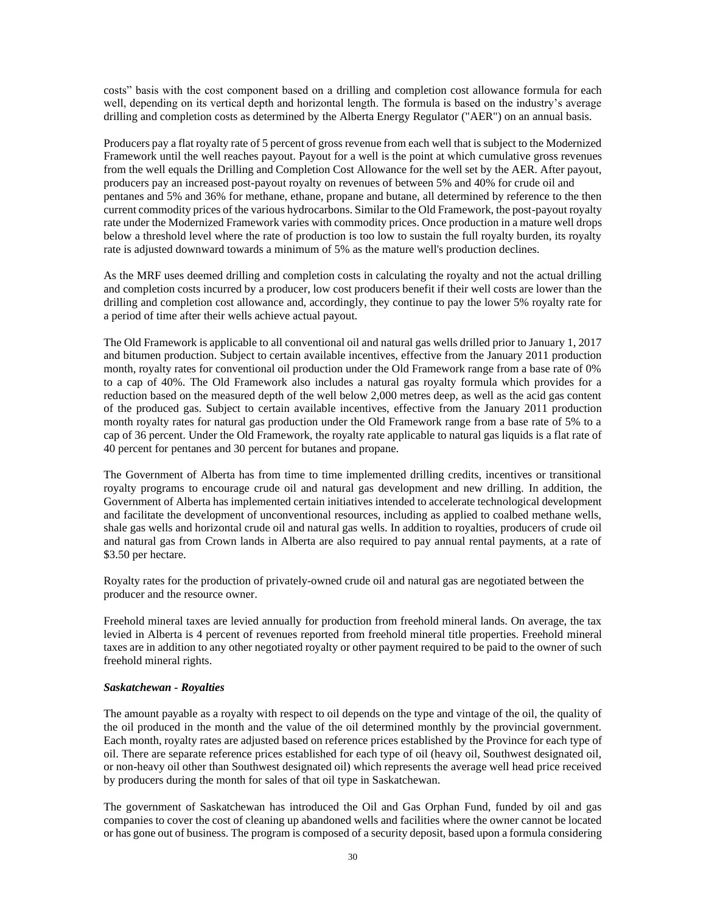costs" basis with the cost component based on a drilling and completion cost allowance formula for each well, depending on its vertical depth and horizontal length. The formula is based on the industry's average drilling and completion costs as determined by the Alberta Energy Regulator ("AER") on an annual basis.

Producers pay a flat royalty rate of 5 percent of gross revenue from each well that is subject to the Modernized Framework until the well reaches payout. Payout for a well is the point at which cumulative gross revenues from the well equals the Drilling and Completion Cost Allowance for the well set by the AER. After payout, producers pay an increased post-payout royalty on revenues of between 5% and 40% for crude oil and pentanes and 5% and 36% for methane, ethane, propane and butane, all determined by reference to the then current commodity prices of the various hydrocarbons. Similar to the Old Framework, the post-payout royalty rate under the Modernized Framework varies with commodity prices. Once production in a mature well drops below a threshold level where the rate of production is too low to sustain the full royalty burden, its royalty rate is adjusted downward towards a minimum of 5% as the mature well's production declines.

As the MRF uses deemed drilling and completion costs in calculating the royalty and not the actual drilling and completion costs incurred by a producer, low cost producers benefit if their well costs are lower than the drilling and completion cost allowance and, accordingly, they continue to pay the lower 5% royalty rate for a period of time after their wells achieve actual payout.

The Old Framework is applicable to all conventional oil and natural gas wells drilled prior to January 1, 2017 and bitumen production. Subject to certain available incentives, effective from the January 2011 production month, royalty rates for conventional oil production under the Old Framework range from a base rate of 0% to a cap of 40%. The Old Framework also includes a natural gas royalty formula which provides for a reduction based on the measured depth of the well below 2,000 metres deep, as well as the acid gas content of the produced gas. Subject to certain available incentives, effective from the January 2011 production month royalty rates for natural gas production under the Old Framework range from a base rate of 5% to a cap of 36 percent. Under the Old Framework, the royalty rate applicable to natural gas liquids is a flat rate of 40 percent for pentanes and 30 percent for butanes and propane.

The Government of Alberta has from time to time implemented drilling credits, incentives or transitional royalty programs to encourage crude oil and natural gas development and new drilling. In addition, the Government of Alberta has implemented certain initiatives intended to accelerate technological development and facilitate the development of unconventional resources, including as applied to coalbed methane wells, shale gas wells and horizontal crude oil and natural gas wells. In addition to royalties, producers of crude oil and natural gas from Crown lands in Alberta are also required to pay annual rental payments, at a rate of $3.50 per hectare.

Royalty rates for the production of privately-owned crude oil and natural gas are negotiated between the producer and the resource owner.

Freehold mineral taxes are levied annually for production from freehold mineral lands. On average, the tax levied in Alberta is 4 percent of revenues reported from freehold mineral title properties. Freehold mineral taxes are in addition to any other negotiated royalty or other payment required to be paid to the owner of such freehold mineral rights.

***Saskatchewan - Royalties***

The amount payable as a royalty with respect to oil depends on the type and vintage of the oil, the quality of the oil produced in the month and the value of the oil determined monthly by the provincial government. Each month, royalty rates are adjusted based on reference prices established by the Province for each type of oil. There are separate reference prices established for each type of oil (heavy oil, Southwest designated oil, or non-heavy oil other than Southwest designated oil) which represents the average well head price received by producers during the month for sales of that oil type in Saskatchewan.

The government of Saskatchewan has introduced the Oil and Gas Orphan Fund, funded by oil and gas companies to cover the cost of cleaning up abandoned wells and facilities where the owner cannot be located or has gone out of business. The program is composed of a security deposit, based upon a formula considering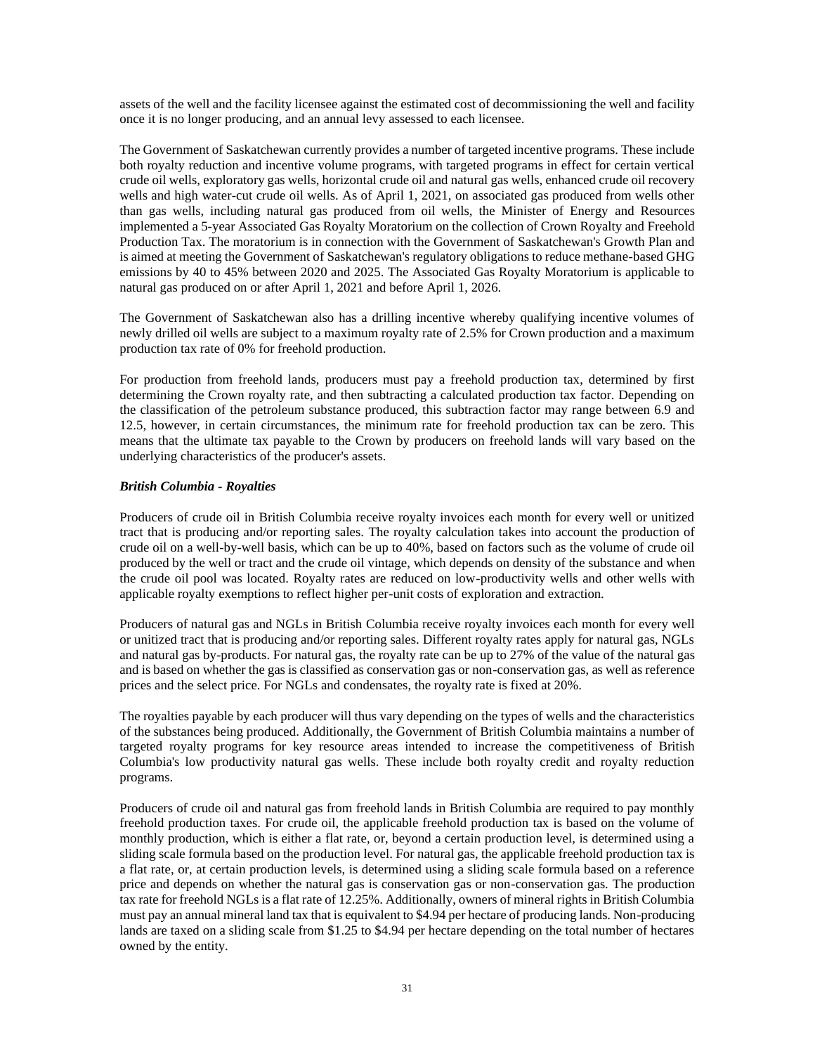assets of the well and the facility licensee against the estimated cost of decommissioning the well and facility once it is no longer producing, and an annual levy assessed to each licensee.

The Government of Saskatchewan currently provides a number of targeted incentive programs. These include both royalty reduction and incentive volume programs, with targeted programs in effect for certain vertical crude oil wells, exploratory gas wells, horizontal crude oil and natural gas wells, enhanced crude oil recovery wells and high water-cut crude oil wells. As of April 1, 2021, on associated gas produced from wells other than gas wells, including natural gas produced from oil wells, the Minister of Energy and Resources implemented a 5-year Associated Gas Royalty Moratorium on the collection of Crown Royalty and Freehold Production Tax. The moratorium is in connection with the Government of Saskatchewan's Growth Plan and is aimed at meeting the Government of Saskatchewan's regulatory obligations to reduce methane-based GHG emissions by 40 to 45% between 2020 and 2025. The Associated Gas Royalty Moratorium is applicable to natural gas produced on or after April 1, 2021 and before April 1, 2026.

The Government of Saskatchewan also has a drilling incentive whereby qualifying incentive volumes of newly drilled oil wells are subject to a maximum royalty rate of 2.5% for Crown production and a maximum production tax rate of 0% for freehold production.

For production from freehold lands, producers must pay a freehold production tax, determined by first determining the Crown royalty rate, and then subtracting a calculated production tax factor. Depending on the classification of the petroleum substance produced, this subtraction factor may range between 6.9 and 12.5, however, in certain circumstances, the minimum rate for freehold production tax can be zero. This means that the ultimate tax payable to the Crown by producers on freehold lands will vary based on the underlying characteristics of the producer's assets.

***British Columbia - Royalties***

Producers of crude oil in British Columbia receive royalty invoices each month for every well or unitized tract that is producing and/or reporting sales. The royalty calculation takes into account the production of crude oil on a well-by-well basis, which can be up to 40%, based on factors such as the volume of crude oil produced by the well or tract and the crude oil vintage, which depends on density of the substance and when the crude oil pool was located. Royalty rates are reduced on low-productivity wells and other wells with applicable royalty exemptions to reflect higher per-unit costs of exploration and extraction.

Producers of natural gas and NGLs in British Columbia receive royalty invoices each month for every well or unitized tract that is producing and/or reporting sales. Different royalty rates apply for natural gas, NGLs and natural gas by-products. For natural gas, the royalty rate can be up to 27% of the value of the natural gas and is based on whether the gas is classified as conservation gas or non-conservation gas, as well as reference prices and the select price. For NGLs and condensates, the royalty rate is fixed at 20%.

The royalties payable by each producer will thus vary depending on the types of wells and the characteristics of the substances being produced. Additionally, the Government of British Columbia maintains a number of targeted royalty programs for key resource areas intended to increase the competitiveness of British Columbia's low productivity natural gas wells. These include both royalty credit and royalty reduction programs.

Producers of crude oil and natural gas from freehold lands in British Columbia are required to pay monthly freehold production taxes. For crude oil, the applicable freehold production tax is based on the volume of monthly production, which is either a flat rate, or, beyond a certain production level, is determined using a sliding scale formula based on the production level. For natural gas, the applicable freehold production tax is a flat rate, or, at certain production levels, is determined using a sliding scale formula based on a reference price and depends on whether the natural gas is conservation gas or non-conservation gas. The production tax rate for freehold NGLs is a flat rate of 12.25%. Additionally, owners of mineral rights in British Columbia must pay an annual mineral land tax that is equivalent to $4.94 per hectare of producing lands. Non-producing lands are taxed on a sliding scale from $1.25 to $4.94 per hectare depending on the total number of hectares owned by the entity.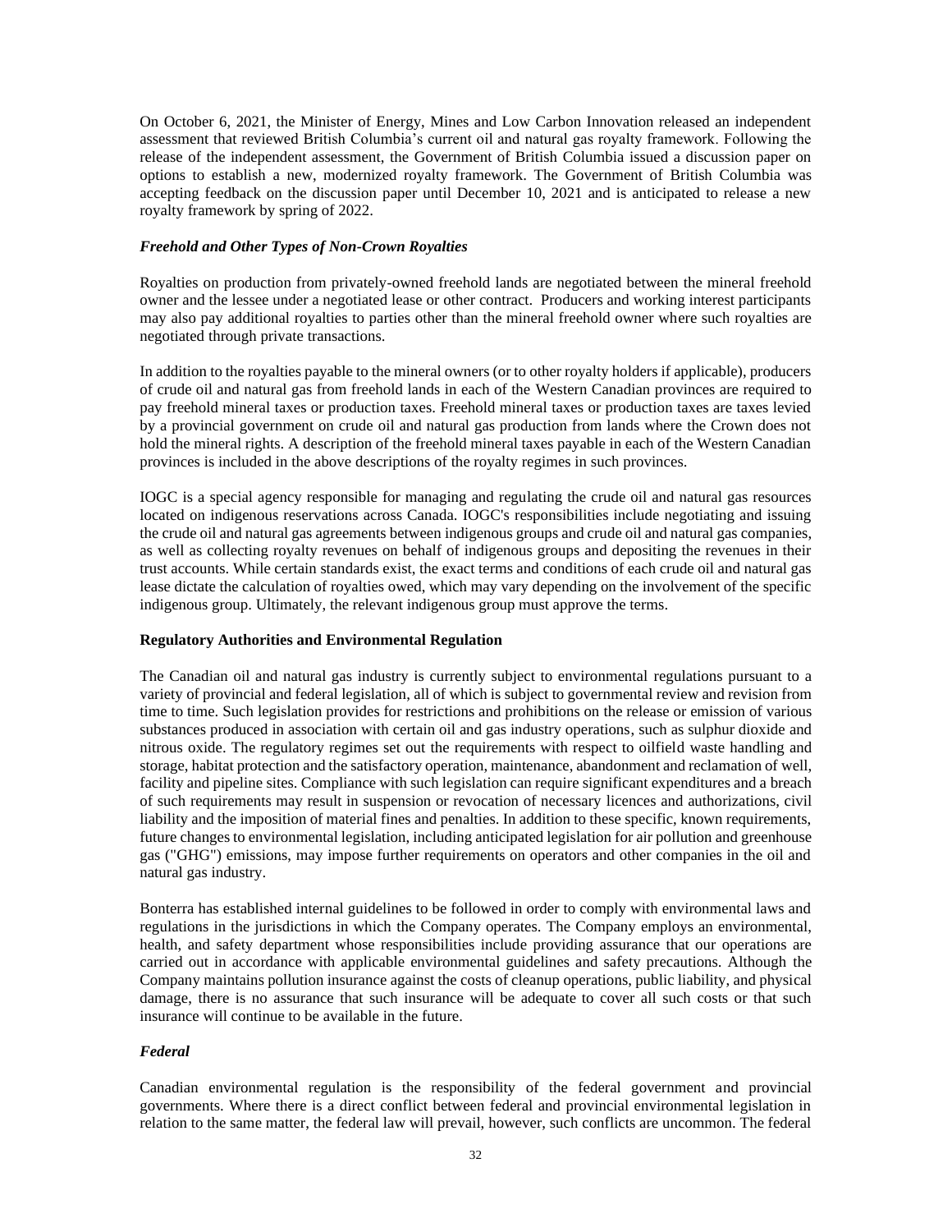On October 6, 2021, the Minister of Energy, Mines and Low Carbon Innovation released an independent assessment that reviewed British Columbia's current oil and natural gas royalty framework. Following the release of the independent assessment, the Government of British Columbia issued a discussion paper on options to establish a new, modernized royalty framework. The Government of British Columbia was accepting feedback on the discussion paper until December 10, 2021 and is anticipated to release a new royalty framework by spring of 2022.

***Freehold and Other Types of Non-Crown Royalties***

Royalties on production from privately-owned freehold lands are negotiated between the mineral freehold owner and the lessee under a negotiated lease or other contract. Producers and working interest participants may also pay additional royalties to parties other than the mineral freehold owner where such royalties are negotiated through private transactions.

In addition to the royalties payable to the mineral owners (or to other royalty holders if applicable), producers of crude oil and natural gas from freehold lands in each of the Western Canadian provinces are required to pay freehold mineral taxes or production taxes. Freehold mineral taxes or production taxes are taxes levied by a provincial government on crude oil and natural gas production from lands where the Crown does not hold the mineral rights. A description of the freehold mineral taxes payable in each of the Western Canadian provinces is included in the above descriptions of the royalty regimes in such provinces.

IOGC is a special agency responsible for managing and regulating the crude oil and natural gas resources located on indigenous reservations across Canada. IOGC's responsibilities include negotiating and issuing the crude oil and natural gas agreements between indigenous groups and crude oil and natural gas companies, as well as collecting royalty revenues on behalf of indigenous groups and depositing the revenues in their trust accounts. While certain standards exist, the exact terms and conditions of each crude oil and natural gas lease dictate the calculation of royalties owed, which may vary depending on the involvement of the specific indigenous group. Ultimately, the relevant indigenous group must approve the terms.

**Regulatory Authorities and Environmental Regulation**

The Canadian oil and natural gas industry is currently subject to environmental regulations pursuant to a variety of provincial and federal legislation, all of which is subject to governmental review and revision from time to time. Such legislation provides for restrictions and prohibitions on the release or emission of various substances produced in association with certain oil and gas industry operations, such as sulphur dioxide and nitrous oxide. The regulatory regimes set out the requirements with respect to oilfield waste handling and storage, habitat protection and the satisfactory operation, maintenance, abandonment and reclamation of well, facility and pipeline sites. Compliance with such legislation can require significant expenditures and a breach of such requirements may result in suspension or revocation of necessary licences and authorizations, civil liability and the imposition of material fines and penalties. In addition to these specific, known requirements, future changes to environmental legislation, including anticipated legislation for air pollution and greenhouse gas ("GHG") emissions, may impose further requirements on operators and other companies in the oil and natural gas industry.

Bonterra has established internal guidelines to be followed in order to comply with environmental laws and regulations in the jurisdictions in which the Company operates. The Company employs an environmental, health, and safety department whose responsibilities include providing assurance that our operations are carried out in accordance with applicable environmental guidelines and safety precautions. Although the Company maintains pollution insurance against the costs of cleanup operations, public liability, and physical damage, there is no assurance that such insurance will be adequate to cover all such costs or that such insurance will continue to be available in the future.

***Federal***

Canadian environmental regulation is the responsibility of the federal government and provincial governments. Where there is a direct conflict between federal and provincial environmental legislation in relation to the same matter, the federal law will prevail, however, such conflicts are uncommon. The federal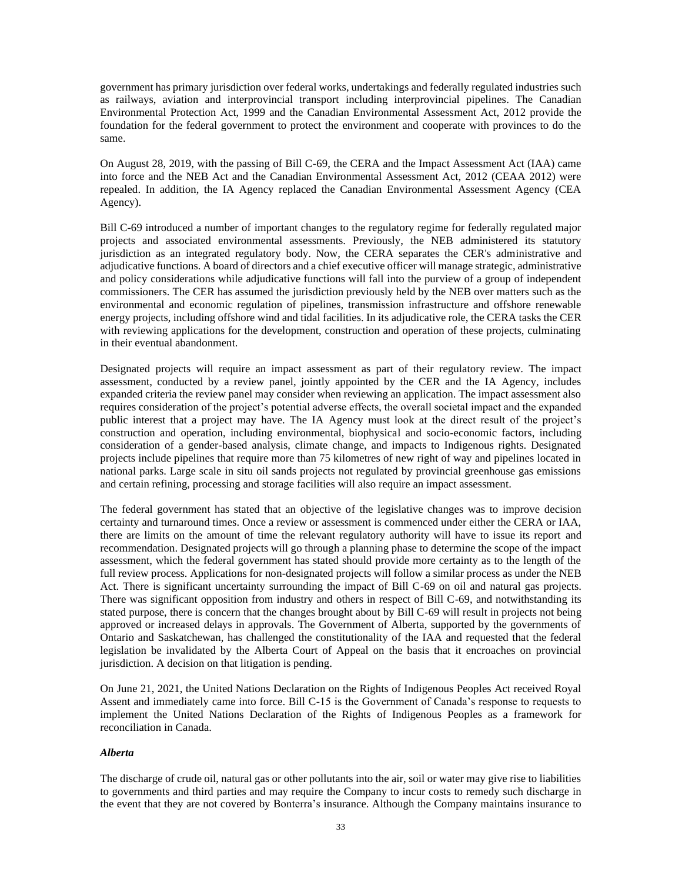government has primary jurisdiction over federal works, undertakings and federally regulated industries such as railways, aviation and interprovincial transport including interprovincial pipelines. The Canadian Environmental Protection Act, 1999 and the Canadian Environmental Assessment Act, 2012 provide the foundation for the federal government to protect the environment and cooperate with provinces to do the same.

On August 28, 2019, with the passing of Bill C-69, the CERA and the Impact Assessment Act (IAA) came into force and the NEB Act and the Canadian Environmental Assessment Act, 2012 (CEAA 2012) were repealed. In addition, the IA Agency replaced the Canadian Environmental Assessment Agency (CEA Agency).

Bill C-69 introduced a number of important changes to the regulatory regime for federally regulated major projects and associated environmental assessments. Previously, the NEB administered its statutory jurisdiction as an integrated regulatory body. Now, the CERA separates the CER's administrative and adjudicative functions. A board of directors and a chief executive officer will manage strategic, administrative and policy considerations while adjudicative functions will fall into the purview of a group of independent commissioners. The CER has assumed the jurisdiction previously held by the NEB over matters such as the environmental and economic regulation of pipelines, transmission infrastructure and offshore renewable energy projects, including offshore wind and tidal facilities. In its adjudicative role, the CERA tasks the CER with reviewing applications for the development, construction and operation of these projects, culminating in their eventual abandonment.

Designated projects will require an impact assessment as part of their regulatory review. The impact assessment, conducted by a review panel, jointly appointed by the CER and the IA Agency, includes expanded criteria the review panel may consider when reviewing an application. The impact assessment also requires consideration of the project's potential adverse effects, the overall societal impact and the expanded public interest that a project may have. The IA Agency must look at the direct result of the project's construction and operation, including environmental, biophysical and socio-economic factors, including consideration of a gender-based analysis, climate change, and impacts to Indigenous rights. Designated projects include pipelines that require more than 75 kilometres of new right of way and pipelines located in national parks. Large scale in situ oil sands projects not regulated by provincial greenhouse gas emissions and certain refining, processing and storage facilities will also require an impact assessment.

The federal government has stated that an objective of the legislative changes was to improve decision certainty and turnaround times. Once a review or assessment is commenced under either the CERA or IAA, there are limits on the amount of time the relevant regulatory authority will have to issue its report and recommendation. Designated projects will go through a planning phase to determine the scope of the impact assessment, which the federal government has stated should provide more certainty as to the length of the full review process. Applications for non-designated projects will follow a similar process as under the NEB Act. There is significant uncertainty surrounding the impact of Bill C-69 on oil and natural gas projects. There was significant opposition from industry and others in respect of Bill C-69, and notwithstanding its stated purpose, there is concern that the changes brought about by Bill C-69 will result in projects not being approved or increased delays in approvals. The Government of Alberta, supported by the governments of Ontario and Saskatchewan, has challenged the constitutionality of the IAA and requested that the federal legislation be invalidated by the Alberta Court of Appeal on the basis that it encroaches on provincial jurisdiction. A decision on that litigation is pending.

On June 21, 2021, the United Nations Declaration on the Rights of Indigenous Peoples Act received Royal Assent and immediately came into force. Bill C-15 is the Government of Canada's response to requests to implement the United Nations Declaration of the Rights of Indigenous Peoples as a framework for reconciliation in Canada.

***Alberta***

The discharge of crude oil, natural gas or other pollutants into the air, soil or water may give rise to liabilities to governments and third parties and may require the Company to incur costs to remedy such discharge in the event that they are not covered by Bonterra's insurance. Although the Company maintains insurance to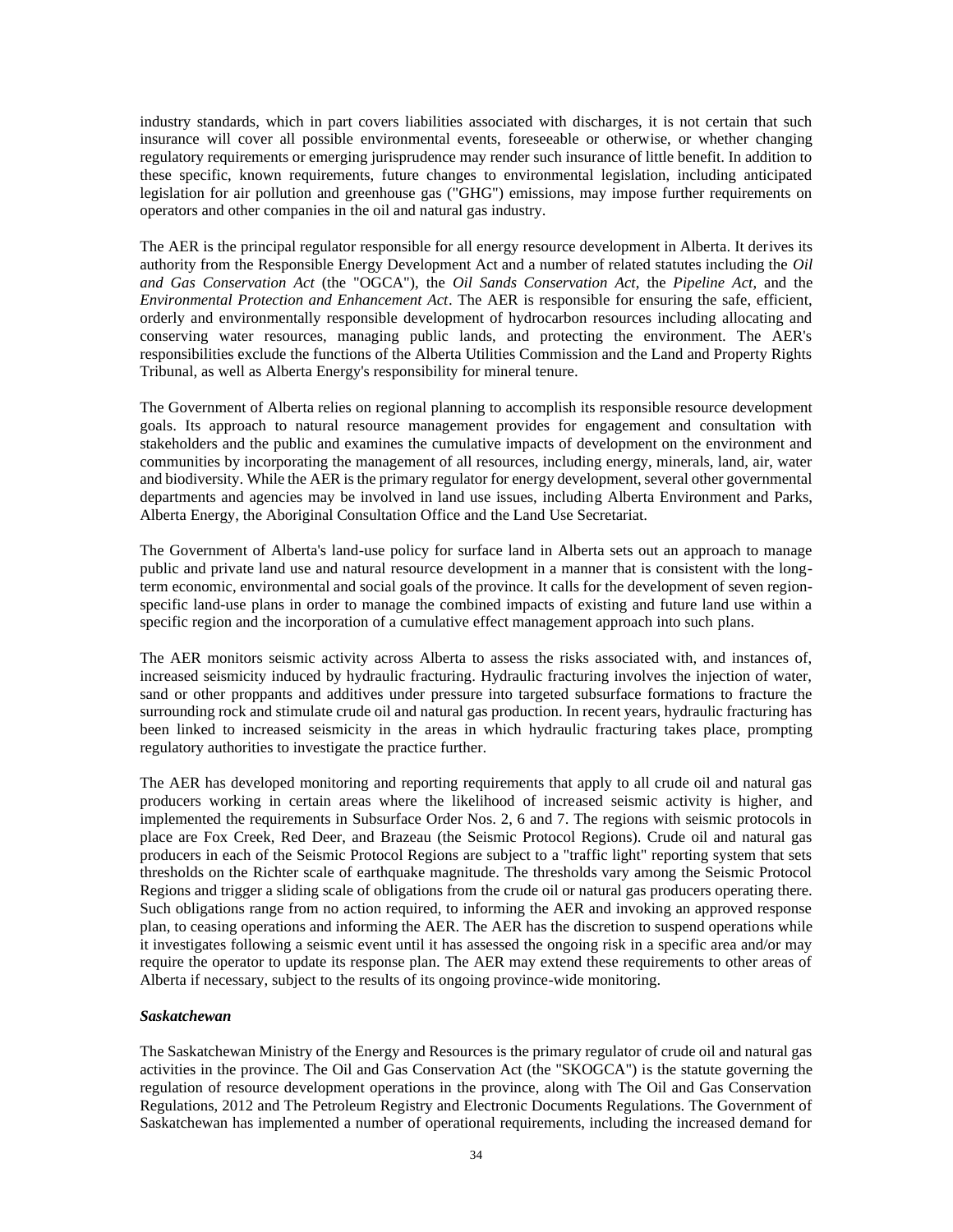industry standards, which in part covers liabilities associated with discharges, it is not certain that such insurance will cover all possible environmental events, foreseeable or otherwise, or whether changing regulatory requirements or emerging jurisprudence may render such insurance of little benefit. In addition to these specific, known requirements, future changes to environmental legislation, including anticipated legislation for air pollution and greenhouse gas ("GHG") emissions, may impose further requirements on operators and other companies in the oil and natural gas industry.

The AER is the principal regulator responsible for all energy resource development in Alberta. It derives its authority from the Responsible Energy Development Act and a number of related statutes including the *Oil and Gas Conservation Act* (the "OGCA"), the *Oil Sands Conservation Act*, the *Pipeline Act*, and the *Environmental Protection and Enhancement Act*. The AER is responsible for ensuring the safe, efficient, orderly and environmentally responsible development of hydrocarbon resources including allocating and conserving water resources, managing public lands, and protecting the environment. The AER's responsibilities exclude the functions of the Alberta Utilities Commission and the Land and Property Rights Tribunal, as well as Alberta Energy's responsibility for mineral tenure.

The Government of Alberta relies on regional planning to accomplish its responsible resource development goals. Its approach to natural resource management provides for engagement and consultation with stakeholders and the public and examines the cumulative impacts of development on the environment and communities by incorporating the management of all resources, including energy, minerals, land, air, water and biodiversity. While the AER is the primary regulator for energy development, several other governmental departments and agencies may be involved in land use issues, including Alberta Environment and Parks, Alberta Energy, the Aboriginal Consultation Office and the Land Use Secretariat.

The Government of Alberta's land-use policy for surface land in Alberta sets out an approach to manage public and private land use and natural resource development in a manner that is consistent with the long-term economic, environmental and social goals of the province. It calls for the development of seven region-specific land-use plans in order to manage the combined impacts of existing and future land use within a specific region and the incorporation of a cumulative effect management approach into such plans.

The AER monitors seismic activity across Alberta to assess the risks associated with, and instances of, increased seismicity induced by hydraulic fracturing. Hydraulic fracturing involves the injection of water, sand or other proppants and additives under pressure into targeted subsurface formations to fracture the surrounding rock and stimulate crude oil and natural gas production. In recent years, hydraulic fracturing has been linked to increased seismicity in the areas in which hydraulic fracturing takes place, prompting regulatory authorities to investigate the practice further.

The AER has developed monitoring and reporting requirements that apply to all crude oil and natural gas producers working in certain areas where the likelihood of increased seismic activity is higher, and implemented the requirements in Subsurface Order Nos. 2, 6 and 7. The regions with seismic protocols in place are Fox Creek, Red Deer, and Brazeau (the Seismic Protocol Regions). Crude oil and natural gas producers in each of the Seismic Protocol Regions are subject to a "traffic light" reporting system that sets thresholds on the Richter scale of earthquake magnitude. The thresholds vary among the Seismic Protocol Regions and trigger a sliding scale of obligations from the crude oil or natural gas producers operating there. Such obligations range from no action required, to informing the AER and invoking an approved response plan, to ceasing operations and informing the AER. The AER has the discretion to suspend operations while it investigates following a seismic event until it has assessed the ongoing risk in a specific area and/or may require the operator to update its response plan. The AER may extend these requirements to other areas of Alberta if necessary, subject to the results of its ongoing province-wide monitoring.

***Saskatchewan***

The Saskatchewan Ministry of the Energy and Resources is the primary regulator of crude oil and natural gas activities in the province. The Oil and Gas Conservation Act (the "SKOGCA") is the statute governing the regulation of resource development operations in the province, along with The Oil and Gas Conservation Regulations, 2012 and The Petroleum Registry and Electronic Documents Regulations. The Government of Saskatchewan has implemented a number of operational requirements, including the increased demand for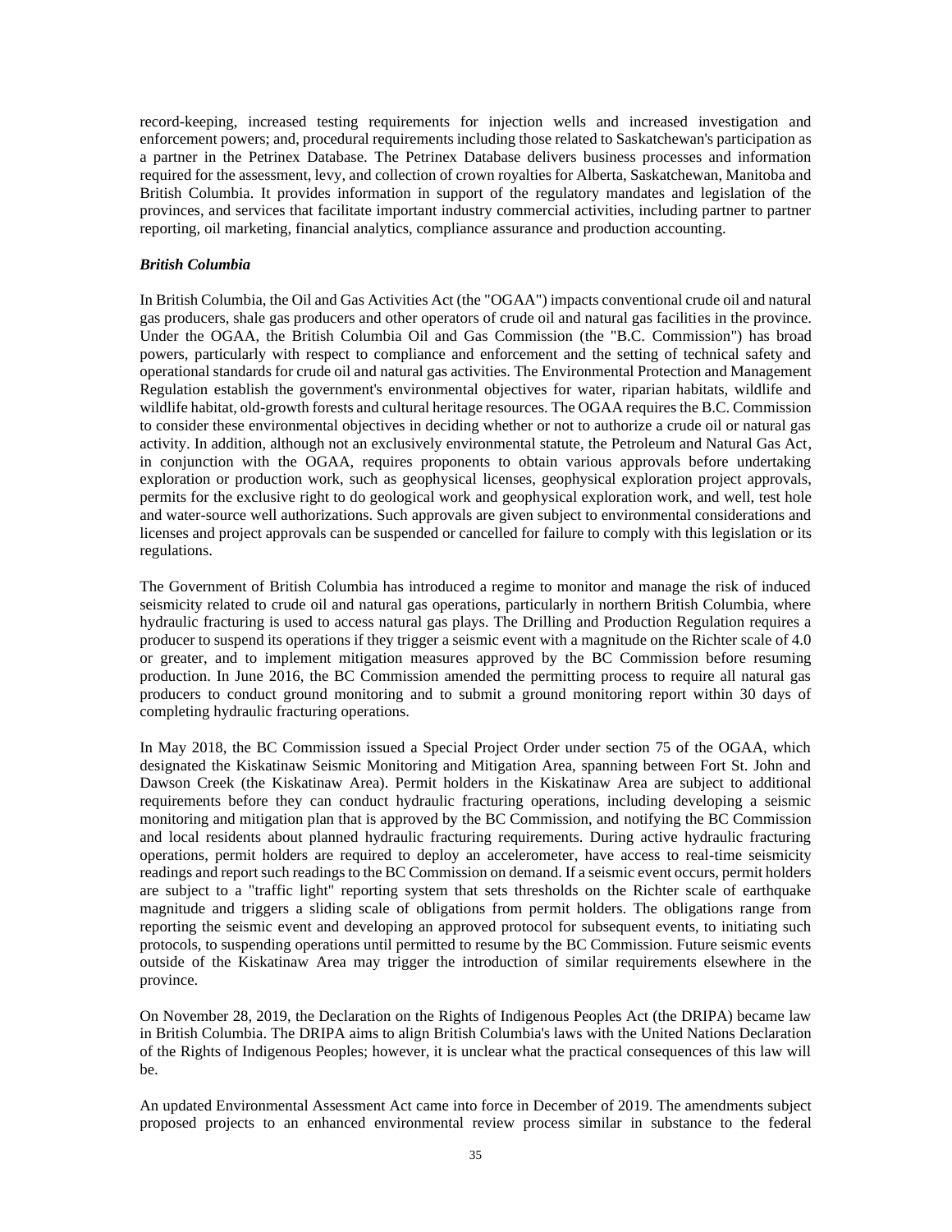record-keeping, increased testing requirements for injection wells and increased investigation and enforcement powers; and, procedural requirements including those related to Saskatchewan's participation as a partner in the Petrinex Database. The Petrinex Database delivers business processes and information required for the assessment, levy, and collection of crown royalties for Alberta, Saskatchewan, Manitoba and British Columbia. It provides information in support of the regulatory mandates and legislation of the provinces, and services that facilitate important industry commercial activities, including partner to partner reporting, oil marketing, financial analytics, compliance assurance and production accounting.

***British Columbia***

In British Columbia, the Oil and Gas Activities Act (the "OGAA") impacts conventional crude oil and natural gas producers, shale gas producers and other operators of crude oil and natural gas facilities in the province. Under the OGAA, the British Columbia Oil and Gas Commission (the "B.C. Commission") has broad powers, particularly with respect to compliance and enforcement and the setting of technical safety and operational standards for crude oil and natural gas activities. The Environmental Protection and Management Regulation establish the government's environmental objectives for water, riparian habitats, wildlife and wildlife habitat, old-growth forests and cultural heritage resources. The OGAA requires the B.C. Commission to consider these environmental objectives in deciding whether or not to authorize a crude oil or natural gas activity. In addition, although not an exclusively environmental statute, the Petroleum and Natural Gas Act, in conjunction with the OGAA, requires proponents to obtain various approvals before undertaking exploration or production work, such as geophysical licenses, geophysical exploration project approvals, permits for the exclusive right to do geological work and geophysical exploration work, and well, test hole and water-source well authorizations. Such approvals are given subject to environmental considerations and licenses and project approvals can be suspended or cancelled for failure to comply with this legislation or its regulations.

The Government of British Columbia has introduced a regime to monitor and manage the risk of induced seismicity related to crude oil and natural gas operations, particularly in northern British Columbia, where hydraulic fracturing is used to access natural gas plays. The Drilling and Production Regulation requires a producer to suspend its operations if they trigger a seismic event with a magnitude on the Richter scale of 4.0 or greater, and to implement mitigation measures approved by the BC Commission before resuming production. In June 2016, the BC Commission amended the permitting process to require all natural gas producers to conduct ground monitoring and to submit a ground monitoring report within 30 days of completing hydraulic fracturing operations.

In May 2018, the BC Commission issued a Special Project Order under section 75 of the OGAA, which designated the Kiskatinaw Seismic Monitoring and Mitigation Area, spanning between Fort St. John and Dawson Creek (the Kiskatinaw Area). Permit holders in the Kiskatinaw Area are subject to additional requirements before they can conduct hydraulic fracturing operations, including developing a seismic monitoring and mitigation plan that is approved by the BC Commission, and notifying the BC Commission and local residents about planned hydraulic fracturing requirements. During active hydraulic fracturing operations, permit holders are required to deploy an accelerometer, have access to real-time seismicity readings and report such readings to the BC Commission on demand. If a seismic event occurs, permit holders are subject to a "traffic light" reporting system that sets thresholds on the Richter scale of earthquake magnitude and triggers a sliding scale of obligations from permit holders. The obligations range from reporting the seismic event and developing an approved protocol for subsequent events, to initiating such protocols, to suspending operations until permitted to resume by the BC Commission. Future seismic events outside of the Kiskatinaw Area may trigger the introduction of similar requirements elsewhere in the province.

On November 28, 2019, the Declaration on the Rights of Indigenous Peoples Act (the DRIPA) became law in British Columbia. The DRIPA aims to align British Columbia's laws with the United Nations Declaration of the Rights of Indigenous Peoples; however, it is unclear what the practical consequences of this law will be.

An updated Environmental Assessment Act came into force in December of 2019. The amendments subject proposed projects to an enhanced environmental review process similar in substance to the federal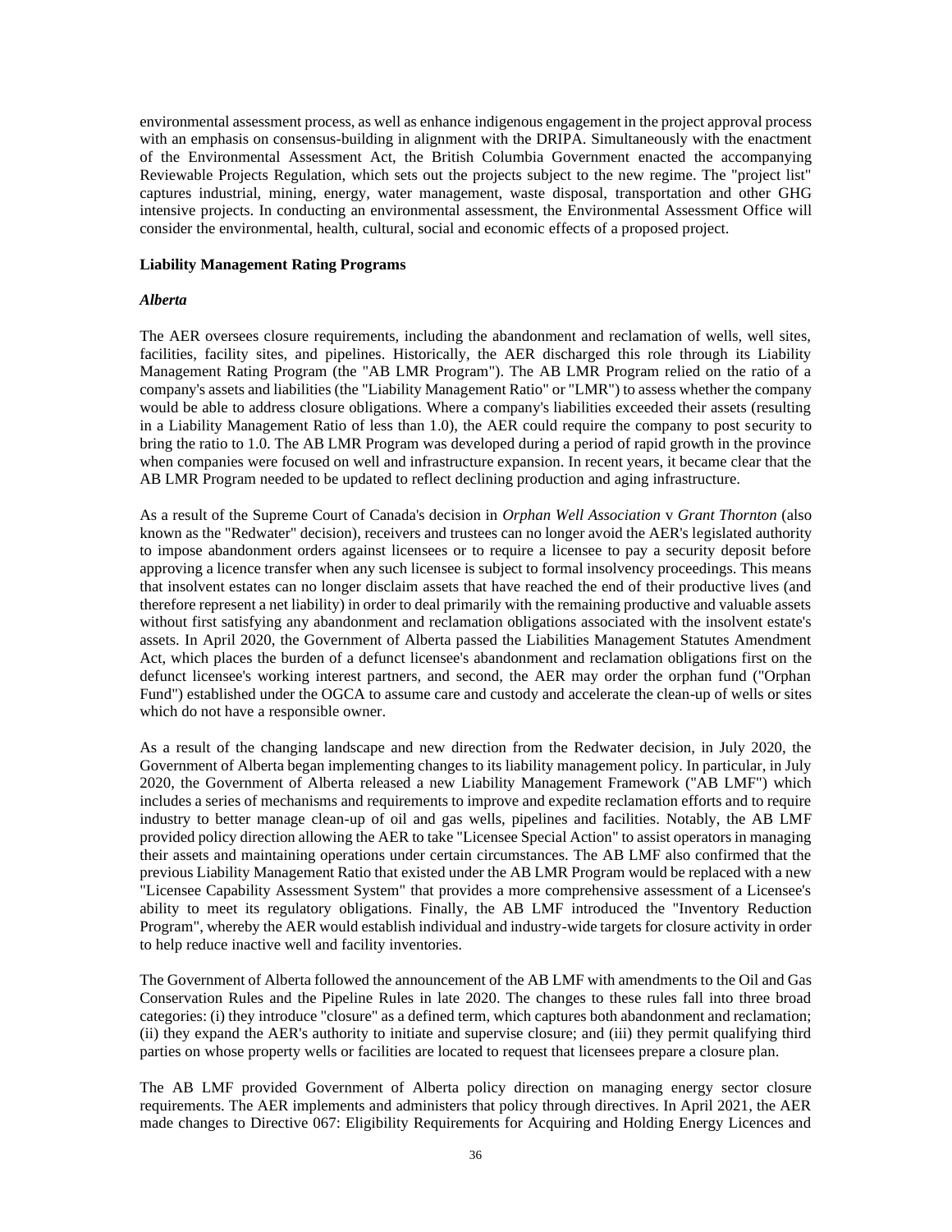environmental assessment process, as well as enhance indigenous engagement in the project approval process with an emphasis on consensus-building in alignment with the DRIPA. Simultaneously with the enactment of the Environmental Assessment Act, the British Columbia Government enacted the accompanying Reviewable Projects Regulation, which sets out the projects subject to the new regime. The "project list" captures industrial, mining, energy, water management, waste disposal, transportation and other GHG intensive projects. In conducting an environmental assessment, the Environmental Assessment Office will consider the environmental, health, cultural, social and economic effects of a proposed project.

**Liability Management Rating Programs**

***Alberta***

The AER oversees closure requirements, including the abandonment and reclamation of wells, well sites, facilities, facility sites, and pipelines. Historically, the AER discharged this role through its Liability Management Rating Program (the "AB LMR Program"). The AB LMR Program relied on the ratio of a company's assets and liabilities (the "Liability Management Ratio" or "LMR") to assess whether the company would be able to address closure obligations. Where a company's liabilities exceeded their assets (resulting in a Liability Management Ratio of less than 1.0), the AER could require the company to post security to bring the ratio to 1.0. The AB LMR Program was developed during a period of rapid growth in the province when companies were focused on well and infrastructure expansion. In recent years, it became clear that the AB LMR Program needed to be updated to reflect declining production and aging infrastructure.

As a result of the Supreme Court of Canada's decision in *Orphan Well Association* v *Grant Thornton* (also known as the "Redwater" decision), receivers and trustees can no longer avoid the AER's legislated authority to impose abandonment orders against licensees or to require a licensee to pay a security deposit before approving a licence transfer when any such licensee is subject to formal insolvency proceedings. This means that insolvent estates can no longer disclaim assets that have reached the end of their productive lives (and therefore represent a net liability) in order to deal primarily with the remaining productive and valuable assets without first satisfying any abandonment and reclamation obligations associated with the insolvent estate's assets. In April 2020, the Government of Alberta passed the Liabilities Management Statutes Amendment Act, which places the burden of a defunct licensee's abandonment and reclamation obligations first on the defunct licensee's working interest partners, and second, the AER may order the orphan fund ("Orphan Fund") established under the OGCA to assume care and custody and accelerate the clean-up of wells or sites which do not have a responsible owner.

As a result of the changing landscape and new direction from the Redwater decision, in July 2020, the Government of Alberta began implementing changes to its liability management policy. In particular, in July 2020, the Government of Alberta released a new Liability Management Framework ("AB LMF") which includes a series of mechanisms and requirements to improve and expedite reclamation efforts and to require industry to better manage clean-up of oil and gas wells, pipelines and facilities. Notably, the AB LMF provided policy direction allowing the AER to take "Licensee Special Action" to assist operators in managing their assets and maintaining operations under certain circumstances. The AB LMF also confirmed that the previous Liability Management Ratio that existed under the AB LMR Program would be replaced with a new "Licensee Capability Assessment System" that provides a more comprehensive assessment of a Licensee's ability to meet its regulatory obligations. Finally, the AB LMF introduced the "Inventory Reduction Program", whereby the AER would establish individual and industry-wide targets for closure activity in order to help reduce inactive well and facility inventories.

The Government of Alberta followed the announcement of the AB LMF with amendments to the Oil and Gas Conservation Rules and the Pipeline Rules in late 2020. The changes to these rules fall into three broad categories: (i) they introduce "closure" as a defined term, which captures both abandonment and reclamation; (ii) they expand the AER's authority to initiate and supervise closure; and (iii) they permit qualifying third parties on whose property wells or facilities are located to request that licensees prepare a closure plan.

The AB LMF provided Government of Alberta policy direction on managing energy sector closure requirements. The AER implements and administers that policy through directives. In April 2021, the AER made changes to Directive 067: Eligibility Requirements for Acquiring and Holding Energy Licences and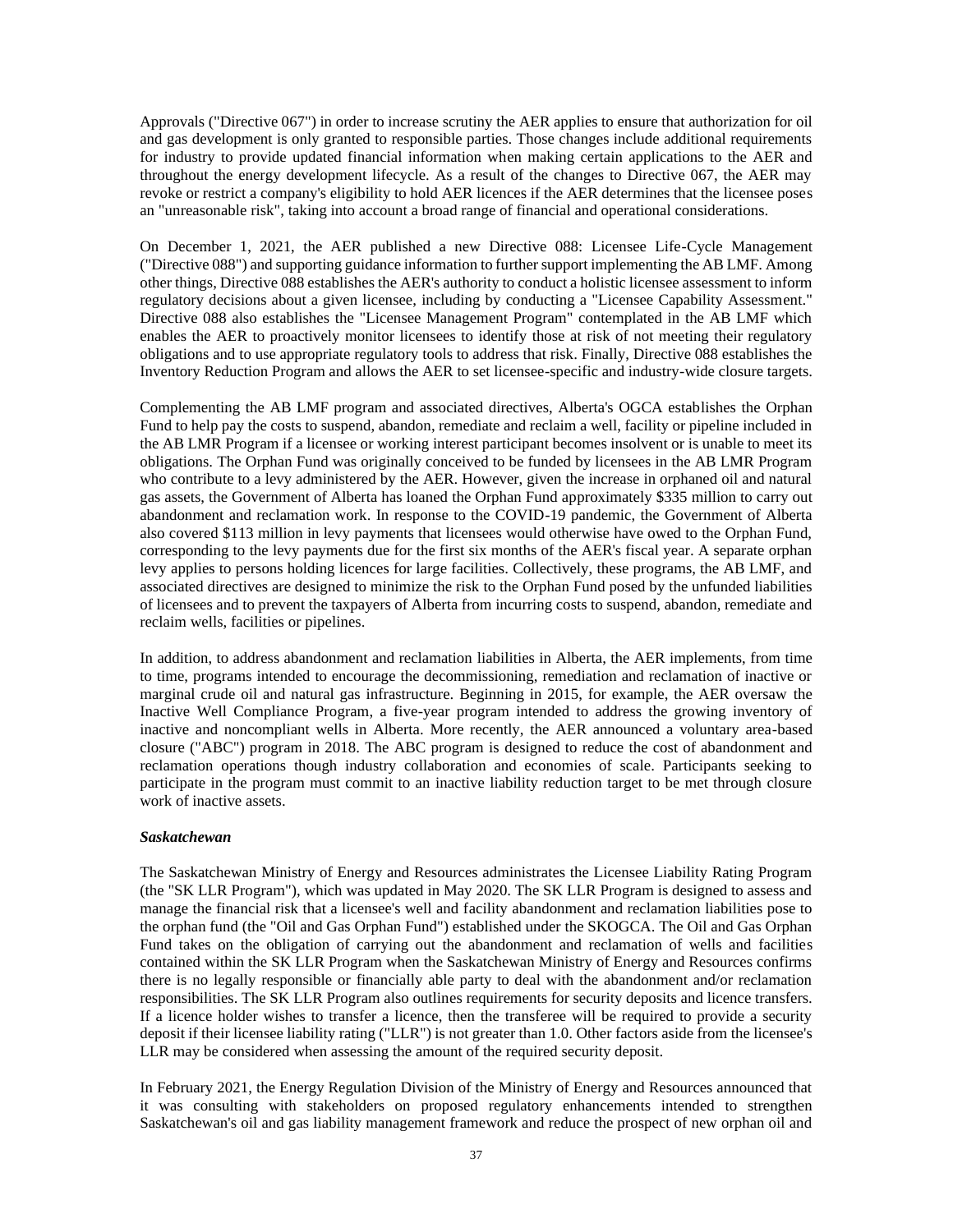Approvals ("Directive 067") in order to increase scrutiny the AER applies to ensure that authorization for oil and gas development is only granted to responsible parties. Those changes include additional requirements for industry to provide updated financial information when making certain applications to the AER and throughout the energy development lifecycle. As a result of the changes to Directive 067, the AER may revoke or restrict a company's eligibility to hold AER licences if the AER determines that the licensee poses an "unreasonable risk", taking into account a broad range of financial and operational considerations.

On December 1, 2021, the AER published a new Directive 088: Licensee Life-Cycle Management ("Directive 088") and supporting guidance information to further support implementing the AB LMF. Among other things, Directive 088 establishes the AER's authority to conduct a holistic licensee assessment to inform regulatory decisions about a given licensee, including by conducting a "Licensee Capability Assessment." Directive 088 also establishes the "Licensee Management Program" contemplated in the AB LMF which enables the AER to proactively monitor licensees to identify those at risk of not meeting their regulatory obligations and to use appropriate regulatory tools to address that risk. Finally, Directive 088 establishes the Inventory Reduction Program and allows the AER to set licensee-specific and industry-wide closure targets.

Complementing the AB LMF program and associated directives, Alberta's OGCA establishes the Orphan Fund to help pay the costs to suspend, abandon, remediate and reclaim a well, facility or pipeline included in the AB LMR Program if a licensee or working interest participant becomes insolvent or is unable to meet its obligations. The Orphan Fund was originally conceived to be funded by licensees in the AB LMR Program who contribute to a levy administered by the AER. However, given the increase in orphaned oil and natural gas assets, the Government of Alberta has loaned the Orphan Fund approximately $335 million to carry out abandonment and reclamation work. In response to the COVID-19 pandemic, the Government of Alberta also covered $113 million in levy payments that licensees would otherwise have owed to the Orphan Fund, corresponding to the levy payments due for the first six months of the AER's fiscal year. A separate orphan levy applies to persons holding licences for large facilities. Collectively, these programs, the AB LMF, and associated directives are designed to minimize the risk to the Orphan Fund posed by the unfunded liabilities of licensees and to prevent the taxpayers of Alberta from incurring costs to suspend, abandon, remediate and reclaim wells, facilities or pipelines.

In addition, to address abandonment and reclamation liabilities in Alberta, the AER implements, from time to time, programs intended to encourage the decommissioning, remediation and reclamation of inactive or marginal crude oil and natural gas infrastructure. Beginning in 2015, for example, the AER oversaw the Inactive Well Compliance Program, a five-year program intended to address the growing inventory of inactive and noncompliant wells in Alberta. More recently, the AER announced a voluntary area-based closure ("ABC") program in 2018. The ABC program is designed to reduce the cost of abandonment and reclamation operations though industry collaboration and economies of scale. Participants seeking to participate in the program must commit to an inactive liability reduction target to be met through closure work of inactive assets.

***Saskatchewan***

The Saskatchewan Ministry of Energy and Resources administrates the Licensee Liability Rating Program (the "SK LLR Program"), which was updated in May 2020. The SK LLR Program is designed to assess and manage the financial risk that a licensee's well and facility abandonment and reclamation liabilities pose to the orphan fund (the "Oil and Gas Orphan Fund") established under the SKOGCA. The Oil and Gas Orphan Fund takes on the obligation of carrying out the abandonment and reclamation of wells and facilities contained within the SK LLR Program when the Saskatchewan Ministry of Energy and Resources confirms there is no legally responsible or financially able party to deal with the abandonment and/or reclamation responsibilities. The SK LLR Program also outlines requirements for security deposits and licence transfers. If a licence holder wishes to transfer a licence, then the transferee will be required to provide a security deposit if their licensee liability rating ("LLR") is not greater than 1.0. Other factors aside from the licensee's LLR may be considered when assessing the amount of the required security deposit.

In February 2021, the Energy Regulation Division of the Ministry of Energy and Resources announced that it was consulting with stakeholders on proposed regulatory enhancements intended to strengthen Saskatchewan's oil and gas liability management framework and reduce the prospect of new orphan oil and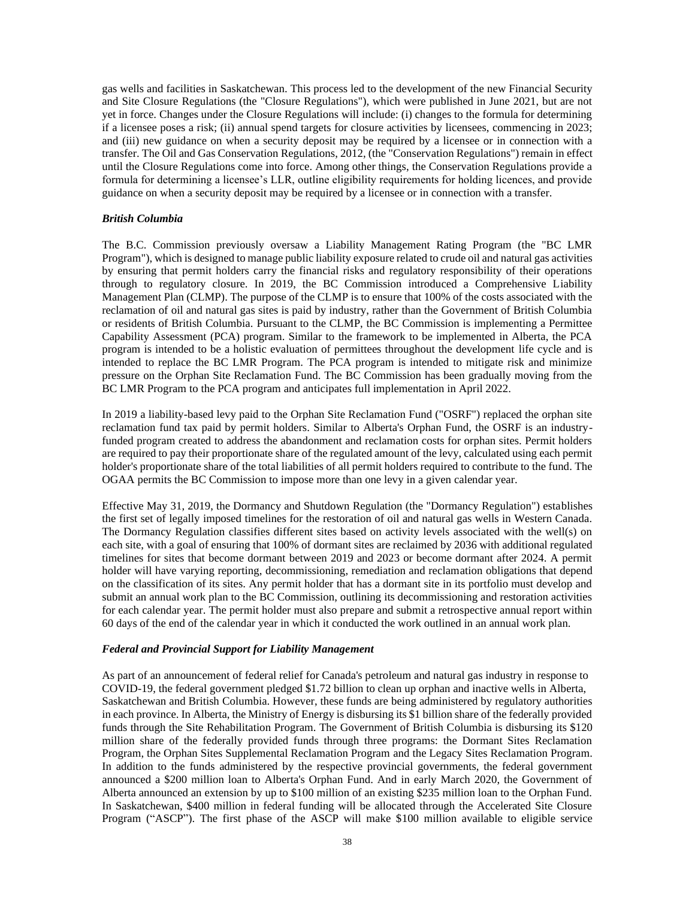gas wells and facilities in Saskatchewan. This process led to the development of the new Financial Security and Site Closure Regulations (the "Closure Regulations"), which were published in June 2021, but are not yet in force. Changes under the Closure Regulations will include: (i) changes to the formula for determining if a licensee poses a risk; (ii) annual spend targets for closure activities by licensees, commencing in 2023; and (iii) new guidance on when a security deposit may be required by a licensee or in connection with a transfer. The Oil and Gas Conservation Regulations, 2012, (the "Conservation Regulations") remain in effect until the Closure Regulations come into force. Among other things, the Conservation Regulations provide a formula for determining a licensee's LLR, outline eligibility requirements for holding licences, and provide guidance on when a security deposit may be required by a licensee or in connection with a transfer.

***British Columbia***

The B.C. Commission previously oversaw a Liability Management Rating Program (the "BC LMR Program"), which is designed to manage public liability exposure related to crude oil and natural gas activities by ensuring that permit holders carry the financial risks and regulatory responsibility of their operations through to regulatory closure. In 2019, the BC Commission introduced a Comprehensive Liability Management Plan (CLMP). The purpose of the CLMP is to ensure that 100% of the costs associated with the reclamation of oil and natural gas sites is paid by industry, rather than the Government of British Columbia or residents of British Columbia. Pursuant to the CLMP, the BC Commission is implementing a Permittee Capability Assessment (PCA) program. Similar to the framework to be implemented in Alberta, the PCA program is intended to be a holistic evaluation of permittees throughout the development life cycle and is intended to replace the BC LMR Program. The PCA program is intended to mitigate risk and minimize pressure on the Orphan Site Reclamation Fund. The BC Commission has been gradually moving from the BC LMR Program to the PCA program and anticipates full implementation in April 2022.

In 2019 a liability-based levy paid to the Orphan Site Reclamation Fund ("OSRF") replaced the orphan site reclamation fund tax paid by permit holders. Similar to Alberta's Orphan Fund, the OSRF is an industry-funded program created to address the abandonment and reclamation costs for orphan sites. Permit holders are required to pay their proportionate share of the regulated amount of the levy, calculated using each permit holder's proportionate share of the total liabilities of all permit holders required to contribute to the fund. The OGAA permits the BC Commission to impose more than one levy in a given calendar year.

Effective May 31, 2019, the Dormancy and Shutdown Regulation (the "Dormancy Regulation") establishes the first set of legally imposed timelines for the restoration of oil and natural gas wells in Western Canada. The Dormancy Regulation classifies different sites based on activity levels associated with the well(s) on each site, with a goal of ensuring that 100% of dormant sites are reclaimed by 2036 with additional regulated timelines for sites that become dormant between 2019 and 2023 or become dormant after 2024. A permit holder will have varying reporting, decommissioning, remediation and reclamation obligations that depend on the classification of its sites. Any permit holder that has a dormant site in its portfolio must develop and submit an annual work plan to the BC Commission, outlining its decommissioning and restoration activities for each calendar year. The permit holder must also prepare and submit a retrospective annual report within 60 days of the end of the calendar year in which it conducted the work outlined in an annual work plan.

***Federal and Provincial Support for Liability Management***

As part of an announcement of federal relief for Canada's petroleum and natural gas industry in response to COVID-19, the federal government pledged $1.72 billion to clean up orphan and inactive wells in Alberta, Saskatchewan and British Columbia. However, these funds are being administered by regulatory authorities in each province. In Alberta, the Ministry of Energy is disbursing its $1 billion share of the federally provided funds through the Site Rehabilitation Program. The Government of British Columbia is disbursing its $120 million share of the federally provided funds through three programs: the Dormant Sites Reclamation Program, the Orphan Sites Supplemental Reclamation Program and the Legacy Sites Reclamation Program. In addition to the funds administered by the respective provincial governments, the federal government announced a $200 million loan to Alberta's Orphan Fund. And in early March 2020, the Government of Alberta announced an extension by up to $100 million of an existing $235 million loan to the Orphan Fund. In Saskatchewan, $400 million in federal funding will be allocated through the Accelerated Site Closure Program ("ASCP"). The first phase of the ASCP will make $100 million available to eligible service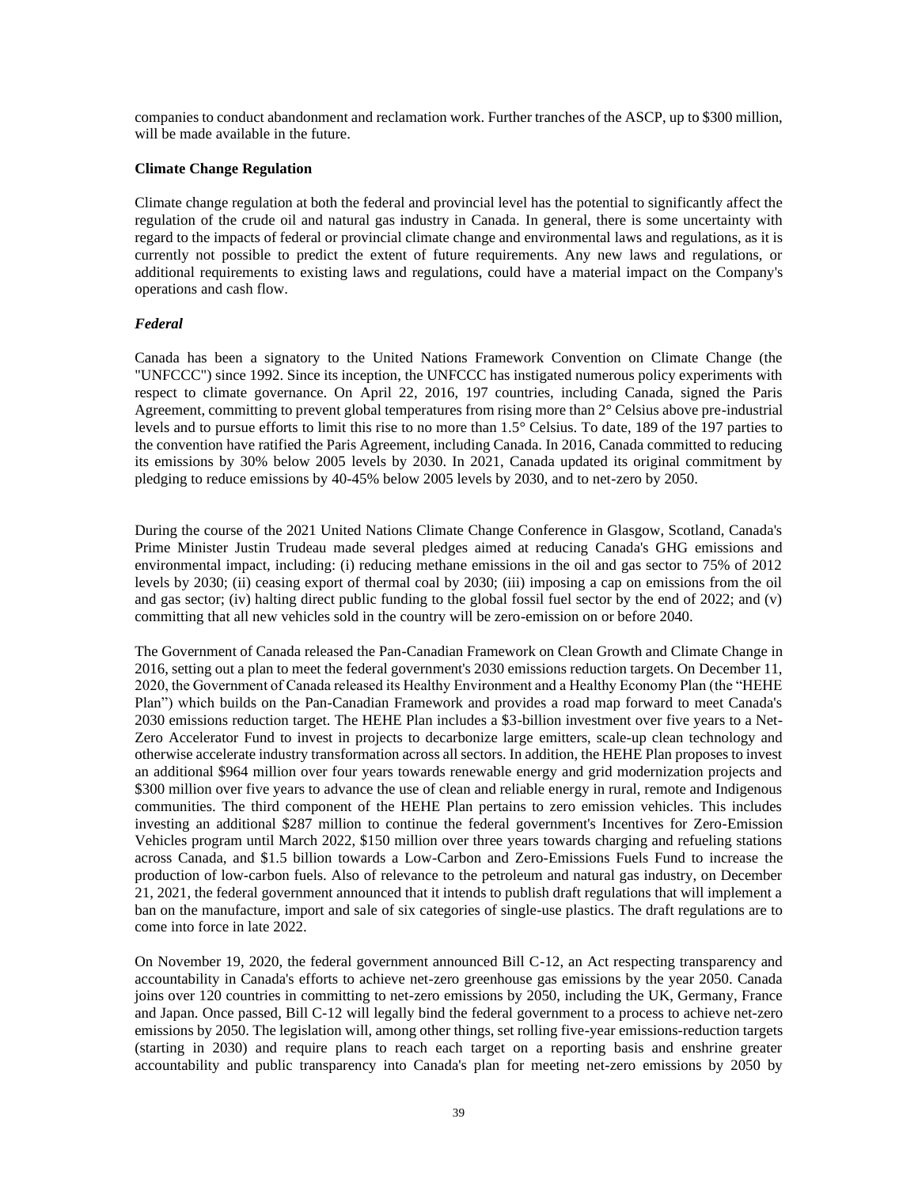companies to conduct abandonment and reclamation work. Further tranches of the ASCP, up to $300 million, will be made available in the future.

**Climate Change Regulation**

Climate change regulation at both the federal and provincial level has the potential to significantly affect the regulation of the crude oil and natural gas industry in Canada. In general, there is some uncertainty with regard to the impacts of federal or provincial climate change and environmental laws and regulations, as it is currently not possible to predict the extent of future requirements. Any new laws and regulations, or additional requirements to existing laws and regulations, could have a material impact on the Company's operations and cash flow.

***Federal***

Canada has been a signatory to the United Nations Framework Convention on Climate Change (the "UNFCCC") since 1992. Since its inception, the UNFCCC has instigated numerous policy experiments with respect to climate governance. On April 22, 2016, 197 countries, including Canada, signed the Paris Agreement, committing to prevent global temperatures from rising more than 2° Celsius above pre-industrial levels and to pursue efforts to limit this rise to no more than 1.5° Celsius. To date, 189 of the 197 parties to the convention have ratified the Paris Agreement, including Canada. In 2016, Canada committed to reducing its emissions by 30% below 2005 levels by 2030. In 2021, Canada updated its original commitment by pledging to reduce emissions by 40-45% below 2005 levels by 2030, and to net-zero by 2050.

During the course of the 2021 United Nations Climate Change Conference in Glasgow, Scotland, Canada's Prime Minister Justin Trudeau made several pledges aimed at reducing Canada's GHG emissions and environmental impact, including: (i) reducing methane emissions in the oil and gas sector to 75% of 2012 levels by 2030; (ii) ceasing export of thermal coal by 2030; (iii) imposing a cap on emissions from the oil and gas sector; (iv) halting direct public funding to the global fossil fuel sector by the end of 2022; and (v) committing that all new vehicles sold in the country will be zero-emission on or before 2040.

The Government of Canada released the Pan-Canadian Framework on Clean Growth and Climate Change in 2016, setting out a plan to meet the federal government's 2030 emissions reduction targets. On December 11, 2020, the Government of Canada released its Healthy Environment and a Healthy Economy Plan (the "HEHE Plan") which builds on the Pan-Canadian Framework and provides a road map forward to meet Canada's 2030 emissions reduction target. The HEHE Plan includes a $3-billion investment over five years to a Net-Zero Accelerator Fund to invest in projects to decarbonize large emitters, scale-up clean technology and otherwise accelerate industry transformation across all sectors. In addition, the HEHE Plan proposes to invest an additional $964 million over four years towards renewable energy and grid modernization projects and $300 million over five years to advance the use of clean and reliable energy in rural, remote and Indigenous communities. The third component of the HEHE Plan pertains to zero emission vehicles. This includes investing an additional $287 million to continue the federal government's Incentives for Zero-Emission Vehicles program until March 2022, $150 million over three years towards charging and refueling stations across Canada, and $1.5 billion towards a Low-Carbon and Zero-Emissions Fuels Fund to increase the production of low-carbon fuels. Also of relevance to the petroleum and natural gas industry, on December 21, 2021, the federal government announced that it intends to publish draft regulations that will implement a ban on the manufacture, import and sale of six categories of single-use plastics. The draft regulations are to come into force in late 2022.

On November 19, 2020, the federal government announced Bill C-12, an Act respecting transparency and accountability in Canada's efforts to achieve net-zero greenhouse gas emissions by the year 2050. Canada joins over 120 countries in committing to net-zero emissions by 2050, including the UK, Germany, France and Japan. Once passed, Bill C-12 will legally bind the federal government to a process to achieve net-zero emissions by 2050. The legislation will, among other things, set rolling five-year emissions-reduction targets (starting in 2030) and require plans to reach each target on a reporting basis and enshrine greater accountability and public transparency into Canada's plan for meeting net-zero emissions by 2050 by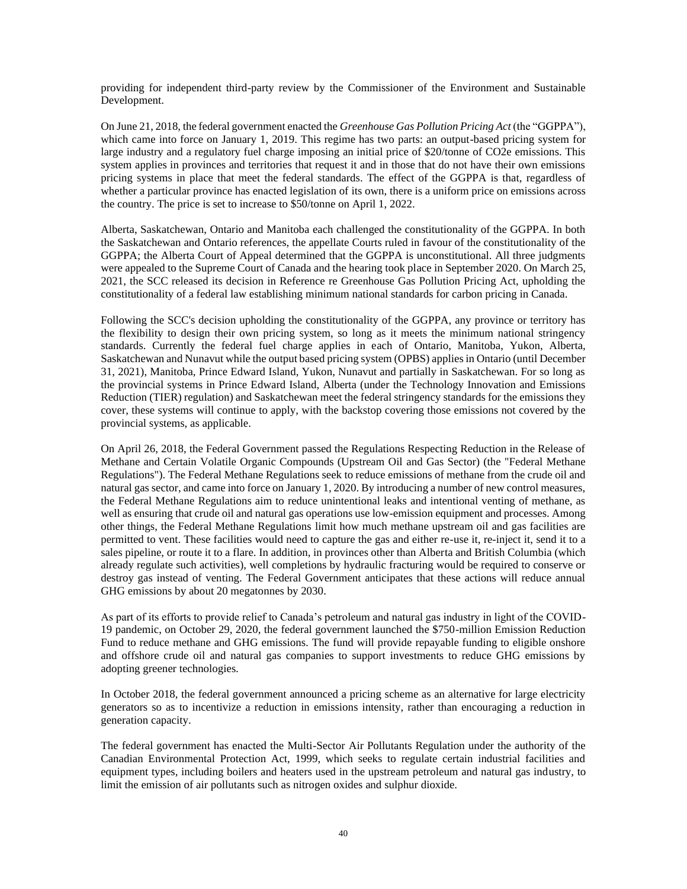providing for independent third-party review by the Commissioner of the Environment and Sustainable Development.

On June 21, 2018, the federal government enacted the *Greenhouse Gas Pollution Pricing Act* (the "GGPPA"), which came into force on January 1, 2019. This regime has two parts: an output-based pricing system for large industry and a regulatory fuel charge imposing an initial price of $20/tonne of CO2e emissions. This system applies in provinces and territories that request it and in those that do not have their own emissions pricing systems in place that meet the federal standards. The effect of the GGPPA is that, regardless of whether a particular province has enacted legislation of its own, there is a uniform price on emissions across the country. The price is set to increase to $50/tonne on April 1, 2022.

Alberta, Saskatchewan, Ontario and Manitoba each challenged the constitutionality of the GGPPA. In both the Saskatchewan and Ontario references, the appellate Courts ruled in favour of the constitutionality of the GGPPA; the Alberta Court of Appeal determined that the GGPPA is unconstitutional. All three judgments were appealed to the Supreme Court of Canada and the hearing took place in September 2020. On March 25, 2021, the SCC released its decision in Reference re Greenhouse Gas Pollution Pricing Act, upholding the constitutionality of a federal law establishing minimum national standards for carbon pricing in Canada.

Following the SCC's decision upholding the constitutionality of the GGPPA, any province or territory has the flexibility to design their own pricing system, so long as it meets the minimum national stringency standards. Currently the federal fuel charge applies in each of Ontario, Manitoba, Yukon, Alberta, Saskatchewan and Nunavut while the output based pricing system (OPBS) applies in Ontario (until December 31, 2021), Manitoba, Prince Edward Island, Yukon, Nunavut and partially in Saskatchewan. For so long as the provincial systems in Prince Edward Island, Alberta (under the Technology Innovation and Emissions Reduction (TIER) regulation) and Saskatchewan meet the federal stringency standards for the emissions they cover, these systems will continue to apply, with the backstop covering those emissions not covered by the provincial systems, as applicable.

On April 26, 2018, the Federal Government passed the Regulations Respecting Reduction in the Release of Methane and Certain Volatile Organic Compounds (Upstream Oil and Gas Sector) (the "Federal Methane Regulations"). The Federal Methane Regulations seek to reduce emissions of methane from the crude oil and natural gas sector, and came into force on January 1, 2020. By introducing a number of new control measures, the Federal Methane Regulations aim to reduce unintentional leaks and intentional venting of methane, as well as ensuring that crude oil and natural gas operations use low-emission equipment and processes. Among other things, the Federal Methane Regulations limit how much methane upstream oil and gas facilities are permitted to vent. These facilities would need to capture the gas and either re-use it, re-inject it, send it to a sales pipeline, or route it to a flare. In addition, in provinces other than Alberta and British Columbia (which already regulate such activities), well completions by hydraulic fracturing would be required to conserve or destroy gas instead of venting. The Federal Government anticipates that these actions will reduce annual GHG emissions by about 20 megatonnes by 2030.

As part of its efforts to provide relief to Canada's petroleum and natural gas industry in light of the COVID-19 pandemic, on October 29, 2020, the federal government launched the $750-million Emission Reduction Fund to reduce methane and GHG emissions. The fund will provide repayable funding to eligible onshore and offshore crude oil and natural gas companies to support investments to reduce GHG emissions by adopting greener technologies.

In October 2018, the federal government announced a pricing scheme as an alternative for large electricity generators so as to incentivize a reduction in emissions intensity, rather than encouraging a reduction in generation capacity.

The federal government has enacted the Multi-Sector Air Pollutants Regulation under the authority of the Canadian Environmental Protection Act, 1999, which seeks to regulate certain industrial facilities and equipment types, including boilers and heaters used in the upstream petroleum and natural gas industry, to limit the emission of air pollutants such as nitrogen oxides and sulphur dioxide.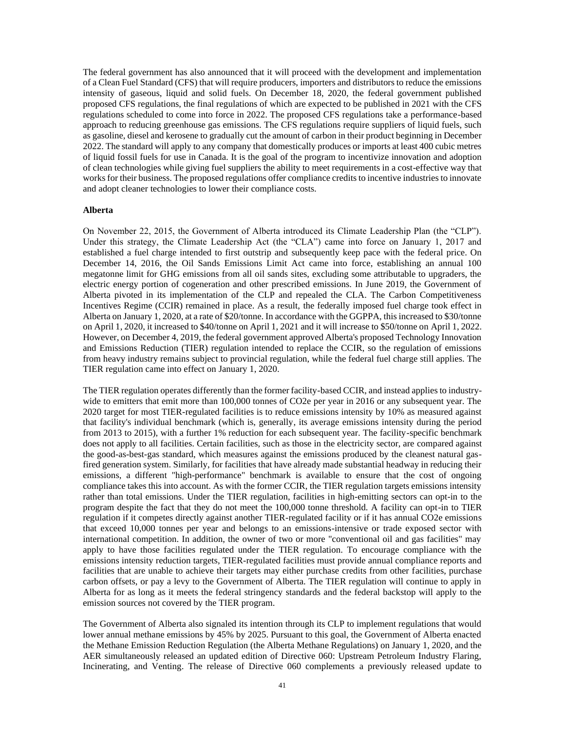The federal government has also announced that it will proceed with the development and implementation of a Clean Fuel Standard (CFS) that will require producers, importers and distributors to reduce the emissions intensity of gaseous, liquid and solid fuels. On December 18, 2020, the federal government published proposed CFS regulations, the final regulations of which are expected to be published in 2021 with the CFS regulations scheduled to come into force in 2022. The proposed CFS regulations take a performance-based approach to reducing greenhouse gas emissions. The CFS regulations require suppliers of liquid fuels, such as gasoline, diesel and kerosene to gradually cut the amount of carbon in their product beginning in December 2022. The standard will apply to any company that domestically produces or imports at least 400 cubic metres of liquid fossil fuels for use in Canada. It is the goal of the program to incentivize innovation and adoption of clean technologies while giving fuel suppliers the ability to meet requirements in a cost-effective way that works for their business. The proposed regulations offer compliance credits to incentive industries to innovate and adopt cleaner technologies to lower their compliance costs.

**Alberta**

On November 22, 2015, the Government of Alberta introduced its Climate Leadership Plan (the "CLP"). Under this strategy, the Climate Leadership Act (the "CLA") came into force on January 1, 2017 and established a fuel charge intended to first outstrip and subsequently keep pace with the federal price. On December 14, 2016, the Oil Sands Emissions Limit Act came into force, establishing an annual 100 megatonne limit for GHG emissions from all oil sands sites, excluding some attributable to upgraders, the electric energy portion of cogeneration and other prescribed emissions. In June 2019, the Government of Alberta pivoted in its implementation of the CLP and repealed the CLA. The Carbon Competitiveness Incentives Regime (CCIR) remained in place. As a result, the federally imposed fuel charge took effect in Alberta on January 1, 2020, at a rate of $20/tonne. In accordance with the GGPPA, this increased to $30/tonne on April 1, 2020, it increased to $40/tonne on April 1, 2021 and it will increase to $50/tonne on April 1, 2022. However, on December 4, 2019, the federal government approved Alberta's proposed Technology Innovation and Emissions Reduction (TIER) regulation intended to replace the CCIR, so the regulation of emissions from heavy industry remains subject to provincial regulation, while the federal fuel charge still applies. The TIER regulation came into effect on January 1, 2020.

The TIER regulation operates differently than the former facility-based CCIR, and instead applies to industry-wide to emitters that emit more than 100,000 tonnes of $CO_2e$ per year in 2016 or any subsequent year. The 2020 target for most TIER-regulated facilities is to reduce emissions intensity by 10% as measured against that facility's individual benchmark (which is, generally, its average emissions intensity during the period from 2013 to 2015), with a further 1% reduction for each subsequent year. The facility-specific benchmark does not apply to all facilities. Certain facilities, such as those in the electricity sector, are compared against the good-as-best-gas standard, which measures against the emissions produced by the cleanest natural gas-fired generation system. Similarly, for facilities that have already made substantial headway in reducing their emissions, a different "high-performance" benchmark is available to ensure that the cost of ongoing compliance takes this into account. As with the former CCIR, the TIER regulation targets emissions intensity rather than total emissions. Under the TIER regulation, facilities in high-emitting sectors can opt-in to the program despite the fact that they do not meet the 100,000 tonne threshold. A facility can opt-in to TIER regulation if it competes directly against another TIER-regulated facility or if it has annual $CO_2e$ emissions that exceed 10,000 tonnes per year and belongs to an emissions-intensive or trade exposed sector with international competition. In addition, the owner of two or more "conventional oil and gas facilities" may apply to have those facilities regulated under the TIER regulation. To encourage compliance with the emissions intensity reduction targets, TIER-regulated facilities must provide annual compliance reports and facilities that are unable to achieve their targets may either purchase credits from other facilities, purchase carbon offsets, or pay a levy to the Government of Alberta. The TIER regulation will continue to apply in Alberta for as long as it meets the federal stringency standards and the federal backstop will apply to the emission sources not covered by the TIER program.

The Government of Alberta also signaled its intention through its CLP to implement regulations that would lower annual methane emissions by 45% by 2025. Pursuant to this goal, the Government of Alberta enacted the Methane Emission Reduction Regulation (the Alberta Methane Regulations) on January 1, 2020, and the AER simultaneously released an updated edition of Directive 060: Upstream Petroleum Industry Flaring, Incinerating, and Venting. The release of Directive 060 complements a previously released update to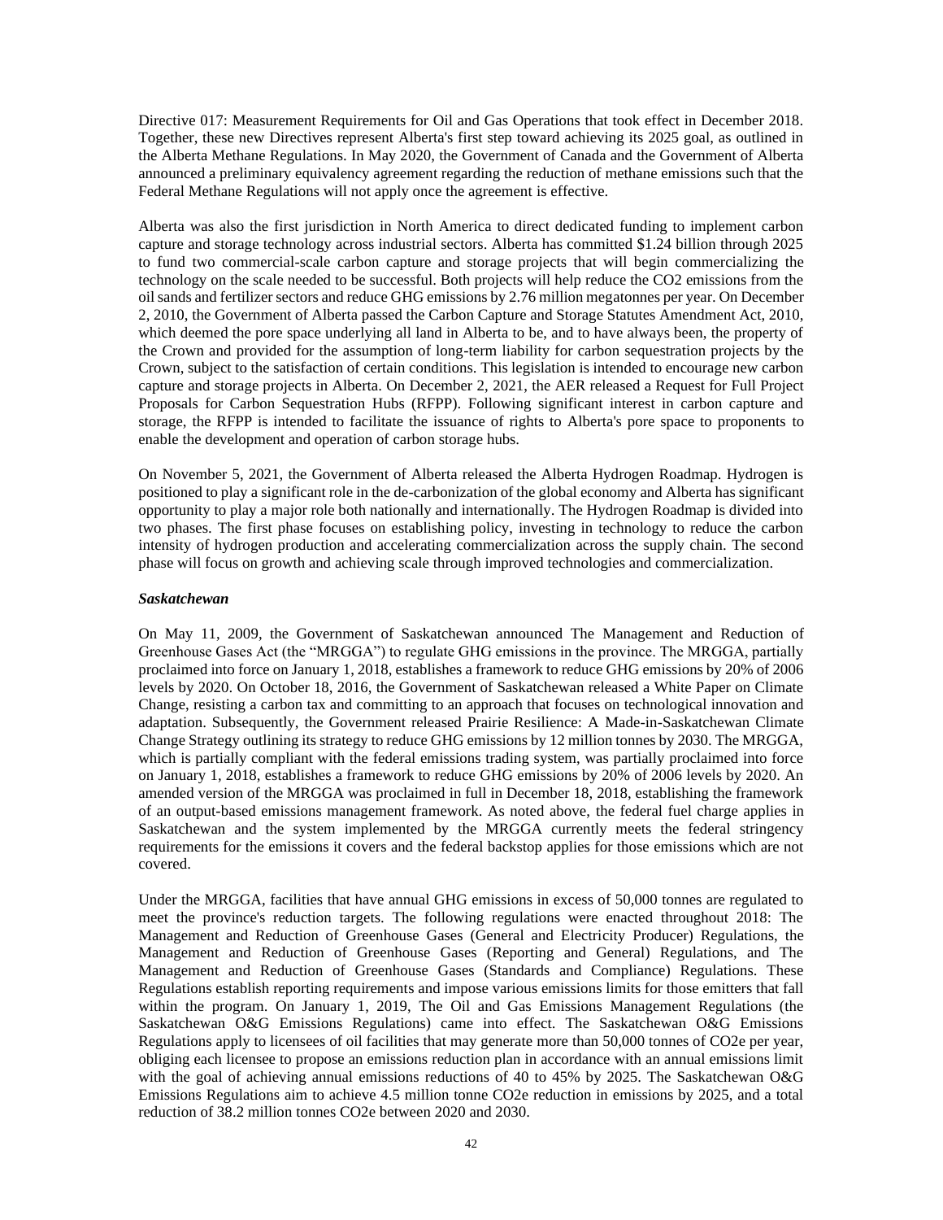Directive 017: Measurement Requirements for Oil and Gas Operations that took effect in December 2018. Together, these new Directives represent Alberta's first step toward achieving its 2025 goal, as outlined in the Alberta Methane Regulations. In May 2020, the Government of Canada and the Government of Alberta announced a preliminary equivalency agreement regarding the reduction of methane emissions such that the Federal Methane Regulations will not apply once the agreement is effective.

Alberta was also the first jurisdiction in North America to direct dedicated funding to implement carbon capture and storage technology across industrial sectors. Alberta has committed $1.24 billion through 2025 to fund two commercial-scale carbon capture and storage projects that will begin commercializing the technology on the scale needed to be successful. Both projects will help reduce the CO2 emissions from the oil sands and fertilizer sectors and reduce GHG emissions by 2.76 million megatonnes per year. On December 2, 2010, the Government of Alberta passed the Carbon Capture and Storage Statutes Amendment Act, 2010, which deemed the pore space underlying all land in Alberta to be, and to have always been, the property of the Crown and provided for the assumption of long-term liability for carbon sequestration projects by the Crown, subject to the satisfaction of certain conditions. This legislation is intended to encourage new carbon capture and storage projects in Alberta. On December 2, 2021, the AER released a Request for Full Project Proposals for Carbon Sequestration Hubs (RFPP). Following significant interest in carbon capture and storage, the RFPP is intended to facilitate the issuance of rights to Alberta's pore space to proponents to enable the development and operation of carbon storage hubs.

On November 5, 2021, the Government of Alberta released the Alberta Hydrogen Roadmap. Hydrogen is positioned to play a significant role in the de-carbonization of the global economy and Alberta has significant opportunity to play a major role both nationally and internationally. The Hydrogen Roadmap is divided into two phases. The first phase focuses on establishing policy, investing in technology to reduce the carbon intensity of hydrogen production and accelerating commercialization across the supply chain. The second phase will focus on growth and achieving scale through improved technologies and commercialization.

***Saskatchewan***

On May 11, 2009, the Government of Saskatchewan announced The Management and Reduction of Greenhouse Gases Act (the "MRGGA") to regulate GHG emissions in the province. The MRGGA, partially proclaimed into force on January 1, 2018, establishes a framework to reduce GHG emissions by 20% of 2006 levels by 2020. On October 18, 2016, the Government of Saskatchewan released a White Paper on Climate Change, resisting a carbon tax and committing to an approach that focuses on technological innovation and adaptation. Subsequently, the Government released Prairie Resilience: A Made-in-Saskatchewan Climate Change Strategy outlining its strategy to reduce GHG emissions by 12 million tonnes by 2030. The MRGGA, which is partially compliant with the federal emissions trading system, was partially proclaimed into force on January 1, 2018, establishes a framework to reduce GHG emissions by 20% of 2006 levels by 2020. An amended version of the MRGGA was proclaimed in full in December 18, 2018, establishing the framework of an output-based emissions management framework. As noted above, the federal fuel charge applies in Saskatchewan and the system implemented by the MRGGA currently meets the federal stringency requirements for the emissions it covers and the federal backstop applies for those emissions which are not covered.

Under the MRGGA, facilities that have annual GHG emissions in excess of 50,000 tonnes are regulated to meet the province's reduction targets. The following regulations were enacted throughout 2018: The Management and Reduction of Greenhouse Gases (General and Electricity Producer) Regulations, the Management and Reduction of Greenhouse Gases (Reporting and General) Regulations, and The Management and Reduction of Greenhouse Gases (Standards and Compliance) Regulations. These Regulations establish reporting requirements and impose various emissions limits for those emitters that fall within the program. On January 1, 2019, The Oil and Gas Emissions Management Regulations (the Saskatchewan O&G Emissions Regulations) came into effect. The Saskatchewan O&G Emissions Regulations apply to licensees of oil facilities that may generate more than 50,000 tonnes of CO2e per year, obliging each licensee to propose an emissions reduction plan in accordance with an annual emissions limit with the goal of achieving annual emissions reductions of 40 to 45% by 2025. The Saskatchewan O&G Emissions Regulations aim to achieve 4.5 million tonne CO2e reduction in emissions by 2025, and a total reduction of 38.2 million tonnes CO2e between 2020 and 2030.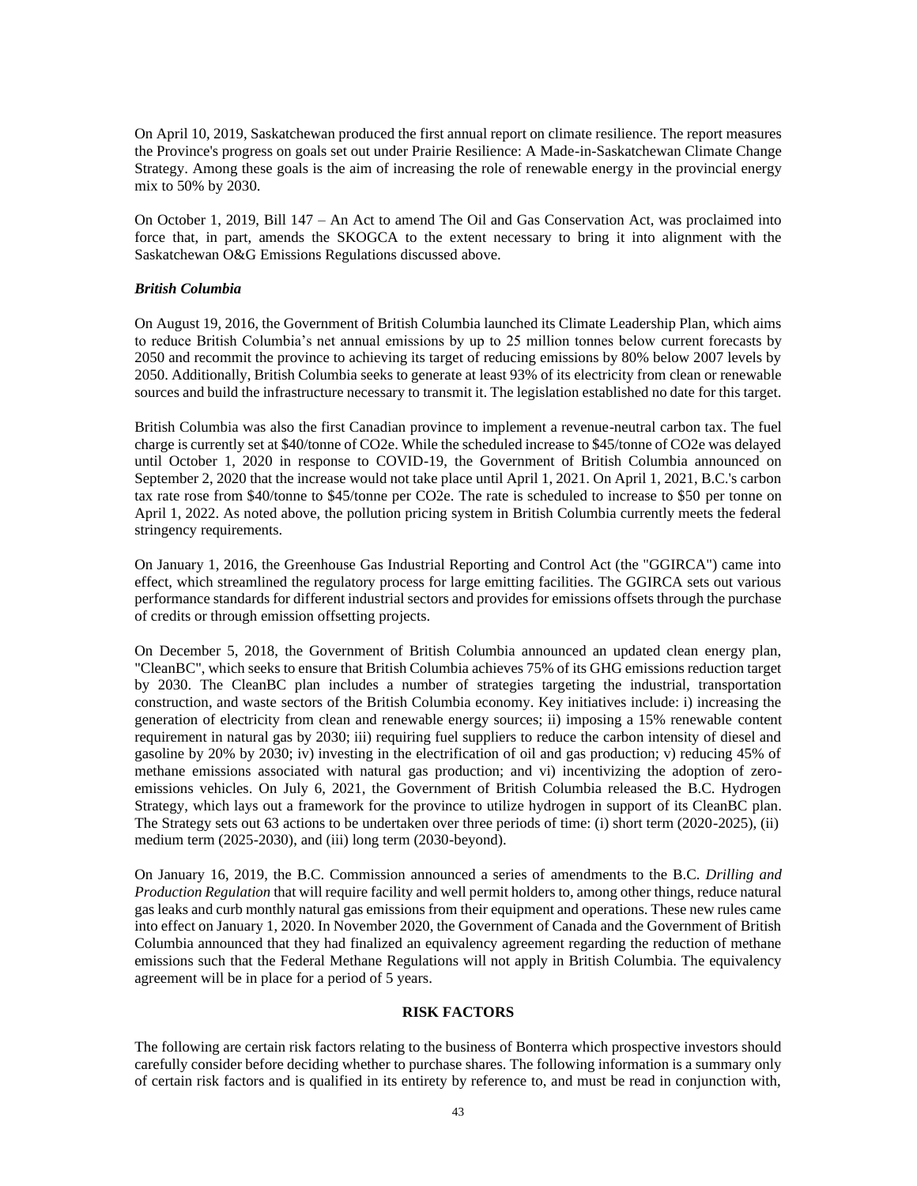On April 10, 2019, Saskatchewan produced the first annual report on climate resilience. The report measures the Province's progress on goals set out under Prairie Resilience: A Made-in-Saskatchewan Climate Change Strategy. Among these goals is the aim of increasing the role of renewable energy in the provincial energy mix to 50% by 2030.

On October 1, 2019, Bill 147 – An Act to amend The Oil and Gas Conservation Act, was proclaimed into force that, in part, amends the SKOGCA to the extent necessary to bring it into alignment with the Saskatchewan O&G Emissions Regulations discussed above.

***British Columbia***

On August 19, 2016, the Government of British Columbia launched its Climate Leadership Plan, which aims to reduce British Columbia's net annual emissions by up to 25 million tonnes below current forecasts by 2050 and recommit the province to achieving its target of reducing emissions by 80% below 2007 levels by 2050. Additionally, British Columbia seeks to generate at least 93% of its electricity from clean or renewable sources and build the infrastructure necessary to transmit it. The legislation established no date for this target.

British Columbia was also the first Canadian province to implement a revenue-neutral carbon tax. The fuel charge is currently set at $40/tonne of CO2e. While the scheduled increase to $45/tonne of CO2e was delayed until October 1, 2020 in response to COVID-19, the Government of British Columbia announced on September 2, 2020 that the increase would not take place until April 1, 2021. On April 1, 2021, B.C.'s carbon tax rate rose from $40/tonne to $45/tonne per CO2e. The rate is scheduled to increase to $50 per tonne on April 1, 2022. As noted above, the pollution pricing system in British Columbia currently meets the federal stringency requirements.

On January 1, 2016, the Greenhouse Gas Industrial Reporting and Control Act (the "GGIRCA") came into effect, which streamlined the regulatory process for large emitting facilities. The GGIRCA sets out various performance standards for different industrial sectors and provides for emissions offsets through the purchase of credits or through emission offsetting projects.

On December 5, 2018, the Government of British Columbia announced an updated clean energy plan, "CleanBC", which seeks to ensure that British Columbia achieves 75% of its GHG emissions reduction target by 2030. The CleanBC plan includes a number of strategies targeting the industrial, transportation construction, and waste sectors of the British Columbia economy. Key initiatives include: i) increasing the generation of electricity from clean and renewable energy sources; ii) imposing a 15% renewable content requirement in natural gas by 2030; iii) requiring fuel suppliers to reduce the carbon intensity of diesel and gasoline by 20% by 2030; iv) investing in the electrification of oil and gas production; v) reducing 45% of methane emissions associated with natural gas production; and vi) incentivizing the adoption of zero-emissions vehicles. On July 6, 2021, the Government of British Columbia released the B.C. Hydrogen Strategy, which lays out a framework for the province to utilize hydrogen in support of its CleanBC plan. The Strategy sets out 63 actions to be undertaken over three periods of time: (i) short term (2020-2025), (ii) medium term (2025-2030), and (iii) long term (2030-beyond).

On January 16, 2019, the B.C. Commission announced a series of amendments to the B.C. *Drilling and Production Regulation* that will require facility and well permit holders to, among other things, reduce natural gas leaks and curb monthly natural gas emissions from their equipment and operations. These new rules came into effect on January 1, 2020. In November 2020, the Government of Canada and the Government of British Columbia announced that they had finalized an equivalency agreement regarding the reduction of methane emissions such that the Federal Methane Regulations will not apply in British Columbia. The equivalency agreement will be in place for a period of 5 years.

## RISK FACTORS

The following are certain risk factors relating to the business of Bonterra which prospective investors should carefully consider before deciding whether to purchase shares. The following information is a summary only of certain risk factors and is qualified in its entirety by reference to, and must be read in conjunction with,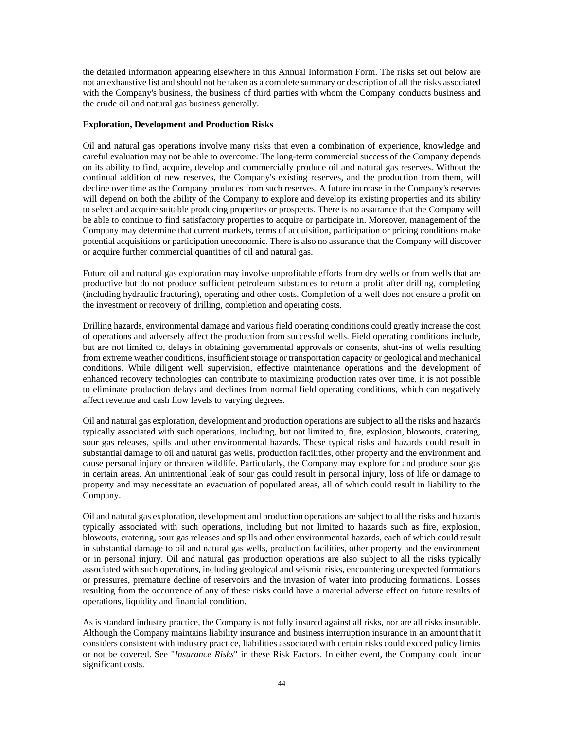the detailed information appearing elsewhere in this Annual Information Form. The risks set out below are not an exhaustive list and should not be taken as a complete summary or description of all the risks associated with the Company's business, the business of third parties with whom the Company conducts business and the crude oil and natural gas business generally.

**Exploration, Development and Production Risks**

Oil and natural gas operations involve many risks that even a combination of experience, knowledge and careful evaluation may not be able to overcome. The long-term commercial success of the Company depends on its ability to find, acquire, develop and commercially produce oil and natural gas reserves. Without the continual addition of new reserves, the Company's existing reserves, and the production from them, will decline over time as the Company produces from such reserves. A future increase in the Company's reserves will depend on both the ability of the Company to explore and develop its existing properties and its ability to select and acquire suitable producing properties or prospects. There is no assurance that the Company will be able to continue to find satisfactory properties to acquire or participate in. Moreover, management of the Company may determine that current markets, terms of acquisition, participation or pricing conditions make potential acquisitions or participation uneconomic. There is also no assurance that the Company will discover or acquire further commercial quantities of oil and natural gas.

Future oil and natural gas exploration may involve unprofitable efforts from dry wells or from wells that are productive but do not produce sufficient petroleum substances to return a profit after drilling, completing (including hydraulic fracturing), operating and other costs. Completion of a well does not ensure a profit on the investment or recovery of drilling, completion and operating costs.

Drilling hazards, environmental damage and various field operating conditions could greatly increase the cost of operations and adversely affect the production from successful wells. Field operating conditions include, but are not limited to, delays in obtaining governmental approvals or consents, shut-ins of wells resulting from extreme weather conditions, insufficient storage or transportation capacity or geological and mechanical conditions. While diligent well supervision, effective maintenance operations and the development of enhanced recovery technologies can contribute to maximizing production rates over time, it is not possible to eliminate production delays and declines from normal field operating conditions, which can negatively affect revenue and cash flow levels to varying degrees.

Oil and natural gas exploration, development and production operations are subject to all the risks and hazards typically associated with such operations, including, but not limited to, fire, explosion, blowouts, cratering, sour gas releases, spills and other environmental hazards. These typical risks and hazards could result in substantial damage to oil and natural gas wells, production facilities, other property and the environment and cause personal injury or threaten wildlife. Particularly, the Company may explore for and produce sour gas in certain areas. An unintentional leak of sour gas could result in personal injury, loss of life or damage to property and may necessitate an evacuation of populated areas, all of which could result in liability to the Company.

Oil and natural gas exploration, development and production operations are subject to all the risks and hazards typically associated with such operations, including but not limited to hazards such as fire, explosion, blowouts, cratering, sour gas releases and spills and other environmental hazards, each of which could result in substantial damage to oil and natural gas wells, production facilities, other property and the environment or in personal injury. Oil and natural gas production operations are also subject to all the risks typically associated with such operations, including geological and seismic risks, encountering unexpected formations or pressures, premature decline of reservoirs and the invasion of water into producing formations. Losses resulting from the occurrence of any of these risks could have a material adverse effect on future results of operations, liquidity and financial condition.

As is standard industry practice, the Company is not fully insured against all risks, nor are all risks insurable. Although the Company maintains liability insurance and business interruption insurance in an amount that it considers consistent with industry practice, liabilities associated with certain risks could exceed policy limits or not be covered. See "*Insurance Risks*" in these Risk Factors. In either event, the Company could incur significant costs.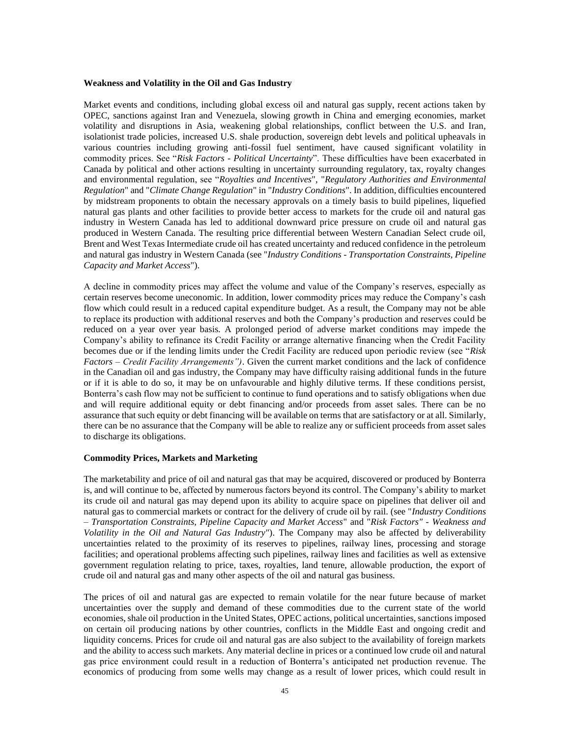**Weakness and Volatility in the Oil and Gas Industry**

Market events and conditions, including global excess oil and natural gas supply, recent actions taken by OPEC, sanctions against Iran and Venezuela, slowing growth in China and emerging economies, market volatility and disruptions in Asia, weakening global relationships, conflict between the U.S. and Iran, isolationist trade policies, increased U.S. shale production, sovereign debt levels and political upheavals in various countries including growing anti-fossil fuel sentiment, have caused significant volatility in commodity prices. See "*Risk Factors - Political Uncertainty*". These difficulties have been exacerbated in Canada by political and other actions resulting in uncertainty surrounding regulatory, tax, royalty changes and environmental regulation, see "*Royalties and Incentives*", "*Regulatory Authorities and Environmental Regulation*" and "*Climate Change Regulation*" in "*Industry Conditions*". In addition, difficulties encountered by midstream proponents to obtain the necessary approvals on a timely basis to build pipelines, liquefied natural gas plants and other facilities to provide better access to markets for the crude oil and natural gas industry in Western Canada has led to additional downward price pressure on crude oil and natural gas produced in Western Canada. The resulting price differential between Western Canadian Select crude oil, Brent and West Texas Intermediate crude oil has created uncertainty and reduced confidence in the petroleum and natural gas industry in Western Canada (see "*Industry Conditions - Transportation Constraints, Pipeline Capacity and Market Access*").

A decline in commodity prices may affect the volume and value of the Company's reserves, especially as certain reserves become uneconomic. In addition, lower commodity prices may reduce the Company's cash flow which could result in a reduced capital expenditure budget. As a result, the Company may not be able to replace its production with additional reserves and both the Company's production and reserves could be reduced on a year over year basis. A prolonged period of adverse market conditions may impede the Company's ability to refinance its Credit Facility or arrange alternative financing when the Credit Facility becomes due or if the lending limits under the Credit Facility are reduced upon periodic review (see "*Risk Factors – Credit Facility Arrangements")*. Given the current market conditions and the lack of confidence in the Canadian oil and gas industry, the Company may have difficulty raising additional funds in the future or if it is able to do so, it may be on unfavourable and highly dilutive terms. If these conditions persist, Bonterra's cash flow may not be sufficient to continue to fund operations and to satisfy obligations when due and will require additional equity or debt financing and/or proceeds from asset sales. There can be no assurance that such equity or debt financing will be available on terms that are satisfactory or at all. Similarly, there can be no assurance that the Company will be able to realize any or sufficient proceeds from asset sales to discharge its obligations.

**Commodity Prices, Markets and Marketing**

The marketability and price of oil and natural gas that may be acquired, discovered or produced by Bonterra is, and will continue to be, affected by numerous factors beyond its control. The Company's ability to market its crude oil and natural gas may depend upon its ability to acquire space on pipelines that deliver oil and natural gas to commercial markets or contract for the delivery of crude oil by rail. (see "*Industry Conditions – Transportation Constraints, Pipeline Capacity and Market Access*" and "*Risk Factors" - Weakness and Volatility in the Oil and Natural Gas Industry*"). The Company may also be affected by deliverability uncertainties related to the proximity of its reserves to pipelines, railway lines, processing and storage facilities; and operational problems affecting such pipelines, railway lines and facilities as well as extensive government regulation relating to price, taxes, royalties, land tenure, allowable production, the export of crude oil and natural gas and many other aspects of the oil and natural gas business.

The prices of oil and natural gas are expected to remain volatile for the near future because of market uncertainties over the supply and demand of these commodities due to the current state of the world economies, shale oil production in the United States, OPEC actions, political uncertainties, sanctions imposed on certain oil producing nations by other countries, conflicts in the Middle East and ongoing credit and liquidity concerns. Prices for crude oil and natural gas are also subject to the availability of foreign markets and the ability to access such markets. Any material decline in prices or a continued low crude oil and natural gas price environment could result in a reduction of Bonterra's anticipated net production revenue. The economics of producing from some wells may change as a result of lower prices, which could result in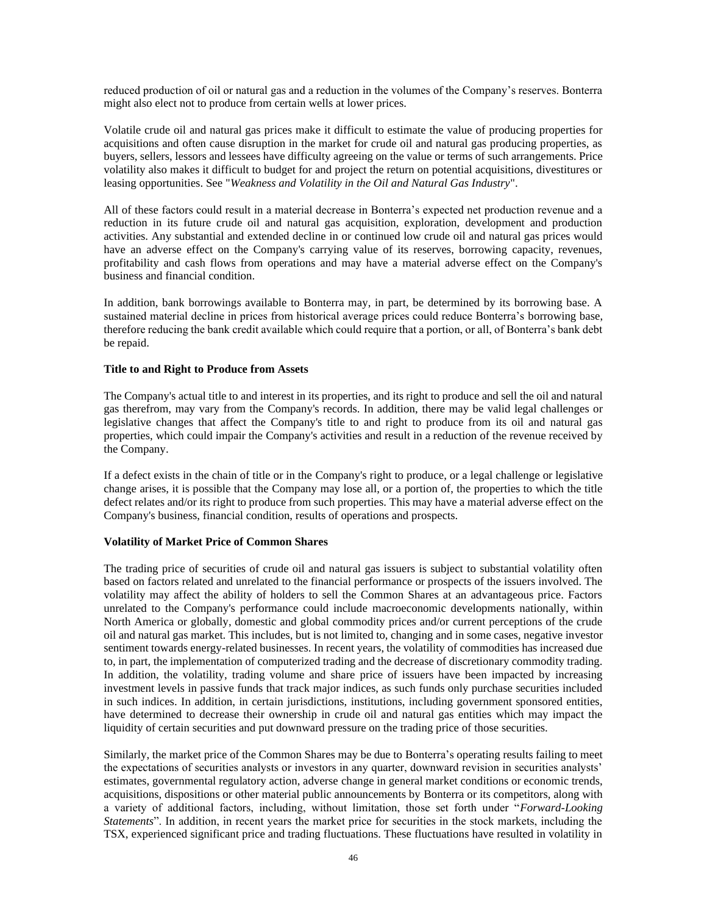reduced production of oil or natural gas and a reduction in the volumes of the Company's reserves. Bonterra might also elect not to produce from certain wells at lower prices.

Volatile crude oil and natural gas prices make it difficult to estimate the value of producing properties for acquisitions and often cause disruption in the market for crude oil and natural gas producing properties, as buyers, sellers, lessors and lessees have difficulty agreeing on the value or terms of such arrangements. Price volatility also makes it difficult to budget for and project the return on potential acquisitions, divestitures or leasing opportunities. See "*Weakness and Volatility in the Oil and Natural Gas Industry*".

All of these factors could result in a material decrease in Bonterra's expected net production revenue and a reduction in its future crude oil and natural gas acquisition, exploration, development and production activities. Any substantial and extended decline in or continued low crude oil and natural gas prices would have an adverse effect on the Company's carrying value of its reserves, borrowing capacity, revenues, profitability and cash flows from operations and may have a material adverse effect on the Company's business and financial condition.

In addition, bank borrowings available to Bonterra may, in part, be determined by its borrowing base. A sustained material decline in prices from historical average prices could reduce Bonterra's borrowing base, therefore reducing the bank credit available which could require that a portion, or all, of Bonterra's bank debt be repaid.

**Title to and Right to Produce from Assets**

The Company's actual title to and interest in its properties, and its right to produce and sell the oil and natural gas therefrom, may vary from the Company's records. In addition, there may be valid legal challenges or legislative changes that affect the Company's title to and right to produce from its oil and natural gas properties, which could impair the Company's activities and result in a reduction of the revenue received by the Company.

If a defect exists in the chain of title or in the Company's right to produce, or a legal challenge or legislative change arises, it is possible that the Company may lose all, or a portion of, the properties to which the title defect relates and/or its right to produce from such properties. This may have a material adverse effect on the Company's business, financial condition, results of operations and prospects.

**Volatility of Market Price of Common Shares**

The trading price of securities of crude oil and natural gas issuers is subject to substantial volatility often based on factors related and unrelated to the financial performance or prospects of the issuers involved. The volatility may affect the ability of holders to sell the Common Shares at an advantageous price. Factors unrelated to the Company's performance could include macroeconomic developments nationally, within North America or globally, domestic and global commodity prices and/or current perceptions of the crude oil and natural gas market. This includes, but is not limited to, changing and in some cases, negative investor sentiment towards energy-related businesses. In recent years, the volatility of commodities has increased due to, in part, the implementation of computerized trading and the decrease of discretionary commodity trading. In addition, the volatility, trading volume and share price of issuers have been impacted by increasing investment levels in passive funds that track major indices, as such funds only purchase securities included in such indices. In addition, in certain jurisdictions, institutions, including government sponsored entities, have determined to decrease their ownership in crude oil and natural gas entities which may impact the liquidity of certain securities and put downward pressure on the trading price of those securities.

Similarly, the market price of the Common Shares may be due to Bonterra's operating results failing to meet the expectations of securities analysts or investors in any quarter, downward revision in securities analysts' estimates, governmental regulatory action, adverse change in general market conditions or economic trends, acquisitions, dispositions or other material public announcements by Bonterra or its competitors, along with a variety of additional factors, including, without limitation, those set forth under "*Forward-Looking Statements*". In addition, in recent years the market price for securities in the stock markets, including the TSX, experienced significant price and trading fluctuations. These fluctuations have resulted in volatility in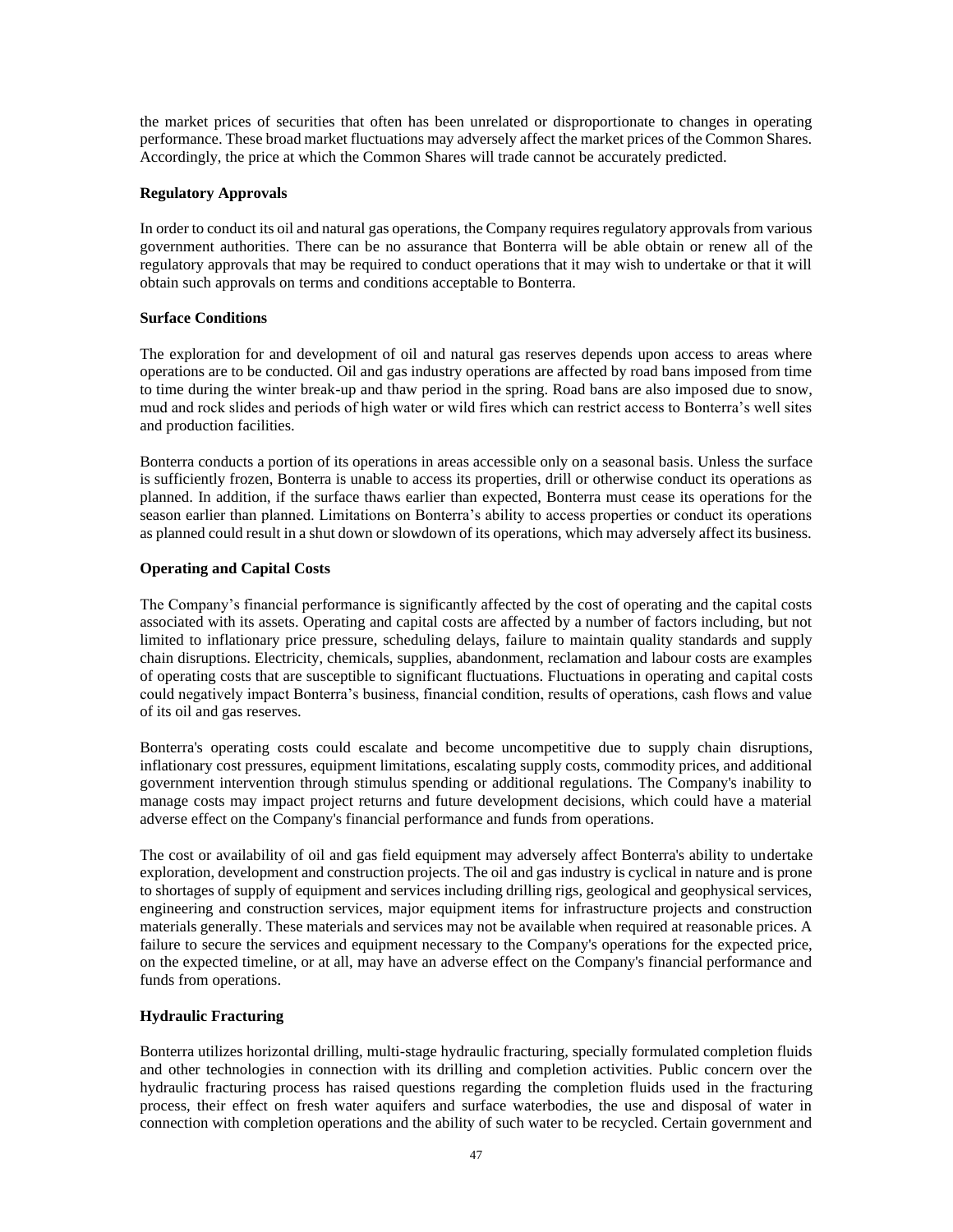the market prices of securities that often has been unrelated or disproportionate to changes in operating performance. These broad market fluctuations may adversely affect the market prices of the Common Shares. Accordingly, the price at which the Common Shares will trade cannot be accurately predicted.

**Regulatory Approvals**

In order to conduct its oil and natural gas operations, the Company requires regulatory approvals from various government authorities. There can be no assurance that Bonterra will be able obtain or renew all of the regulatory approvals that may be required to conduct operations that it may wish to undertake or that it will obtain such approvals on terms and conditions acceptable to Bonterra.

**Surface Conditions**

The exploration for and development of oil and natural gas reserves depends upon access to areas where operations are to be conducted. Oil and gas industry operations are affected by road bans imposed from time to time during the winter break-up and thaw period in the spring. Road bans are also imposed due to snow, mud and rock slides and periods of high water or wild fires which can restrict access to Bonterra's well sites and production facilities.

Bonterra conducts a portion of its operations in areas accessible only on a seasonal basis. Unless the surface is sufficiently frozen, Bonterra is unable to access its properties, drill or otherwise conduct its operations as planned. In addition, if the surface thaws earlier than expected, Bonterra must cease its operations for the season earlier than planned. Limitations on Bonterra's ability to access properties or conduct its operations as planned could result in a shut down or slowdown of its operations, which may adversely affect its business.

**Operating and Capital Costs**

The Company's financial performance is significantly affected by the cost of operating and the capital costs associated with its assets. Operating and capital costs are affected by a number of factors including, but not limited to inflationary price pressure, scheduling delays, failure to maintain quality standards and supply chain disruptions. Electricity, chemicals, supplies, abandonment, reclamation and labour costs are examples of operating costs that are susceptible to significant fluctuations. Fluctuations in operating and capital costs could negatively impact Bonterra's business, financial condition, results of operations, cash flows and value of its oil and gas reserves.

Bonterra's operating costs could escalate and become uncompetitive due to supply chain disruptions, inflationary cost pressures, equipment limitations, escalating supply costs, commodity prices, and additional government intervention through stimulus spending or additional regulations. The Company's inability to manage costs may impact project returns and future development decisions, which could have a material adverse effect on the Company's financial performance and funds from operations.

The cost or availability of oil and gas field equipment may adversely affect Bonterra's ability to undertake exploration, development and construction projects. The oil and gas industry is cyclical in nature and is prone to shortages of supply of equipment and services including drilling rigs, geological and geophysical services, engineering and construction services, major equipment items for infrastructure projects and construction materials generally. These materials and services may not be available when required at reasonable prices. A failure to secure the services and equipment necessary to the Company's operations for the expected price, on the expected timeline, or at all, may have an adverse effect on the Company's financial performance and funds from operations.

**Hydraulic Fracturing**

Bonterra utilizes horizontal drilling, multi-stage hydraulic fracturing, specially formulated completion fluids and other technologies in connection with its drilling and completion activities. Public concern over the hydraulic fracturing process has raised questions regarding the completion fluids used in the fracturing process, their effect on fresh water aquifers and surface waterbodies, the use and disposal of water in connection with completion operations and the ability of such water to be recycled. Certain government and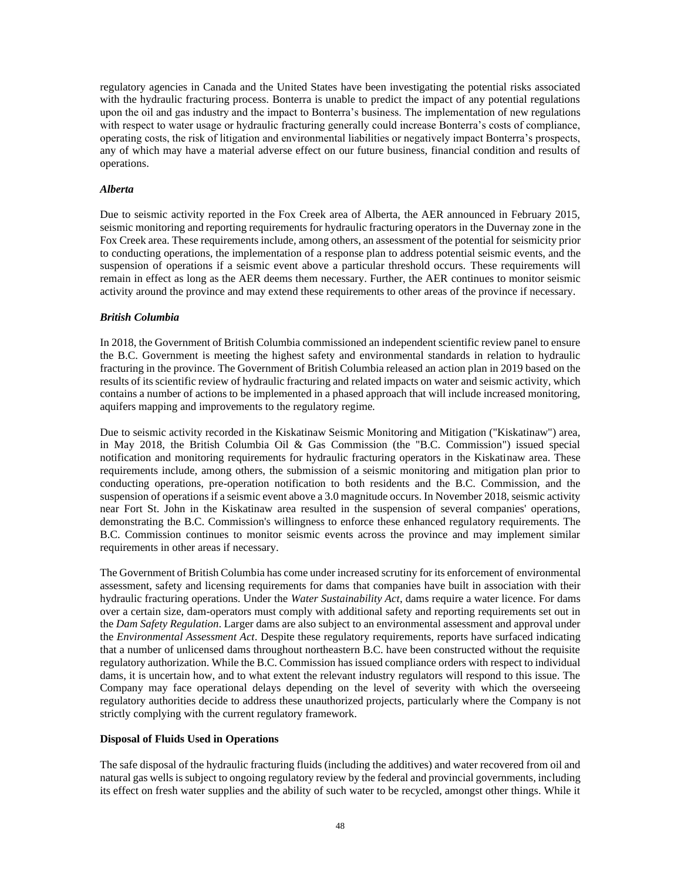regulatory agencies in Canada and the United States have been investigating the potential risks associated with the hydraulic fracturing process. Bonterra is unable to predict the impact of any potential regulations upon the oil and gas industry and the impact to Bonterra's business. The implementation of new regulations with respect to water usage or hydraulic fracturing generally could increase Bonterra's costs of compliance, operating costs, the risk of litigation and environmental liabilities or negatively impact Bonterra's prospects, any of which may have a material adverse effect on our future business, financial condition and results of operations.

***Alberta***

Due to seismic activity reported in the Fox Creek area of Alberta, the AER announced in February 2015, seismic monitoring and reporting requirements for hydraulic fracturing operators in the Duvernay zone in the Fox Creek area. These requirements include, among others, an assessment of the potential for seismicity prior to conducting operations, the implementation of a response plan to address potential seismic events, and the suspension of operations if a seismic event above a particular threshold occurs. These requirements will remain in effect as long as the AER deems them necessary. Further, the AER continues to monitor seismic activity around the province and may extend these requirements to other areas of the province if necessary.

***British Columbia***

In 2018, the Government of British Columbia commissioned an independent scientific review panel to ensure the B.C. Government is meeting the highest safety and environmental standards in relation to hydraulic fracturing in the province. The Government of British Columbia released an action plan in 2019 based on the results of its scientific review of hydraulic fracturing and related impacts on water and seismic activity, which contains a number of actions to be implemented in a phased approach that will include increased monitoring, aquifers mapping and improvements to the regulatory regime.

Due to seismic activity recorded in the Kiskatinaw Seismic Monitoring and Mitigation ("Kiskatinaw") area, in May 2018, the British Columbia Oil & Gas Commission (the "B.C. Commission") issued special notification and monitoring requirements for hydraulic fracturing operators in the Kiskatinaw area. These requirements include, among others, the submission of a seismic monitoring and mitigation plan prior to conducting operations, pre-operation notification to both residents and the B.C. Commission, and the suspension of operations if a seismic event above a 3.0 magnitude occurs. In November 2018, seismic activity near Fort St. John in the Kiskatinaw area resulted in the suspension of several companies' operations, demonstrating the B.C. Commission's willingness to enforce these enhanced regulatory requirements. The B.C. Commission continues to monitor seismic events across the province and may implement similar requirements in other areas if necessary.

The Government of British Columbia has come under increased scrutiny for its enforcement of environmental assessment, safety and licensing requirements for dams that companies have built in association with their hydraulic fracturing operations. Under the *Water Sustainability Act*, dams require a water licence. For dams over a certain size, dam-operators must comply with additional safety and reporting requirements set out in the *Dam Safety Regulation*. Larger dams are also subject to an environmental assessment and approval under the *Environmental Assessment Act*. Despite these regulatory requirements, reports have surfaced indicating that a number of unlicensed dams throughout northeastern B.C. have been constructed without the requisite regulatory authorization. While the B.C. Commission has issued compliance orders with respect to individual dams, it is uncertain how, and to what extent the relevant industry regulators will respond to this issue. The Company may face operational delays depending on the level of severity with which the overseeing regulatory authorities decide to address these unauthorized projects, particularly where the Company is not strictly complying with the current regulatory framework.

**Disposal of Fluids Used in Operations**

The safe disposal of the hydraulic fracturing fluids (including the additives) and water recovered from oil and natural gas wells is subject to ongoing regulatory review by the federal and provincial governments, including its effect on fresh water supplies and the ability of such water to be recycled, amongst other things. While it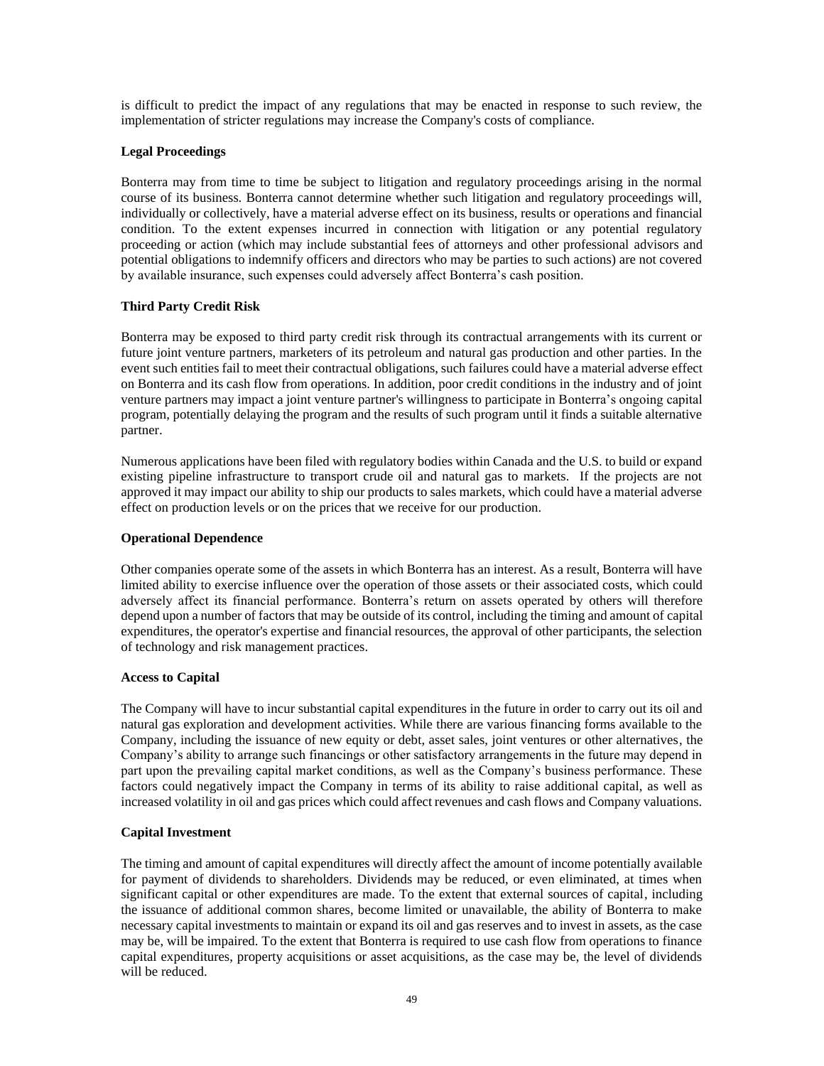is difficult to predict the impact of any regulations that may be enacted in response to such review, the implementation of stricter regulations may increase the Company's costs of compliance.

**Legal Proceedings**

Bonterra may from time to time be subject to litigation and regulatory proceedings arising in the normal course of its business. Bonterra cannot determine whether such litigation and regulatory proceedings will, individually or collectively, have a material adverse effect on its business, results or operations and financial condition. To the extent expenses incurred in connection with litigation or any potential regulatory proceeding or action (which may include substantial fees of attorneys and other professional advisors and potential obligations to indemnify officers and directors who may be parties to such actions) are not covered by available insurance, such expenses could adversely affect Bonterra's cash position.

**Third Party Credit Risk**

Bonterra may be exposed to third party credit risk through its contractual arrangements with its current or future joint venture partners, marketers of its petroleum and natural gas production and other parties. In the event such entities fail to meet their contractual obligations, such failures could have a material adverse effect on Bonterra and its cash flow from operations. In addition, poor credit conditions in the industry and of joint venture partners may impact a joint venture partner's willingness to participate in Bonterra's ongoing capital program, potentially delaying the program and the results of such program until it finds a suitable alternative partner.

Numerous applications have been filed with regulatory bodies within Canada and the U.S. to build or expand existing pipeline infrastructure to transport crude oil and natural gas to markets. If the projects are not approved it may impact our ability to ship our products to sales markets, which could have a material adverse effect on production levels or on the prices that we receive for our production.

**Operational Dependence**

Other companies operate some of the assets in which Bonterra has an interest. As a result, Bonterra will have limited ability to exercise influence over the operation of those assets or their associated costs, which could adversely affect its financial performance. Bonterra's return on assets operated by others will therefore depend upon a number of factors that may be outside of its control, including the timing and amount of capital expenditures, the operator's expertise and financial resources, the approval of other participants, the selection of technology and risk management practices.

**Access to Capital**

The Company will have to incur substantial capital expenditures in the future in order to carry out its oil and natural gas exploration and development activities. While there are various financing forms available to the Company, including the issuance of new equity or debt, asset sales, joint ventures or other alternatives, the Company's ability to arrange such financings or other satisfactory arrangements in the future may depend in part upon the prevailing capital market conditions, as well as the Company's business performance. These factors could negatively impact the Company in terms of its ability to raise additional capital, as well as increased volatility in oil and gas prices which could affect revenues and cash flows and Company valuations.

**Capital Investment**

The timing and amount of capital expenditures will directly affect the amount of income potentially available for payment of dividends to shareholders. Dividends may be reduced, or even eliminated, at times when significant capital or other expenditures are made. To the extent that external sources of capital, including the issuance of additional common shares, become limited or unavailable, the ability of Bonterra to make necessary capital investments to maintain or expand its oil and gas reserves and to invest in assets, as the case may be, will be impaired. To the extent that Bonterra is required to use cash flow from operations to finance capital expenditures, property acquisitions or asset acquisitions, as the case may be, the level of dividends will be reduced.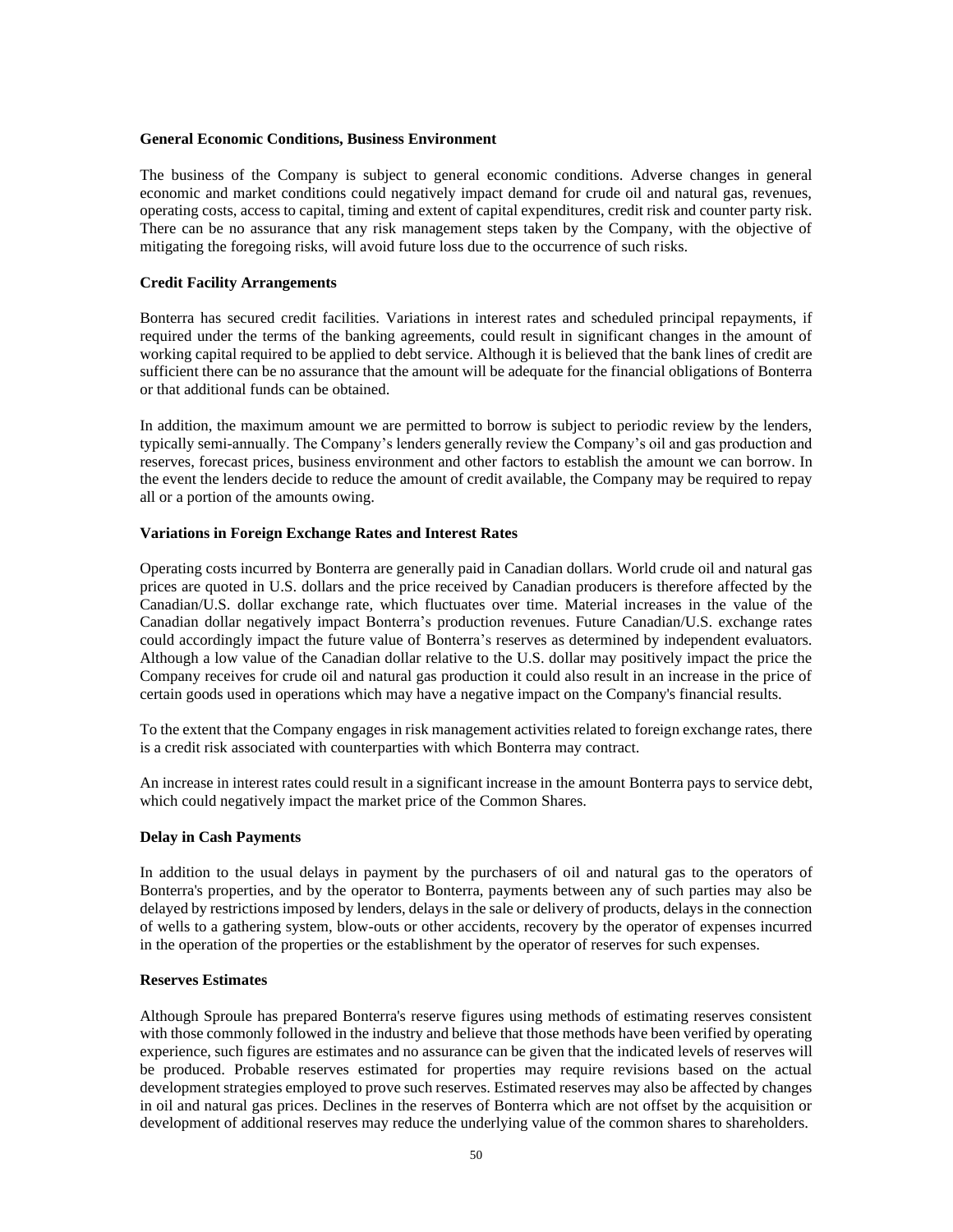**General Economic Conditions, Business Environment**

The business of the Company is subject to general economic conditions. Adverse changes in general economic and market conditions could negatively impact demand for crude oil and natural gas, revenues, operating costs, access to capital, timing and extent of capital expenditures, credit risk and counter party risk. There can be no assurance that any risk management steps taken by the Company, with the objective of mitigating the foregoing risks, will avoid future loss due to the occurrence of such risks.

**Credit Facility Arrangements**

Bonterra has secured credit facilities. Variations in interest rates and scheduled principal repayments, if required under the terms of the banking agreements, could result in significant changes in the amount of working capital required to be applied to debt service. Although it is believed that the bank lines of credit are sufficient there can be no assurance that the amount will be adequate for the financial obligations of Bonterra or that additional funds can be obtained.

In addition, the maximum amount we are permitted to borrow is subject to periodic review by the lenders, typically semi-annually. The Company's lenders generally review the Company's oil and gas production and reserves, forecast prices, business environment and other factors to establish the amount we can borrow. In the event the lenders decide to reduce the amount of credit available, the Company may be required to repay all or a portion of the amounts owing.

**Variations in Foreign Exchange Rates and Interest Rates**

Operating costs incurred by Bonterra are generally paid in Canadian dollars. World crude oil and natural gas prices are quoted in U.S. dollars and the price received by Canadian producers is therefore affected by the Canadian/U.S. dollar exchange rate, which fluctuates over time. Material increases in the value of the Canadian dollar negatively impact Bonterra's production revenues. Future Canadian/U.S. exchange rates could accordingly impact the future value of Bonterra's reserves as determined by independent evaluators. Although a low value of the Canadian dollar relative to the U.S. dollar may positively impact the price the Company receives for crude oil and natural gas production it could also result in an increase in the price of certain goods used in operations which may have a negative impact on the Company's financial results.

To the extent that the Company engages in risk management activities related to foreign exchange rates, there is a credit risk associated with counterparties with which Bonterra may contract.

An increase in interest rates could result in a significant increase in the amount Bonterra pays to service debt, which could negatively impact the market price of the Common Shares.

**Delay in Cash Payments**

In addition to the usual delays in payment by the purchasers of oil and natural gas to the operators of Bonterra's properties, and by the operator to Bonterra, payments between any of such parties may also be delayed by restrictions imposed by lenders, delays in the sale or delivery of products, delays in the connection of wells to a gathering system, blow-outs or other accidents, recovery by the operator of expenses incurred in the operation of the properties or the establishment by the operator of reserves for such expenses.

**Reserves Estimates**

Although Sproule has prepared Bonterra's reserve figures using methods of estimating reserves consistent with those commonly followed in the industry and believe that those methods have been verified by operating experience, such figures are estimates and no assurance can be given that the indicated levels of reserves will be produced. Probable reserves estimated for properties may require revisions based on the actual development strategies employed to prove such reserves. Estimated reserves may also be affected by changes in oil and natural gas prices. Declines in the reserves of Bonterra which are not offset by the acquisition or development of additional reserves may reduce the underlying value of the common shares to shareholders.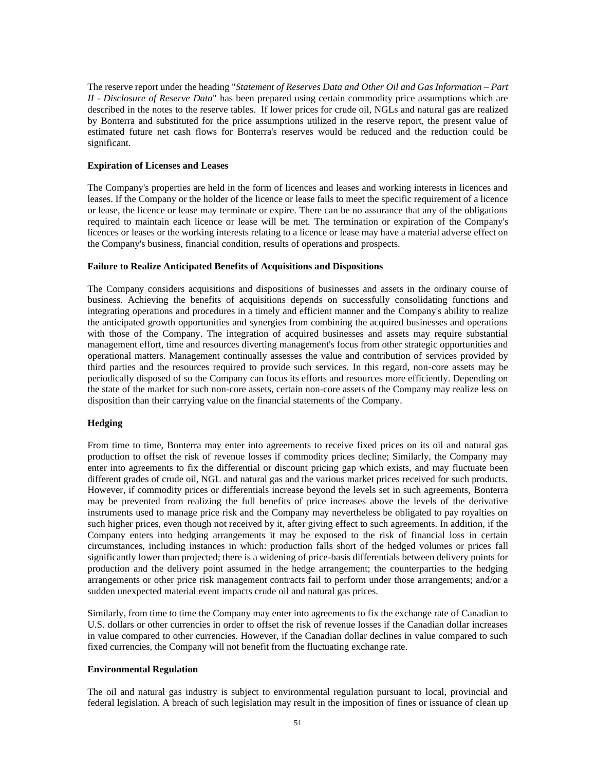The reserve report under the heading "*Statement of Reserves Data and Other Oil and Gas Information – Part II - Disclosure of Reserve Data*" has been prepared using certain commodity price assumptions which are described in the notes to the reserve tables. If lower prices for crude oil, NGLs and natural gas are realized by Bonterra and substituted for the price assumptions utilized in the reserve report, the present value of estimated future net cash flows for Bonterra's reserves would be reduced and the reduction could be significant.

**Expiration of Licenses and Leases**

The Company's properties are held in the form of licences and leases and working interests in licences and leases. If the Company or the holder of the licence or lease fails to meet the specific requirement of a licence or lease, the licence or lease may terminate or expire. There can be no assurance that any of the obligations required to maintain each licence or lease will be met. The termination or expiration of the Company's licences or leases or the working interests relating to a licence or lease may have a material adverse effect on the Company's business, financial condition, results of operations and prospects.

**Failure to Realize Anticipated Benefits of Acquisitions and Dispositions**

The Company considers acquisitions and dispositions of businesses and assets in the ordinary course of business. Achieving the benefits of acquisitions depends on successfully consolidating functions and integrating operations and procedures in a timely and efficient manner and the Company's ability to realize the anticipated growth opportunities and synergies from combining the acquired businesses and operations with those of the Company. The integration of acquired businesses and assets may require substantial management effort, time and resources diverting management's focus from other strategic opportunities and operational matters. Management continually assesses the value and contribution of services provided by third parties and the resources required to provide such services. In this regard, non-core assets may be periodically disposed of so the Company can focus its efforts and resources more efficiently. Depending on the state of the market for such non-core assets, certain non-core assets of the Company may realize less on disposition than their carrying value on the financial statements of the Company.

**Hedging**

From time to time, Bonterra may enter into agreements to receive fixed prices on its oil and natural gas production to offset the risk of revenue losses if commodity prices decline; Similarly, the Company may enter into agreements to fix the differential or discount pricing gap which exists, and may fluctuate been different grades of crude oil, NGL and natural gas and the various market prices received for such products. However, if commodity prices or differentials increase beyond the levels set in such agreements, Bonterra may be prevented from realizing the full benefits of price increases above the levels of the derivative instruments used to manage price risk and the Company may nevertheless be obligated to pay royalties on such higher prices, even though not received by it, after giving effect to such agreements. In addition, if the Company enters into hedging arrangements it may be exposed to the risk of financial loss in certain circumstances, including instances in which: production falls short of the hedged volumes or prices fall significantly lower than projected; there is a widening of price-basis differentials between delivery points for production and the delivery point assumed in the hedge arrangement; the counterparties to the hedging arrangements or other price risk management contracts fail to perform under those arrangements; and/or a sudden unexpected material event impacts crude oil and natural gas prices.

Similarly, from time to time the Company may enter into agreements to fix the exchange rate of Canadian to U.S. dollars or other currencies in order to offset the risk of revenue losses if the Canadian dollar increases in value compared to other currencies. However, if the Canadian dollar declines in value compared to such fixed currencies, the Company will not benefit from the fluctuating exchange rate.

**Environmental Regulation**

The oil and natural gas industry is subject to environmental regulation pursuant to local, provincial and federal legislation. A breach of such legislation may result in the imposition of fines or issuance of clean up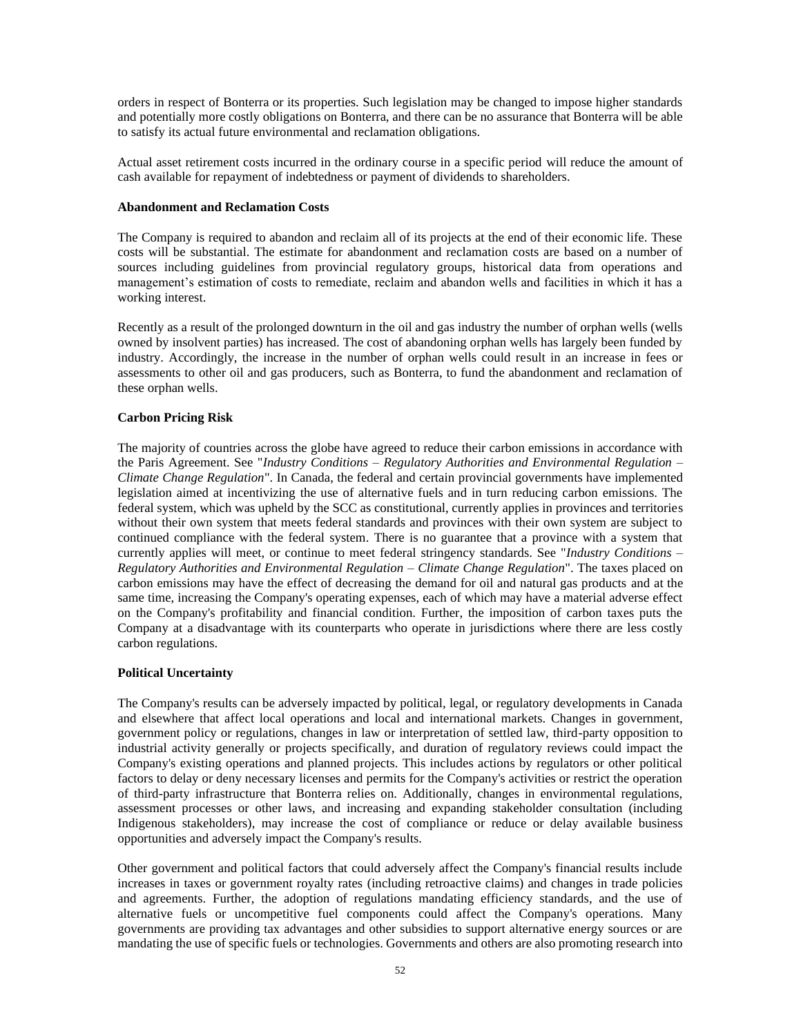orders in respect of Bonterra or its properties. Such legislation may be changed to impose higher standards and potentially more costly obligations on Bonterra, and there can be no assurance that Bonterra will be able to satisfy its actual future environmental and reclamation obligations.

Actual asset retirement costs incurred in the ordinary course in a specific period will reduce the amount of cash available for repayment of indebtedness or payment of dividends to shareholders.

**Abandonment and Reclamation Costs**

The Company is required to abandon and reclaim all of its projects at the end of their economic life. These costs will be substantial. The estimate for abandonment and reclamation costs are based on a number of sources including guidelines from provincial regulatory groups, historical data from operations and management's estimation of costs to remediate, reclaim and abandon wells and facilities in which it has a working interest.

Recently as a result of the prolonged downturn in the oil and gas industry the number of orphan wells (wells owned by insolvent parties) has increased. The cost of abandoning orphan wells has largely been funded by industry. Accordingly, the increase in the number of orphan wells could result in an increase in fees or assessments to other oil and gas producers, such as Bonterra, to fund the abandonment and reclamation of these orphan wells.

**Carbon Pricing Risk**

The majority of countries across the globe have agreed to reduce their carbon emissions in accordance with the Paris Agreement. See "*Industry Conditions – Regulatory Authorities and Environmental Regulation – Climate Change Regulation*". In Canada, the federal and certain provincial governments have implemented legislation aimed at incentivizing the use of alternative fuels and in turn reducing carbon emissions. The federal system, which was upheld by the SCC as constitutional, currently applies in provinces and territories without their own system that meets federal standards and provinces with their own system are subject to continued compliance with the federal system. There is no guarantee that a province with a system that currently applies will meet, or continue to meet federal stringency standards. See "*Industry Conditions – Regulatory Authorities and Environmental Regulation – Climate Change Regulation*". The taxes placed on carbon emissions may have the effect of decreasing the demand for oil and natural gas products and at the same time, increasing the Company's operating expenses, each of which may have a material adverse effect on the Company's profitability and financial condition. Further, the imposition of carbon taxes puts the Company at a disadvantage with its counterparts who operate in jurisdictions where there are less costly carbon regulations.

**Political Uncertainty**

The Company's results can be adversely impacted by political, legal, or regulatory developments in Canada and elsewhere that affect local operations and local and international markets. Changes in government, government policy or regulations, changes in law or interpretation of settled law, third-party opposition to industrial activity generally or projects specifically, and duration of regulatory reviews could impact the Company's existing operations and planned projects. This includes actions by regulators or other political factors to delay or deny necessary licenses and permits for the Company's activities or restrict the operation of third-party infrastructure that Bonterra relies on. Additionally, changes in environmental regulations, assessment processes or other laws, and increasing and expanding stakeholder consultation (including Indigenous stakeholders), may increase the cost of compliance or reduce or delay available business opportunities and adversely impact the Company's results.

Other government and political factors that could adversely affect the Company's financial results include increases in taxes or government royalty rates (including retroactive claims) and changes in trade policies and agreements. Further, the adoption of regulations mandating efficiency standards, and the use of alternative fuels or uncompetitive fuel components could affect the Company's operations. Many governments are providing tax advantages and other subsidies to support alternative energy sources or are mandating the use of specific fuels or technologies. Governments and others are also promoting research into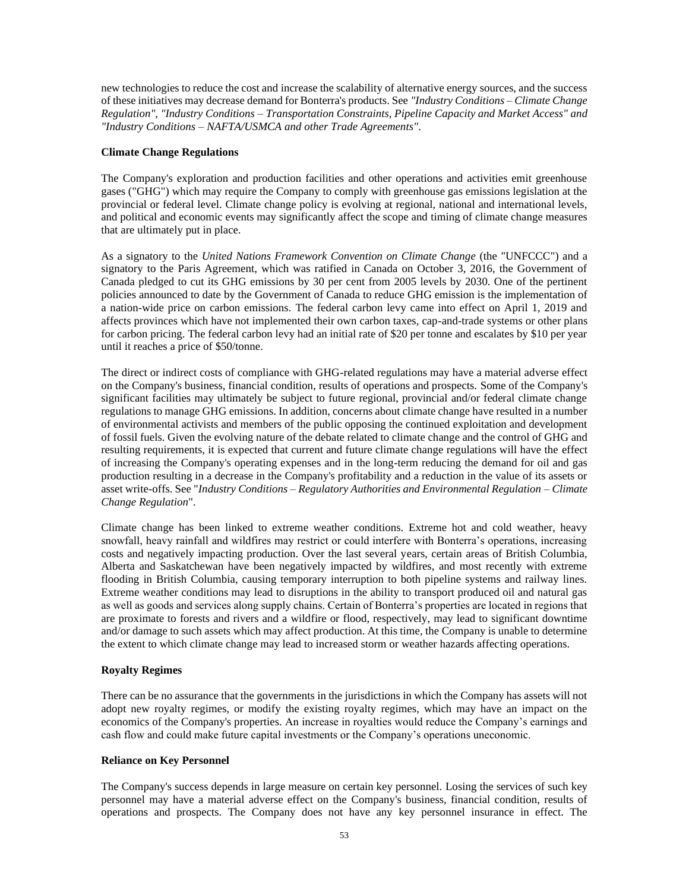new technologies to reduce the cost and increase the scalability of alternative energy sources, and the success of these initiatives may decrease demand for Bonterra's products. See *"Industry Conditions – Climate Change Regulation"*, *"Industry Conditions – Transportation Constraints, Pipeline Capacity and Market Access"* and *"Industry Conditions – NAFTA/USMCA and other Trade Agreements"*.

**Climate Change Regulations**

The Company's exploration and production facilities and other operations and activities emit greenhouse gases ("GHG") which may require the Company to comply with greenhouse gas emissions legislation at the provincial or federal level. Climate change policy is evolving at regional, national and international levels, and political and economic events may significantly affect the scope and timing of climate change measures that are ultimately put in place.

As a signatory to the *United Nations Framework Convention on Climate Change* (the "UNFCCC") and a signatory to the Paris Agreement, which was ratified in Canada on October 3, 2016, the Government of Canada pledged to cut its GHG emissions by 30 per cent from 2005 levels by 2030. One of the pertinent policies announced to date by the Government of Canada to reduce GHG emission is the implementation of a nation-wide price on carbon emissions. The federal carbon levy came into effect on April 1, 2019 and affects provinces which have not implemented their own carbon taxes, cap-and-trade systems or other plans for carbon pricing. The federal carbon levy had an initial rate of $20 per tonne and escalates by $10 per year until it reaches a price of $50/tonne.

The direct or indirect costs of compliance with GHG-related regulations may have a material adverse effect on the Company's business, financial condition, results of operations and prospects. Some of the Company's significant facilities may ultimately be subject to future regional, provincial and/or federal climate change regulations to manage GHG emissions. In addition, concerns about climate change have resulted in a number of environmental activists and members of the public opposing the continued exploitation and development of fossil fuels. Given the evolving nature of the debate related to climate change and the control of GHG and resulting requirements, it is expected that current and future climate change regulations will have the effect of increasing the Company's operating expenses and in the long-term reducing the demand for oil and gas production resulting in a decrease in the Company's profitability and a reduction in the value of its assets or asset write-offs. See "*Industry Conditions – Regulatory Authorities and Environmental Regulation – Climate Change Regulation*".

Climate change has been linked to extreme weather conditions. Extreme hot and cold weather, heavy snowfall, heavy rainfall and wildfires may restrict or could interfere with Bonterra's operations, increasing costs and negatively impacting production. Over the last several years, certain areas of British Columbia, Alberta and Saskatchewan have been negatively impacted by wildfires, and most recently with extreme flooding in British Columbia, causing temporary interruption to both pipeline systems and railway lines. Extreme weather conditions may lead to disruptions in the ability to transport produced oil and natural gas as well as goods and services along supply chains. Certain of Bonterra's properties are located in regions that are proximate to forests and rivers and a wildfire or flood, respectively, may lead to significant downtime and/or damage to such assets which may affect production. At this time, the Company is unable to determine the extent to which climate change may lead to increased storm or weather hazards affecting operations.

**Royalty Regimes**

There can be no assurance that the governments in the jurisdictions in which the Company has assets will not adopt new royalty regimes, or modify the existing royalty regimes, which may have an impact on the economics of the Company's properties. An increase in royalties would reduce the Company's earnings and cash flow and could make future capital investments or the Company's operations uneconomic.

**Reliance on Key Personnel**

The Company's success depends in large measure on certain key personnel. Losing the services of such key personnel may have a material adverse effect on the Company's business, financial condition, results of operations and prospects. The Company does not have any key personnel insurance in effect. The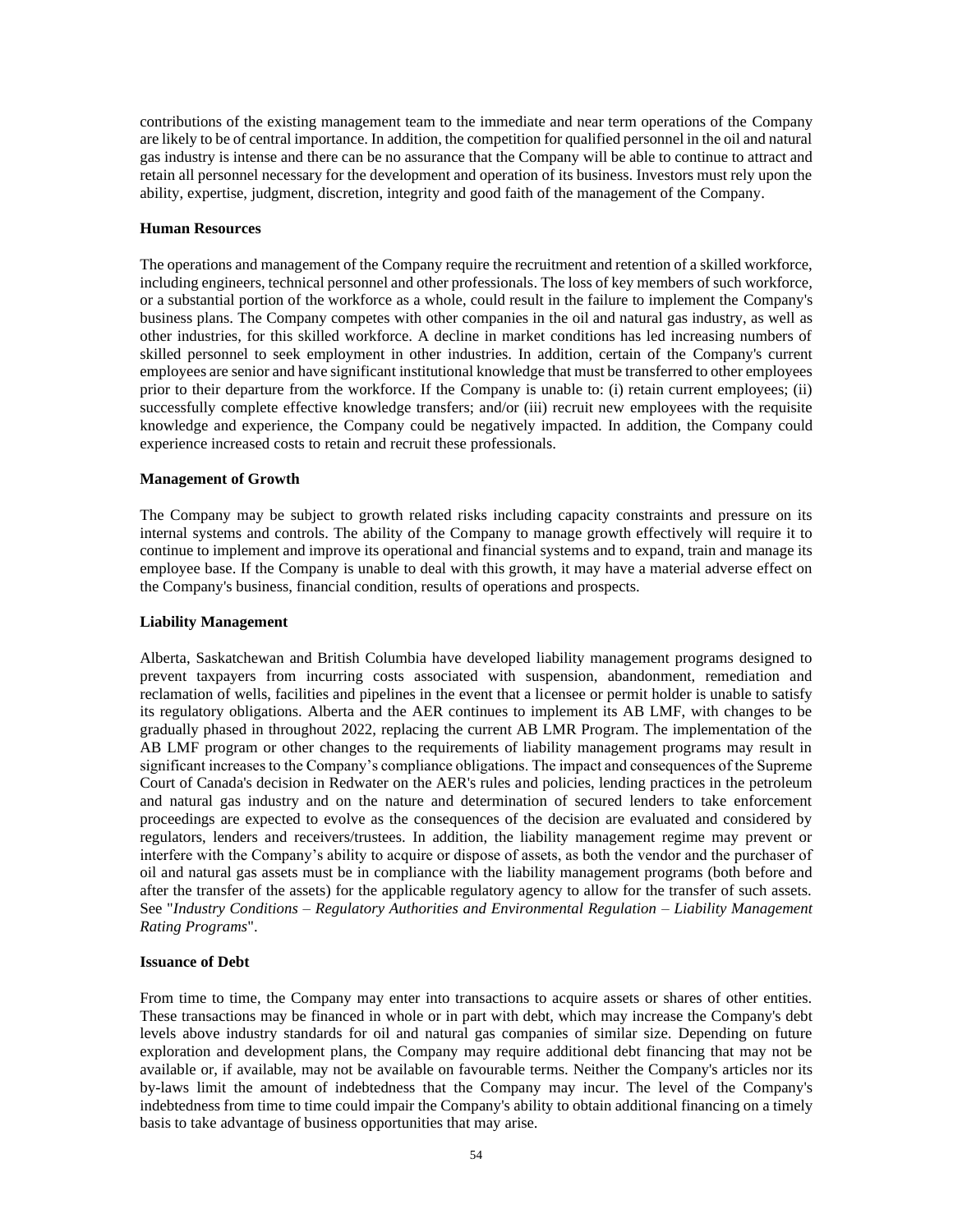contributions of the existing management team to the immediate and near term operations of the Company are likely to be of central importance. In addition, the competition for qualified personnel in the oil and natural gas industry is intense and there can be no assurance that the Company will be able to continue to attract and retain all personnel necessary for the development and operation of its business. Investors must rely upon the ability, expertise, judgment, discretion, integrity and good faith of the management of the Company.

**Human Resources**

The operations and management of the Company require the recruitment and retention of a skilled workforce, including engineers, technical personnel and other professionals. The loss of key members of such workforce, or a substantial portion of the workforce as a whole, could result in the failure to implement the Company's business plans. The Company competes with other companies in the oil and natural gas industry, as well as other industries, for this skilled workforce. A decline in market conditions has led increasing numbers of skilled personnel to seek employment in other industries. In addition, certain of the Company's current employees are senior and have significant institutional knowledge that must be transferred to other employees prior to their departure from the workforce. If the Company is unable to: (i) retain current employees; (ii) successfully complete effective knowledge transfers; and/or (iii) recruit new employees with the requisite knowledge and experience, the Company could be negatively impacted. In addition, the Company could experience increased costs to retain and recruit these professionals.

**Management of Growth**

The Company may be subject to growth related risks including capacity constraints and pressure on its internal systems and controls. The ability of the Company to manage growth effectively will require it to continue to implement and improve its operational and financial systems and to expand, train and manage its employee base. If the Company is unable to deal with this growth, it may have a material adverse effect on the Company's business, financial condition, results of operations and prospects.

**Liability Management**

Alberta, Saskatchewan and British Columbia have developed liability management programs designed to prevent taxpayers from incurring costs associated with suspension, abandonment, remediation and reclamation of wells, facilities and pipelines in the event that a licensee or permit holder is unable to satisfy its regulatory obligations. Alberta and the AER continues to implement its AB LMF, with changes to be gradually phased in throughout 2022, replacing the current AB LMR Program. The implementation of the AB LMF program or other changes to the requirements of liability management programs may result in significant increases to the Company's compliance obligations. The impact and consequences of the Supreme Court of Canada's decision in Redwater on the AER's rules and policies, lending practices in the petroleum and natural gas industry and on the nature and determination of secured lenders to take enforcement proceedings are expected to evolve as the consequences of the decision are evaluated and considered by regulators, lenders and receivers/trustees. In addition, the liability management regime may prevent or interfere with the Company's ability to acquire or dispose of assets, as both the vendor and the purchaser of oil and natural gas assets must be in compliance with the liability management programs (both before and after the transfer of the assets) for the applicable regulatory agency to allow for the transfer of such assets. See "*Industry Conditions – Regulatory Authorities and Environmental Regulation – Liability Management Rating Programs*".

**Issuance of Debt**

From time to time, the Company may enter into transactions to acquire assets or shares of other entities. These transactions may be financed in whole or in part with debt, which may increase the Company's debt levels above industry standards for oil and natural gas companies of similar size. Depending on future exploration and development plans, the Company may require additional debt financing that may not be available or, if available, may not be available on favourable terms. Neither the Company's articles nor its by-laws limit the amount of indebtedness that the Company may incur. The level of the Company's indebtedness from time to time could impair the Company's ability to obtain additional financing on a timely basis to take advantage of business opportunities that may arise.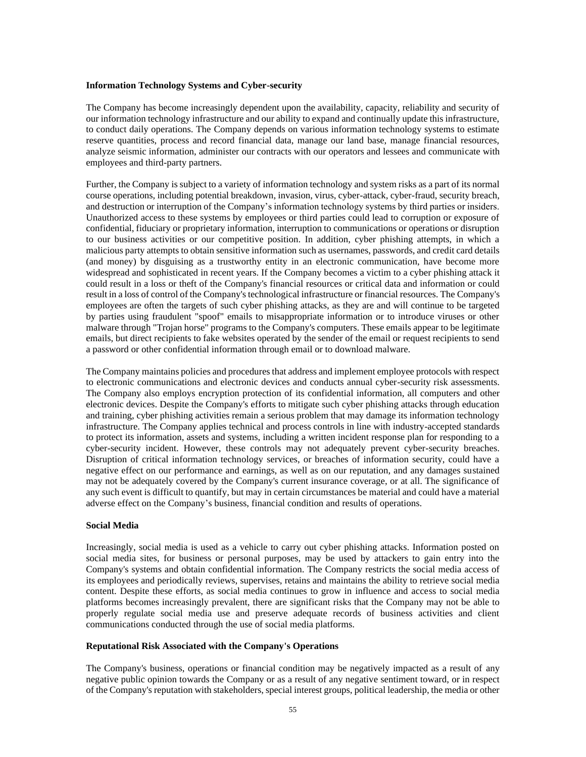**Information Technology Systems and Cyber-security**

The Company has become increasingly dependent upon the availability, capacity, reliability and security of our information technology infrastructure and our ability to expand and continually update this infrastructure, to conduct daily operations. The Company depends on various information technology systems to estimate reserve quantities, process and record financial data, manage our land base, manage financial resources, analyze seismic information, administer our contracts with our operators and lessees and communicate with employees and third-party partners.

Further, the Company is subject to a variety of information technology and system risks as a part of its normal course operations, including potential breakdown, invasion, virus, cyber-attack, cyber-fraud, security breach, and destruction or interruption of the Company's information technology systems by third parties or insiders. Unauthorized access to these systems by employees or third parties could lead to corruption or exposure of confidential, fiduciary or proprietary information, interruption to communications or operations or disruption to our business activities or our competitive position. In addition, cyber phishing attempts, in which a malicious party attempts to obtain sensitive information such as usernames, passwords, and credit card details (and money) by disguising as a trustworthy entity in an electronic communication, have become more widespread and sophisticated in recent years. If the Company becomes a victim to a cyber phishing attack it could result in a loss or theft of the Company's financial resources or critical data and information or could result in a loss of control of the Company's technological infrastructure or financial resources. The Company's employees are often the targets of such cyber phishing attacks, as they are and will continue to be targeted by parties using fraudulent "spoof" emails to misappropriate information or to introduce viruses or other malware through "Trojan horse" programs to the Company's computers. These emails appear to be legitimate emails, but direct recipients to fake websites operated by the sender of the email or request recipients to send a password or other confidential information through email or to download malware.

The Company maintains policies and procedures that address and implement employee protocols with respect to electronic communications and electronic devices and conducts annual cyber-security risk assessments. The Company also employs encryption protection of its confidential information, all computers and other electronic devices. Despite the Company's efforts to mitigate such cyber phishing attacks through education and training, cyber phishing activities remain a serious problem that may damage its information technology infrastructure. The Company applies technical and process controls in line with industry-accepted standards to protect its information, assets and systems, including a written incident response plan for responding to a cyber-security incident. However, these controls may not adequately prevent cyber-security breaches. Disruption of critical information technology services, or breaches of information security, could have a negative effect on our performance and earnings, as well as on our reputation, and any damages sustained may not be adequately covered by the Company's current insurance coverage, or at all. The significance of any such event is difficult to quantify, but may in certain circumstances be material and could have a material adverse effect on the Company's business, financial condition and results of operations.

**Social Media**

Increasingly, social media is used as a vehicle to carry out cyber phishing attacks. Information posted on social media sites, for business or personal purposes, may be used by attackers to gain entry into the Company's systems and obtain confidential information. The Company restricts the social media access of its employees and periodically reviews, supervises, retains and maintains the ability to retrieve social media content. Despite these efforts, as social media continues to grow in influence and access to social media platforms becomes increasingly prevalent, there are significant risks that the Company may not be able to properly regulate social media use and preserve adequate records of business activities and client communications conducted through the use of social media platforms.

**Reputational Risk Associated with the Company's Operations**

The Company's business, operations or financial condition may be negatively impacted as a result of any negative public opinion towards the Company or as a result of any negative sentiment toward, or in respect of the Company's reputation with stakeholders, special interest groups, political leadership, the media or other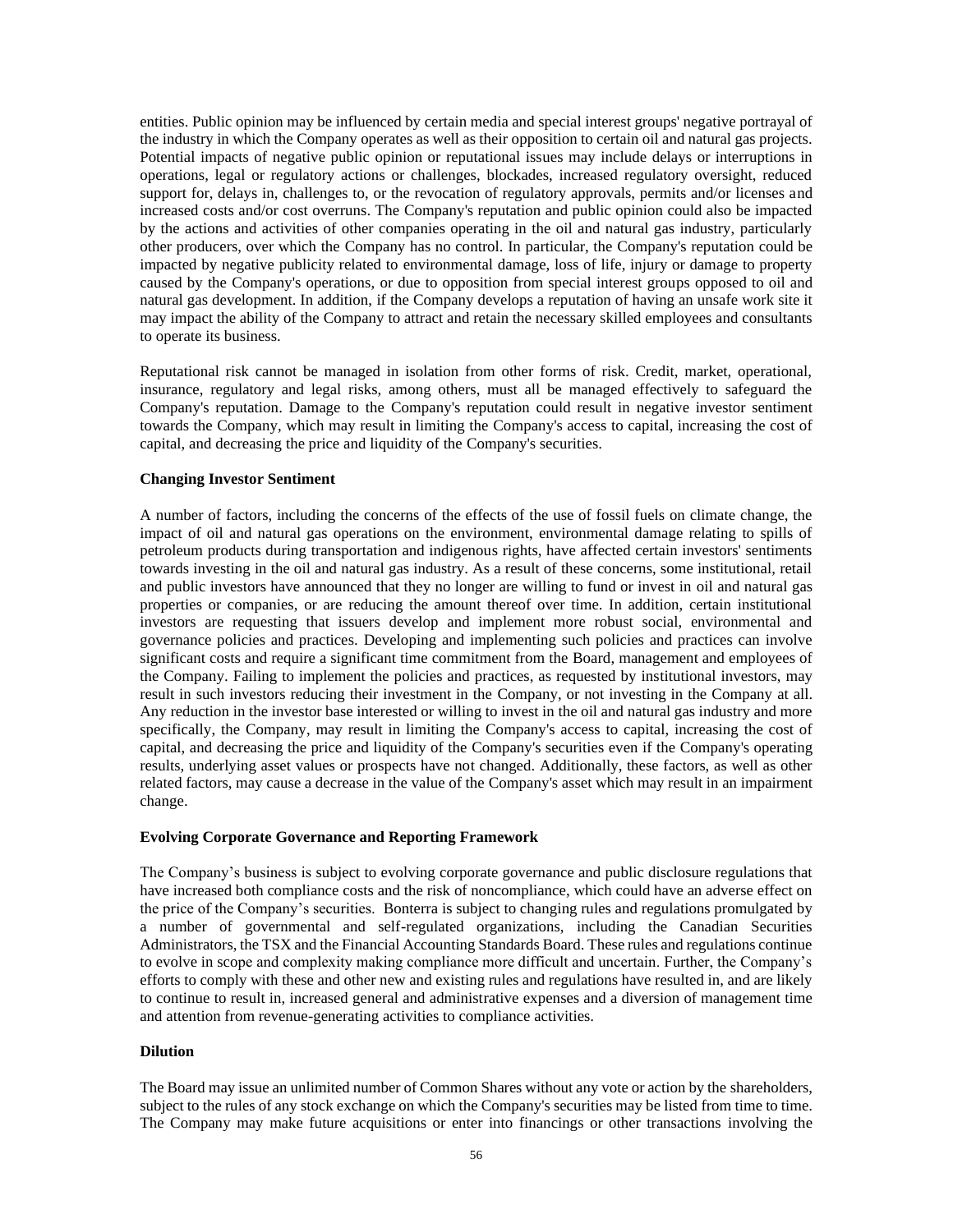entities. Public opinion may be influenced by certain media and special interest groups' negative portrayal of the industry in which the Company operates as well as their opposition to certain oil and natural gas projects. Potential impacts of negative public opinion or reputational issues may include delays or interruptions in operations, legal or regulatory actions or challenges, blockades, increased regulatory oversight, reduced support for, delays in, challenges to, or the revocation of regulatory approvals, permits and/or licenses and increased costs and/or cost overruns. The Company's reputation and public opinion could also be impacted by the actions and activities of other companies operating in the oil and natural gas industry, particularly other producers, over which the Company has no control. In particular, the Company's reputation could be impacted by negative publicity related to environmental damage, loss of life, injury or damage to property caused by the Company's operations, or due to opposition from special interest groups opposed to oil and natural gas development. In addition, if the Company develops a reputation of having an unsafe work site it may impact the ability of the Company to attract and retain the necessary skilled employees and consultants to operate its business.

Reputational risk cannot be managed in isolation from other forms of risk. Credit, market, operational, insurance, regulatory and legal risks, among others, must all be managed effectively to safeguard the Company's reputation. Damage to the Company's reputation could result in negative investor sentiment towards the Company, which may result in limiting the Company's access to capital, increasing the cost of capital, and decreasing the price and liquidity of the Company's securities.

**Changing Investor Sentiment**

A number of factors, including the concerns of the effects of the use of fossil fuels on climate change, the impact of oil and natural gas operations on the environment, environmental damage relating to spills of petroleum products during transportation and indigenous rights, have affected certain investors' sentiments towards investing in the oil and natural gas industry. As a result of these concerns, some institutional, retail and public investors have announced that they no longer are willing to fund or invest in oil and natural gas properties or companies, or are reducing the amount thereof over time. In addition, certain institutional investors are requesting that issuers develop and implement more robust social, environmental and governance policies and practices. Developing and implementing such policies and practices can involve significant costs and require a significant time commitment from the Board, management and employees of the Company. Failing to implement the policies and practices, as requested by institutional investors, may result in such investors reducing their investment in the Company, or not investing in the Company at all. Any reduction in the investor base interested or willing to invest in the oil and natural gas industry and more specifically, the Company, may result in limiting the Company's access to capital, increasing the cost of capital, and decreasing the price and liquidity of the Company's securities even if the Company's operating results, underlying asset values or prospects have not changed. Additionally, these factors, as well as other related factors, may cause a decrease in the value of the Company's asset which may result in an impairment change.

**Evolving Corporate Governance and Reporting Framework**

The Company's business is subject to evolving corporate governance and public disclosure regulations that have increased both compliance costs and the risk of noncompliance, which could have an adverse effect on the price of the Company's securities. Bonterra is subject to changing rules and regulations promulgated by a number of governmental and self-regulated organizations, including the Canadian Securities Administrators, the TSX and the Financial Accounting Standards Board. These rules and regulations continue to evolve in scope and complexity making compliance more difficult and uncertain. Further, the Company's efforts to comply with these and other new and existing rules and regulations have resulted in, and are likely to continue to result in, increased general and administrative expenses and a diversion of management time and attention from revenue-generating activities to compliance activities.

**Dilution**

The Board may issue an unlimited number of Common Shares without any vote or action by the shareholders, subject to the rules of any stock exchange on which the Company's securities may be listed from time to time. The Company may make future acquisitions or enter into financings or other transactions involving the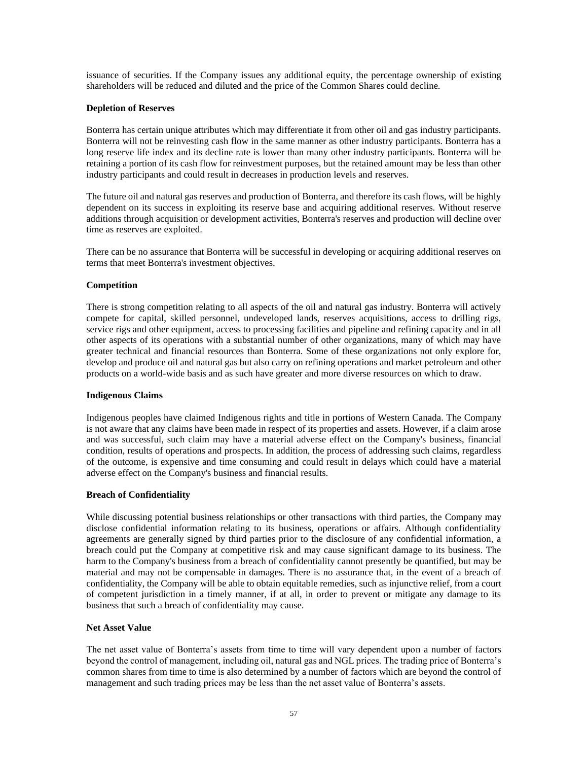issuance of securities. If the Company issues any additional equity, the percentage ownership of existing shareholders will be reduced and diluted and the price of the Common Shares could decline.

**Depletion of Reserves**

Bonterra has certain unique attributes which may differentiate it from other oil and gas industry participants. Bonterra will not be reinvesting cash flow in the same manner as other industry participants. Bonterra has a long reserve life index and its decline rate is lower than many other industry participants. Bonterra will be retaining a portion of its cash flow for reinvestment purposes, but the retained amount may be less than other industry participants and could result in decreases in production levels and reserves.

The future oil and natural gas reserves and production of Bonterra, and therefore its cash flows, will be highly dependent on its success in exploiting its reserve base and acquiring additional reserves. Without reserve additions through acquisition or development activities, Bonterra's reserves and production will decline over time as reserves are exploited.

There can be no assurance that Bonterra will be successful in developing or acquiring additional reserves on terms that meet Bonterra's investment objectives.

**Competition**

There is strong competition relating to all aspects of the oil and natural gas industry. Bonterra will actively compete for capital, skilled personnel, undeveloped lands, reserves acquisitions, access to drilling rigs, service rigs and other equipment, access to processing facilities and pipeline and refining capacity and in all other aspects of its operations with a substantial number of other organizations, many of which may have greater technical and financial resources than Bonterra. Some of these organizations not only explore for, develop and produce oil and natural gas but also carry on refining operations and market petroleum and other products on a world-wide basis and as such have greater and more diverse resources on which to draw.

**Indigenous Claims**

Indigenous peoples have claimed Indigenous rights and title in portions of Western Canada. The Company is not aware that any claims have been made in respect of its properties and assets. However, if a claim arose and was successful, such claim may have a material adverse effect on the Company's business, financial condition, results of operations and prospects. In addition, the process of addressing such claims, regardless of the outcome, is expensive and time consuming and could result in delays which could have a material adverse effect on the Company's business and financial results.

**Breach of Confidentiality**

While discussing potential business relationships or other transactions with third parties, the Company may disclose confidential information relating to its business, operations or affairs. Although confidentiality agreements are generally signed by third parties prior to the disclosure of any confidential information, a breach could put the Company at competitive risk and may cause significant damage to its business. The harm to the Company's business from a breach of confidentiality cannot presently be quantified, but may be material and may not be compensable in damages. There is no assurance that, in the event of a breach of confidentiality, the Company will be able to obtain equitable remedies, such as injunctive relief, from a court of competent jurisdiction in a timely manner, if at all, in order to prevent or mitigate any damage to its business that such a breach of confidentiality may cause.

**Net Asset Value**

The net asset value of Bonterra's assets from time to time will vary dependent upon a number of factors beyond the control of management, including oil, natural gas and NGL prices. The trading price of Bonterra's common shares from time to time is also determined by a number of factors which are beyond the control of management and such trading prices may be less than the net asset value of Bonterra's assets.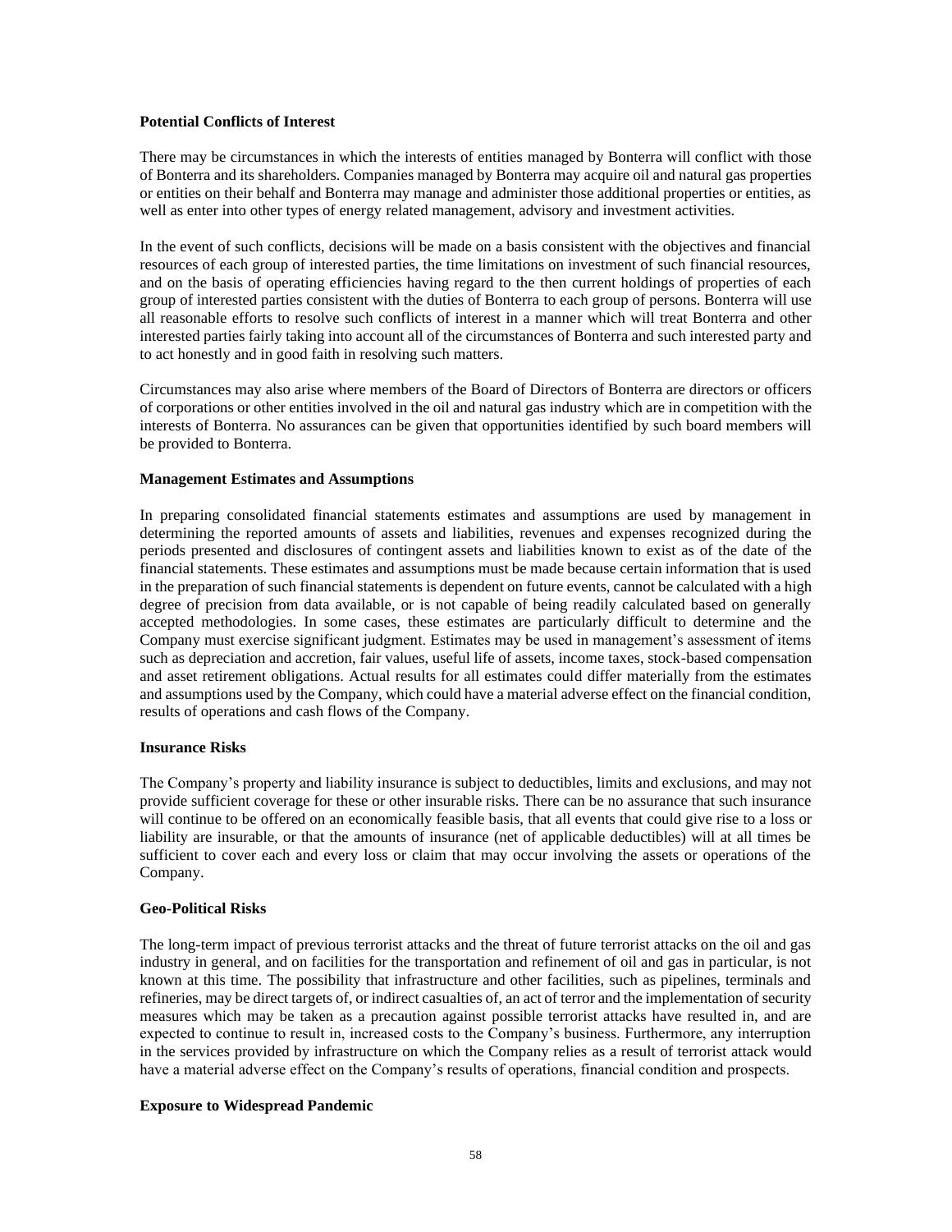**Potential Conflicts of Interest**

There may be circumstances in which the interests of entities managed by Bonterra will conflict with those of Bonterra and its shareholders. Companies managed by Bonterra may acquire oil and natural gas properties or entities on their behalf and Bonterra may manage and administer those additional properties or entities, as well as enter into other types of energy related management, advisory and investment activities.

In the event of such conflicts, decisions will be made on a basis consistent with the objectives and financial resources of each group of interested parties, the time limitations on investment of such financial resources, and on the basis of operating efficiencies having regard to the then current holdings of properties of each group of interested parties consistent with the duties of Bonterra to each group of persons. Bonterra will use all reasonable efforts to resolve such conflicts of interest in a manner which will treat Bonterra and other interested parties fairly taking into account all of the circumstances of Bonterra and such interested party and to act honestly and in good faith in resolving such matters.

Circumstances may also arise where members of the Board of Directors of Bonterra are directors or officers of corporations or other entities involved in the oil and natural gas industry which are in competition with the interests of Bonterra. No assurances can be given that opportunities identified by such board members will be provided to Bonterra.

**Management Estimates and Assumptions**

In preparing consolidated financial statements estimates and assumptions are used by management in determining the reported amounts of assets and liabilities, revenues and expenses recognized during the periods presented and disclosures of contingent assets and liabilities known to exist as of the date of the financial statements. These estimates and assumptions must be made because certain information that is used in the preparation of such financial statements is dependent on future events, cannot be calculated with a high degree of precision from data available, or is not capable of being readily calculated based on generally accepted methodologies. In some cases, these estimates are particularly difficult to determine and the Company must exercise significant judgment. Estimates may be used in management's assessment of items such as depreciation and accretion, fair values, useful life of assets, income taxes, stock-based compensation and asset retirement obligations. Actual results for all estimates could differ materially from the estimates and assumptions used by the Company, which could have a material adverse effect on the financial condition, results of operations and cash flows of the Company.

**Insurance Risks**

The Company's property and liability insurance is subject to deductibles, limits and exclusions, and may not provide sufficient coverage for these or other insurable risks. There can be no assurance that such insurance will continue to be offered on an economically feasible basis, that all events that could give rise to a loss or liability are insurable, or that the amounts of insurance (net of applicable deductibles) will at all times be sufficient to cover each and every loss or claim that may occur involving the assets or operations of the Company.

**Geo-Political Risks**

The long-term impact of previous terrorist attacks and the threat of future terrorist attacks on the oil and gas industry in general, and on facilities for the transportation and refinement of oil and gas in particular, is not known at this time. The possibility that infrastructure and other facilities, such as pipelines, terminals and refineries, may be direct targets of, or indirect casualties of, an act of terror and the implementation of security measures which may be taken as a precaution against possible terrorist attacks have resulted in, and are expected to continue to result in, increased costs to the Company's business. Furthermore, any interruption in the services provided by infrastructure on which the Company relies as a result of terrorist attack would have a material adverse effect on the Company's results of operations, financial condition and prospects.

**Exposure to Widespread Pandemic**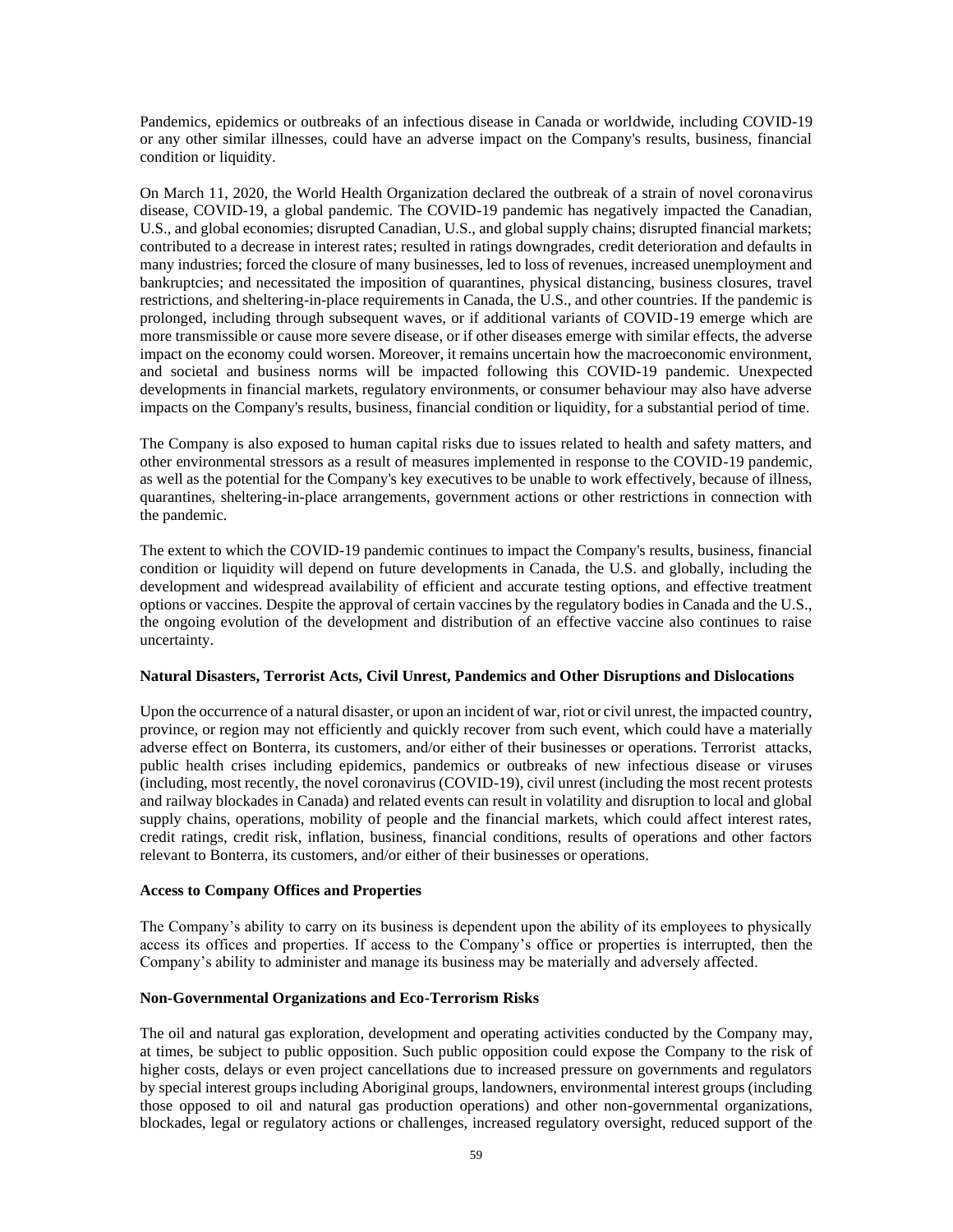Pandemics, epidemics or outbreaks of an infectious disease in Canada or worldwide, including COVID-19 or any other similar illnesses, could have an adverse impact on the Company's results, business, financial condition or liquidity.

On March 11, 2020, the World Health Organization declared the outbreak of a strain of novel coronavirus disease, COVID-19, a global pandemic. The COVID-19 pandemic has negatively impacted the Canadian, U.S., and global economies; disrupted Canadian, U.S., and global supply chains; disrupted financial markets; contributed to a decrease in interest rates; resulted in ratings downgrades, credit deterioration and defaults in many industries; forced the closure of many businesses, led to loss of revenues, increased unemployment and bankruptcies; and necessitated the imposition of quarantines, physical distancing, business closures, travel restrictions, and sheltering-in-place requirements in Canada, the U.S., and other countries. If the pandemic is prolonged, including through subsequent waves, or if additional variants of COVID-19 emerge which are more transmissible or cause more severe disease, or if other diseases emerge with similar effects, the adverse impact on the economy could worsen. Moreover, it remains uncertain how the macroeconomic environment, and societal and business norms will be impacted following this COVID-19 pandemic. Unexpected developments in financial markets, regulatory environments, or consumer behaviour may also have adverse impacts on the Company's results, business, financial condition or liquidity, for a substantial period of time.

The Company is also exposed to human capital risks due to issues related to health and safety matters, and other environmental stressors as a result of measures implemented in response to the COVID-19 pandemic, as well as the potential for the Company's key executives to be unable to work effectively, because of illness, quarantines, sheltering-in-place arrangements, government actions or other restrictions in connection with the pandemic.

The extent to which the COVID-19 pandemic continues to impact the Company's results, business, financial condition or liquidity will depend on future developments in Canada, the U.S. and globally, including the development and widespread availability of efficient and accurate testing options, and effective treatment options or vaccines. Despite the approval of certain vaccines by the regulatory bodies in Canada and the U.S., the ongoing evolution of the development and distribution of an effective vaccine also continues to raise uncertainty.

**Natural Disasters, Terrorist Acts, Civil Unrest, Pandemics and Other Disruptions and Dislocations**

Upon the occurrence of a natural disaster, or upon an incident of war, riot or civil unrest, the impacted country, province, or region may not efficiently and quickly recover from such event, which could have a materially adverse effect on Bonterra, its customers, and/or either of their businesses or operations. Terrorist attacks, public health crises including epidemics, pandemics or outbreaks of new infectious disease or viruses (including, most recently, the novel coronavirus (COVID-19), civil unrest (including the most recent protests and railway blockades in Canada) and related events can result in volatility and disruption to local and global supply chains, operations, mobility of people and the financial markets, which could affect interest rates, credit ratings, credit risk, inflation, business, financial conditions, results of operations and other factors relevant to Bonterra, its customers, and/or either of their businesses or operations.

**Access to Company Offices and Properties**

The Company's ability to carry on its business is dependent upon the ability of its employees to physically access its offices and properties. If access to the Company's office or properties is interrupted, then the Company's ability to administer and manage its business may be materially and adversely affected.

**Non-Governmental Organizations and Eco-Terrorism Risks**

The oil and natural gas exploration, development and operating activities conducted by the Company may, at times, be subject to public opposition. Such public opposition could expose the Company to the risk of higher costs, delays or even project cancellations due to increased pressure on governments and regulators by special interest groups including Aboriginal groups, landowners, environmental interest groups (including those opposed to oil and natural gas production operations) and other non-governmental organizations, blockades, legal or regulatory actions or challenges, increased regulatory oversight, reduced support of the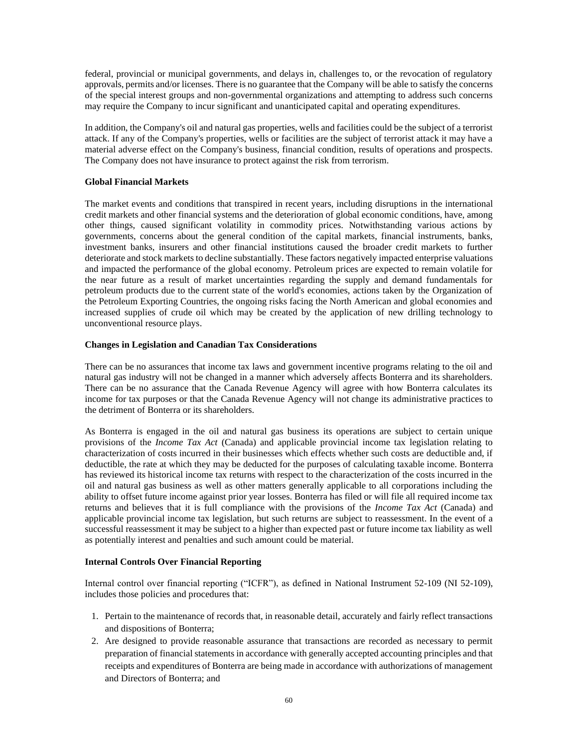federal, provincial or municipal governments, and delays in, challenges to, or the revocation of regulatory approvals, permits and/or licenses. There is no guarantee that the Company will be able to satisfy the concerns of the special interest groups and non-governmental organizations and attempting to address such concerns may require the Company to incur significant and unanticipated capital and operating expenditures.

In addition, the Company's oil and natural gas properties, wells and facilities could be the subject of a terrorist attack. If any of the Company's properties, wells or facilities are the subject of terrorist attack it may have a material adverse effect on the Company's business, financial condition, results of operations and prospects. The Company does not have insurance to protect against the risk from terrorism.

**Global Financial Markets**

The market events and conditions that transpired in recent years, including disruptions in the international credit markets and other financial systems and the deterioration of global economic conditions, have, among other things, caused significant volatility in commodity prices. Notwithstanding various actions by governments, concerns about the general condition of the capital markets, financial instruments, banks, investment banks, insurers and other financial institutions caused the broader credit markets to further deteriorate and stock markets to decline substantially. These factors negatively impacted enterprise valuations and impacted the performance of the global economy. Petroleum prices are expected to remain volatile for the near future as a result of market uncertainties regarding the supply and demand fundamentals for petroleum products due to the current state of the world's economies, actions taken by the Organization of the Petroleum Exporting Countries, the ongoing risks facing the North American and global economies and increased supplies of crude oil which may be created by the application of new drilling technology to unconventional resource plays.

**Changes in Legislation and Canadian Tax Considerations**

There can be no assurances that income tax laws and government incentive programs relating to the oil and natural gas industry will not be changed in a manner which adversely affects Bonterra and its shareholders. There can be no assurance that the Canada Revenue Agency will agree with how Bonterra calculates its income for tax purposes or that the Canada Revenue Agency will not change its administrative practices to the detriment of Bonterra or its shareholders.

As Bonterra is engaged in the oil and natural gas business its operations are subject to certain unique provisions of the *Income Tax Act* (Canada) and applicable provincial income tax legislation relating to characterization of costs incurred in their businesses which effects whether such costs are deductible and, if deductible, the rate at which they may be deducted for the purposes of calculating taxable income. Bonterra has reviewed its historical income tax returns with respect to the characterization of the costs incurred in the oil and natural gas business as well as other matters generally applicable to all corporations including the ability to offset future income against prior year losses. Bonterra has filed or will file all required income tax returns and believes that it is full compliance with the provisions of the *Income Tax Act* (Canada) and applicable provincial income tax legislation, but such returns are subject to reassessment. In the event of a successful reassessment it may be subject to a higher than expected past or future income tax liability as well as potentially interest and penalties and such amount could be material.

**Internal Controls Over Financial Reporting**

Internal control over financial reporting ("ICFR"), as defined in National Instrument 52-109 (NI 52-109), includes those policies and procedures that:

1. Pertain to the maintenance of records that, in reasonable detail, accurately and fairly reflect transactions and dispositions of Bonterra;
2. Are designed to provide reasonable assurance that transactions are recorded as necessary to permit preparation of financial statements in accordance with generally accepted accounting principles and that receipts and expenditures of Bonterra are being made in accordance with authorizations of management and Directors of Bonterra; and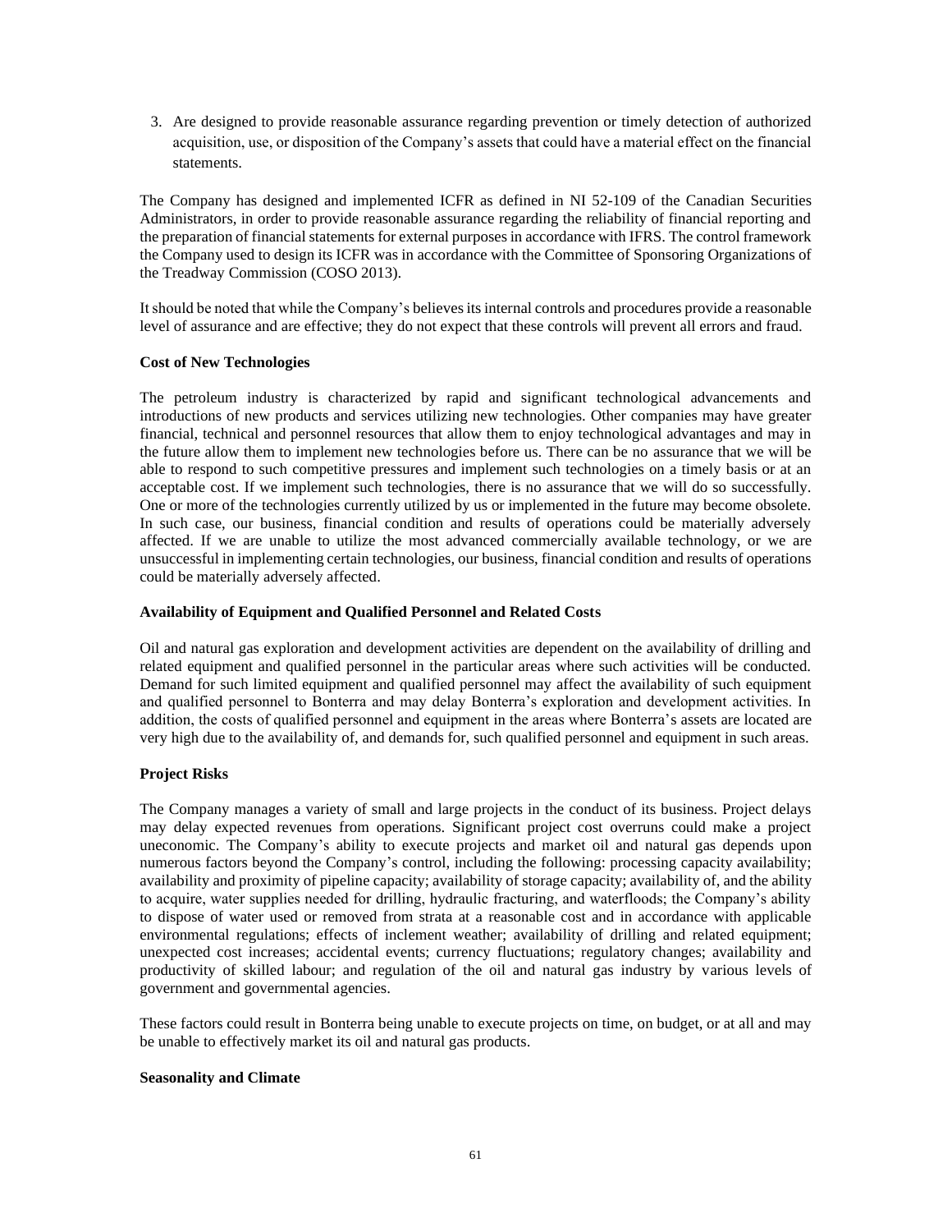3. Are designed to provide reasonable assurance regarding prevention or timely detection of authorized acquisition, use, or disposition of the Company's assets that could have a material effect on the financial statements.

The Company has designed and implemented ICFR as defined in NI 52-109 of the Canadian Securities Administrators, in order to provide reasonable assurance regarding the reliability of financial reporting and the preparation of financial statements for external purposes in accordance with IFRS. The control framework the Company used to design its ICFR was in accordance with the Committee of Sponsoring Organizations of the Treadway Commission (COSO 2013).

It should be noted that while the Company's believes its internal controls and procedures provide a reasonable level of assurance and are effective; they do not expect that these controls will prevent all errors and fraud.

**Cost of New Technologies**

The petroleum industry is characterized by rapid and significant technological advancements and introductions of new products and services utilizing new technologies. Other companies may have greater financial, technical and personnel resources that allow them to enjoy technological advantages and may in the future allow them to implement new technologies before us. There can be no assurance that we will be able to respond to such competitive pressures and implement such technologies on a timely basis or at an acceptable cost. If we implement such technologies, there is no assurance that we will do so successfully. One or more of the technologies currently utilized by us or implemented in the future may become obsolete. In such case, our business, financial condition and results of operations could be materially adversely affected. If we are unable to utilize the most advanced commercially available technology, or we are unsuccessful in implementing certain technologies, our business, financial condition and results of operations could be materially adversely affected.

**Availability of Equipment and Qualified Personnel and Related Costs**

Oil and natural gas exploration and development activities are dependent on the availability of drilling and related equipment and qualified personnel in the particular areas where such activities will be conducted. Demand for such limited equipment and qualified personnel may affect the availability of such equipment and qualified personnel to Bonterra and may delay Bonterra's exploration and development activities. In addition, the costs of qualified personnel and equipment in the areas where Bonterra's assets are located are very high due to the availability of, and demands for, such qualified personnel and equipment in such areas.

**Project Risks**

The Company manages a variety of small and large projects in the conduct of its business. Project delays may delay expected revenues from operations. Significant project cost overruns could make a project uneconomic. The Company's ability to execute projects and market oil and natural gas depends upon numerous factors beyond the Company's control, including the following: processing capacity availability; availability and proximity of pipeline capacity; availability of storage capacity; availability of, and the ability to acquire, water supplies needed for drilling, hydraulic fracturing, and waterfloods; the Company's ability to dispose of water used or removed from strata at a reasonable cost and in accordance with applicable environmental regulations; effects of inclement weather; availability of drilling and related equipment; unexpected cost increases; accidental events; currency fluctuations; regulatory changes; availability and productivity of skilled labour; and regulation of the oil and natural gas industry by various levels of government and governmental agencies.

These factors could result in Bonterra being unable to execute projects on time, on budget, or at all and may be unable to effectively market its oil and natural gas products.

**Seasonality and Climate**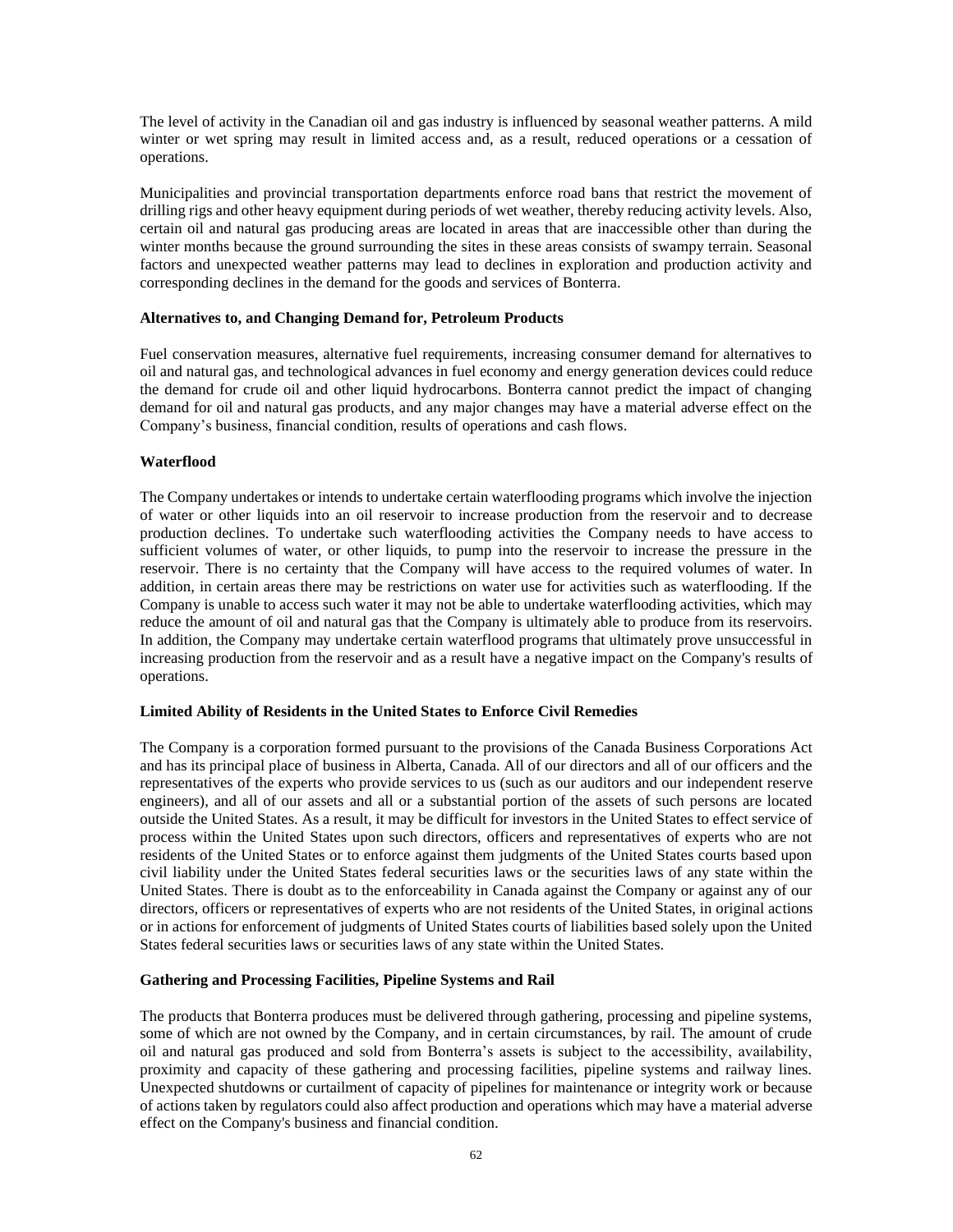The level of activity in the Canadian oil and gas industry is influenced by seasonal weather patterns. A mild winter or wet spring may result in limited access and, as a result, reduced operations or a cessation of operations.

Municipalities and provincial transportation departments enforce road bans that restrict the movement of drilling rigs and other heavy equipment during periods of wet weather, thereby reducing activity levels. Also, certain oil and natural gas producing areas are located in areas that are inaccessible other than during the winter months because the ground surrounding the sites in these areas consists of swampy terrain. Seasonal factors and unexpected weather patterns may lead to declines in exploration and production activity and corresponding declines in the demand for the goods and services of Bonterra.

**Alternatives to, and Changing Demand for, Petroleum Products**

Fuel conservation measures, alternative fuel requirements, increasing consumer demand for alternatives to oil and natural gas, and technological advances in fuel economy and energy generation devices could reduce the demand for crude oil and other liquid hydrocarbons. Bonterra cannot predict the impact of changing demand for oil and natural gas products, and any major changes may have a material adverse effect on the Company's business, financial condition, results of operations and cash flows.

**Waterflood**

The Company undertakes or intends to undertake certain waterflooding programs which involve the injection of water or other liquids into an oil reservoir to increase production from the reservoir and to decrease production declines. To undertake such waterflooding activities the Company needs to have access to sufficient volumes of water, or other liquids, to pump into the reservoir to increase the pressure in the reservoir. There is no certainty that the Company will have access to the required volumes of water. In addition, in certain areas there may be restrictions on water use for activities such as waterflooding. If the Company is unable to access such water it may not be able to undertake waterflooding activities, which may reduce the amount of oil and natural gas that the Company is ultimately able to produce from its reservoirs. In addition, the Company may undertake certain waterflood programs that ultimately prove unsuccessful in increasing production from the reservoir and as a result have a negative impact on the Company's results of operations.

**Limited Ability of Residents in the United States to Enforce Civil Remedies**

The Company is a corporation formed pursuant to the provisions of the Canada Business Corporations Act and has its principal place of business in Alberta, Canada. All of our directors and all of our officers and the representatives of the experts who provide services to us (such as our auditors and our independent reserve engineers), and all of our assets and all or a substantial portion of the assets of such persons are located outside the United States. As a result, it may be difficult for investors in the United States to effect service of process within the United States upon such directors, officers and representatives of experts who are not residents of the United States or to enforce against them judgments of the United States courts based upon civil liability under the United States federal securities laws or the securities laws of any state within the United States. There is doubt as to the enforceability in Canada against the Company or against any of our directors, officers or representatives of experts who are not residents of the United States, in original actions or in actions for enforcement of judgments of United States courts of liabilities based solely upon the United States federal securities laws or securities laws of any state within the United States.

**Gathering and Processing Facilities, Pipeline Systems and Rail**

The products that Bonterra produces must be delivered through gathering, processing and pipeline systems, some of which are not owned by the Company, and in certain circumstances, by rail. The amount of crude oil and natural gas produced and sold from Bonterra's assets is subject to the accessibility, availability, proximity and capacity of these gathering and processing facilities, pipeline systems and railway lines. Unexpected shutdowns or curtailment of capacity of pipelines for maintenance or integrity work or because of actions taken by regulators could also affect production and operations which may have a material adverse effect on the Company's business and financial condition.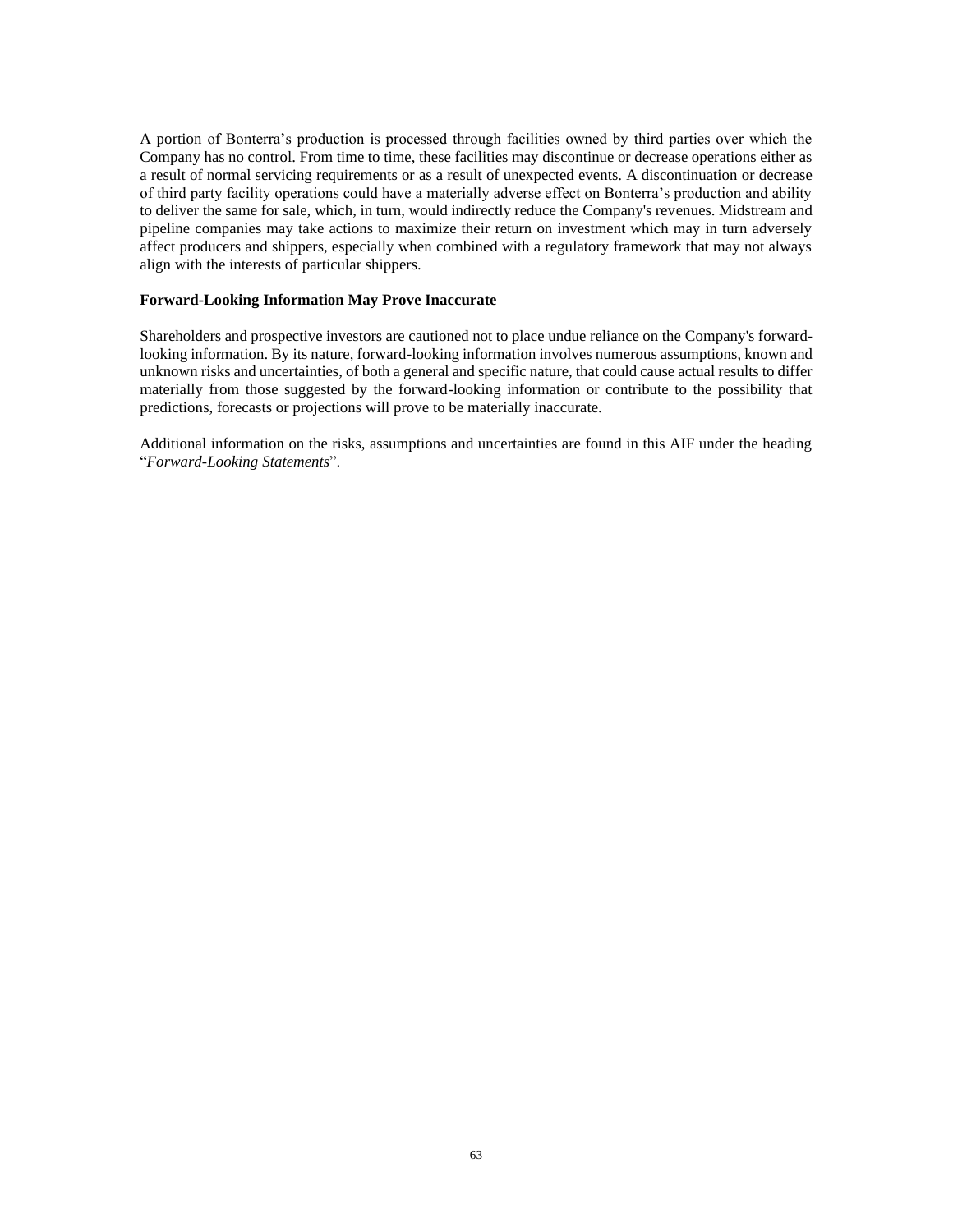A portion of Bonterra's production is processed through facilities owned by third parties over which the Company has no control. From time to time, these facilities may discontinue or decrease operations either as a result of normal servicing requirements or as a result of unexpected events. A discontinuation or decrease of third party facility operations could have a materially adverse effect on Bonterra's production and ability to deliver the same for sale, which, in turn, would indirectly reduce the Company's revenues. Midstream and pipeline companies may take actions to maximize their return on investment which may in turn adversely affect producers and shippers, especially when combined with a regulatory framework that may not always align with the interests of particular shippers.

**Forward-Looking Information May Prove Inaccurate**

Shareholders and prospective investors are cautioned not to place undue reliance on the Company's forward-looking information. By its nature, forward-looking information involves numerous assumptions, known and unknown risks and uncertainties, of both a general and specific nature, that could cause actual results to differ materially from those suggested by the forward-looking information or contribute to the possibility that predictions, forecasts or projections will prove to be materially inaccurate.

Additional information on the risks, assumptions and uncertainties are found in this AIF under the heading "*Forward-Looking Statements*".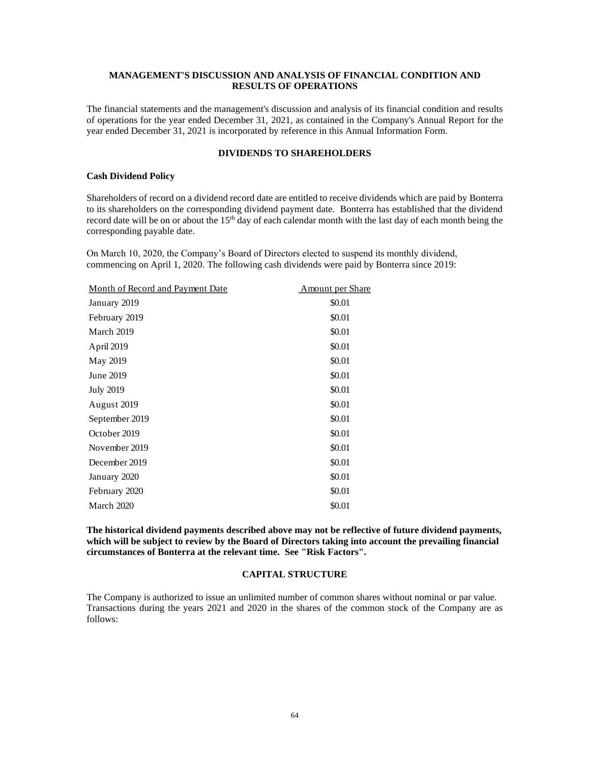## MANAGEMENT'S DISCUSSION AND ANALYSIS OF FINANCIAL CONDITION AND RESULTS OF OPERATIONS

The financial statements and the management's discussion and analysis of its financial condition and results of operations for the year ended December 31, 2021, as contained in the Company's Annual Report for the year ended December 31, 2021 is incorporated by reference in this Annual Information Form.

## DIVIDENDS TO SHAREHOLDERS

### Cash Dividend Policy

Shareholders of record on a dividend record date are entitled to receive dividends which are paid by Bonterra to its shareholders on the corresponding dividend payment date. Bonterra has established that the dividend record date will be on or about the 15th day of each calendar month with the last day of each month being the corresponding payable date.

On March 10, 2020, the Company's Board of Directors elected to suspend its monthly dividend, commencing on April 1, 2020. The following cash dividends were paid by Bonterra since 2019:

| Month of Record and Payment Date | Amount per Share |
|---|---|
| January 2019 | $0.01 |
| February 2019 | $0.01 |
| March 2019 | $0.01 |
| April 2019 | $0.01 |
| May 2019 | $0.01 |
| June 2019 | $0.01 |
| July 2019 | $0.01 |
| August 2019 | $0.01 |
| September 2019 | $0.01 |
| October 2019 | $0.01 |
| November 2019 | $0.01 |
| December 2019 | $0.01 |
| January 2020 | $0.01 |
| February 2020 | $0.01 |
| March 2020 | $0.01 |

**The historical dividend payments described above may not be reflective of future dividend payments, which will be subject to review by the Board of Directors taking into account the prevailing financial circumstances of Bonterra at the relevant time. See "Risk Factors".**

## CAPITAL STRUCTURE

The Company is authorized to issue an unlimited number of common shares without nominal or par value. Transactions during the years 2021 and 2020 in the shares of the common stock of the Company are as follows: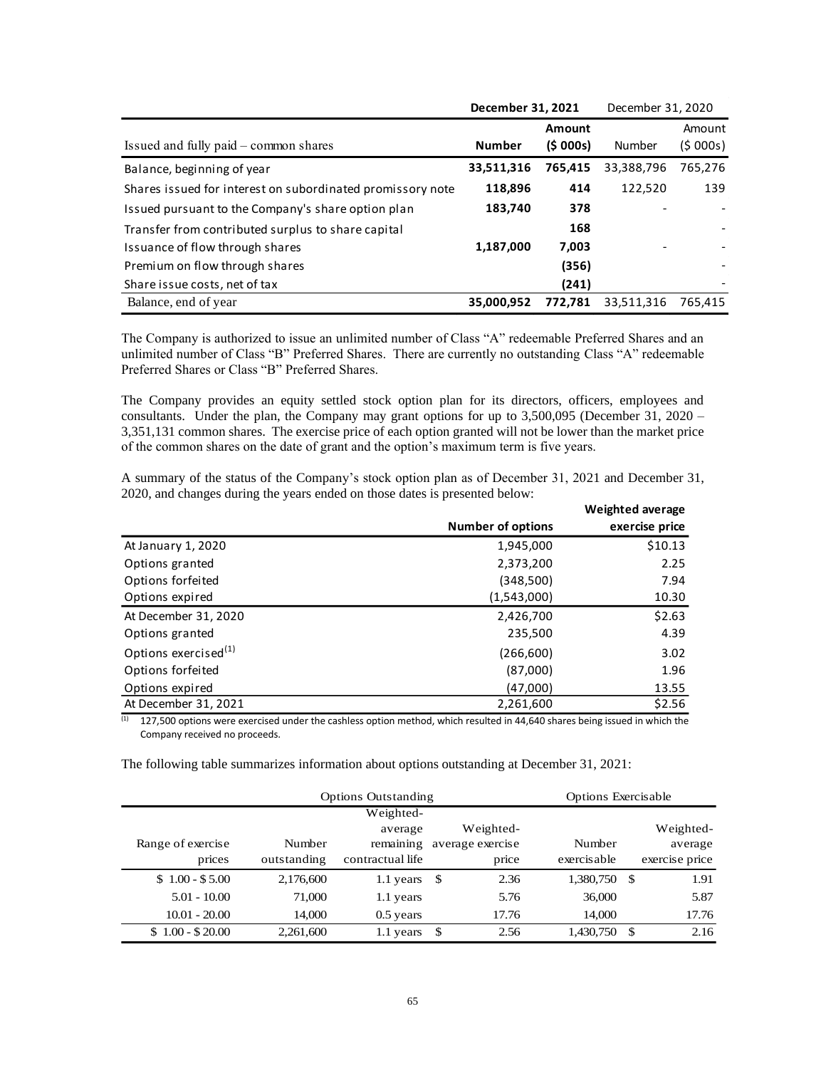| | December 31, 2021 | | December 31, 2020 | |
|---|---|---|---|---|
| Issued and fully paid – common shares | **Number** | **Amount (\$ 000s)** | Number | Amount (\$ 000s) |
| Balance, beginning of year | **33,511,316** | **765,415** | 33,388,796 | 765,276 |
| Shares issued for interest on subordinated promissory note | **118,896** | **414** | 122,520 | 139 |
| Issued pursuant to the Company's share option plan | **183,740** | **378** | - | - |
| Transfer from contributed surplus to share capital | | **168** | | - |
| Issuance of flow through shares | **1,187,000** | **7,003** | - | - |
| Premium on flow through shares | | **(356)** | | - |
| Share issue costs, net of tax | | **(241)** | | - |
| Balance, end of year | **35,000,952** | **772,781** | 33,511,316 | 765,415 |

The Company is authorized to issue an unlimited number of Class "A" redeemable Preferred Shares and an unlimited number of Class "B" Preferred Shares. There are currently no outstanding Class "A" redeemable Preferred Shares or Class "B" Preferred Shares.

The Company provides an equity settled stock option plan for its directors, officers, employees and consultants. Under the plan, the Company may grant options for up to 3,500,095 (December 31, 2020 – 3,351,131 common shares. The exercise price of each option granted will not be lower than the market price of the common shares on the date of grant and the option's maximum term is five years.

A summary of the status of the Company's stock option plan as of December 31, 2021 and December 31, 2020, and changes during the years ended on those dates is presented below:

| | Number of options | Weighted average exercise price |
|---|---|---|
| At January 1, 2020 | 1,945,000 | \$10.13 |
| Options granted | 2,373,200 | 2.25 |
| Options forfeited | (348,500) | 7.94 |
| Options expired | (1,543,000) | 10.30 |
| At December 31, 2020 | 2,426,700 | \$2.63 |
| Options granted | 235,500 | 4.39 |
| Options exercised[1] | (266,600) | 3.02 |
| Options forfeited | (87,000) | 1.96 |
| Options expired | (47,000) | 13.55 |
| At December 31, 2021 | 2,261,600 | \$2.56 |

[1] 127,500 options were exercised under the cashless option method, which resulted in 44,640 shares being issued in which the Company received no proceeds.

The following table summarizes information about options outstanding at December 31, 2021:

| | Options Outstanding | | | Options Exercisable | |
|---|---|---|---|---|---|
| Range of exercise prices | Number outstanding | Weighted-average remaining contractual life | Weighted-average exercise price | Number exercisable | Weighted-average exercise price |
| \$ 1.00 - \$ 5.00 | 2,176,600 | 1.1 years | \$ 2.36 | 1,380,750 | \$ 1.91 |
| 5.01 - 10.00 | 71,000 | 1.1 years | 5.76 | 36,000 | 5.87 |
| 10.01 - 20.00 | 14,000 | 0.5 years | 17.76 | 14,000 | 17.76 |
| \$ 1.00 - \$ 20.00 | 2,261,600 | 1.1 years | \$ 2.56 | 1,430,750 | \$ 2.16 |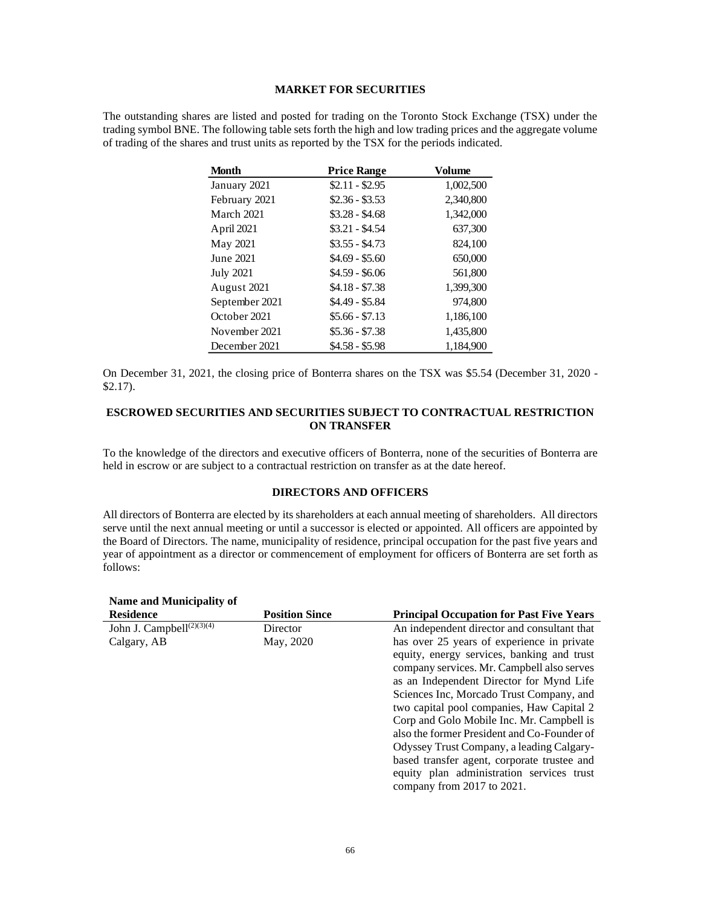## MARKET FOR SECURITIES

The outstanding shares are listed and posted for trading on the Toronto Stock Exchange (TSX) under the trading symbol BNE. The following table sets forth the high and low trading prices and the aggregate volume of trading of the shares and trust units as reported by the TSX for the periods indicated.

| Month | Price Range | Volume |
|---|---|---|
| January 2021 | \$2.11 - \$2.95 | 1,002,500 |
| February 2021 | \$2.36 - \$3.53 | 2,340,800 |
| March 2021 | \$3.28 - \$4.68 | 1,342,000 |
| April 2021 | \$3.21 - \$4.54 | 637,300 |
| May 2021 | \$3.55 - \$4.73 | 824,100 |
| June 2021 | \$4.69 - \$5.60 | 650,000 |
| July 2021 | \$4.59 - \$6.06 | 561,800 |
| August 2021 | \$4.18 - \$7.38 | 1,399,300 |
| September 2021 | \$4.49 - \$5.84 | 974,800 |
| October 2021 | \$5.66 - \$7.13 | 1,186,100 |
| November 2021 | \$5.36 - \$7.38 | 1,435,800 |
| December 2021 | \$4.58 - \$5.98 | 1,184,900 |

On December 31, 2021, the closing price of Bonterra shares on the TSX was \$5.54 (December 31, 2020 - \$2.17).

## ESCROWED SECURITIES AND SECURITIES SUBJECT TO CONTRACTUAL RESTRICTION ON TRANSFER

To the knowledge of the directors and executive officers of Bonterra, none of the securities of Bonterra are held in escrow or are subject to a contractual restriction on transfer as at the date hereof.

## DIRECTORS AND OFFICERS

All directors of Bonterra are elected by its shareholders at each annual meeting of shareholders. All directors serve until the next annual meeting or until a successor is elected or appointed. All officers are appointed by the Board of Directors. The name, municipality of residence, principal occupation for the past five years and year of appointment as a director or commencement of employment for officers of Bonterra are set forth as follows:

| Name and Municipality of Residence | Position Since | Principal Occupation for Past Five Years |
|---|---|---|
| John J. Campbell[(2)(3)(4)]<br>Calgary, AB | Director<br>May, 2020 | An independent director and consultant that has over 25 years of experience in private equity, energy services, banking and trust company services. Mr. Campbell also serves as an Independent Director for Mynd Life Sciences Inc, Morcado Trust Company, and two capital pool companies, Haw Capital 2 Corp and Golo Mobile Inc. Mr. Campbell is also the former President and Co-Founder of Odyssey Trust Company, a leading Calgary-based transfer agent, corporate trustee and equity plan administration services trust company from 2017 to 2021. |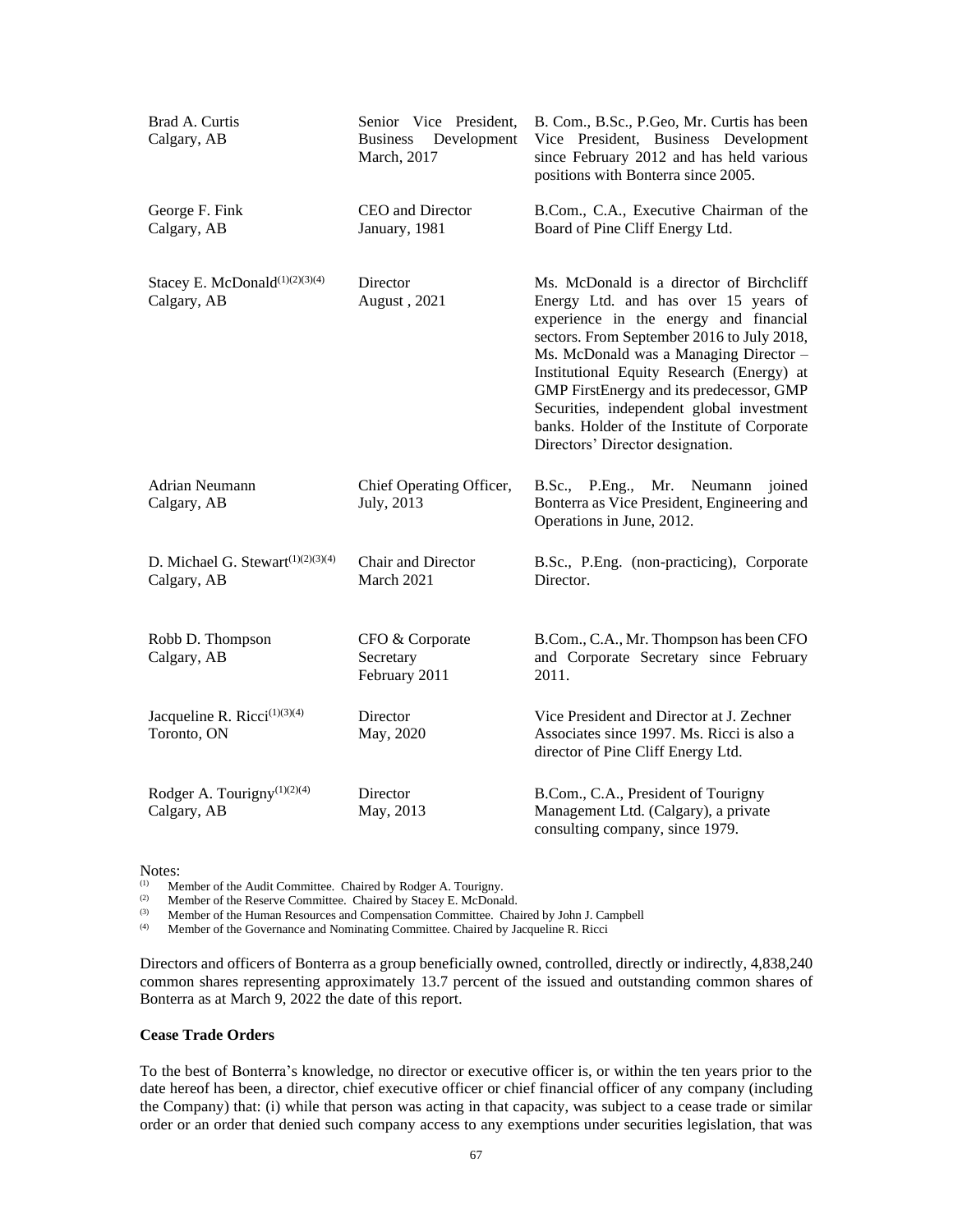| | | |
|---|---|---|
| Brad A. Curtis<br>Calgary, AB | Senior Vice President, Business Development<br>March, 2017 | B. Com., B.Sc., P.Geo, Mr. Curtis has been Vice President, Business Development since February 2012 and has held various positions with Bonterra since 2005. |
| George F. Fink<br>Calgary, AB | CEO and Director<br>January, 1981 | B.Com., C.A., Executive Chairman of the Board of Pine Cliff Energy Ltd. |
| Stacey E. McDonald[(1)(2)(3)(4)]<br>Calgary, AB | Director<br>August , 2021 | Ms. McDonald is a director of Birchcliff Energy Ltd. and has over 15 years of experience in the energy and financial sectors. From September 2016 to July 2018, Ms. McDonald was a Managing Director – Institutional Equity Research (Energy) at GMP FirstEnergy and its predecessor, GMP Securities, independent global investment banks. Holder of the Institute of Corporate Directors' Director designation. |
| Adrian Neumann<br>Calgary, AB | Chief Operating Officer,<br>July, 2013 | B.Sc., P.Eng., Mr. Neumann joined Bonterra as Vice President, Engineering and Operations in June, 2012. |
| D. Michael G. Stewart[(1)(2)(3)(4)]<br>Calgary, AB | Chair and Director<br>March 2021 | B.Sc., P.Eng. (non-practicing), Corporate Director. |
| Robb D. Thompson<br>Calgary, AB | CFO & Corporate Secretary<br>February 2011 | B.Com., C.A., Mr. Thompson has been CFO and Corporate Secretary since February 2011. |
| Jacqueline R. Ricci[(1)(3)(4)]<br>Toronto, ON | Director<br>May, 2020 | Vice President and Director at J. Zechner Associates since 1997. Ms. Ricci is also a director of Pine Cliff Energy Ltd. |
| Rodger A. Tourigny[(1)(2)(4)]<br>Calgary, AB | Director<br>May, 2013 | B.Com., C.A., President of Tourigny Management Ltd. (Calgary), a private consulting company, since 1979. |

Notes:
(1) Member of the Audit Committee. Chaired by Rodger A. Tourigny.
(2) Member of the Reserve Committee. Chaired by Stacey E. McDonald.
(3) Member of the Human Resources and Compensation Committee. Chaired by John J. Campbell
(4) Member of the Governance and Nominating Committee. Chaired by Jacqueline R. Ricci

Directors and officers of Bonterra as a group beneficially owned, controlled, directly or indirectly, 4,838,240 common shares representing approximately 13.7 percent of the issued and outstanding common shares of Bonterra as at March 9, 2022 the date of this report.

**Cease Trade Orders**

To the best of Bonterra's knowledge, no director or executive officer is, or within the ten years prior to the date hereof has been, a director, chief executive officer or chief financial officer of any company (including the Company) that: (i) while that person was acting in that capacity, was subject to a cease trade or similar order or an order that denied such company access to any exemptions under securities legislation, that was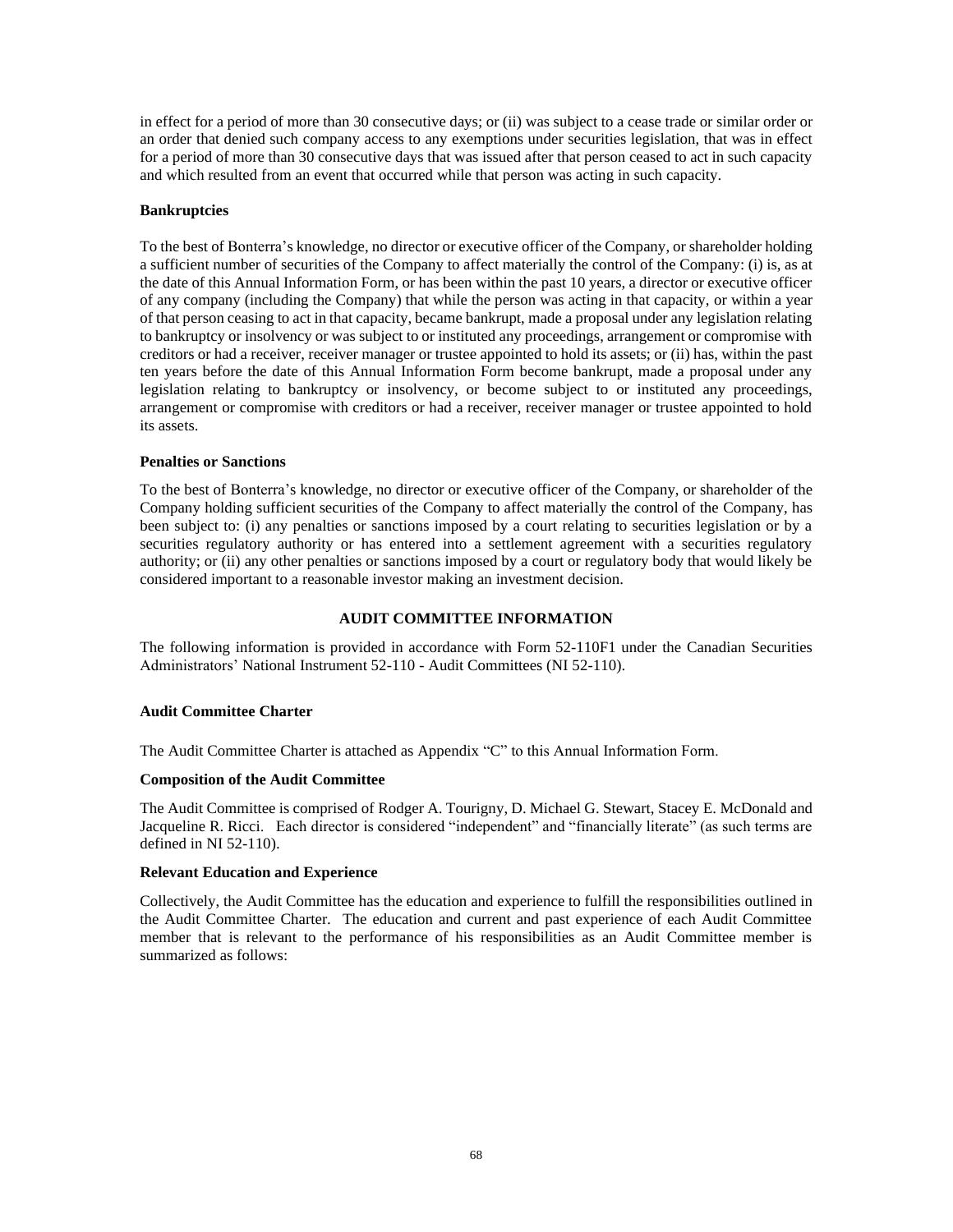in effect for a period of more than 30 consecutive days; or (ii) was subject to a cease trade or similar order or an order that denied such company access to any exemptions under securities legislation, that was in effect for a period of more than 30 consecutive days that was issued after that person ceased to act in such capacity and which resulted from an event that occurred while that person was acting in such capacity.

**Bankruptcies**

To the best of Bonterra's knowledge, no director or executive officer of the Company, or shareholder holding a sufficient number of securities of the Company to affect materially the control of the Company: (i) is, as at the date of this Annual Information Form, or has been within the past 10 years, a director or executive officer of any company (including the Company) that while the person was acting in that capacity, or within a year of that person ceasing to act in that capacity, became bankrupt, made a proposal under any legislation relating to bankruptcy or insolvency or was subject to or instituted any proceedings, arrangement or compromise with creditors or had a receiver, receiver manager or trustee appointed to hold its assets; or (ii) has, within the past ten years before the date of this Annual Information Form become bankrupt, made a proposal under any legislation relating to bankruptcy or insolvency, or become subject to or instituted any proceedings, arrangement or compromise with creditors or had a receiver, receiver manager or trustee appointed to hold its assets.

**Penalties or Sanctions**

To the best of Bonterra's knowledge, no director or executive officer of the Company, or shareholder of the Company holding sufficient securities of the Company to affect materially the control of the Company, has been subject to: (i) any penalties or sanctions imposed by a court relating to securities legislation or by a securities regulatory authority or has entered into a settlement agreement with a securities regulatory authority; or (ii) any other penalties or sanctions imposed by a court or regulatory body that would likely be considered important to a reasonable investor making an investment decision.

## AUDIT COMMITTEE INFORMATION

The following information is provided in accordance with Form 52-110F1 under the Canadian Securities Administrators' National Instrument 52-110 - Audit Committees (NI 52-110).

**Audit Committee Charter**

The Audit Committee Charter is attached as Appendix "C" to this Annual Information Form.

**Composition of the Audit Committee**

The Audit Committee is comprised of Rodger A. Tourigny, D. Michael G. Stewart, Stacey E. McDonald and Jacqueline R. Ricci. Each director is considered "independent" and "financially literate" (as such terms are defined in NI 52-110).

**Relevant Education and Experience**

Collectively, the Audit Committee has the education and experience to fulfill the responsibilities outlined in the Audit Committee Charter. The education and current and past experience of each Audit Committee member that is relevant to the performance of his responsibilities as an Audit Committee member is summarized as follows: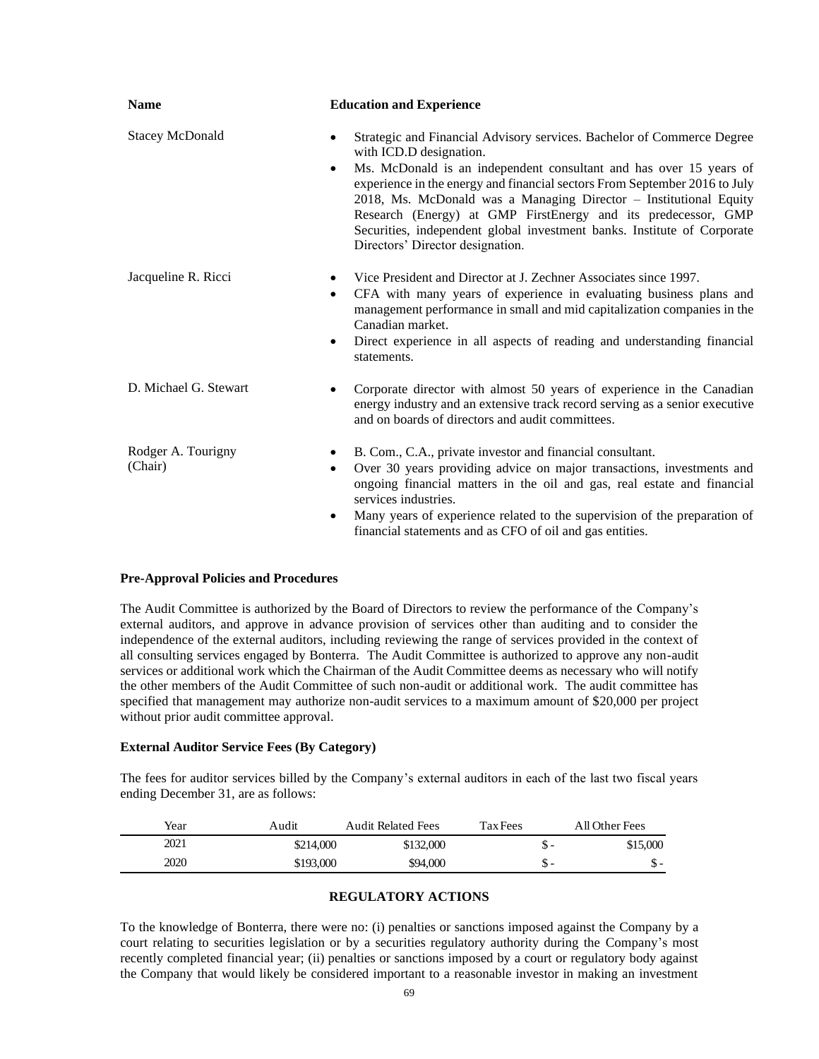| Name | Education and Experience |
| --- | --- |
| Stacey McDonald | • Strategic and Financial Advisory services. Bachelor of Commerce Degree with ICD.D designation.<br>• Ms. McDonald is an independent consultant and has over 15 years of experience in the energy and financial sectors From September 2016 to July 2018, Ms. McDonald was a Managing Director – Institutional Equity Research (Energy) at GMP FirstEnergy and its predecessor, GMP Securities, independent global investment banks. Institute of Corporate Directors' Director designation. |
| Jacqueline R. Ricci | • Vice President and Director at J. Zechner Associates since 1997.<br>• CFA with many years of experience in evaluating business plans and management performance in small and mid capitalization companies in the Canadian market.<br>• Direct experience in all aspects of reading and understanding financial statements. |
| D. Michael G. Stewart | • Corporate director with almost 50 years of experience in the Canadian energy industry and an extensive track record serving as a senior executive and on boards of directors and audit committees. |
| Rodger A. Tourigny (Chair) | • B. Com., C.A., private investor and financial consultant.<br>• Over 30 years providing advice on major transactions, investments and ongoing financial matters in the oil and gas, real estate and financial services industries.<br>• Many years of experience related to the supervision of the preparation of financial statements and as CFO of oil and gas entities. |

**Pre-Approval Policies and Procedures**

The Audit Committee is authorized by the Board of Directors to review the performance of the Company's external auditors, and approve in advance provision of services other than auditing and to consider the independence of the external auditors, including reviewing the range of services provided in the context of all consulting services engaged by Bonterra. The Audit Committee is authorized to approve any non-audit services or additional work which the Chairman of the Audit Committee deems as necessary who will notify the other members of the Audit Committee of such non-audit or additional work. The audit committee has specified that management may authorize non-audit services to a maximum amount of $20,000 per project without prior audit committee approval.

**External Auditor Service Fees (By Category)**

The fees for auditor services billed by the Company's external auditors in each of the last two fiscal years ending December 31, are as follows:

| Year | Audit | Audit Related Fees | Tax Fees | All Other Fees |
| --- | --- | --- | --- | --- |
| 2021 | $214,000 | $132,000 | $ - | $15,000 |
| 2020 | $193,000 | $94,000 | $ - | $ - |

**REGULATORY ACTIONS**

To the knowledge of Bonterra, there were no: (i) penalties or sanctions imposed against the Company by a court relating to securities legislation or by a securities regulatory authority during the Company's most recently completed financial year; (ii) penalties or sanctions imposed by a court or regulatory body against the Company that would likely be considered important to a reasonable investor in making an investment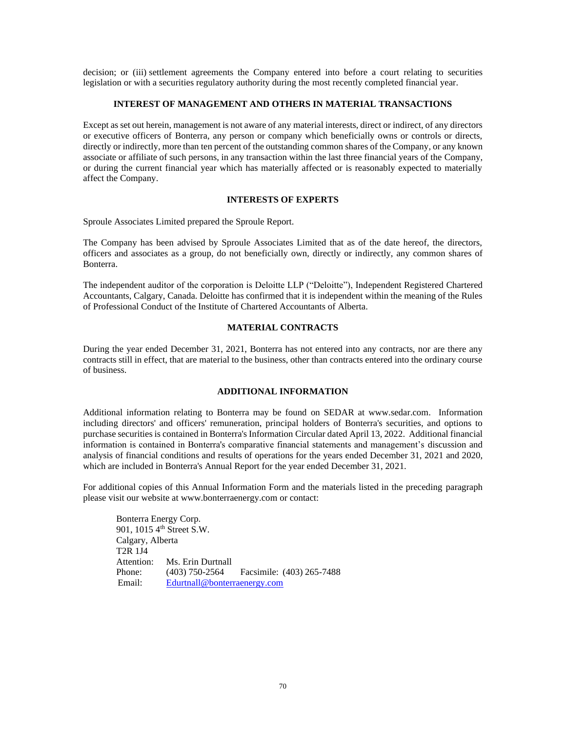decision; or (iii) settlement agreements the Company entered into before a court relating to securities legislation or with a securities regulatory authority during the most recently completed financial year.

## INTEREST OF MANAGEMENT AND OTHERS IN MATERIAL TRANSACTIONS

Except as set out herein, management is not aware of any material interests, direct or indirect, of any directors or executive officers of Bonterra, any person or company which beneficially owns or controls or directs, directly or indirectly, more than ten percent of the outstanding common shares of the Company, or any known associate or affiliate of such persons, in any transaction within the last three financial years of the Company, or during the current financial year which has materially affected or is reasonably expected to materially affect the Company.

## INTERESTS OF EXPERTS

Sproule Associates Limited prepared the Sproule Report.

The Company has been advised by Sproule Associates Limited that as of the date hereof, the directors, officers and associates as a group, do not beneficially own, directly or indirectly, any common shares of Bonterra.

The independent auditor of the corporation is Deloitte LLP ("Deloitte"), Independent Registered Chartered Accountants, Calgary, Canada. Deloitte has confirmed that it is independent within the meaning of the Rules of Professional Conduct of the Institute of Chartered Accountants of Alberta.

## MATERIAL CONTRACTS

During the year ended December 31, 2021, Bonterra has not entered into any contracts, nor are there any contracts still in effect, that are material to the business, other than contracts entered into the ordinary course of business.

## ADDITIONAL INFORMATION

Additional information relating to Bonterra may be found on SEDAR at www.sedar.com. Information including directors' and officers' remuneration, principal holders of Bonterra's securities, and options to purchase securities is contained in Bonterra's Information Circular dated April 13, 2022. Additional financial information is contained in Bonterra's comparative financial statements and management's discussion and analysis of financial conditions and results of operations for the years ended December 31, 2021 and 2020, which are included in Bonterra's Annual Report for the year ended December 31, 2021.

For additional copies of this Annual Information Form and the materials listed in the preceding paragraph please visit our website at www.bonterraenergy.com or contact:

Bonterra Energy Corp.
901, 1015 4th Street S.W.
Calgary, Alberta
T2R 1J4
Attention: Ms. Erin Durtnall
Phone: (403) 750-2564 Facsimile: (403) 265-7488
Email: Edurtnall@bonterraenergy.com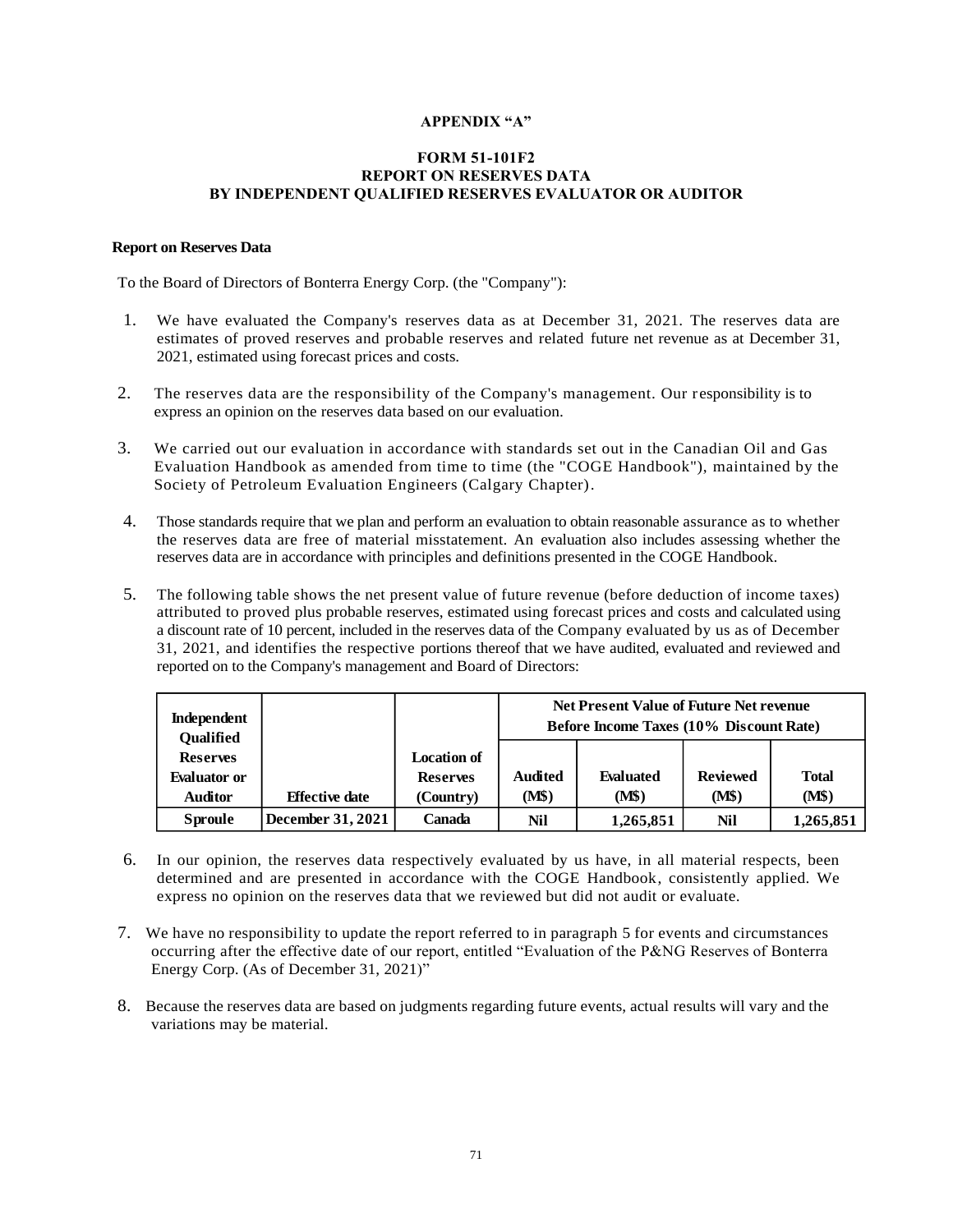**APPENDIX "A"**

**FORM 51-101F2**
**REPORT ON RESERVES DATA**
**BY INDEPENDENT QUALIFIED RESERVES EVALUATOR OR AUDITOR**

**Report on Reserves Data**

To the Board of Directors of Bonterra Energy Corp. (the "Company"):

1. We have evaluated the Company's reserves data as at December 31, 2021. The reserves data are estimates of proved reserves and probable reserves and related future net revenue as at December 31, 2021, estimated using forecast prices and costs.

2. The reserves data are the responsibility of the Company's management. Our responsibility is to express an opinion on the reserves data based on our evaluation.

3. We carried out our evaluation in accordance with standards set out in the Canadian Oil and Gas Evaluation Handbook as amended from time to time (the "COGE Handbook"), maintained by the Society of Petroleum Evaluation Engineers (Calgary Chapter).

4. Those standards require that we plan and perform an evaluation to obtain reasonable assurance as to whether the reserves data are free of material misstatement. An evaluation also includes assessing whether the reserves data are in accordance with principles and definitions presented in the COGE Handbook.

5. The following table shows the net present value of future revenue (before deduction of income taxes) attributed to proved plus probable reserves, estimated using forecast prices and costs and calculated using a discount rate of 10 percent, included in the reserves data of the Company evaluated by us as of December 31, 2021, and identifies the respective portions thereof that we have audited, evaluated and reviewed and reported on to the Company's management and Board of Directors:

| Independent Qualified Reserves Evaluator or Auditor | Effective date | Location of Reserves (Country) | Net Present Value of Future Net revenue Before Income Taxes (10% Discount Rate) | | | |
|---|---|---|---|---|---|---|
| | | | Audited (M$) | Evaluated (M$) | Reviewed (M$) | Total (M$) |
| **Sproule** | **December 31, 2021** | **Canada** | **Nil** | **1,265,851** | **Nil** | **1,265,851** |

6. In our opinion, the reserves data respectively evaluated by us have, in all material respects, been determined and are presented in accordance with the COGE Handbook, consistently applied. We express no opinion on the reserves data that we reviewed but did not audit or evaluate.

7. We have no responsibility to update the report referred to in paragraph 5 for events and circumstances occurring after the effective date of our report, entitled "Evaluation of the P&NG Reserves of Bonterra Energy Corp. (As of December 31, 2021)"

8. Because the reserves data are based on judgments regarding future events, actual results will vary and the variations may be material.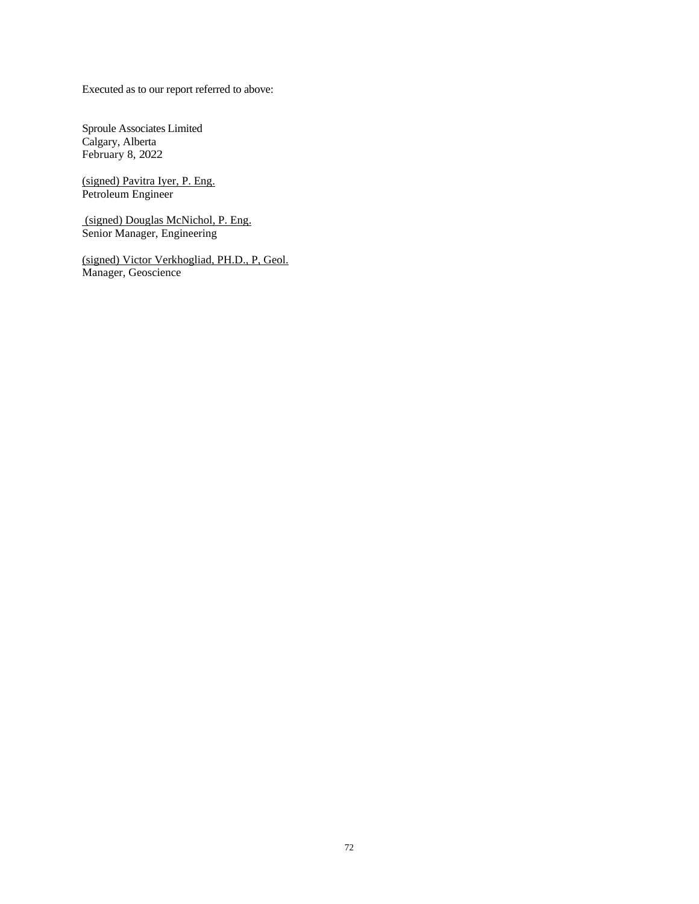Executed as to our report referred to above:

Sproule Associates Limited
Calgary, Alberta
February 8, 2022

(signed) Pavitra Iyer, P. Eng.
Petroleum Engineer

(signed) Douglas McNichol, P. Eng.
Senior Manager, Engineering

(signed) Victor Verkhogliad, PH.D., P, Geol.
Manager, Geoscience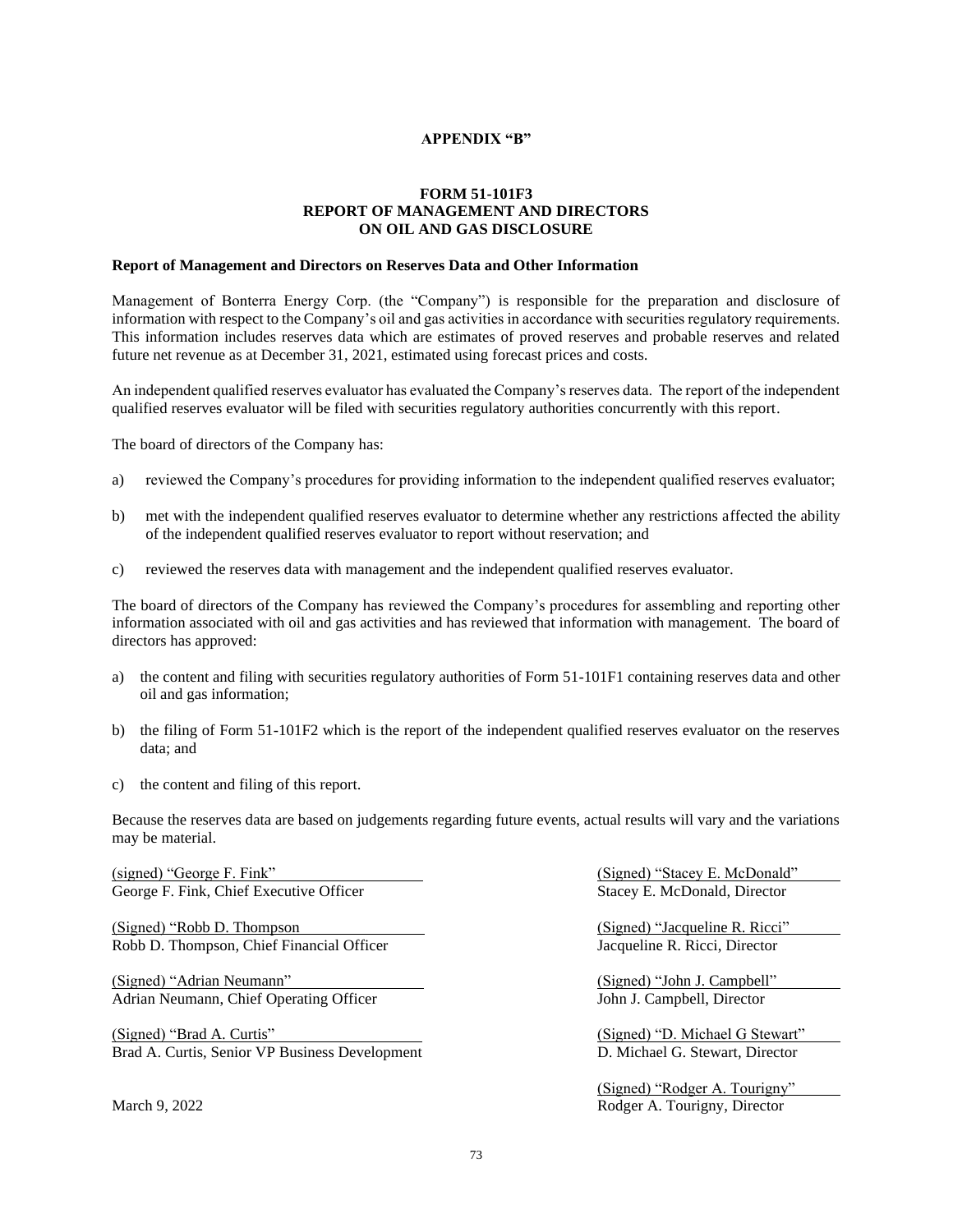**APPENDIX "B"**

**FORM 51-101F3**
**REPORT OF MANAGEMENT AND DIRECTORS**
**ON OIL AND GAS DISCLOSURE**

**Report of Management and Directors on Reserves Data and Other Information**

Management of Bonterra Energy Corp. (the "Company") is responsible for the preparation and disclosure of information with respect to the Company's oil and gas activities in accordance with securities regulatory requirements. This information includes reserves data which are estimates of proved reserves and probable reserves and related future net revenue as at December 31, 2021, estimated using forecast prices and costs.

An independent qualified reserves evaluator has evaluated the Company's reserves data. The report of the independent qualified reserves evaluator will be filed with securities regulatory authorities concurrently with this report.

The board of directors of the Company has:

a) reviewed the Company's procedures for providing information to the independent qualified reserves evaluator;

b) met with the independent qualified reserves evaluator to determine whether any restrictions affected the ability of the independent qualified reserves evaluator to report without reservation; and

c) reviewed the reserves data with management and the independent qualified reserves evaluator.

The board of directors of the Company has reviewed the Company's procedures for assembling and reporting other information associated with oil and gas activities and has reviewed that information with management. The board of directors has approved:

a) the content and filing with securities regulatory authorities of Form 51-101F1 containing reserves data and other oil and gas information;

b) the filing of Form 51-101F2 which is the report of the independent qualified reserves evaluator on the reserves data; and

c) the content and filing of this report.

Because the reserves data are based on judgements regarding future events, actual results will vary and the variations may be material.

(signed) "George F. Fink"
George F. Fink, Chief Executive Officer

(Signed) "Robb D. Thompson
Robb D. Thompson, Chief Financial Officer

(Signed) "Adrian Neumann"
Adrian Neumann, Chief Operating Officer

(Signed) "Brad A. Curtis"
Brad A. Curtis, Senior VP Business Development

March 9, 2022

(Signed) "Stacey E. McDonald"
Stacey E. McDonald, Director

(Signed) "Jacqueline R. Ricci"
Jacqueline R. Ricci, Director

(Signed) "John J. Campbell"
John J. Campbell, Director

(Signed) "D. Michael G Stewart"
D. Michael G. Stewart, Director

(Signed) "Rodger A. Tourigny"
Rodger A. Tourigny, Director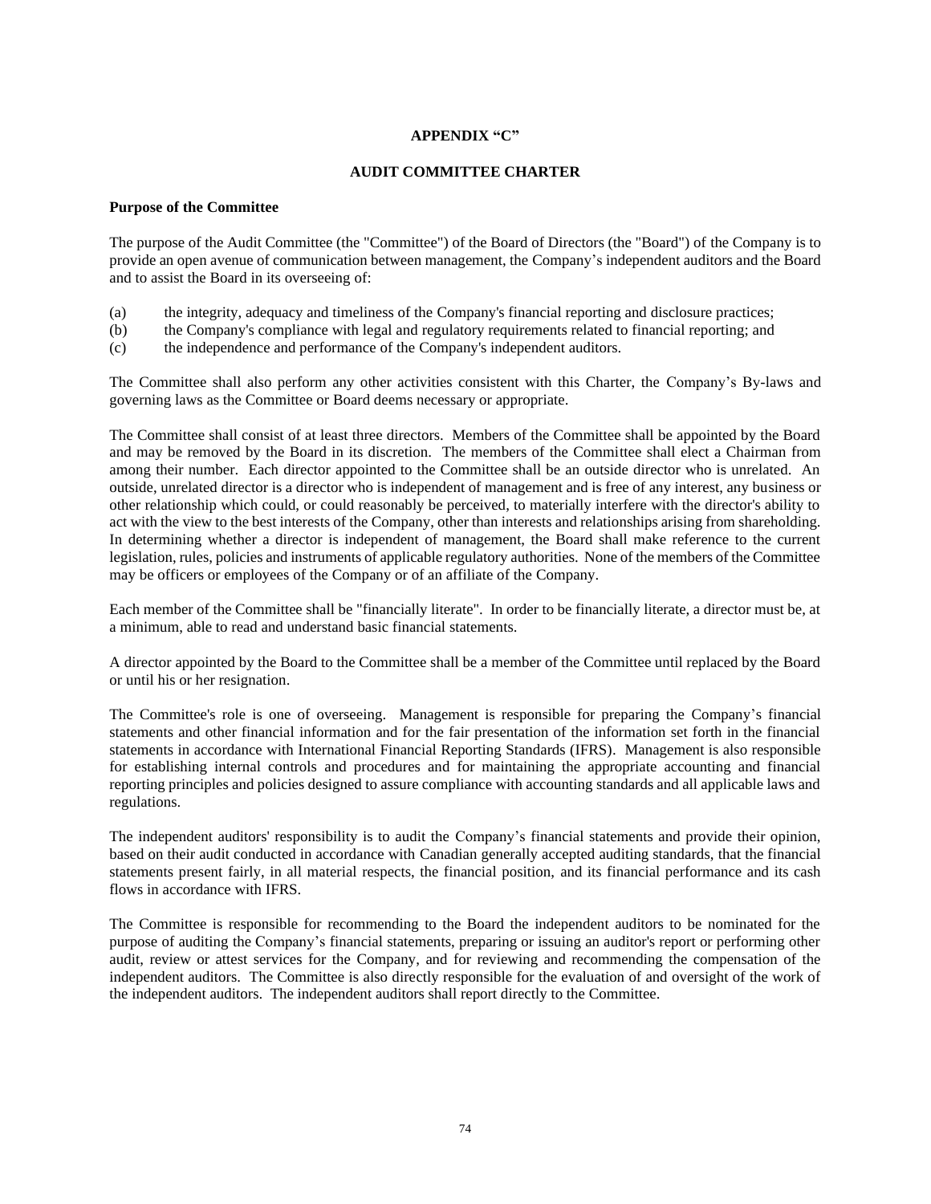# APPENDIX "C"

## AUDIT COMMITTEE CHARTER

**Purpose of the Committee**

The purpose of the Audit Committee (the "Committee") of the Board of Directors (the "Board") of the Company is to provide an open avenue of communication between management, the Company's independent auditors and the Board and to assist the Board in its overseeing of:

(a) the integrity, adequacy and timeliness of the Company's financial reporting and disclosure practices;
(b) the Company's compliance with legal and regulatory requirements related to financial reporting; and
(c) the independence and performance of the Company's independent auditors.

The Committee shall also perform any other activities consistent with this Charter, the Company's By-laws and governing laws as the Committee or Board deems necessary or appropriate.

The Committee shall consist of at least three directors. Members of the Committee shall be appointed by the Board and may be removed by the Board in its discretion. The members of the Committee shall elect a Chairman from among their number. Each director appointed to the Committee shall be an outside director who is unrelated. An outside, unrelated director is a director who is independent of management and is free of any interest, any business or other relationship which could, or could reasonably be perceived, to materially interfere with the director's ability to act with the view to the best interests of the Company, other than interests and relationships arising from shareholding. In determining whether a director is independent of management, the Board shall make reference to the current legislation, rules, policies and instruments of applicable regulatory authorities. None of the members of the Committee may be officers or employees of the Company or of an affiliate of the Company.

Each member of the Committee shall be "financially literate". In order to be financially literate, a director must be, at a minimum, able to read and understand basic financial statements.

A director appointed by the Board to the Committee shall be a member of the Committee until replaced by the Board or until his or her resignation.

The Committee's role is one of overseeing. Management is responsible for preparing the Company's financial statements and other financial information and for the fair presentation of the information set forth in the financial statements in accordance with International Financial Reporting Standards (IFRS). Management is also responsible for establishing internal controls and procedures and for maintaining the appropriate accounting and financial reporting principles and policies designed to assure compliance with accounting standards and all applicable laws and regulations.

The independent auditors' responsibility is to audit the Company's financial statements and provide their opinion, based on their audit conducted in accordance with Canadian generally accepted auditing standards, that the financial statements present fairly, in all material respects, the financial position, and its financial performance and its cash flows in accordance with IFRS.

The Committee is responsible for recommending to the Board the independent auditors to be nominated for the purpose of auditing the Company's financial statements, preparing or issuing an auditor's report or performing other audit, review or attest services for the Company, and for reviewing and recommending the compensation of the independent auditors. The Committee is also directly responsible for the evaluation of and oversight of the work of the independent auditors. The independent auditors shall report directly to the Committee.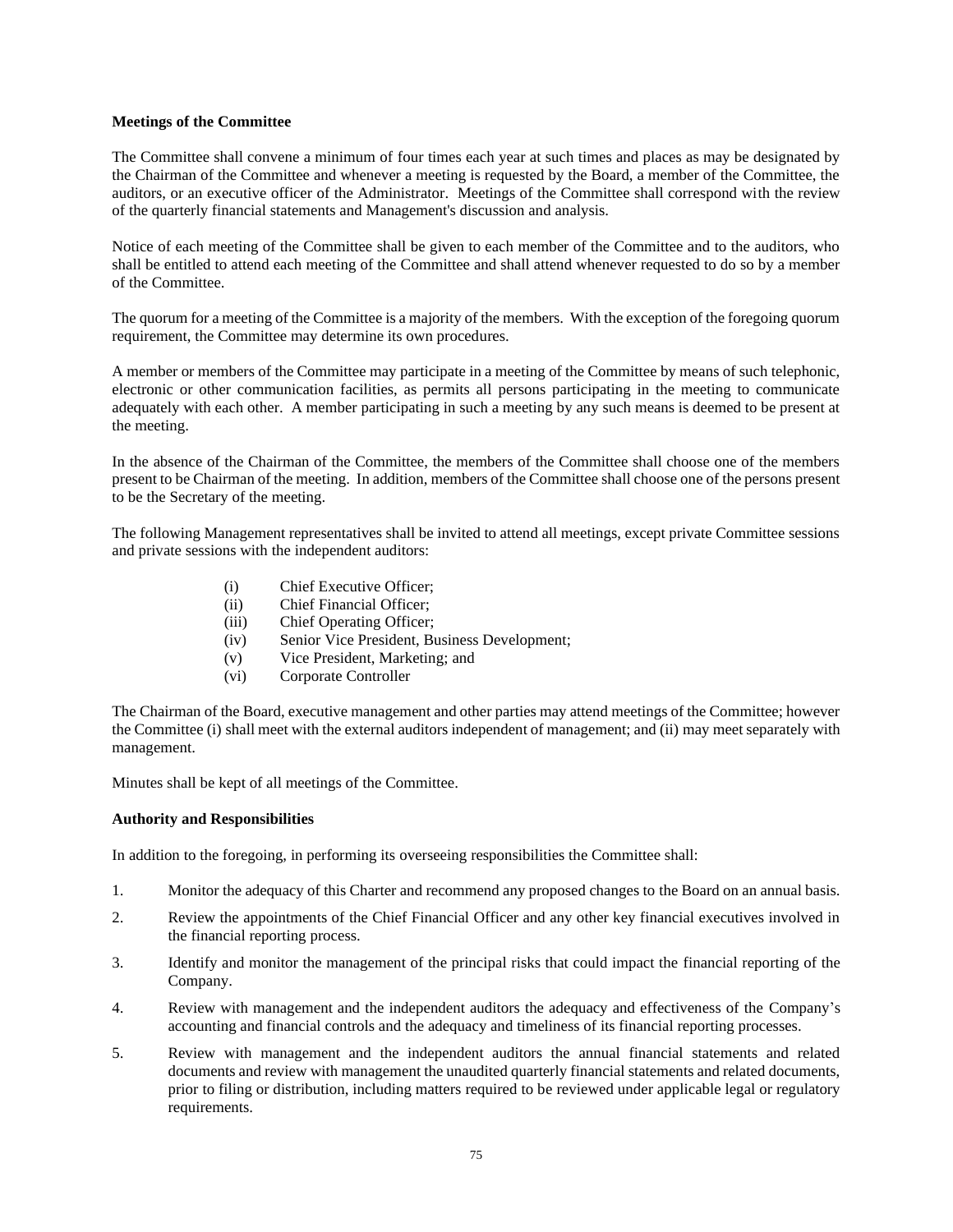**Meetings of the Committee**

The Committee shall convene a minimum of four times each year at such times and places as may be designated by the Chairman of the Committee and whenever a meeting is requested by the Board, a member of the Committee, the auditors, or an executive officer of the Administrator. Meetings of the Committee shall correspond with the review of the quarterly financial statements and Management's discussion and analysis.

Notice of each meeting of the Committee shall be given to each member of the Committee and to the auditors, who shall be entitled to attend each meeting of the Committee and shall attend whenever requested to do so by a member of the Committee.

The quorum for a meeting of the Committee is a majority of the members. With the exception of the foregoing quorum requirement, the Committee may determine its own procedures.

A member or members of the Committee may participate in a meeting of the Committee by means of such telephonic, electronic or other communication facilities, as permits all persons participating in the meeting to communicate adequately with each other. A member participating in such a meeting by any such means is deemed to be present at the meeting.

In the absence of the Chairman of the Committee, the members of the Committee shall choose one of the members present to be Chairman of the meeting. In addition, members of the Committee shall choose one of the persons present to be the Secretary of the meeting.

The following Management representatives shall be invited to attend all meetings, except private Committee sessions and private sessions with the independent auditors:

(i) Chief Executive Officer;
(ii) Chief Financial Officer;
(iii) Chief Operating Officer;
(iv) Senior Vice President, Business Development;
(v) Vice President, Marketing; and
(vi) Corporate Controller

The Chairman of the Board, executive management and other parties may attend meetings of the Committee; however the Committee (i) shall meet with the external auditors independent of management; and (ii) may meet separately with management.

Minutes shall be kept of all meetings of the Committee.

**Authority and Responsibilities**

In addition to the foregoing, in performing its overseeing responsibilities the Committee shall:

1. Monitor the adequacy of this Charter and recommend any proposed changes to the Board on an annual basis.
2. Review the appointments of the Chief Financial Officer and any other key financial executives involved in the financial reporting process.
3. Identify and monitor the management of the principal risks that could impact the financial reporting of the Company.
4. Review with management and the independent auditors the adequacy and effectiveness of the Company's accounting and financial controls and the adequacy and timeliness of its financial reporting processes.
5. Review with management and the independent auditors the annual financial statements and related documents and review with management the unaudited quarterly financial statements and related documents, prior to filing or distribution, including matters required to be reviewed under applicable legal or regulatory requirements.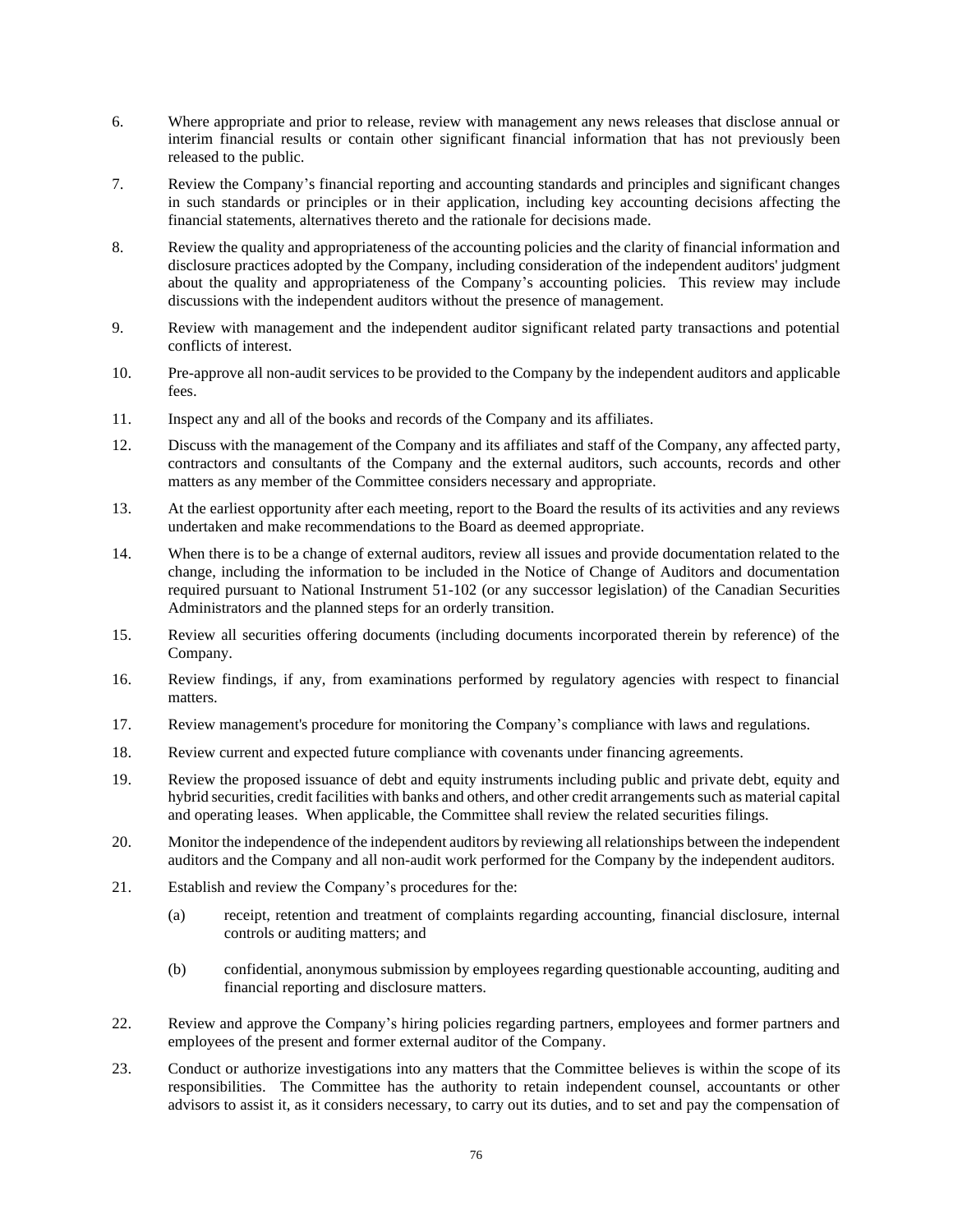6. Where appropriate and prior to release, review with management any news releases that disclose annual or interim financial results or contain other significant financial information that has not previously been released to the public.

7. Review the Company's financial reporting and accounting standards and principles and significant changes in such standards or principles or in their application, including key accounting decisions affecting the financial statements, alternatives thereto and the rationale for decisions made.

8. Review the quality and appropriateness of the accounting policies and the clarity of financial information and disclosure practices adopted by the Company, including consideration of the independent auditors' judgment about the quality and appropriateness of the Company's accounting policies. This review may include discussions with the independent auditors without the presence of management.

9. Review with management and the independent auditor significant related party transactions and potential conflicts of interest.

10. Pre-approve all non-audit services to be provided to the Company by the independent auditors and applicable fees.

11. Inspect any and all of the books and records of the Company and its affiliates.

12. Discuss with the management of the Company and its affiliates and staff of the Company, any affected party, contractors and consultants of the Company and the external auditors, such accounts, records and other matters as any member of the Committee considers necessary and appropriate.

13. At the earliest opportunity after each meeting, report to the Board the results of its activities and any reviews undertaken and make recommendations to the Board as deemed appropriate.

14. When there is to be a change of external auditors, review all issues and provide documentation related to the change, including the information to be included in the Notice of Change of Auditors and documentation required pursuant to National Instrument 51-102 (or any successor legislation) of the Canadian Securities Administrators and the planned steps for an orderly transition.

15. Review all securities offering documents (including documents incorporated therein by reference) of the Company.

16. Review findings, if any, from examinations performed by regulatory agencies with respect to financial matters.

17. Review management's procedure for monitoring the Company's compliance with laws and regulations.

18. Review current and expected future compliance with covenants under financing agreements.

19. Review the proposed issuance of debt and equity instruments including public and private debt, equity and hybrid securities, credit facilities with banks and others, and other credit arrangements such as material capital and operating leases. When applicable, the Committee shall review the related securities filings.

20. Monitor the independence of the independent auditors by reviewing all relationships between the independent auditors and the Company and all non-audit work performed for the Company by the independent auditors.

21. Establish and review the Company's procedures for the:

    (a) receipt, retention and treatment of complaints regarding accounting, financial disclosure, internal controls or auditing matters; and

    (b) confidential, anonymous submission by employees regarding questionable accounting, auditing and financial reporting and disclosure matters.

22. Review and approve the Company's hiring policies regarding partners, employees and former partners and employees of the present and former external auditor of the Company.

23. Conduct or authorize investigations into any matters that the Committee believes is within the scope of its responsibilities. The Committee has the authority to retain independent counsel, accountants or other advisors to assist it, as it considers necessary, to carry out its duties, and to set and pay the compensation of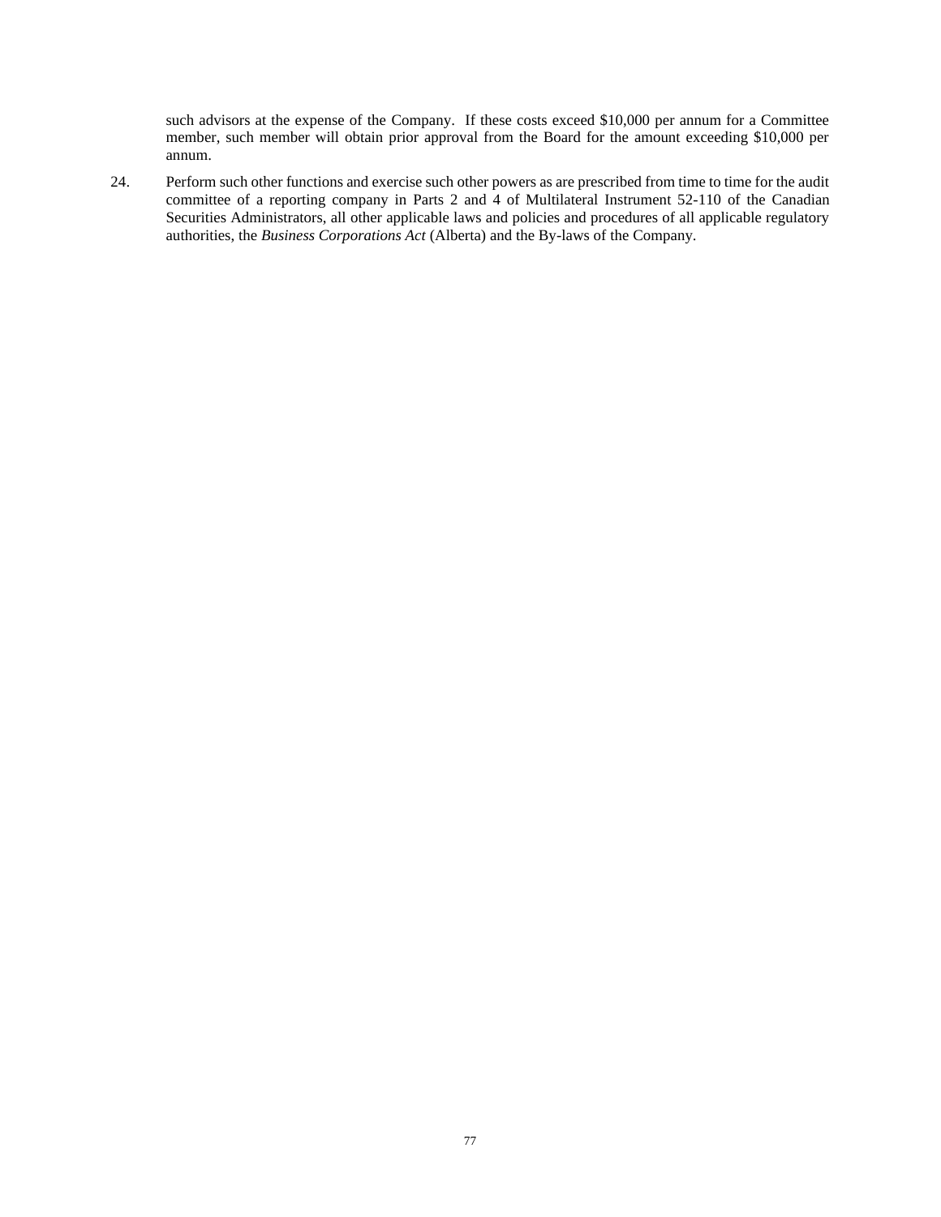such advisors at the expense of the Company. If these costs exceed $10,000 per annum for a Committee member, such member will obtain prior approval from the Board for the amount exceeding $10,000 per annum.

24. Perform such other functions and exercise such other powers as are prescribed from time to time for the audit committee of a reporting company in Parts 2 and 4 of Multilateral Instrument 52-110 of the Canadian Securities Administrators, all other applicable laws and policies and procedures of all applicable regulatory authorities, the *Business Corporations Act* (Alberta) and the By-laws of the Company.